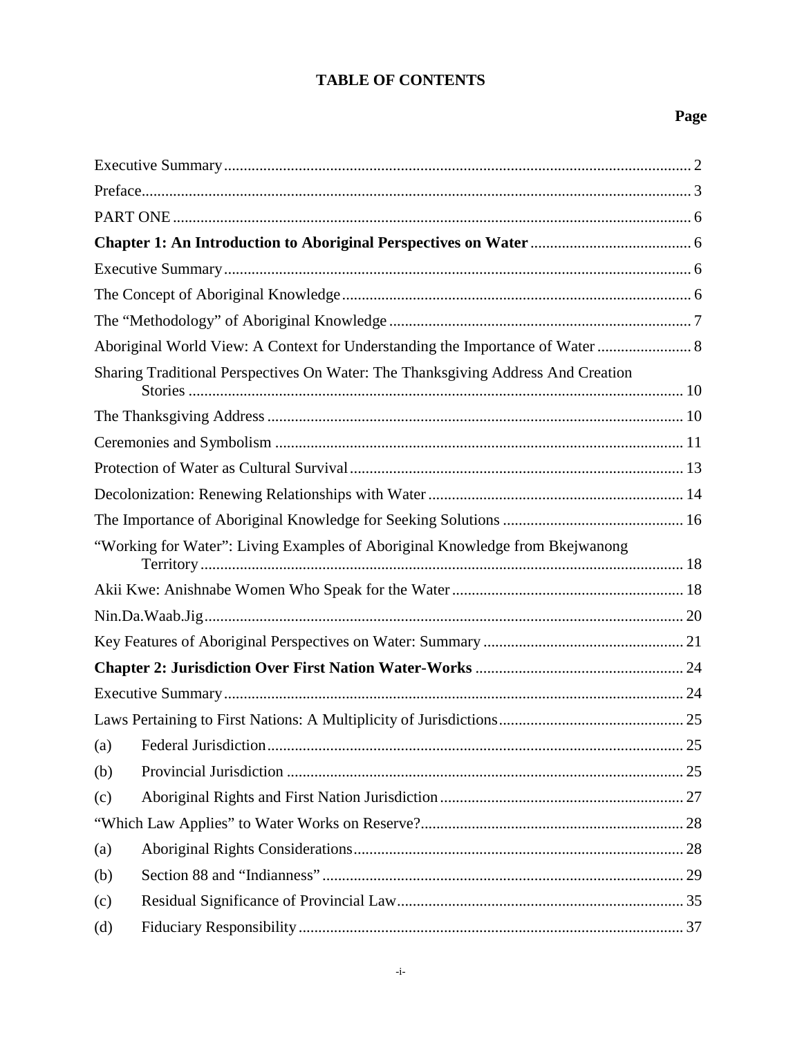# TABLE OF CONTENTS

| | Page |
|---|---|
| Executive Summary | 2 |
| Preface | 3 |
| PART ONE | 6 |
| **Chapter 1: An Introduction to Aboriginal Perspectives on Water** | 6 |
| Executive Summary | 6 |
| The Concept of Aboriginal Knowledge | 6 |
| The "Methodology" of Aboriginal Knowledge | 7 |
| Aboriginal World View: A Context for Understanding the Importance of Water | 8 |
| Sharing Traditional Perspectives On Water: The Thanksgiving Address And Creation Stories | 10 |
| The Thanksgiving Address | 10 |
| Ceremonies and Symbolism | 11 |
| Protection of Water as Cultural Survival | 13 |
| Decolonization: Renewing Relationships with Water | 14 |
| The Importance of Aboriginal Knowledge for Seeking Solutions | 16 |
| "Working for Water": Living Examples of Aboriginal Knowledge from Bkejwanong Territory | 18 |
| Akii Kwe: Anishnabe Women Who Speak for the Water | 18 |
| Nin.Da.Waab.Jig | 20 |
| Key Features of Aboriginal Perspectives on Water: Summary | 21 |
| **Chapter 2: Jurisdiction Over First Nation Water-Works** | 24 |
| Executive Summary | 24 |
| Laws Pertaining to First Nations: A Multiplicity of Jurisdictions | 25 |
| (a) Federal Jurisdiction | 25 |
| (b) Provincial Jurisdiction | 25 |
| (c) Aboriginal Rights and First Nation Jurisdiction | 27 |
| "Which Law Applies" to Water Works on Reserve? | 28 |
| (a) Aboriginal Rights Considerations | 28 |
| (b) Section 88 and "Indianness" | 29 |
| (c) Residual Significance of Provincial Law | 35 |
| (d) Fiduciary Responsibility | 37 |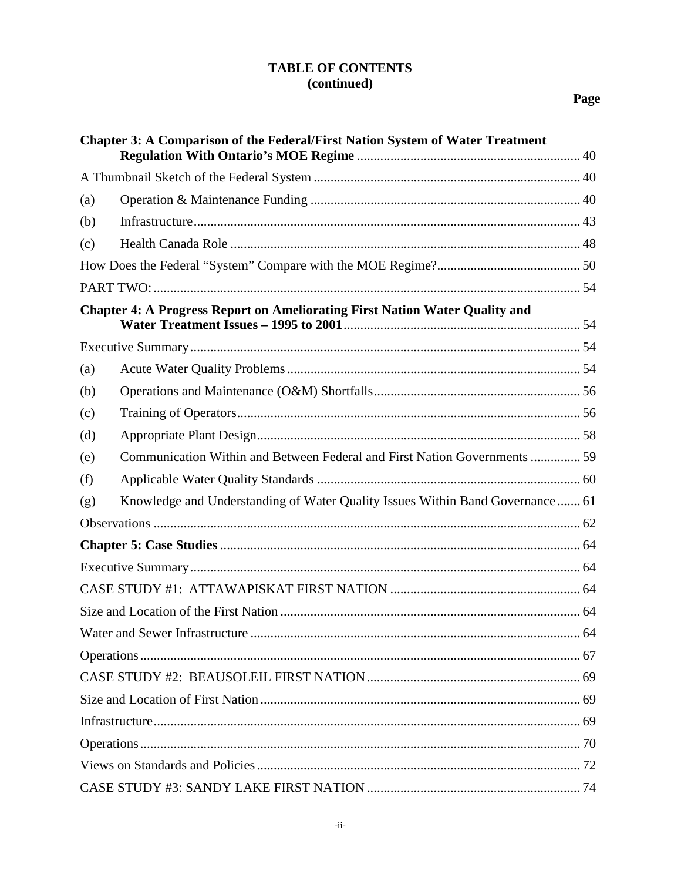**TABLE OF CONTENTS (continued)**

| | | Page |
|---|---|---|
| **Chapter 3: A Comparison of the Federal/First Nation System of Water Treatment Regulation With Ontario's MOE Regime** | | 40 |
| A Thumbnail Sketch of the Federal System | | 40 |
| (a) | Operation & Maintenance Funding | 40 |
| (b) | Infrastructure | 43 |
| (c) | Health Canada Role | 48 |
| How Does the Federal "System" Compare with the MOE Regime? | | 50 |
| PART TWO: | | 54 |
| **Chapter 4: A Progress Report on Ameliorating First Nation Water Quality and Water Treatment Issues – 1995 to 2001** | | 54 |
| Executive Summary | | 54 |
| (a) | Acute Water Quality Problems | 54 |
| (b) | Operations and Maintenance (O&M) Shortfalls | 56 |
| (c) | Training of Operators | 56 |
| (d) | Appropriate Plant Design | 58 |
| (e) | Communication Within and Between Federal and First Nation Governments | 59 |
| (f) | Applicable Water Quality Standards | 60 |
| (g) | Knowledge and Understanding of Water Quality Issues Within Band Governance | 61 |
| Observations | | 62 |
| **Chapter 5: Case Studies** | | 64 |
| Executive Summary | | 64 |
| CASE STUDY #1: ATTAWAPISKAT FIRST NATION | | 64 |
| Size and Location of the First Nation | | 64 |
| Water and Sewer Infrastructure | | 64 |
| Operations | | 67 |
| CASE STUDY #2: BEAUSOLEIL FIRST NATION | | 69 |
| Size and Location of First Nation | | 69 |
| Infrastructure | | 69 |
| Operations | | 70 |
| Views on Standards and Policies | | 72 |
| CASE STUDY #3: SANDY LAKE FIRST NATION | | 74 |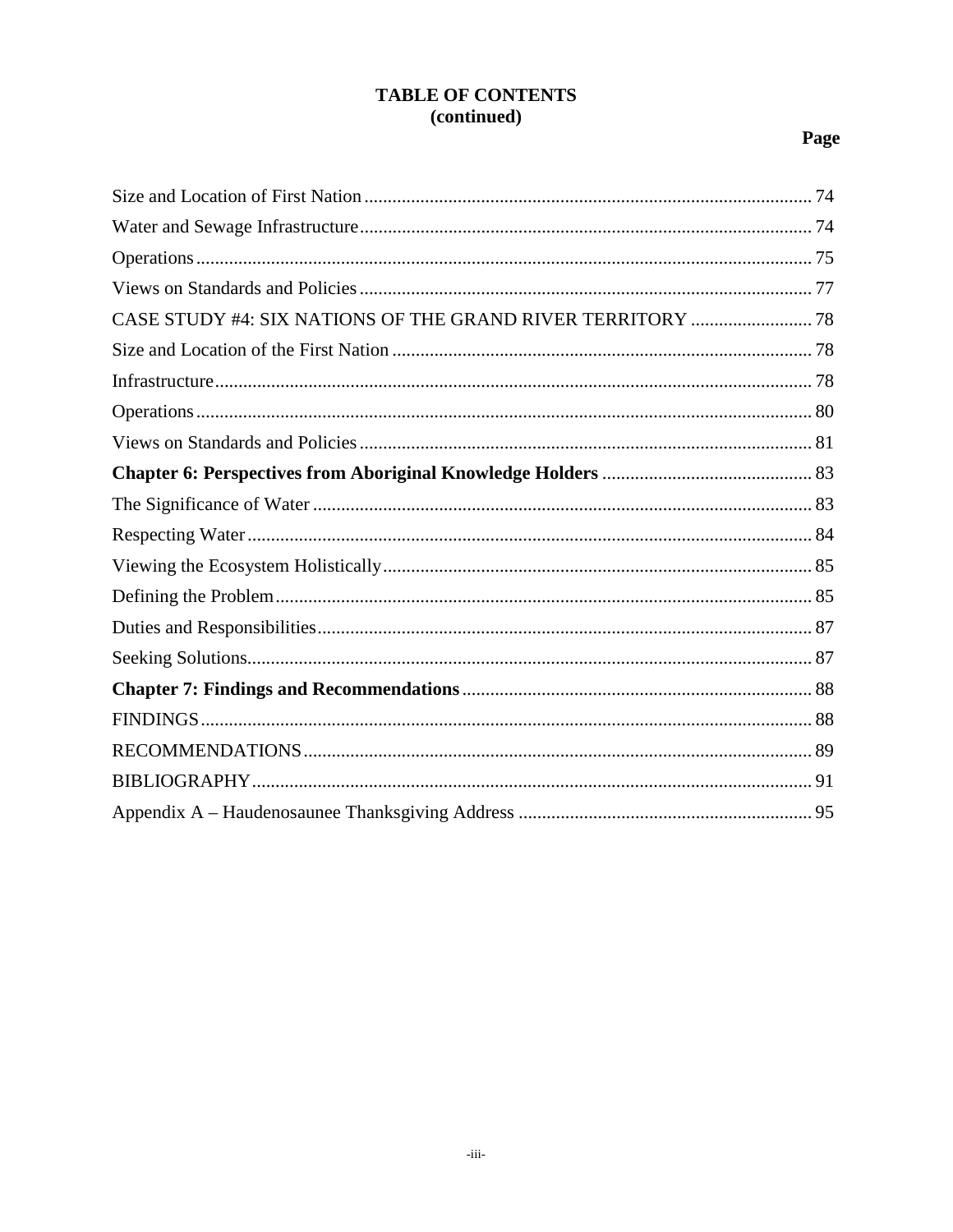# TABLE OF CONTENTS
(continued)

| | Page |
|---|---|
| Size and Location of First Nation | 74 |
| Water and Sewage Infrastructure | 74 |
| Operations | 75 |
| Views on Standards and Policies | 77 |
| CASE STUDY #4: SIX NATIONS OF THE GRAND RIVER TERRITORY | 78 |
| Size and Location of the First Nation | 78 |
| Infrastructure | 78 |
| Operations | 80 |
| Views on Standards and Policies | 81 |
| **Chapter 6: Perspectives from Aboriginal Knowledge Holders** | 83 |
| The Significance of Water | 83 |
| Respecting Water | 84 |
| Viewing the Ecosystem Holistically | 85 |
| Defining the Problem | 85 |
| Duties and Responsibilities | 87 |
| Seeking Solutions | 87 |
| **Chapter 7: Findings and Recommendations** | 88 |
| FINDINGS | 88 |
| RECOMMENDATIONS | 89 |
| BIBLIOGRAPHY | 91 |
| Appendix A – Haudenosaunee Thanksgiving Address | 95 |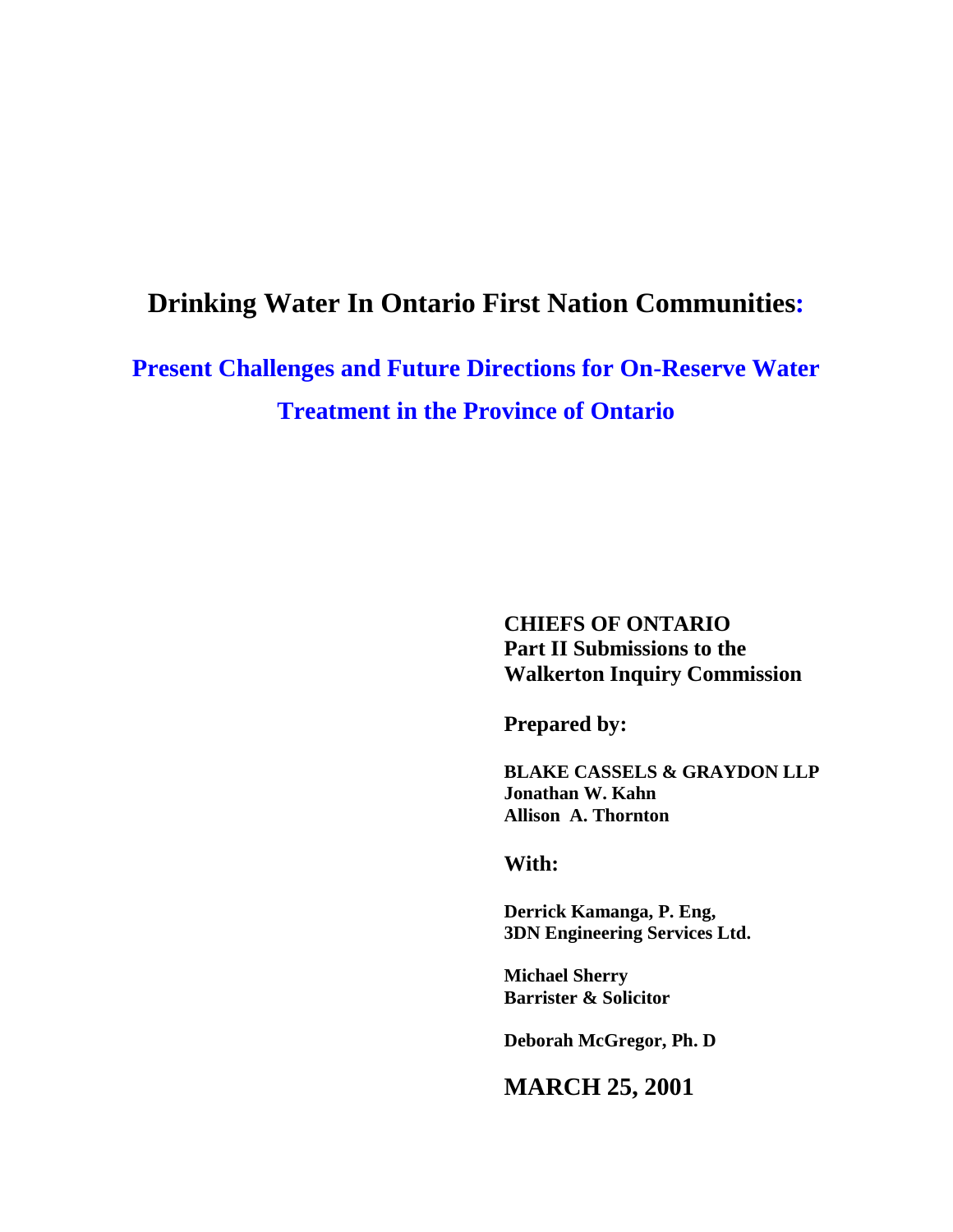# Drinking Water In Ontario First Nation Communities:

## Present Challenges and Future Directions for On-Reserve Water Treatment in the Province of Ontario

**CHIEFS OF ONTARIO**
**Part II Submissions to the Walkerton Inquiry Commission**

**Prepared by:**

**BLAKE CASSELS & GRAYDON LLP**
**Jonathan W. Kahn**
**Allison A. Thornton**

**With:**

**Derrick Kamanga, P. Eng,**
**3DN Engineering Services Ltd.**

**Michael Sherry**
**Barrister & Solicitor**

**Deborah McGregor, Ph. D**

**MARCH 25, 2001**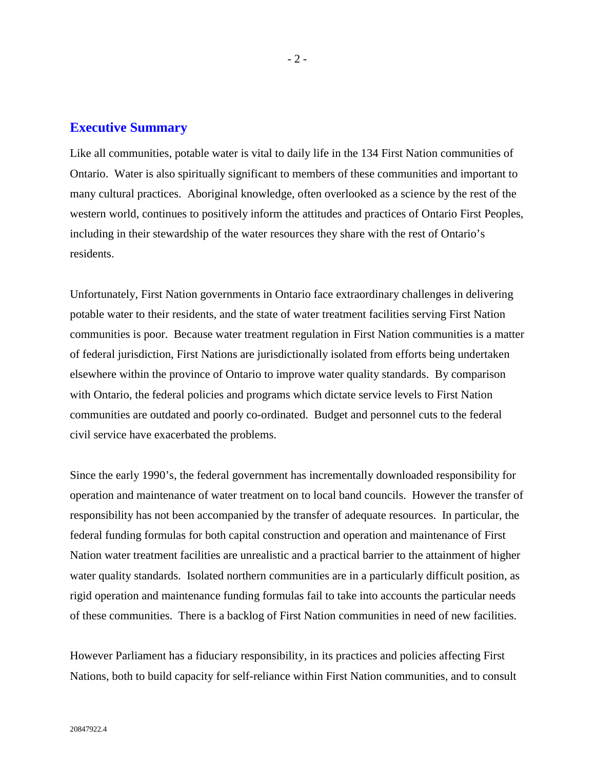## Executive Summary

Like all communities, potable water is vital to daily life in the 134 First Nation communities of Ontario. Water is also spiritually significant to members of these communities and important to many cultural practices. Aboriginal knowledge, often overlooked as a science by the rest of the western world, continues to positively inform the attitudes and practices of Ontario First Peoples, including in their stewardship of the water resources they share with the rest of Ontario's residents.

Unfortunately, First Nation governments in Ontario face extraordinary challenges in delivering potable water to their residents, and the state of water treatment facilities serving First Nation communities is poor. Because water treatment regulation in First Nation communities is a matter of federal jurisdiction, First Nations are jurisdictionally isolated from efforts being undertaken elsewhere within the province of Ontario to improve water quality standards. By comparison with Ontario, the federal policies and programs which dictate service levels to First Nation communities are outdated and poorly co-ordinated. Budget and personnel cuts to the federal civil service have exacerbated the problems.

Since the early 1990's, the federal government has incrementally downloaded responsibility for operation and maintenance of water treatment on to local band councils. However the transfer of responsibility has not been accompanied by the transfer of adequate resources. In particular, the federal funding formulas for both capital construction and operation and maintenance of First Nation water treatment facilities are unrealistic and a practical barrier to the attainment of higher water quality standards. Isolated northern communities are in a particularly difficult position, as rigid operation and maintenance funding formulas fail to take into accounts the particular needs of these communities. There is a backlog of First Nation communities in need of new facilities.

However Parliament has a fiduciary responsibility, in its practices and policies affecting First Nations, both to build capacity for self-reliance within First Nation communities, and to consult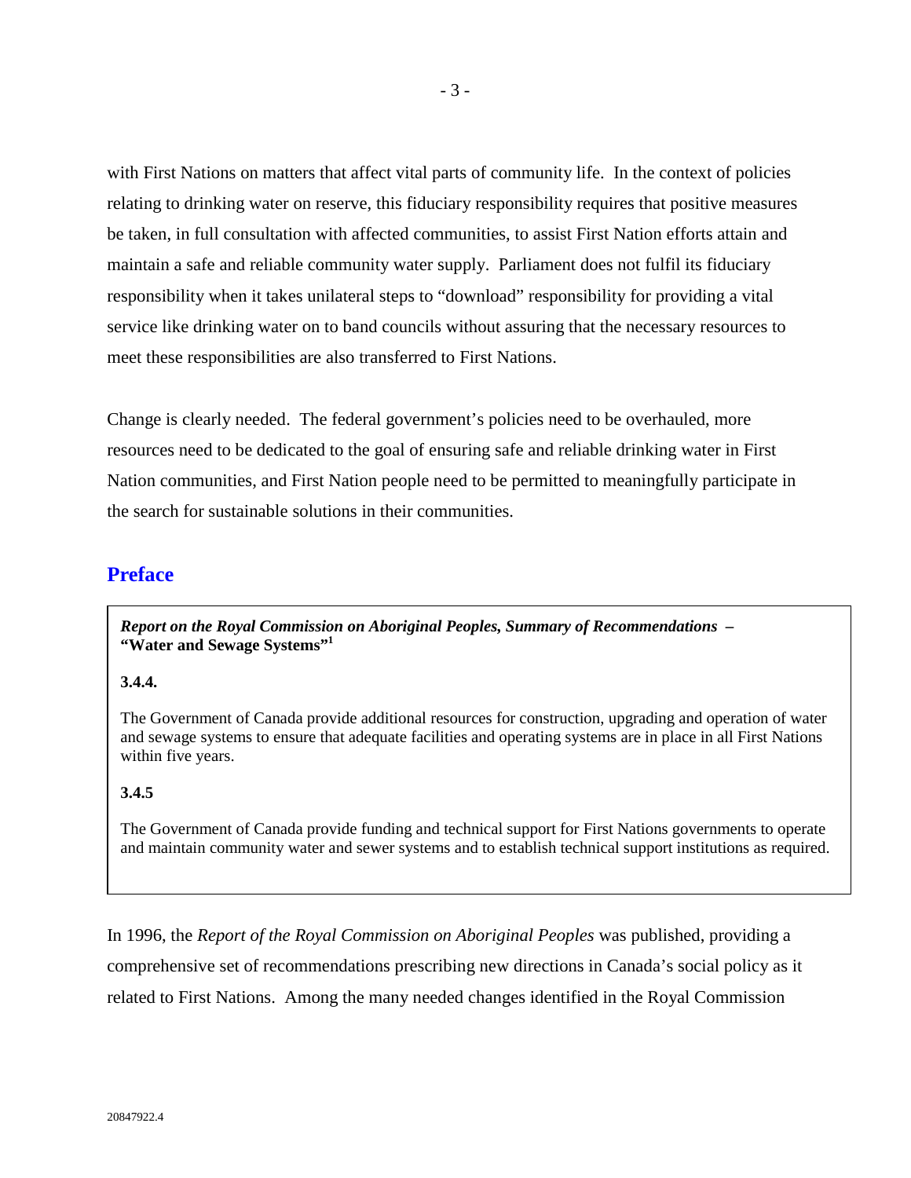with First Nations on matters that affect vital parts of community life. In the context of policies relating to drinking water on reserve, this fiduciary responsibility requires that positive measures be taken, in full consultation with affected communities, to assist First Nation efforts attain and maintain a safe and reliable community water supply. Parliament does not fulfil its fiduciary responsibility when it takes unilateral steps to "download" responsibility for providing a vital service like drinking water on to band councils without assuring that the necessary resources to meet these responsibilities are also transferred to First Nations.

Change is clearly needed. The federal government's policies need to be overhauled, more resources need to be dedicated to the goal of ensuring safe and reliable drinking water in First Nation communities, and First Nation people need to be permitted to meaningfully participate in the search for sustainable solutions in their communities.

## Preface

> ***Report on the Royal Commission on Aboriginal Peoples, Summary of Recommendations* – "Water and Sewage Systems"**[1]
>
> **3.4.4.**
>
> The Government of Canada provide additional resources for construction, upgrading and operation of water and sewage systems to ensure that adequate facilities and operating systems are in place in all First Nations within five years.
>
> **3.4.5**
>
> The Government of Canada provide funding and technical support for First Nations governments to operate and maintain community water and sewer systems and to establish technical support institutions as required.

In 1996, the *Report of the Royal Commission on Aboriginal Peoples* was published, providing a comprehensive set of recommendations prescribing new directions in Canada's social policy as it related to First Nations. Among the many needed changes identified in the Royal Commission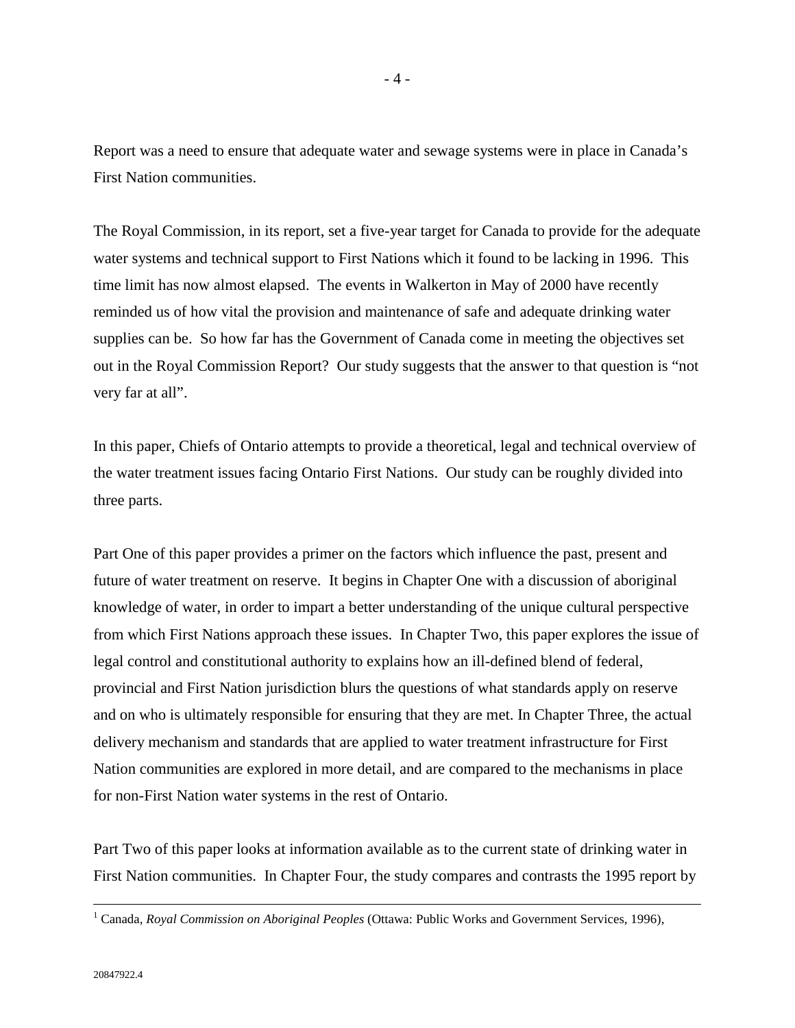Report was a need to ensure that adequate water and sewage systems were in place in Canada's First Nation communities.

The Royal Commission, in its report, set a five-year target for Canada to provide for the adequate water systems and technical support to First Nations which it found to be lacking in 1996. This time limit has now almost elapsed. The events in Walkerton in May of 2000 have recently reminded us of how vital the provision and maintenance of safe and adequate drinking water supplies can be. So how far has the Government of Canada come in meeting the objectives set out in the Royal Commission Report? Our study suggests that the answer to that question is "not very far at all".

In this paper, Chiefs of Ontario attempts to provide a theoretical, legal and technical overview of the water treatment issues facing Ontario First Nations. Our study can be roughly divided into three parts.

Part One of this paper provides a primer on the factors which influence the past, present and future of water treatment on reserve. It begins in Chapter One with a discussion of aboriginal knowledge of water, in order to impart a better understanding of the unique cultural perspective from which First Nations approach these issues. In Chapter Two, this paper explores the issue of legal control and constitutional authority to explains how an ill-defined blend of federal, provincial and First Nation jurisdiction blurs the questions of what standards apply on reserve and on who is ultimately responsible for ensuring that they are met. In Chapter Three, the actual delivery mechanism and standards that are applied to water treatment infrastructure for First Nation communities are explored in more detail, and are compared to the mechanisms in place for non-First Nation water systems in the rest of Ontario.

Part Two of this paper looks at information available as to the current state of drinking water in First Nation communities. In Chapter Four, the study compares and contrasts the 1995 report by

---

[1] Canada, *Royal Commission on Aboriginal Peoples* (Ottawa: Public Works and Government Services, 1996),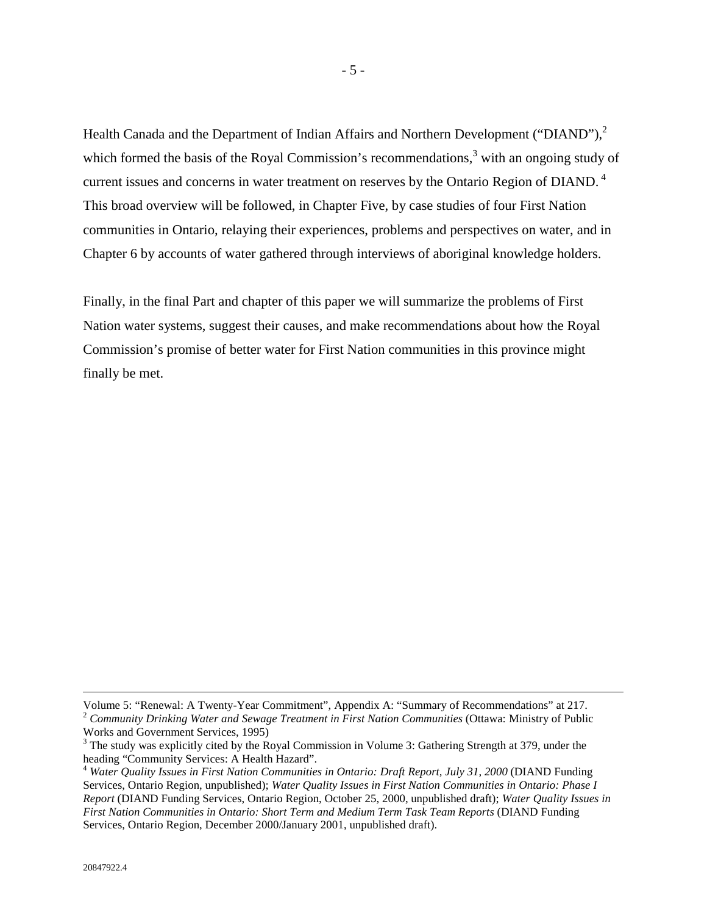Health Canada and the Department of Indian Affairs and Northern Development ("DIAND"),[2] which formed the basis of the Royal Commission's recommendations,[3] with an ongoing study of current issues and concerns in water treatment on reserves by the Ontario Region of DIAND.[4] This broad overview will be followed, in Chapter Five, by case studies of four First Nation communities in Ontario, relaying their experiences, problems and perspectives on water, and in Chapter 6 by accounts of water gathered through interviews of aboriginal knowledge holders.

Finally, in the final Part and chapter of this paper we will summarize the problems of First Nation water systems, suggest their causes, and make recommendations about how the Royal Commission's promise of better water for First Nation communities in this province might finally be met.

---

Volume 5: "Renewal: A Twenty-Year Commitment", Appendix A: "Summary of Recommendations" at 217.

[2] *Community Drinking Water and Sewage Treatment in First Nation Communities* (Ottawa: Ministry of Public Works and Government Services, 1995)

[3] The study was explicitly cited by the Royal Commission in Volume 3: Gathering Strength at 379, under the heading "Community Services: A Health Hazard".

[4] *Water Quality Issues in First Nation Communities in Ontario: Draft Report, July 31, 2000* (DIAND Funding Services, Ontario Region, unpublished); *Water Quality Issues in First Nation Communities in Ontario: Phase I Report* (DIAND Funding Services, Ontario Region, October 25, 2000, unpublished draft); *Water Quality Issues in First Nation Communities in Ontario: Short Term and Medium Term Task Team Reports* (DIAND Funding Services, Ontario Region, December 2000/January 2001, unpublished draft).

20847922.4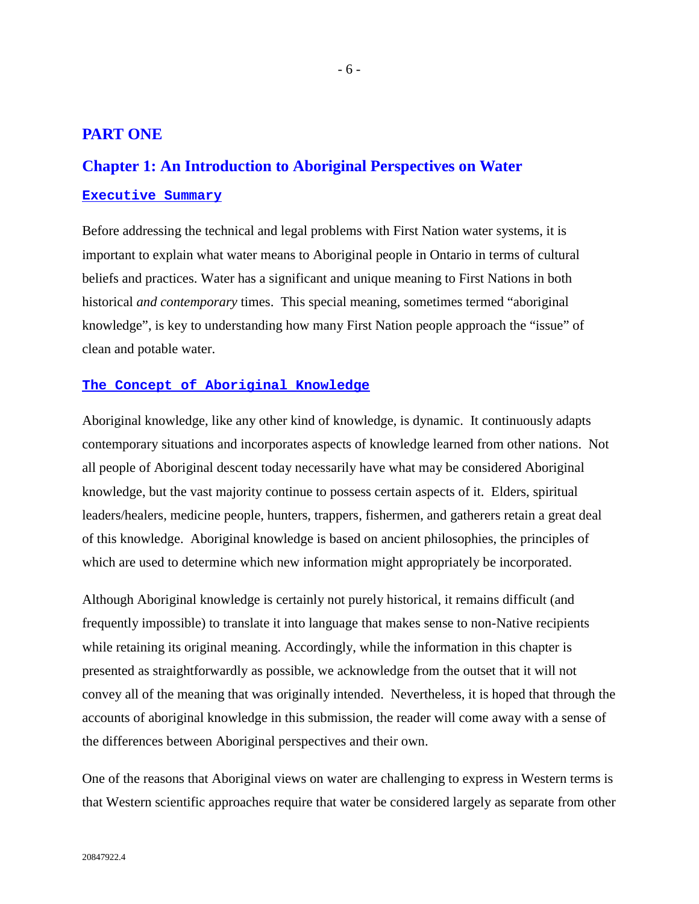# PART ONE

## Chapter 1: An Introduction to Aboriginal Perspectives on Water

### Executive Summary

Before addressing the technical and legal problems with First Nation water systems, it is important to explain what water means to Aboriginal people in Ontario in terms of cultural beliefs and practices. Water has a significant and unique meaning to First Nations in both historical *and contemporary* times. This special meaning, sometimes termed "aboriginal knowledge", is key to understanding how many First Nation people approach the "issue" of clean and potable water.

### The Concept of Aboriginal Knowledge

Aboriginal knowledge, like any other kind of knowledge, is dynamic. It continuously adapts contemporary situations and incorporates aspects of knowledge learned from other nations. Not all people of Aboriginal descent today necessarily have what may be considered Aboriginal knowledge, but the vast majority continue to possess certain aspects of it. Elders, spiritual leaders/healers, medicine people, hunters, trappers, fishermen, and gatherers retain a great deal of this knowledge. Aboriginal knowledge is based on ancient philosophies, the principles of which are used to determine which new information might appropriately be incorporated.

Although Aboriginal knowledge is certainly not purely historical, it remains difficult (and frequently impossible) to translate it into language that makes sense to non-Native recipients while retaining its original meaning. Accordingly, while the information in this chapter is presented as straightforwardly as possible, we acknowledge from the outset that it will not convey all of the meaning that was originally intended. Nevertheless, it is hoped that through the accounts of aboriginal knowledge in this submission, the reader will come away with a sense of the differences between Aboriginal perspectives and their own.

One of the reasons that Aboriginal views on water are challenging to express in Western terms is that Western scientific approaches require that water be considered largely as separate from other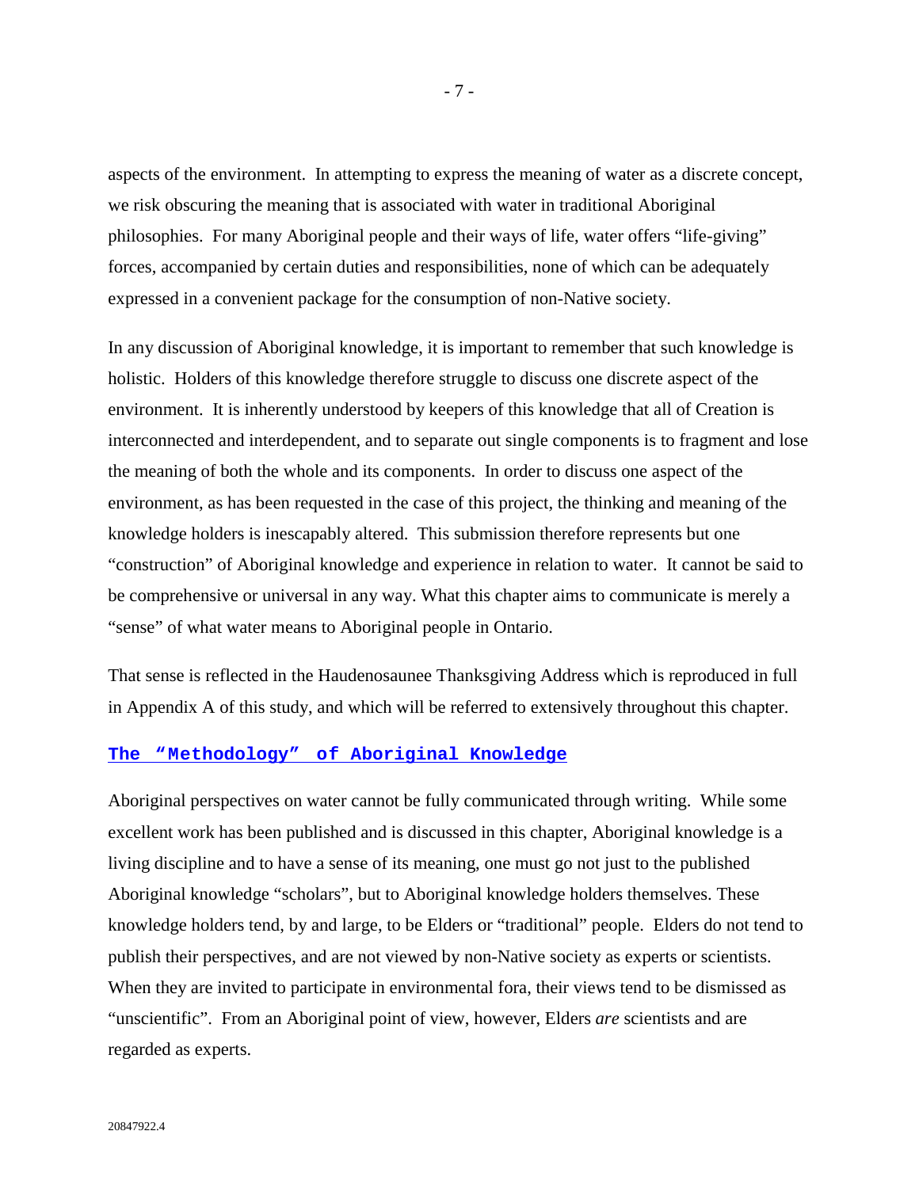aspects of the environment. In attempting to express the meaning of water as a discrete concept, we risk obscuring the meaning that is associated with water in traditional Aboriginal philosophies. For many Aboriginal people and their ways of life, water offers "life-giving" forces, accompanied by certain duties and responsibilities, none of which can be adequately expressed in a convenient package for the consumption of non-Native society.

In any discussion of Aboriginal knowledge, it is important to remember that such knowledge is holistic. Holders of this knowledge therefore struggle to discuss one discrete aspect of the environment. It is inherently understood by keepers of this knowledge that all of Creation is interconnected and interdependent, and to separate out single components is to fragment and lose the meaning of both the whole and its components. In order to discuss one aspect of the environment, as has been requested in the case of this project, the thinking and meaning of the knowledge holders is inescapably altered. This submission therefore represents but one "construction" of Aboriginal knowledge and experience in relation to water. It cannot be said to be comprehensive or universal in any way. What this chapter aims to communicate is merely a "sense" of what water means to Aboriginal people in Ontario.

That sense is reflected in the Haudenosaunee Thanksgiving Address which is reproduced in full in Appendix A of this study, and which will be referred to extensively throughout this chapter.

## The "Methodology" of Aboriginal Knowledge

Aboriginal perspectives on water cannot be fully communicated through writing. While some excellent work has been published and is discussed in this chapter, Aboriginal knowledge is a living discipline and to have a sense of its meaning, one must go not just to the published Aboriginal knowledge "scholars", but to Aboriginal knowledge holders themselves. These knowledge holders tend, by and large, to be Elders or "traditional" people. Elders do not tend to publish their perspectives, and are not viewed by non-Native society as experts or scientists. When they are invited to participate in environmental fora, their views tend to be dismissed as "unscientific". From an Aboriginal point of view, however, Elders *are* scientists and are regarded as experts.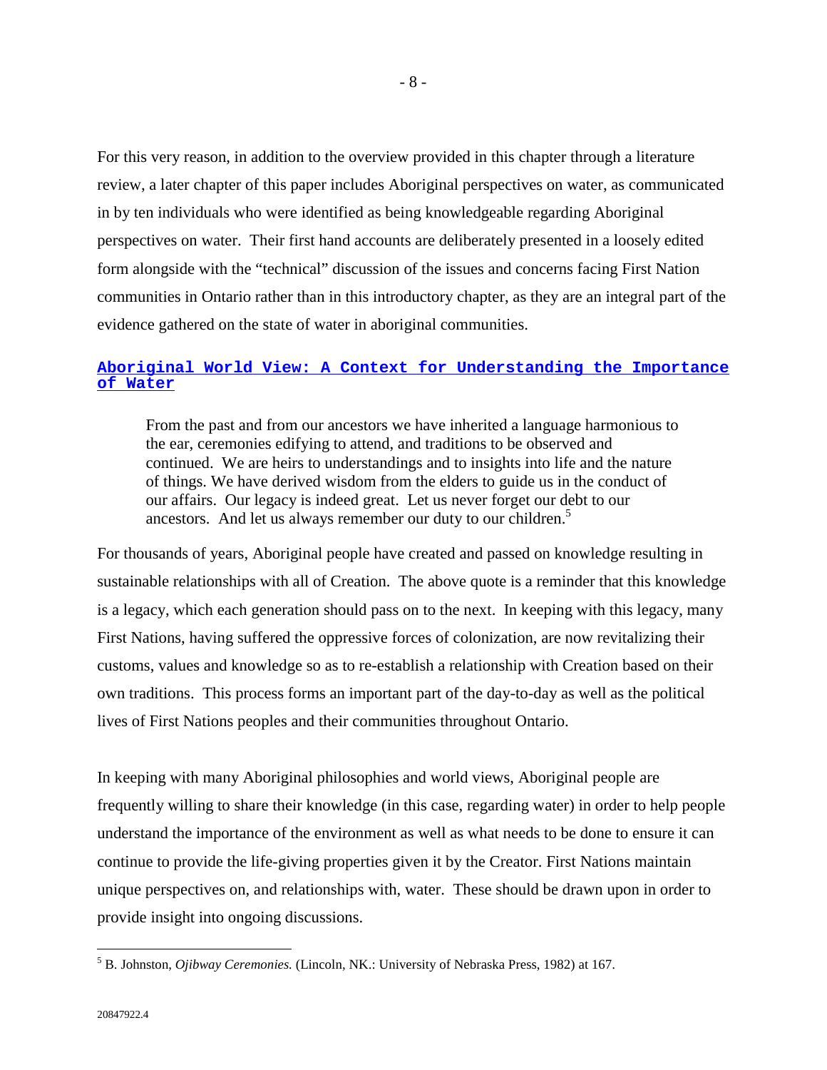For this very reason, in addition to the overview provided in this chapter through a literature review, a later chapter of this paper includes Aboriginal perspectives on water, as communicated in by ten individuals who were identified as being knowledgeable regarding Aboriginal perspectives on water. Their first hand accounts are deliberately presented in a loosely edited form alongside with the "technical" discussion of the issues and concerns facing First Nation communities in Ontario rather than in this introductory chapter, as they are an integral part of the evidence gathered on the state of water in aboriginal communities.

## Aboriginal World View: A Context for Understanding the Importance of Water

> From the past and from our ancestors we have inherited a language harmonious to the ear, ceremonies edifying to attend, and traditions to be observed and continued. We are heirs to understandings and to insights into life and the nature of things. We have derived wisdom from the elders to guide us in the conduct of our affairs. Our legacy is indeed great. Let us never forget our debt to our ancestors. And let us always remember our duty to our children.[5]

For thousands of years, Aboriginal people have created and passed on knowledge resulting in sustainable relationships with all of Creation. The above quote is a reminder that this knowledge is a legacy, which each generation should pass on to the next. In keeping with this legacy, many First Nations, having suffered the oppressive forces of colonization, are now revitalizing their customs, values and knowledge so as to re-establish a relationship with Creation based on their own traditions. This process forms an important part of the day-to-day as well as the political lives of First Nations peoples and their communities throughout Ontario.

In keeping with many Aboriginal philosophies and world views, Aboriginal people are frequently willing to share their knowledge (in this case, regarding water) in order to help people understand the importance of the environment as well as what needs to be done to ensure it can continue to provide the life-giving properties given it by the Creator. First Nations maintain unique perspectives on, and relationships with, water. These should be drawn upon in order to provide insight into ongoing discussions.

---

[5] B. Johnston, *Ojibway Ceremonies.* (Lincoln, NK.: University of Nebraska Press, 1982) at 167.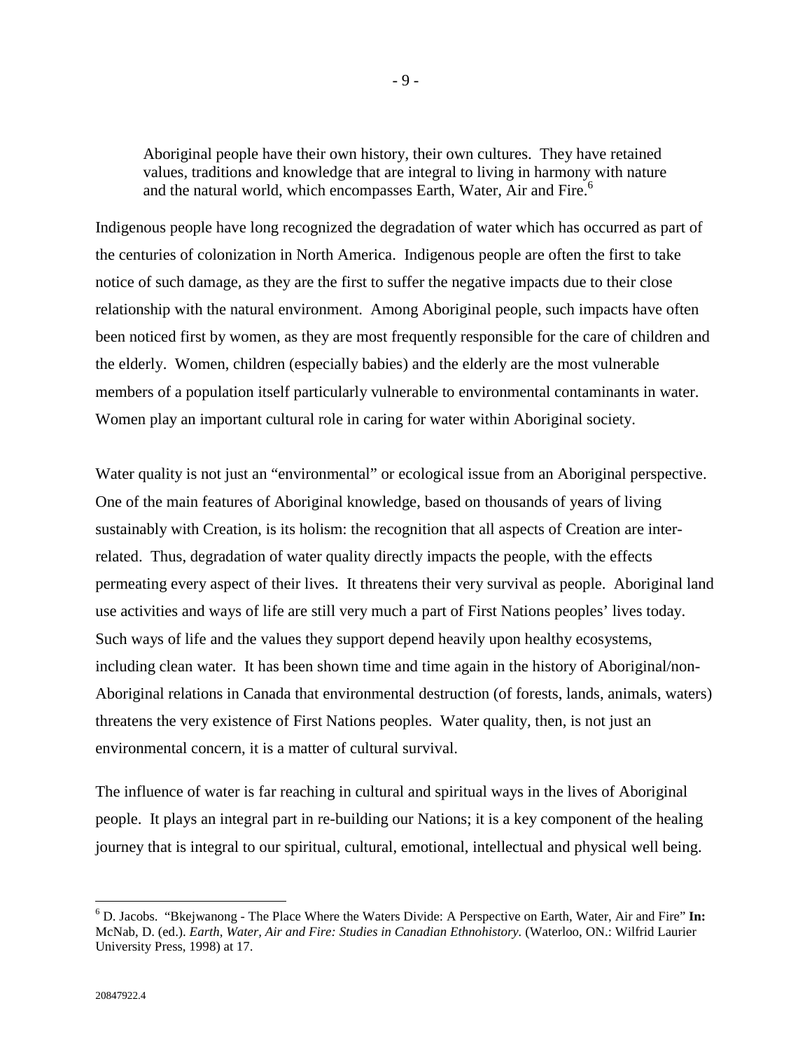> Aboriginal people have their own history, their own cultures. They have retained values, traditions and knowledge that are integral to living in harmony with nature and the natural world, which encompasses Earth, Water, Air and Fire.[6]

Indigenous people have long recognized the degradation of water which has occurred as part of the centuries of colonization in North America. Indigenous people are often the first to take notice of such damage, as they are the first to suffer the negative impacts due to their close relationship with the natural environment. Among Aboriginal people, such impacts have often been noticed first by women, as they are most frequently responsible for the care of children and the elderly. Women, children (especially babies) and the elderly are the most vulnerable members of a population itself particularly vulnerable to environmental contaminants in water. Women play an important cultural role in caring for water within Aboriginal society.

Water quality is not just an "environmental" or ecological issue from an Aboriginal perspective. One of the main features of Aboriginal knowledge, based on thousands of years of living sustainably with Creation, is its holism: the recognition that all aspects of Creation are inter-related. Thus, degradation of water quality directly impacts the people, with the effects permeating every aspect of their lives. It threatens their very survival as people. Aboriginal land use activities and ways of life are still very much a part of First Nations peoples' lives today. Such ways of life and the values they support depend heavily upon healthy ecosystems, including clean water. It has been shown time and time again in the history of Aboriginal/non-Aboriginal relations in Canada that environmental destruction (of forests, lands, animals, waters) threatens the very existence of First Nations peoples. Water quality, then, is not just an environmental concern, it is a matter of cultural survival.

The influence of water is far reaching in cultural and spiritual ways in the lives of Aboriginal people. It plays an integral part in re-building our Nations; it is a key component of the healing journey that is integral to our spiritual, cultural, emotional, intellectual and physical well being.

---

[6] D. Jacobs. "Bkejwanong - The Place Where the Waters Divide: A Perspective on Earth, Water, Air and Fire" **In:** McNab, D. (ed.). *Earth, Water, Air and Fire: Studies in Canadian Ethnohistory.* (Waterloo, ON.: Wilfrid Laurier University Press, 1998) at 17.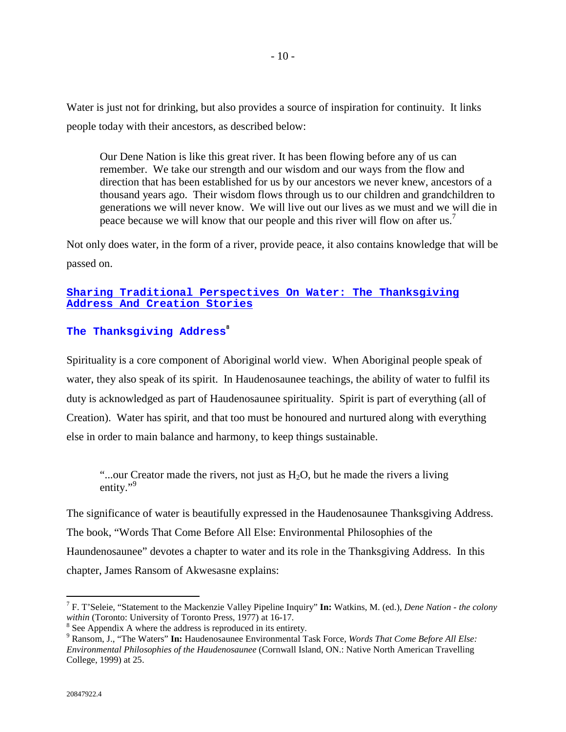Water is just not for drinking, but also provides a source of inspiration for continuity. It links people today with their ancestors, as described below:

> Our Dene Nation is like this great river. It has been flowing before any of us can remember. We take our strength and our wisdom and our ways from the flow and direction that has been established for us by our ancestors we never knew, ancestors of a thousand years ago. Their wisdom flows through us to our children and grandchildren to generations we will never know. We will live out our lives as we must and we will die in peace because we will know that our people and this river will flow on after us.[7]

Not only does water, in the form of a river, provide peace, it also contains knowledge that will be passed on.

## Sharing Traditional Perspectives On Water: The Thanksgiving Address And Creation Stories

### The Thanksgiving Address[8]

Spirituality is a core component of Aboriginal world view. When Aboriginal people speak of water, they also speak of its spirit. In Haudenosaunee teachings, the ability of water to fulfil its duty is acknowledged as part of Haudenosaunee spirituality. Spirit is part of everything (all of Creation). Water has spirit, and that too must be honoured and nurtured along with everything else in order to main balance and harmony, to keep things sustainable.

> "...our Creator made the rivers, not just as $H_2O$, but he made the rivers a living entity."[9]

The significance of water is beautifully expressed in the Haudenosaunee Thanksgiving Address. The book, "Words That Come Before All Else: Environmental Philosophies of the Haundenosaunee" devotes a chapter to water and its role in the Thanksgiving Address. In this chapter, James Ransom of Akwesasne explains:

---

[7] F. T'Seleie, "Statement to the Mackenzie Valley Pipeline Inquiry" **In:** Watkins, M. (ed.), *Dene Nation - the colony within* (Toronto: University of Toronto Press, 1977) at 16-17.

[8] See Appendix A where the address is reproduced in its entirety.

[9] Ransom, J., "The Waters" **In:** Haudenosaunee Environmental Task Force, *Words That Come Before All Else: Environmental Philosophies of the Haudenosaunee* (Cornwall Island, ON.: Native North American Travelling College, 1999) at 25.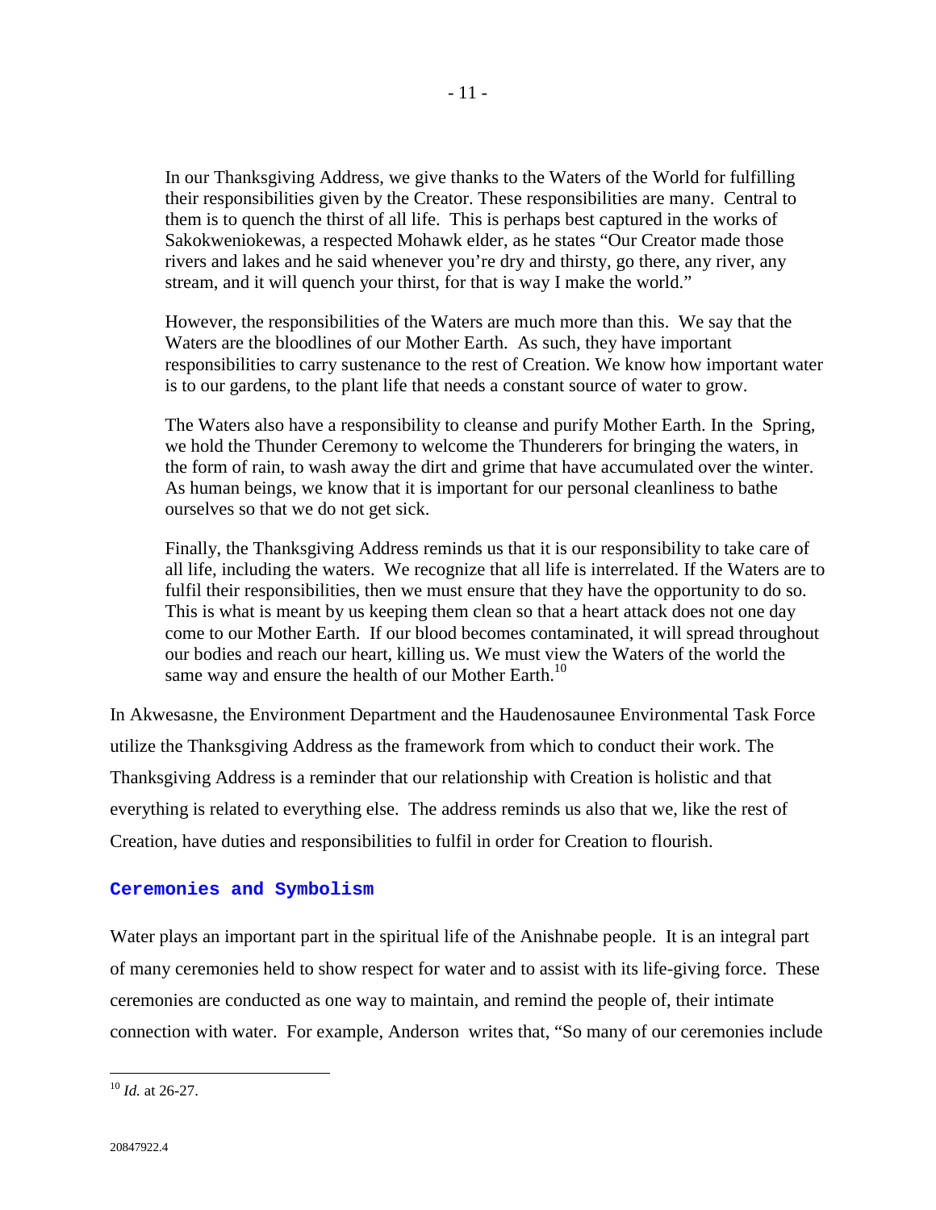> In our Thanksgiving Address, we give thanks to the Waters of the World for fulfilling their responsibilities given by the Creator. These responsibilities are many. Central to them is to quench the thirst of all life. This is perhaps best captured in the works of Sakokweniokewas, a respected Mohawk elder, as he states "Our Creator made those rivers and lakes and he said whenever you're dry and thirsty, go there, any river, any stream, and it will quench your thirst, for that is way I make the world."
>
> However, the responsibilities of the Waters are much more than this. We say that the Waters are the bloodlines of our Mother Earth. As such, they have important responsibilities to carry sustenance to the rest of Creation. We know how important water is to our gardens, to the plant life that needs a constant source of water to grow.
>
> The Waters also have a responsibility to cleanse and purify Mother Earth. In the Spring, we hold the Thunder Ceremony to welcome the Thunderers for bringing the waters, in the form of rain, to wash away the dirt and grime that have accumulated over the winter. As human beings, we know that it is important for our personal cleanliness to bathe ourselves so that we do not get sick.
>
> Finally, the Thanksgiving Address reminds us that it is our responsibility to take care of all life, including the waters. We recognize that all life is interrelated. If the Waters are to fulfil their responsibilities, then we must ensure that they have the opportunity to do so. This is what is meant by us keeping them clean so that a heart attack does not one day come to our Mother Earth. If our blood becomes contaminated, it will spread throughout our bodies and reach our heart, killing us. We must view the Waters of the world the same way and ensure the health of our Mother Earth.[10]

In Akwesasne, the Environment Department and the Haudenosaunee Environmental Task Force utilize the Thanksgiving Address as the framework from which to conduct their work. The Thanksgiving Address is a reminder that our relationship with Creation is holistic and that everything is related to everything else. The address reminds us also that we, like the rest of Creation, have duties and responsibilities to fulfil in order for Creation to flourish.

## Ceremonies and Symbolism

Water plays an important part in the spiritual life of the Anishnabe people. It is an integral part of many ceremonies held to show respect for water and to assist with its life-giving force. These ceremonies are conducted as one way to maintain, and remind the people of, their intimate connection with water. For example, Anderson writes that, "So many of our ceremonies include

---

[10] *Id.* at 26-27.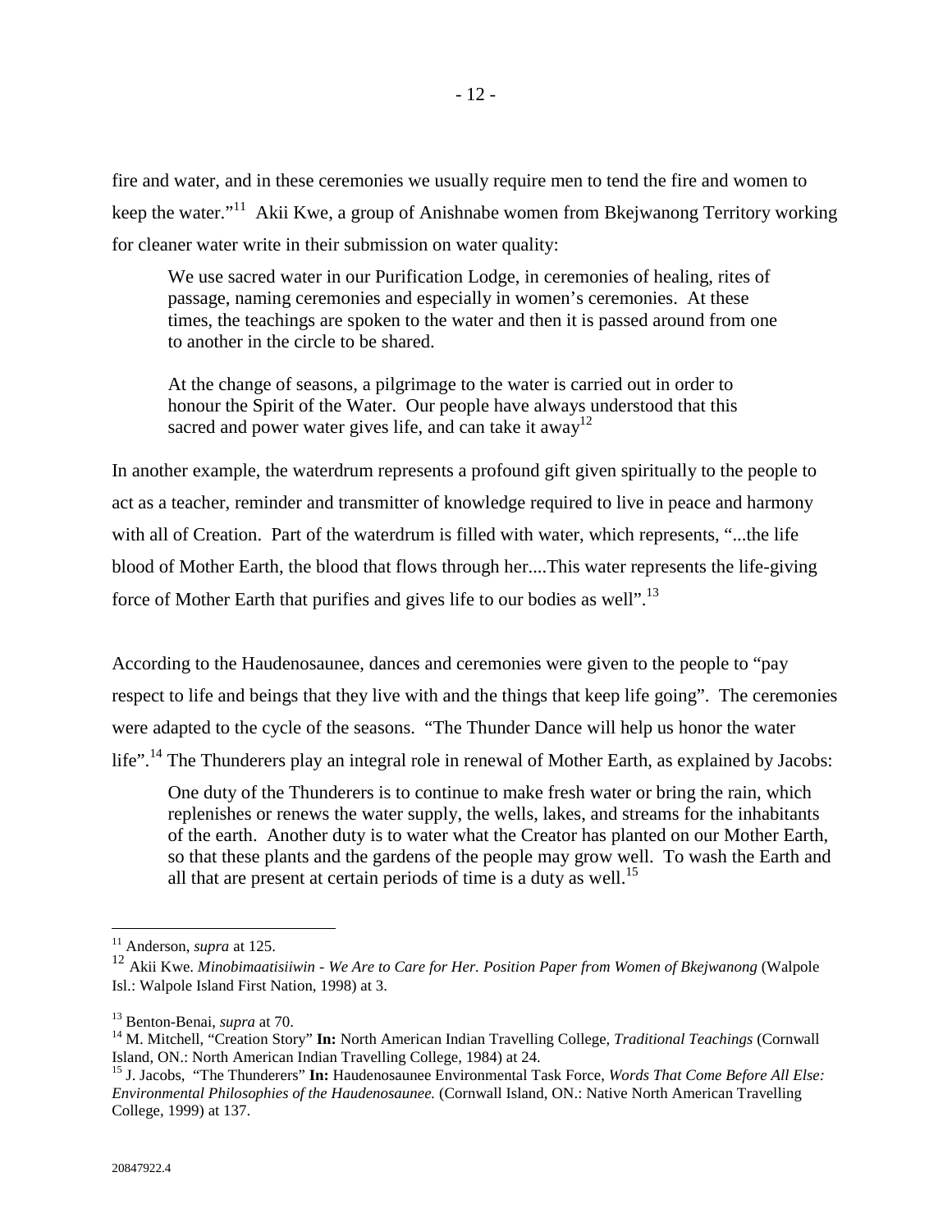fire and water, and in these ceremonies we usually require men to tend the fire and women to keep the water."[11] Akii Kwe, a group of Anishnabe women from Bkejwanong Territory working for cleaner water write in their submission on water quality:

> We use sacred water in our Purification Lodge, in ceremonies of healing, rites of passage, naming ceremonies and especially in women's ceremonies. At these times, the teachings are spoken to the water and then it is passed around from one to another in the circle to be shared.
>
> At the change of seasons, a pilgrimage to the water is carried out in order to honour the Spirit of the Water. Our people have always understood that this sacred and power water gives life, and can take it away[12]

In another example, the waterdrum represents a profound gift given spiritually to the people to act as a teacher, reminder and transmitter of knowledge required to live in peace and harmony with all of Creation. Part of the waterdrum is filled with water, which represents, "...the life blood of Mother Earth, the blood that flows through her....This water represents the life-giving force of Mother Earth that purifies and gives life to our bodies as well".[13]

According to the Haudenosaunee, dances and ceremonies were given to the people to "pay respect to life and beings that they live with and the things that keep life going". The ceremonies were adapted to the cycle of the seasons. "The Thunder Dance will help us honor the water life".[14] The Thunderers play an integral role in renewal of Mother Earth, as explained by Jacobs:

> One duty of the Thunderers is to continue to make fresh water or bring the rain, which replenishes or renews the water supply, the wells, lakes, and streams for the inhabitants of the earth. Another duty is to water what the Creator has planted on our Mother Earth, so that these plants and the gardens of the people may grow well. To wash the Earth and all that are present at certain periods of time is a duty as well.[15]

---

[11] Anderson, *supra* at 125.

[12] Akii Kwe. *Minobimaatisiiwin - We Are to Care for Her. Position Paper from Women of Bkejwanong* (Walpole Isl.: Walpole Island First Nation, 1998) at 3.

[13] Benton-Benai, *supra* at 70.

[14] M. Mitchell, "Creation Story" **In:** North American Indian Travelling College, *Traditional Teachings* (Cornwall Island, ON.: North American Indian Travelling College, 1984) at 24.

[15] J. Jacobs, "The Thunderers" **In:** Haudenosaunee Environmental Task Force, *Words That Come Before All Else: Environmental Philosophies of the Haudenosaunee.* (Cornwall Island, ON.: Native North American Travelling College, 1999) at 137.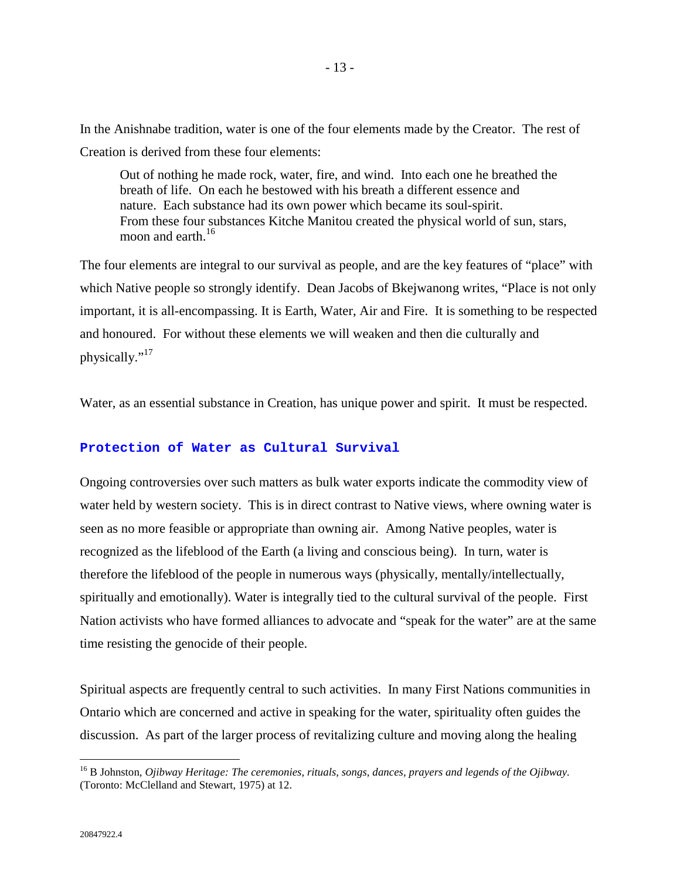In the Anishnabe tradition, water is one of the four elements made by the Creator. The rest of Creation is derived from these four elements:

> Out of nothing he made rock, water, fire, and wind. Into each one he breathed the breath of life. On each he bestowed with his breath a different essence and nature. Each substance had its own power which became its soul-spirit. From these four substances Kitche Manitou created the physical world of sun, stars, moon and earth.[16]

The four elements are integral to our survival as people, and are the key features of "place" with which Native people so strongly identify. Dean Jacobs of Bkejwanong writes, "Place is not only important, it is all-encompassing. It is Earth, Water, Air and Fire. It is something to be respected and honoured. For without these elements we will weaken and then die culturally and physically."[17]

Water, as an essential substance in Creation, has unique power and spirit. It must be respected.

## Protection of Water as Cultural Survival

Ongoing controversies over such matters as bulk water exports indicate the commodity view of water held by western society. This is in direct contrast to Native views, where owning water is seen as no more feasible or appropriate than owning air. Among Native peoples, water is recognized as the lifeblood of the Earth (a living and conscious being). In turn, water is therefore the lifeblood of the people in numerous ways (physically, mentally/intellectually, spiritually and emotionally). Water is integrally tied to the cultural survival of the people. First Nation activists who have formed alliances to advocate and "speak for the water" are at the same time resisting the genocide of their people.

Spiritual aspects are frequently central to such activities. In many First Nations communities in Ontario which are concerned and active in speaking for the water, spirituality often guides the discussion. As part of the larger process of revitalizing culture and moving along the healing

---

[16] B Johnston, *Ojibway Heritage: The ceremonies, rituals, songs, dances, prayers and legends of the Ojibway.* (Toronto: McClelland and Stewart, 1975) at 12.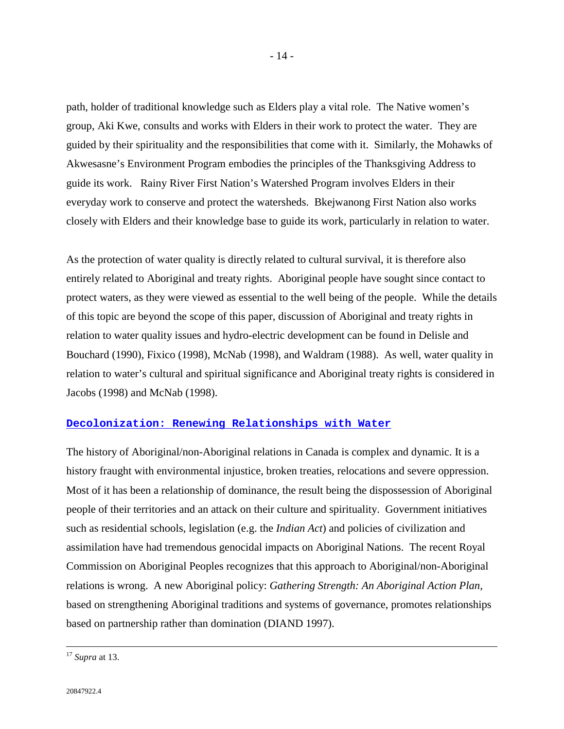path, holder of traditional knowledge such as Elders play a vital role. The Native women's group, Aki Kwe, consults and works with Elders in their work to protect the water. They are guided by their spirituality and the responsibilities that come with it. Similarly, the Mohawks of Akwesasne's Environment Program embodies the principles of the Thanksgiving Address to guide its work. Rainy River First Nation's Watershed Program involves Elders in their everyday work to conserve and protect the watersheds. Bkejwanong First Nation also works closely with Elders and their knowledge base to guide its work, particularly in relation to water.

As the protection of water quality is directly related to cultural survival, it is therefore also entirely related to Aboriginal and treaty rights. Aboriginal people have sought since contact to protect waters, as they were viewed as essential to the well being of the people. While the details of this topic are beyond the scope of this paper, discussion of Aboriginal and treaty rights in relation to water quality issues and hydro-electric development can be found in Delisle and Bouchard (1990), Fixico (1998), McNab (1998), and Waldram (1988). As well, water quality in relation to water's cultural and spiritual significance and Aboriginal treaty rights is considered in Jacobs (1998) and McNab (1998).

## Decolonization: Renewing Relationships with Water

The history of Aboriginal/non-Aboriginal relations in Canada is complex and dynamic. It is a history fraught with environmental injustice, broken treaties, relocations and severe oppression. Most of it has been a relationship of dominance, the result being the dispossession of Aboriginal people of their territories and an attack on their culture and spirituality. Government initiatives such as residential schools, legislation (e.g. the *Indian Act*) and policies of civilization and assimilation have had tremendous genocidal impacts on Aboriginal Nations. The recent Royal Commission on Aboriginal Peoples recognizes that this approach to Aboriginal/non-Aboriginal relations is wrong. A new Aboriginal policy: *Gathering Strength: An Aboriginal Action Plan*, based on strengthening Aboriginal traditions and systems of governance, promotes relationships based on partnership rather than domination (DIAND 1997).

---

[17] *Supra* at 13.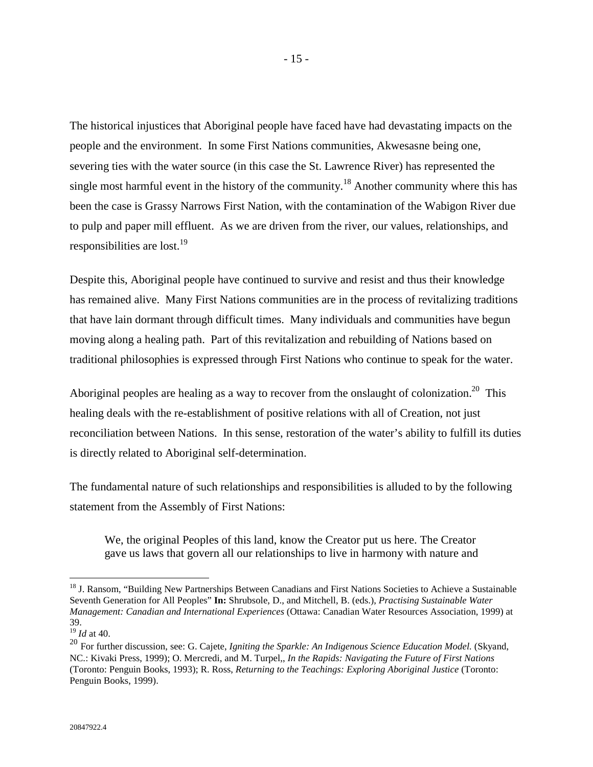The historical injustices that Aboriginal people have faced have had devastating impacts on the people and the environment. In some First Nations communities, Akwesasne being one, severing ties with the water source (in this case the St. Lawrence River) has represented the single most harmful event in the history of the community.[18] Another community where this has been the case is Grassy Narrows First Nation, with the contamination of the Wabigon River due to pulp and paper mill effluent. As we are driven from the river, our values, relationships, and responsibilities are lost.[19]

Despite this, Aboriginal people have continued to survive and resist and thus their knowledge has remained alive. Many First Nations communities are in the process of revitalizing traditions that have lain dormant through difficult times. Many individuals and communities have begun moving along a healing path. Part of this revitalization and rebuilding of Nations based on traditional philosophies is expressed through First Nations who continue to speak for the water.

Aboriginal peoples are healing as a way to recover from the onslaught of colonization.[20] This healing deals with the re-establishment of positive relations with all of Creation, not just reconciliation between Nations. In this sense, restoration of the water's ability to fulfill its duties is directly related to Aboriginal self-determination.

The fundamental nature of such relationships and responsibilities is alluded to by the following statement from the Assembly of First Nations:

> We, the original Peoples of this land, know the Creator put us here. The Creator gave us laws that govern all our relationships to live in harmony with nature and

---

[18] J. Ransom, "Building New Partnerships Between Canadians and First Nations Societies to Achieve a Sustainable Seventh Generation for All Peoples" **In:** Shrubsole, D., and Mitchell, B. (eds.), *Practising Sustainable Water Management: Canadian and International Experiences* (Ottawa: Canadian Water Resources Association, 1999) at 39.

[19] *Id* at 40.

[20] For further discussion, see: G. Cajete, *Igniting the Sparkle: An Indigenous Science Education Model.* (Skyand, NC.: Kivaki Press, 1999); O. Mercredi, and M. Turpel,, *In the Rapids: Navigating the Future of First Nations* (Toronto: Penguin Books, 1993); R. Ross, *Returning to the Teachings: Exploring Aboriginal Justice* (Toronto: Penguin Books, 1999).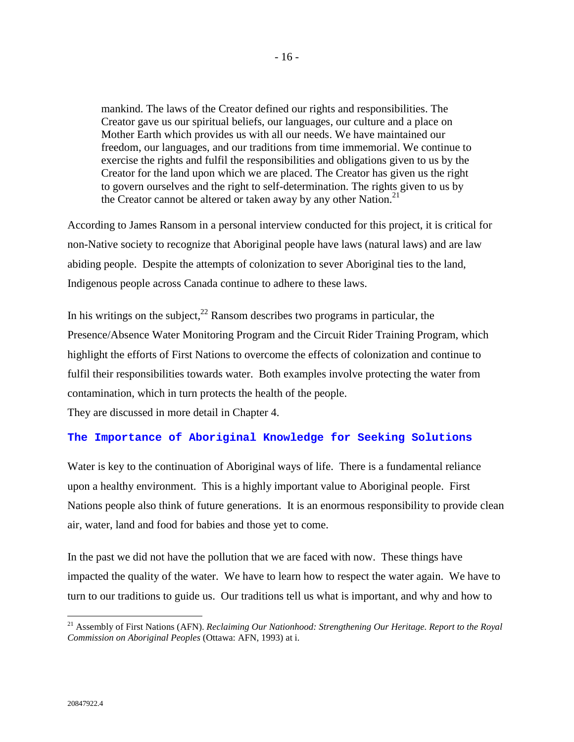> mankind. The laws of the Creator defined our rights and responsibilities. The Creator gave us our spiritual beliefs, our languages, our culture and a place on Mother Earth which provides us with all our needs. We have maintained our freedom, our languages, and our traditions from time immemorial. We continue to exercise the rights and fulfil the responsibilities and obligations given to us by the Creator for the land upon which we are placed. The Creator has given us the right to govern ourselves and the right to self-determination. The rights given to us by the Creator cannot be altered or taken away by any other Nation.[21]

According to James Ransom in a personal interview conducted for this project, it is critical for non-Native society to recognize that Aboriginal people have laws (natural laws) and are law abiding people. Despite the attempts of colonization to sever Aboriginal ties to the land, Indigenous people across Canada continue to adhere to these laws.

In his writings on the subject,[22] Ransom describes two programs in particular, the Presence/Absence Water Monitoring Program and the Circuit Rider Training Program, which highlight the efforts of First Nations to overcome the effects of colonization and continue to fulfil their responsibilities towards water. Both examples involve protecting the water from contamination, which in turn protects the health of the people.
They are discussed in more detail in Chapter 4.

## The Importance of Aboriginal Knowledge for Seeking Solutions

Water is key to the continuation of Aboriginal ways of life. There is a fundamental reliance upon a healthy environment. This is a highly important value to Aboriginal people. First Nations people also think of future generations. It is an enormous responsibility to provide clean air, water, land and food for babies and those yet to come.

In the past we did not have the pollution that we are faced with now. These things have impacted the quality of the water. We have to learn how to respect the water again. We have to turn to our traditions to guide us. Our traditions tell us what is important, and why and how to

---

[21] Assembly of First Nations (AFN). *Reclaiming Our Nationhood: Strengthening Our Heritage. Report to the Royal Commission on Aboriginal Peoples* (Ottawa: AFN, 1993) at i.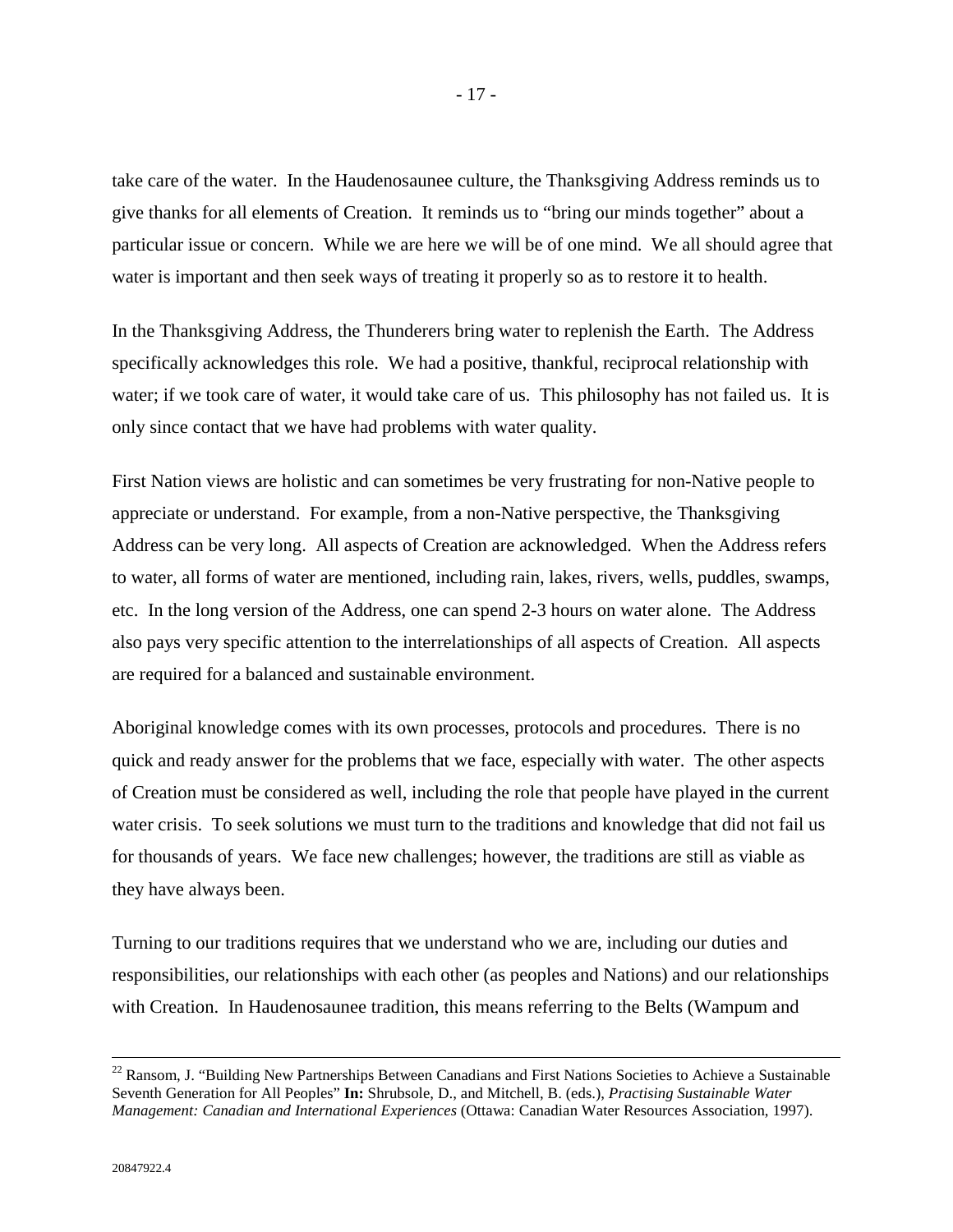take care of the water. In the Haudenosaunee culture, the Thanksgiving Address reminds us to give thanks for all elements of Creation. It reminds us to "bring our minds together" about a particular issue or concern. While we are here we will be of one mind. We all should agree that water is important and then seek ways of treating it properly so as to restore it to health.

In the Thanksgiving Address, the Thunderers bring water to replenish the Earth. The Address specifically acknowledges this role. We had a positive, thankful, reciprocal relationship with water; if we took care of water, it would take care of us. This philosophy has not failed us. It is only since contact that we have had problems with water quality.

First Nation views are holistic and can sometimes be very frustrating for non-Native people to appreciate or understand. For example, from a non-Native perspective, the Thanksgiving Address can be very long. All aspects of Creation are acknowledged. When the Address refers to water, all forms of water are mentioned, including rain, lakes, rivers, wells, puddles, swamps, etc. In the long version of the Address, one can spend 2-3 hours on water alone. The Address also pays very specific attention to the interrelationships of all aspects of Creation. All aspects are required for a balanced and sustainable environment.

Aboriginal knowledge comes with its own processes, protocols and procedures. There is no quick and ready answer for the problems that we face, especially with water. The other aspects of Creation must be considered as well, including the role that people have played in the current water crisis. To seek solutions we must turn to the traditions and knowledge that did not fail us for thousands of years. We face new challenges; however, the traditions are still as viable as they have always been.

Turning to our traditions requires that we understand who we are, including our duties and responsibilities, our relationships with each other (as peoples and Nations) and our relationships with Creation. In Haudenosaunee tradition, this means referring to the Belts (Wampum and

---

[22] Ransom, J. "Building New Partnerships Between Canadians and First Nations Societies to Achieve a Sustainable Seventh Generation for All Peoples" **In:** Shrubsole, D., and Mitchell, B. (eds.), *Practising Sustainable Water Management: Canadian and International Experiences* (Ottawa: Canadian Water Resources Association, 1997).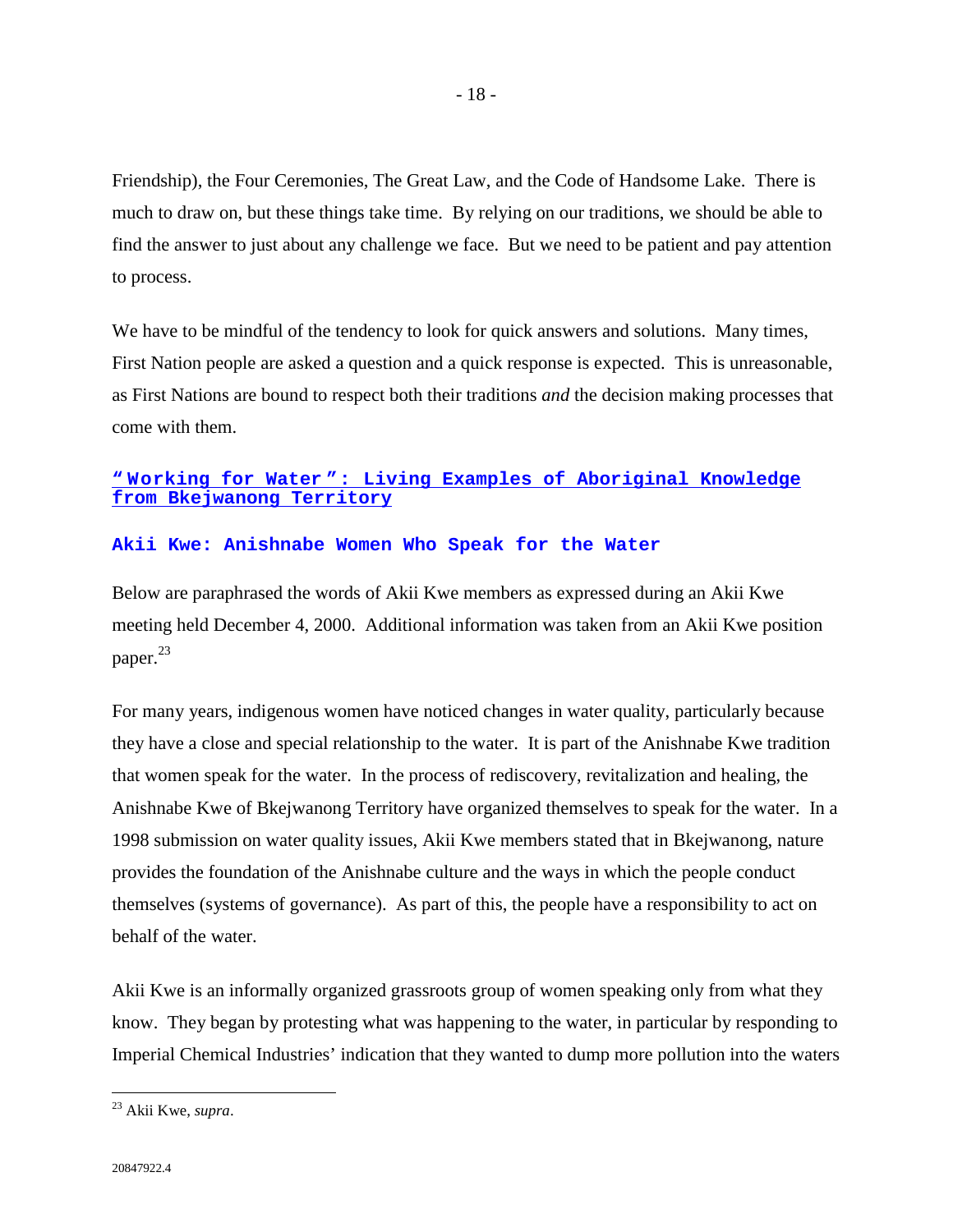Friendship), the Four Ceremonies, The Great Law, and the Code of Handsome Lake. There is much to draw on, but these things take time. By relying on our traditions, we should be able to find the answer to just about any challenge we face. But we need to be patient and pay attention to process.

We have to be mindful of the tendency to look for quick answers and solutions. Many times, First Nation people are asked a question and a quick response is expected. This is unreasonable, as First Nations are bound to respect both their traditions *and* the decision making processes that come with them.

## "Working for Water": Living Examples of Aboriginal Knowledge from Bkejwanong Territory

### Akii Kwe: Anishnabe Women Who Speak for the Water

Below are paraphrased the words of Akii Kwe members as expressed during an Akii Kwe meeting held December 4, 2000. Additional information was taken from an Akii Kwe position paper.[23]

For many years, indigenous women have noticed changes in water quality, particularly because they have a close and special relationship to the water. It is part of the Anishnabe Kwe tradition that women speak for the water. In the process of rediscovery, revitalization and healing, the Anishnabe Kwe of Bkejwanong Territory have organized themselves to speak for the water. In a 1998 submission on water quality issues, Akii Kwe members stated that in Bkejwanong, nature provides the foundation of the Anishnabe culture and the ways in which the people conduct themselves (systems of governance). As part of this, the people have a responsibility to act on behalf of the water.

Akii Kwe is an informally organized grassroots group of women speaking only from what they know. They began by protesting what was happening to the water, in particular by responding to Imperial Chemical Industries' indication that they wanted to dump more pollution into the waters

[23] Akii Kwe, *supra*.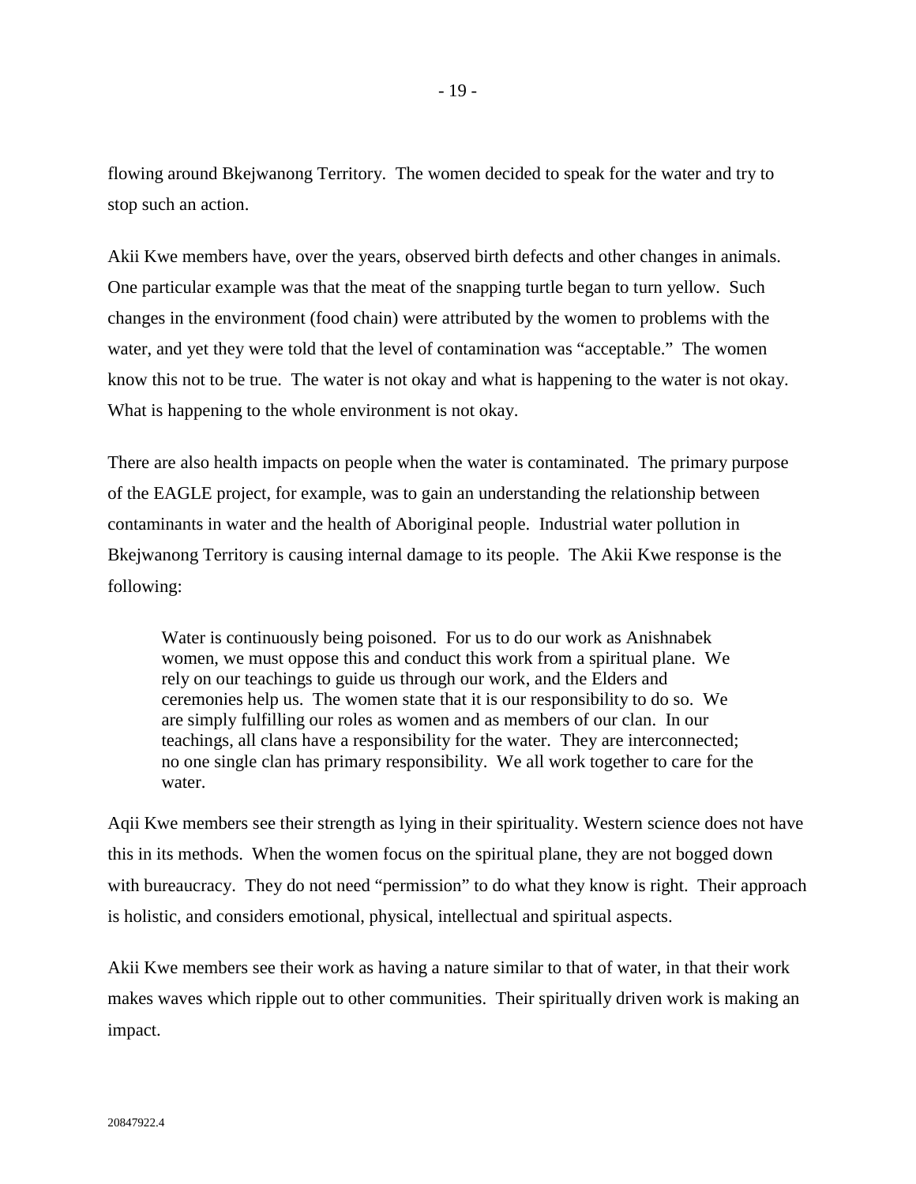flowing around Bkejwanong Territory. The women decided to speak for the water and try to stop such an action.

Akii Kwe members have, over the years, observed birth defects and other changes in animals. One particular example was that the meat of the snapping turtle began to turn yellow. Such changes in the environment (food chain) were attributed by the women to problems with the water, and yet they were told that the level of contamination was "acceptable." The women know this not to be true. The water is not okay and what is happening to the water is not okay. What is happening to the whole environment is not okay.

There are also health impacts on people when the water is contaminated. The primary purpose of the EAGLE project, for example, was to gain an understanding the relationship between contaminants in water and the health of Aboriginal people. Industrial water pollution in Bkejwanong Territory is causing internal damage to its people. The Akii Kwe response is the following:

> Water is continuously being poisoned. For us to do our work as Anishnabek women, we must oppose this and conduct this work from a spiritual plane. We rely on our teachings to guide us through our work, and the Elders and ceremonies help us. The women state that it is our responsibility to do so. We are simply fulfilling our roles as women and as members of our clan. In our teachings, all clans have a responsibility for the water. They are interconnected; no one single clan has primary responsibility. We all work together to care for the water.

Aqii Kwe members see their strength as lying in their spirituality. Western science does not have this in its methods. When the women focus on the spiritual plane, they are not bogged down with bureaucracy. They do not need "permission" to do what they know is right. Their approach is holistic, and considers emotional, physical, intellectual and spiritual aspects.

Akii Kwe members see their work as having a nature similar to that of water, in that their work makes waves which ripple out to other communities. Their spiritually driven work is making an impact.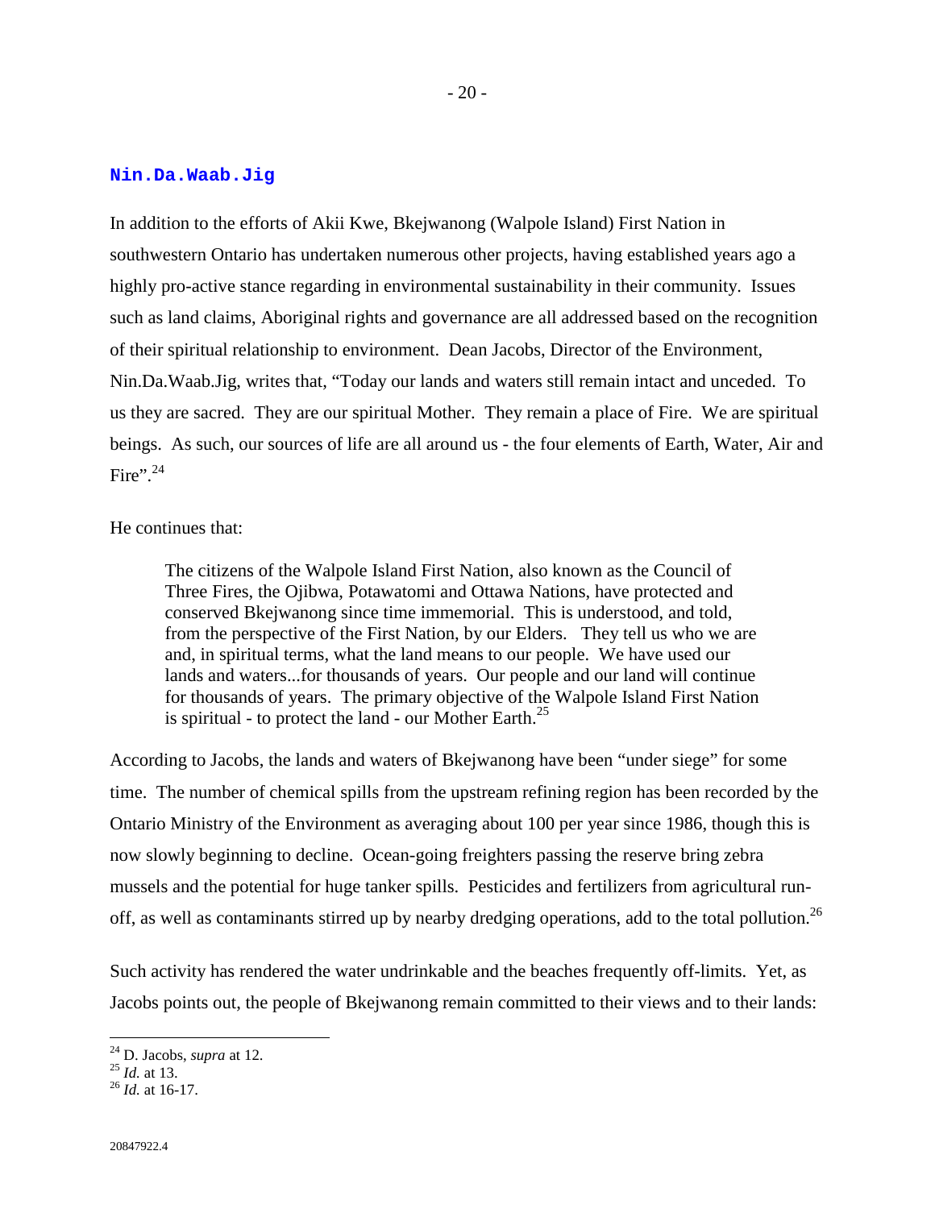## Nin.Da.Waab.Jig

In addition to the efforts of Akii Kwe, Bkejwanong (Walpole Island) First Nation in southwestern Ontario has undertaken numerous other projects, having established years ago a highly pro-active stance regarding in environmental sustainability in their community. Issues such as land claims, Aboriginal rights and governance are all addressed based on the recognition of their spiritual relationship to environment. Dean Jacobs, Director of the Environment, Nin.Da.Waab.Jig, writes that, "Today our lands and waters still remain intact and unceded. To us they are sacred. They are our spiritual Mother. They remain a place of Fire. We are spiritual beings. As such, our sources of life are all around us - the four elements of Earth, Water, Air and Fire".[24]

He continues that:

> The citizens of the Walpole Island First Nation, also known as the Council of Three Fires, the Ojibwa, Potawatomi and Ottawa Nations, have protected and conserved Bkejwanong since time immemorial. This is understood, and told, from the perspective of the First Nation, by our Elders. They tell us who we are and, in spiritual terms, what the land means to our people. We have used our lands and waters...for thousands of years. Our people and our land will continue for thousands of years. The primary objective of the Walpole Island First Nation is spiritual - to protect the land - our Mother Earth.[25]

According to Jacobs, the lands and waters of Bkejwanong have been "under siege" for some time. The number of chemical spills from the upstream refining region has been recorded by the Ontario Ministry of the Environment as averaging about 100 per year since 1986, though this is now slowly beginning to decline. Ocean-going freighters passing the reserve bring zebra mussels and the potential for huge tanker spills. Pesticides and fertilizers from agricultural run-off, as well as contaminants stirred up by nearby dredging operations, add to the total pollution.[26]

Such activity has rendered the water undrinkable and the beaches frequently off-limits. Yet, as Jacobs points out, the people of Bkejwanong remain committed to their views and to their lands:

---

[24] D. Jacobs, *supra* at 12.
[25] *Id.* at 13.
[26] *Id.* at 16-17.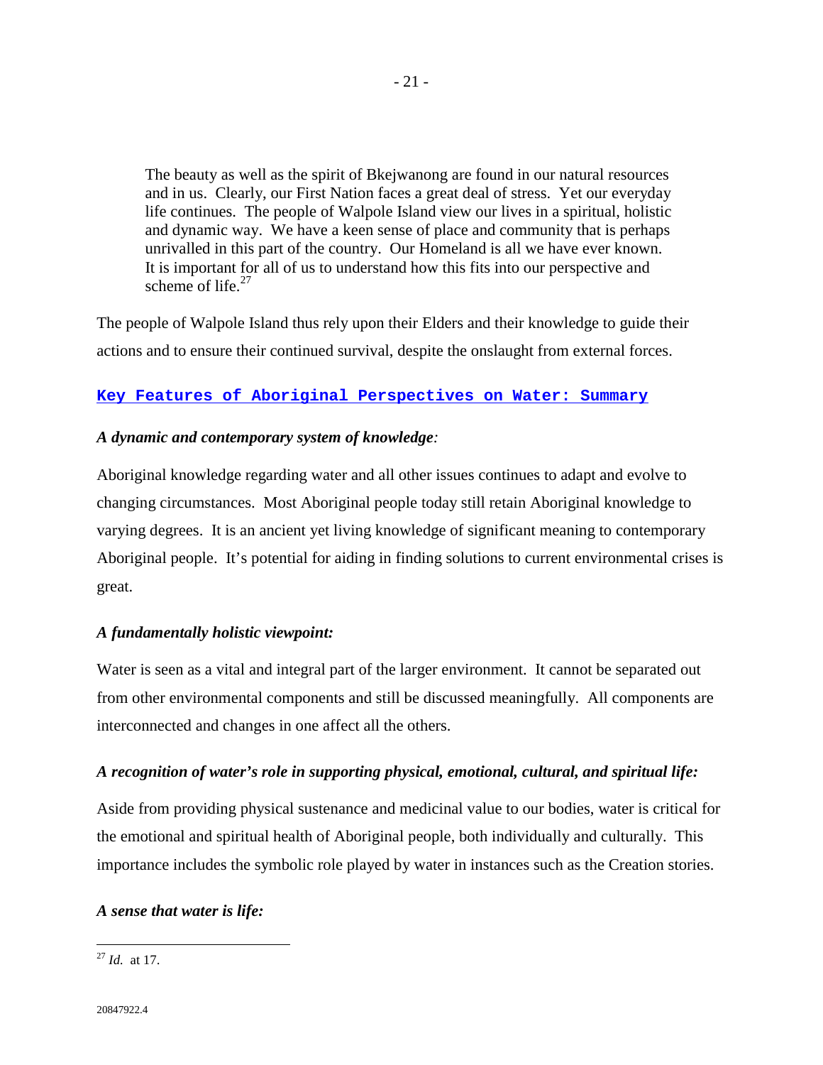> The beauty as well as the spirit of Bkejwanong are found in our natural resources and in us. Clearly, our First Nation faces a great deal of stress. Yet our everyday life continues. The people of Walpole Island view our lives in a spiritual, holistic and dynamic way. We have a keen sense of place and community that is perhaps unrivalled in this part of the country. Our Homeland is all we have ever known. It is important for all of us to understand how this fits into our perspective and scheme of life.[27]

The people of Walpole Island thus rely upon their Elders and their knowledge to guide their actions and to ensure their continued survival, despite the onslaught from external forces.

## Key Features of Aboriginal Perspectives on Water: Summary

***A dynamic and contemporary system of knowledge:***

Aboriginal knowledge regarding water and all other issues continues to adapt and evolve to changing circumstances. Most Aboriginal people today still retain Aboriginal knowledge to varying degrees. It is an ancient yet living knowledge of significant meaning to contemporary Aboriginal people. It's potential for aiding in finding solutions to current environmental crises is great.

***A fundamentally holistic viewpoint:***

Water is seen as a vital and integral part of the larger environment. It cannot be separated out from other environmental components and still be discussed meaningfully. All components are interconnected and changes in one affect all the others.

***A recognition of water's role in supporting physical, emotional, cultural, and spiritual life:***

Aside from providing physical sustenance and medicinal value to our bodies, water is critical for the emotional and spiritual health of Aboriginal people, both individually and culturally. This importance includes the symbolic role played by water in instances such as the Creation stories.

***A sense that water is life:***

---

[27] *Id.* at 17.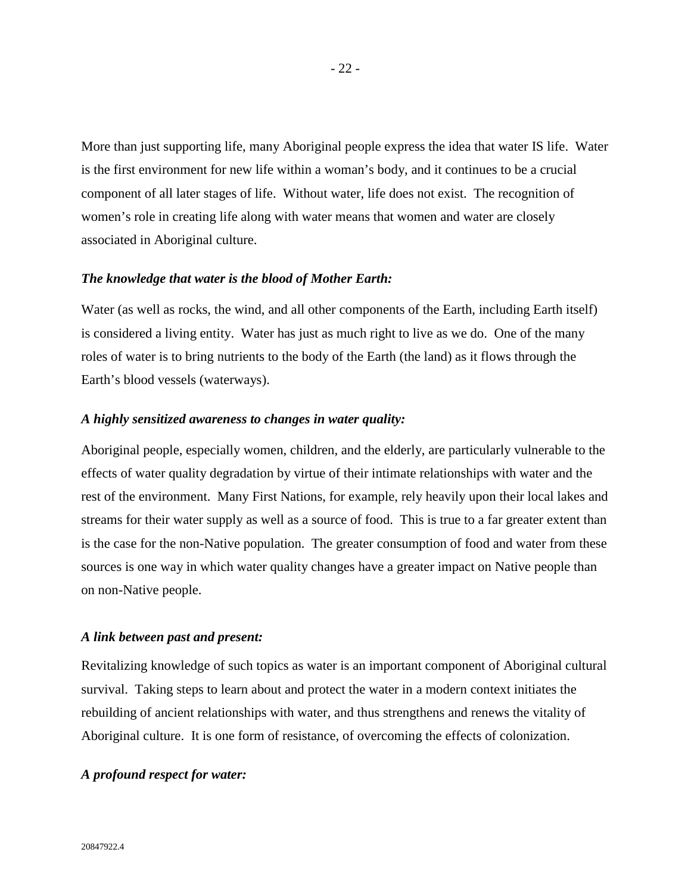More than just supporting life, many Aboriginal people express the idea that water IS life. Water is the first environment for new life within a woman's body, and it continues to be a crucial component of all later stages of life. Without water, life does not exist. The recognition of women's role in creating life along with water means that women and water are closely associated in Aboriginal culture.

***The knowledge that water is the blood of Mother Earth:***

Water (as well as rocks, the wind, and all other components of the Earth, including Earth itself) is considered a living entity. Water has just as much right to live as we do. One of the many roles of water is to bring nutrients to the body of the Earth (the land) as it flows through the Earth's blood vessels (waterways).

***A highly sensitized awareness to changes in water quality:***

Aboriginal people, especially women, children, and the elderly, are particularly vulnerable to the effects of water quality degradation by virtue of their intimate relationships with water and the rest of the environment. Many First Nations, for example, rely heavily upon their local lakes and streams for their water supply as well as a source of food. This is true to a far greater extent than is the case for the non-Native population. The greater consumption of food and water from these sources is one way in which water quality changes have a greater impact on Native people than on non-Native people.

***A link between past and present:***

Revitalizing knowledge of such topics as water is an important component of Aboriginal cultural survival. Taking steps to learn about and protect the water in a modern context initiates the rebuilding of ancient relationships with water, and thus strengthens and renews the vitality of Aboriginal culture. It is one form of resistance, of overcoming the effects of colonization.

***A profound respect for water:***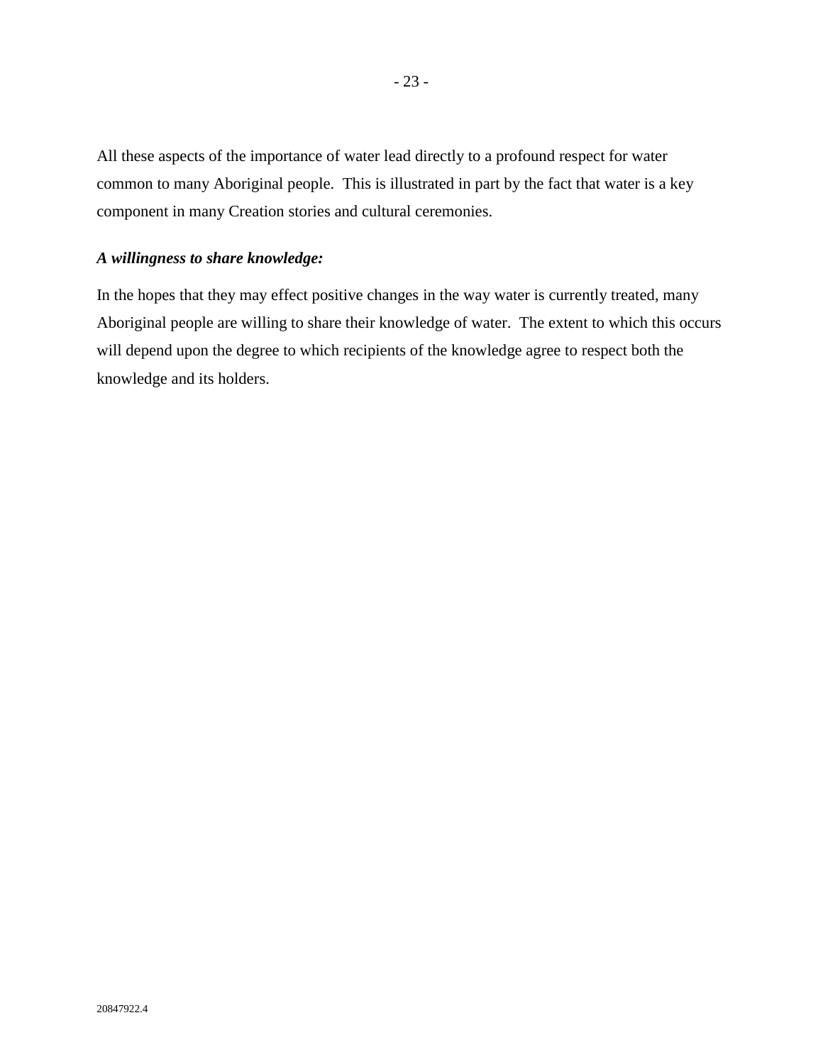All these aspects of the importance of water lead directly to a profound respect for water common to many Aboriginal people. This is illustrated in part by the fact that water is a key component in many Creation stories and cultural ceremonies.

***A willingness to share knowledge:***

In the hopes that they may effect positive changes in the way water is currently treated, many Aboriginal people are willing to share their knowledge of water. The extent to which this occurs will depend upon the degree to which recipients of the knowledge agree to respect both the knowledge and its holders.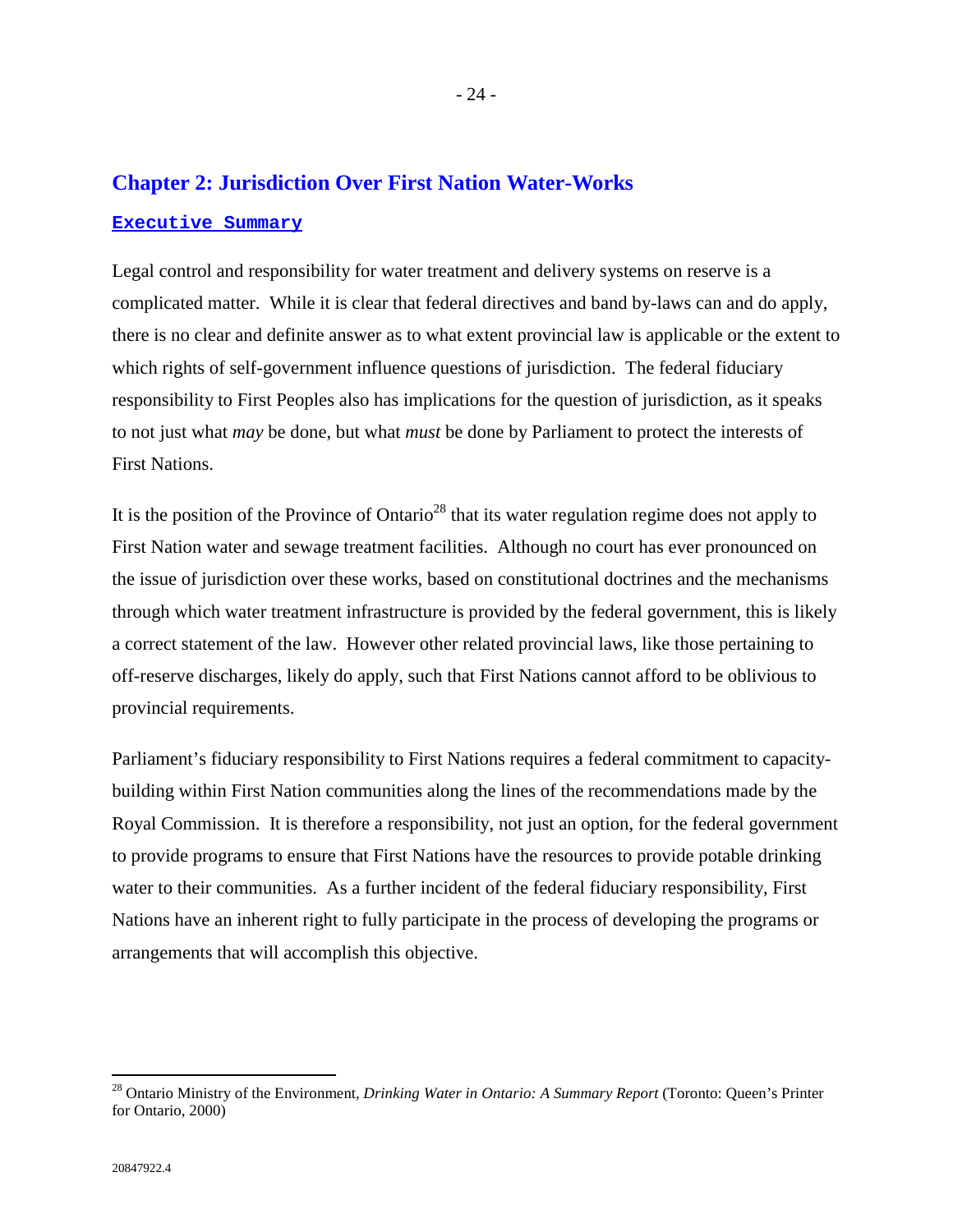## Chapter 2: Jurisdiction Over First Nation Water-Works

### Executive Summary

Legal control and responsibility for water treatment and delivery systems on reserve is a complicated matter. While it is clear that federal directives and band by-laws can and do apply, there is no clear and definite answer as to what extent provincial law is applicable or the extent to which rights of self-government influence questions of jurisdiction. The federal fiduciary responsibility to First Peoples also has implications for the question of jurisdiction, as it speaks to not just what *may* be done, but what *must* be done by Parliament to protect the interests of First Nations.

It is the position of the Province of Ontario[28] that its water regulation regime does not apply to First Nation water and sewage treatment facilities. Although no court has ever pronounced on the issue of jurisdiction over these works, based on constitutional doctrines and the mechanisms through which water treatment infrastructure is provided by the federal government, this is likely a correct statement of the law. However other related provincial laws, like those pertaining to off-reserve discharges, likely do apply, such that First Nations cannot afford to be oblivious to provincial requirements.

Parliament's fiduciary responsibility to First Nations requires a federal commitment to capacity-building within First Nation communities along the lines of the recommendations made by the Royal Commission. It is therefore a responsibility, not just an option, for the federal government to provide programs to ensure that First Nations have the resources to provide potable drinking water to their communities. As a further incident of the federal fiduciary responsibility, First Nations have an inherent right to fully participate in the process of developing the programs or arrangements that will accomplish this objective.

---

[28] Ontario Ministry of the Environment, *Drinking Water in Ontario: A Summary Report* (Toronto: Queen's Printer for Ontario, 2000)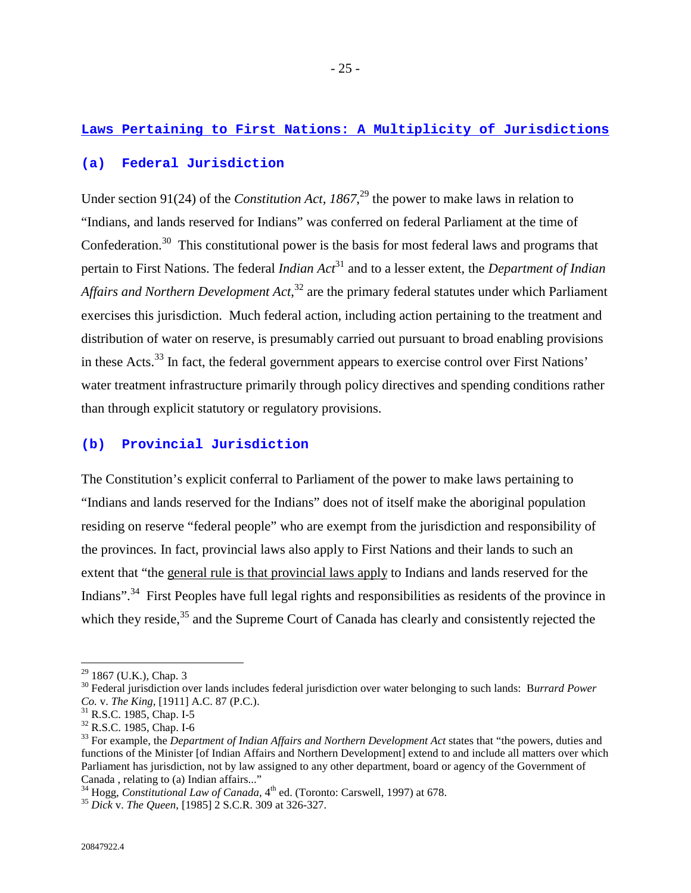## Laws Pertaining to First Nations: A Multiplicity of Jurisdictions

### (a) Federal Jurisdiction

Under section 91(24) of the *Constitution Act, 1867*,[29] the power to make laws in relation to "Indians, and lands reserved for Indians" was conferred on federal Parliament at the time of Confederation.[30] This constitutional power is the basis for most federal laws and programs that pertain to First Nations. The federal *Indian Act*[31] and to a lesser extent, the *Department of Indian Affairs and Northern Development Act*,[32] are the primary federal statutes under which Parliament exercises this jurisdiction. Much federal action, including action pertaining to the treatment and distribution of water on reserve, is presumably carried out pursuant to broad enabling provisions in these Acts.[33] In fact, the federal government appears to exercise control over First Nations' water treatment infrastructure primarily through policy directives and spending conditions rather than through explicit statutory or regulatory provisions.

### (b) Provincial Jurisdiction

The Constitution's explicit conferral to Parliament of the power to make laws pertaining to "Indians and lands reserved for the Indians" does not of itself make the aboriginal population residing on reserve "federal people" who are exempt from the jurisdiction and responsibility of the provinces. In fact, provincial laws also apply to First Nations and their lands to such an extent that "the general rule is that provincial laws apply to Indians and lands reserved for the Indians".[34] First Peoples have full legal rights and responsibilities as residents of the province in which they reside,[35] and the Supreme Court of Canada has clearly and consistently rejected the

---

[29] 1867 (U.K.), Chap. 3

[30] Federal jurisdiction over lands includes federal jurisdiction over water belonging to such lands: *Burrard Power Co.* v. *The King*, [1911] A.C. 87 (P.C.).

[31] R.S.C. 1985, Chap. I-5

[32] R.S.C. 1985, Chap. I-6

[33] For example, the *Department of Indian Affairs and Northern Development Act* states that "the powers, duties and functions of the Minister [of Indian Affairs and Northern Development] extend to and include all matters over which Parliament has jurisdiction, not by law assigned to any other department, board or agency of the Government of Canada , relating to (a) Indian affairs..."

[34] Hogg, *Constitutional Law of Canada*, 4th ed. (Toronto: Carswell, 1997) at 678.

[35] *Dick* v. *The Queen*, [1985] 2 S.C.R. 309 at 326-327.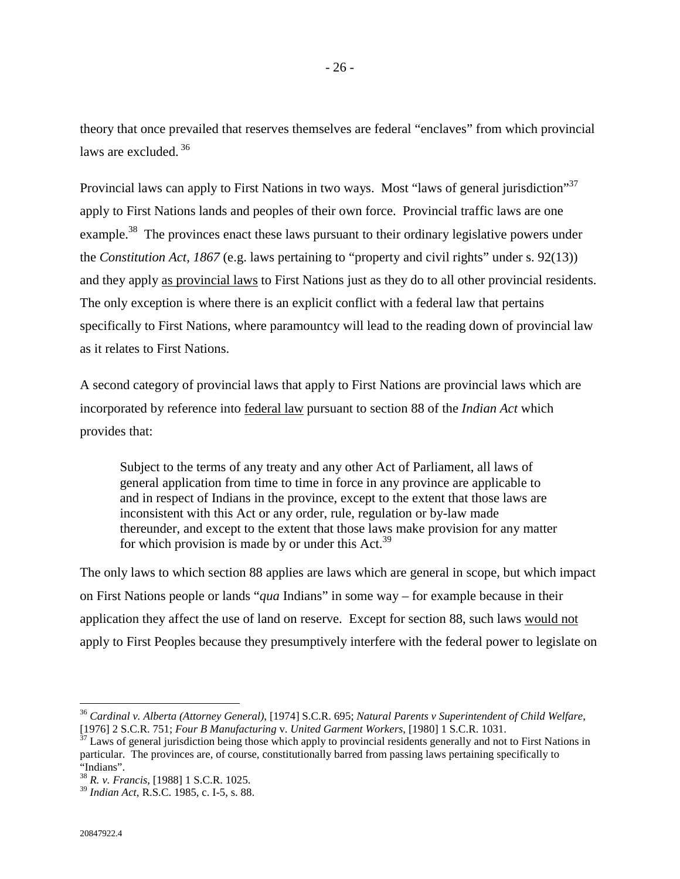theory that once prevailed that reserves themselves are federal "enclaves" from which provincial laws are excluded. [36]

Provincial laws can apply to First Nations in two ways. Most "laws of general jurisdiction"[37] apply to First Nations lands and peoples of their own force. Provincial traffic laws are one example.[38] The provinces enact these laws pursuant to their ordinary legislative powers under the *Constitution Act, 1867* (e.g. laws pertaining to "property and civil rights" under s. 92(13)) and they apply as provincial laws to First Nations just as they do to all other provincial residents. The only exception is where there is an explicit conflict with a federal law that pertains specifically to First Nations, where paramountcy will lead to the reading down of provincial law as it relates to First Nations.

A second category of provincial laws that apply to First Nations are provincial laws which are incorporated by reference into federal law pursuant to section 88 of the *Indian Act* which provides that:

> Subject to the terms of any treaty and any other Act of Parliament, all laws of general application from time to time in force in any province are applicable to and in respect of Indians in the province, except to the extent that those laws are inconsistent with this Act or any order, rule, regulation or by-law made thereunder, and except to the extent that those laws make provision for any matter for which provision is made by or under this Act.[39]

The only laws to which section 88 applies are laws which are general in scope, but which impact on First Nations people or lands "*qua* Indians" in some way – for example because in their application they affect the use of land on reserve. Except for section 88, such laws would not apply to First Peoples because they presumptively interfere with the federal power to legislate on

---

[36] *Cardinal v. Alberta (Attorney General)*, [1974] S.C.R. 695; *Natural Parents v Superintendent of Child Welfare*, [1976] 2 S.C.R. 751; *Four B Manufacturing* v. *United Garment Workers*, [1980] 1 S.C.R. 1031.

[37] Laws of general jurisdiction being those which apply to provincial residents generally and not to First Nations in particular. The provinces are, of course, constitutionally barred from passing laws pertaining specifically to "Indians".

[38] *R. v. Francis*, [1988] 1 S.C.R. 1025.

[39] *Indian Act*, R.S.C. 1985, c. I-5, s. 88.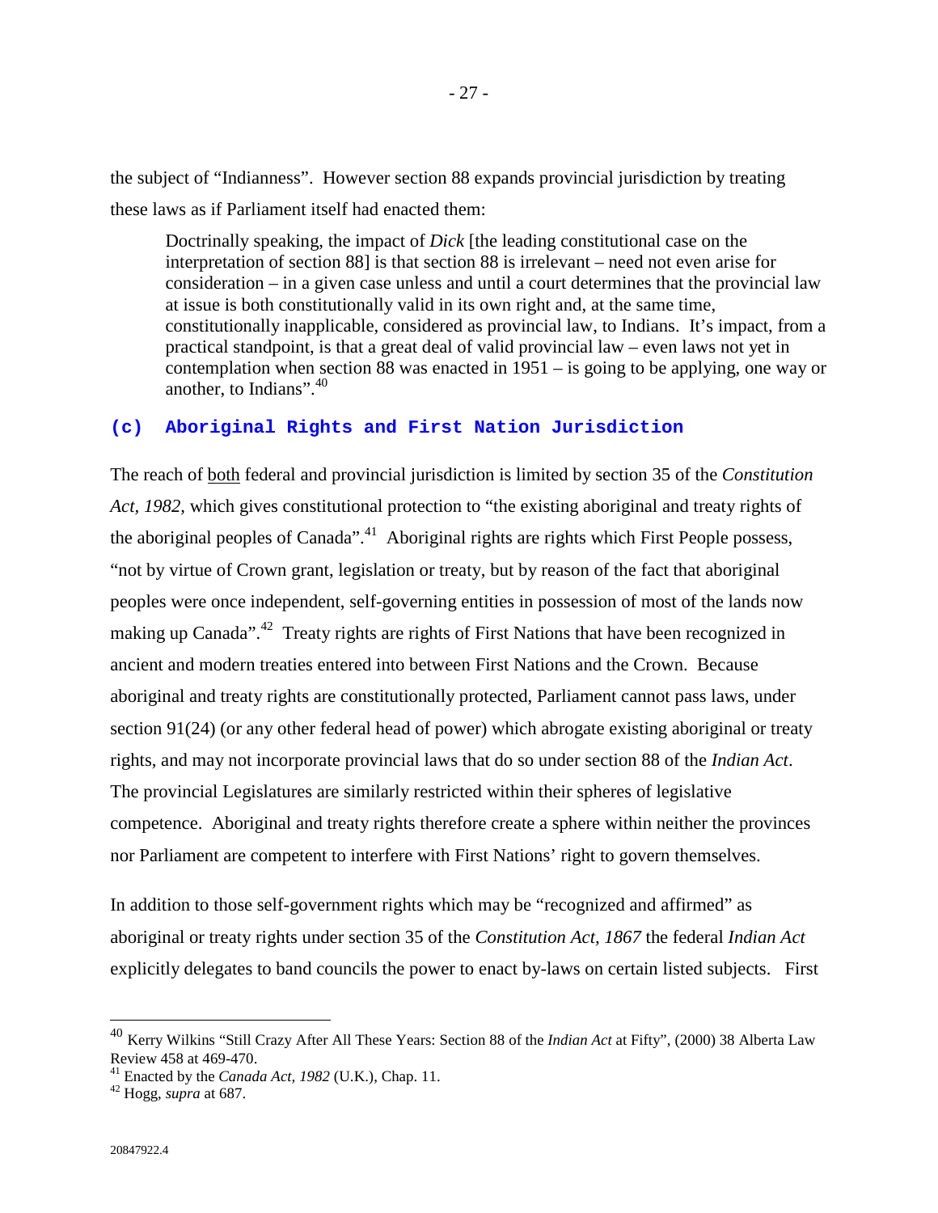the subject of "Indianness". However section 88 expands provincial jurisdiction by treating these laws as if Parliament itself had enacted them:

> Doctrinally speaking, the impact of *Dick* [the leading constitutional case on the interpretation of section 88] is that section 88 is irrelevant – need not even arise for consideration – in a given case unless and until a court determines that the provincial law at issue is both constitutionally valid in its own right and, at the same time, constitutionally inapplicable, considered as provincial law, to Indians. It's impact, from a practical standpoint, is that a great deal of valid provincial law – even laws not yet in contemplation when section 88 was enacted in 1951 – is going to be applying, one way or another, to Indians".[40]

### (c) Aboriginal Rights and First Nation Jurisdiction

The reach of <u>both</u> federal and provincial jurisdiction is limited by section 35 of the *Constitution Act, 1982*, which gives constitutional protection to "the existing aboriginal and treaty rights of the aboriginal peoples of Canada".[41] Aboriginal rights are rights which First People possess, "not by virtue of Crown grant, legislation or treaty, but by reason of the fact that aboriginal peoples were once independent, self-governing entities in possession of most of the lands now making up Canada".[42] Treaty rights are rights of First Nations that have been recognized in ancient and modern treaties entered into between First Nations and the Crown. Because aboriginal and treaty rights are constitutionally protected, Parliament cannot pass laws, under section 91(24) (or any other federal head of power) which abrogate existing aboriginal or treaty rights, and may not incorporate provincial laws that do so under section 88 of the *Indian Act*. The provincial Legislatures are similarly restricted within their spheres of legislative competence. Aboriginal and treaty rights therefore create a sphere within neither the provinces nor Parliament are competent to interfere with First Nations' right to govern themselves.

In addition to those self-government rights which may be "recognized and affirmed" as aboriginal or treaty rights under section 35 of the *Constitution Act, 1867* the federal *Indian Act* explicitly delegates to band councils the power to enact by-laws on certain listed subjects. First

---

[40] Kerry Wilkins "Still Crazy After All These Years: Section 88 of the *Indian Act* at Fifty", (2000) 38 Alberta Law Review 458 at 469-470.

[41] Enacted by the *Canada Act, 1982* (U.K.), Chap. 11.

[42] Hogg, *supra* at 687.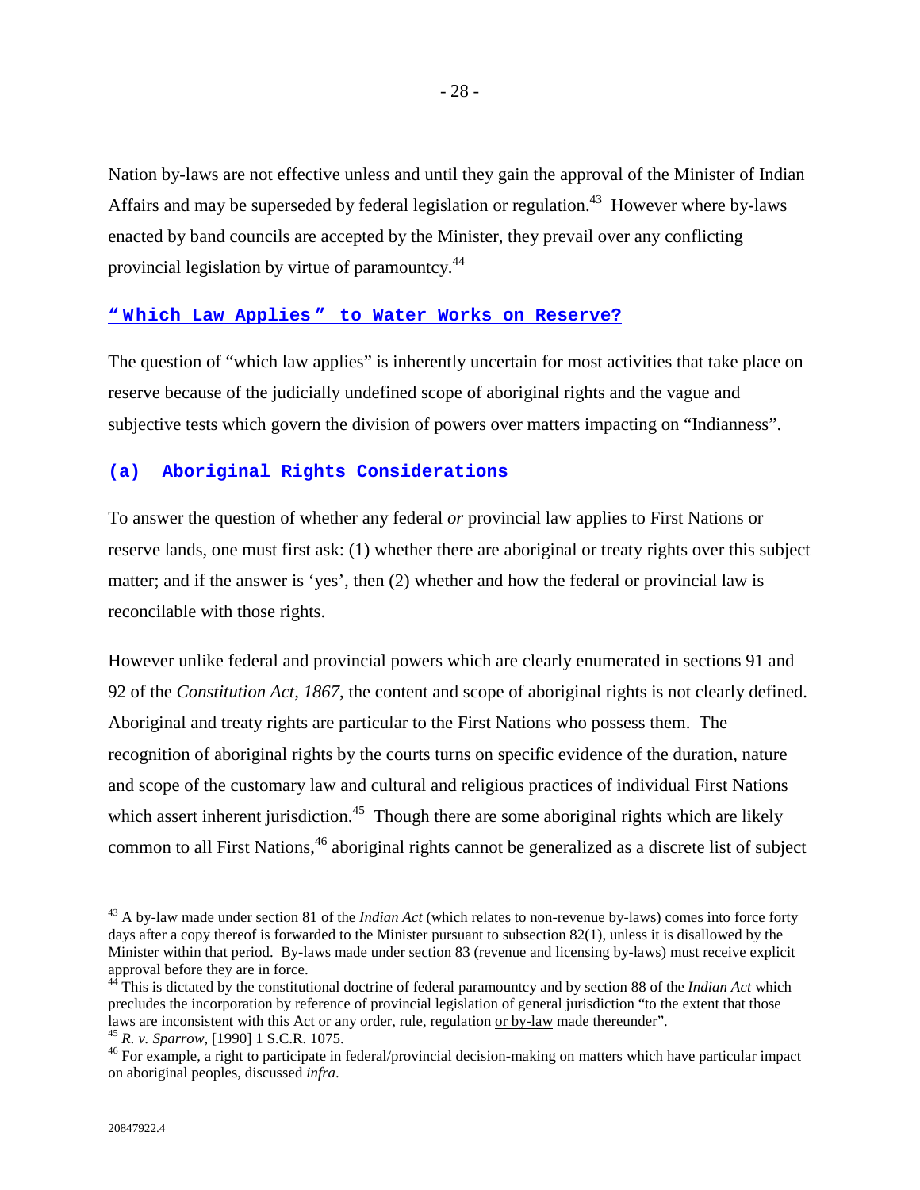Nation by-laws are not effective unless and until they gain the approval of the Minister of Indian Affairs and may be superseded by federal legislation or regulation.[43] However where by-laws enacted by band councils are accepted by the Minister, they prevail over any conflicting provincial legislation by virtue of paramountcy.[44]

## "Which Law Applies" to Water Works on Reserve?

The question of "which law applies" is inherently uncertain for most activities that take place on reserve because of the judicially undefined scope of aboriginal rights and the vague and subjective tests which govern the division of powers over matters impacting on "Indianness".

### (a) Aboriginal Rights Considerations

To answer the question of whether any federal *or* provincial law applies to First Nations or reserve lands, one must first ask: (1) whether there are aboriginal or treaty rights over this subject matter; and if the answer is 'yes', then (2) whether and how the federal or provincial law is reconcilable with those rights.

However unlike federal and provincial powers which are clearly enumerated in sections 91 and 92 of the *Constitution Act, 1867*, the content and scope of aboriginal rights is not clearly defined. Aboriginal and treaty rights are particular to the First Nations who possess them. The recognition of aboriginal rights by the courts turns on specific evidence of the duration, nature and scope of the customary law and cultural and religious practices of individual First Nations which assert inherent jurisdiction.[45] Though there are some aboriginal rights which are likely common to all First Nations,[46] aboriginal rights cannot be generalized as a discrete list of subject

---

[43] A by-law made under section 81 of the *Indian Act* (which relates to non-revenue by-laws) comes into force forty days after a copy thereof is forwarded to the Minister pursuant to subsection 82(1), unless it is disallowed by the Minister within that period. By-laws made under section 83 (revenue and licensing by-laws) must receive explicit approval before they are in force.

[44] This is dictated by the constitutional doctrine of federal paramountcy and by section 88 of the *Indian Act* which precludes the incorporation by reference of provincial legislation of general jurisdiction "to the extent that those laws are inconsistent with this Act or any order, rule, regulation <u>or by-law</u> made thereunder".

[45] *R. v. Sparrow,* [1990] 1 S.C.R. 1075.

[46] For example, a right to participate in federal/provincial decision-making on matters which have particular impact on aboriginal peoples, discussed *infra*.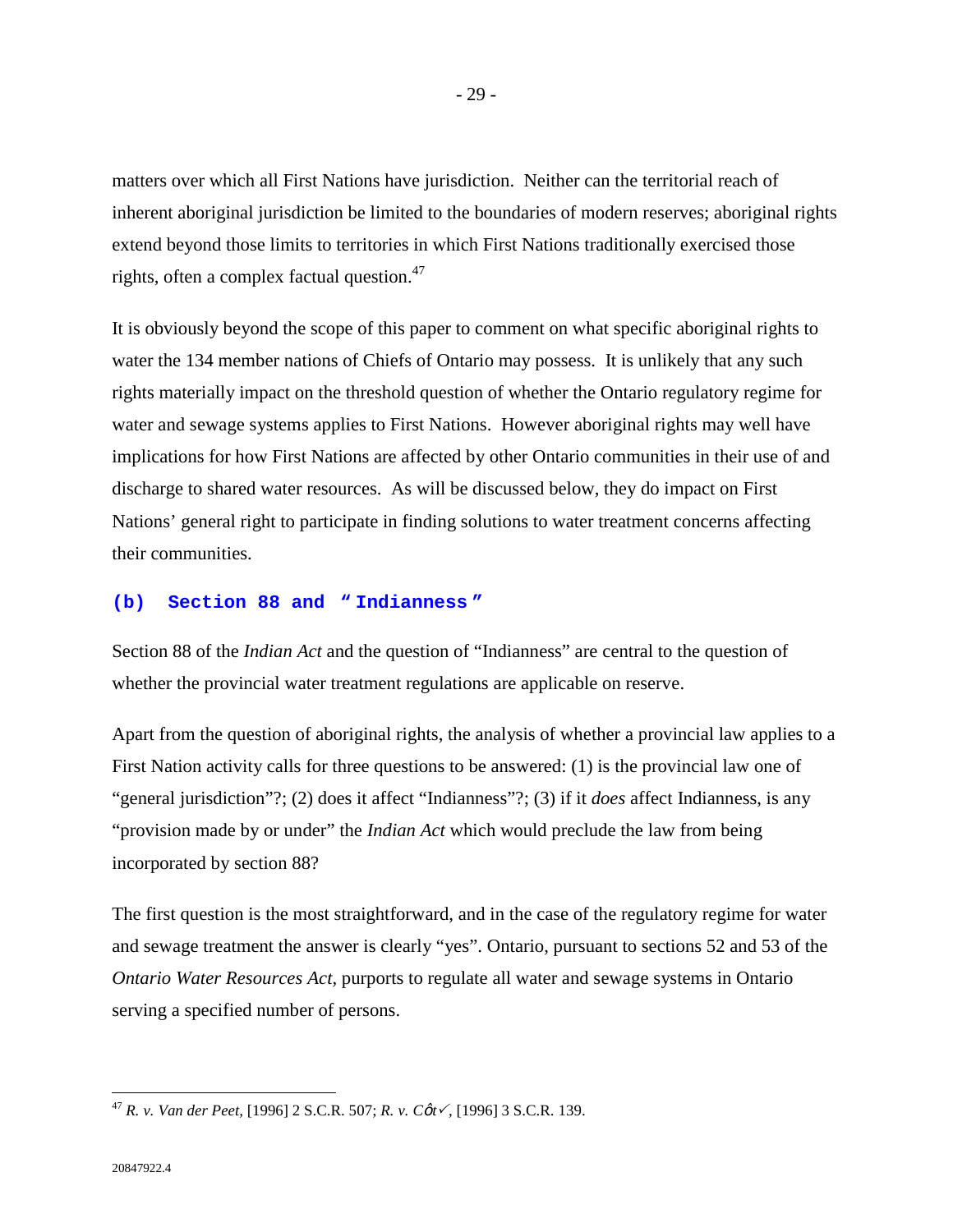matters over which all First Nations have jurisdiction. Neither can the territorial reach of inherent aboriginal jurisdiction be limited to the boundaries of modern reserves; aboriginal rights extend beyond those limits to territories in which First Nations traditionally exercised those rights, often a complex factual question.[47]

It is obviously beyond the scope of this paper to comment on what specific aboriginal rights to water the 134 member nations of Chiefs of Ontario may possess. It is unlikely that any such rights materially impact on the threshold question of whether the Ontario regulatory regime for water and sewage systems applies to First Nations. However aboriginal rights may well have implications for how First Nations are affected by other Ontario communities in their use of and discharge to shared water resources. As will be discussed below, they do impact on First Nations' general right to participate in finding solutions to water treatment concerns affecting their communities.

### (b) Section 88 and "Indianness"

Section 88 of the *Indian Act* and the question of "Indianness" are central to the question of whether the provincial water treatment regulations are applicable on reserve.

Apart from the question of aboriginal rights, the analysis of whether a provincial law applies to a First Nation activity calls for three questions to be answered: (1) is the provincial law one of "general jurisdiction"?; (2) does it affect "Indianness"?; (3) if it *does* affect Indianness, is any "provision made by or under" the *Indian Act* which would preclude the law from being incorporated by section 88?

The first question is the most straightforward, and in the case of the regulatory regime for water and sewage treatment the answer is clearly "yes". Ontario, pursuant to sections 52 and 53 of the *Ontario Water Resources Act*, purports to regulate all water and sewage systems in Ontario serving a specified number of persons.

---

[47] *R. v. Van der Peet*, [1996] 2 S.C.R. 507; *R. v. Côté*, [1996] 3 S.C.R. 139.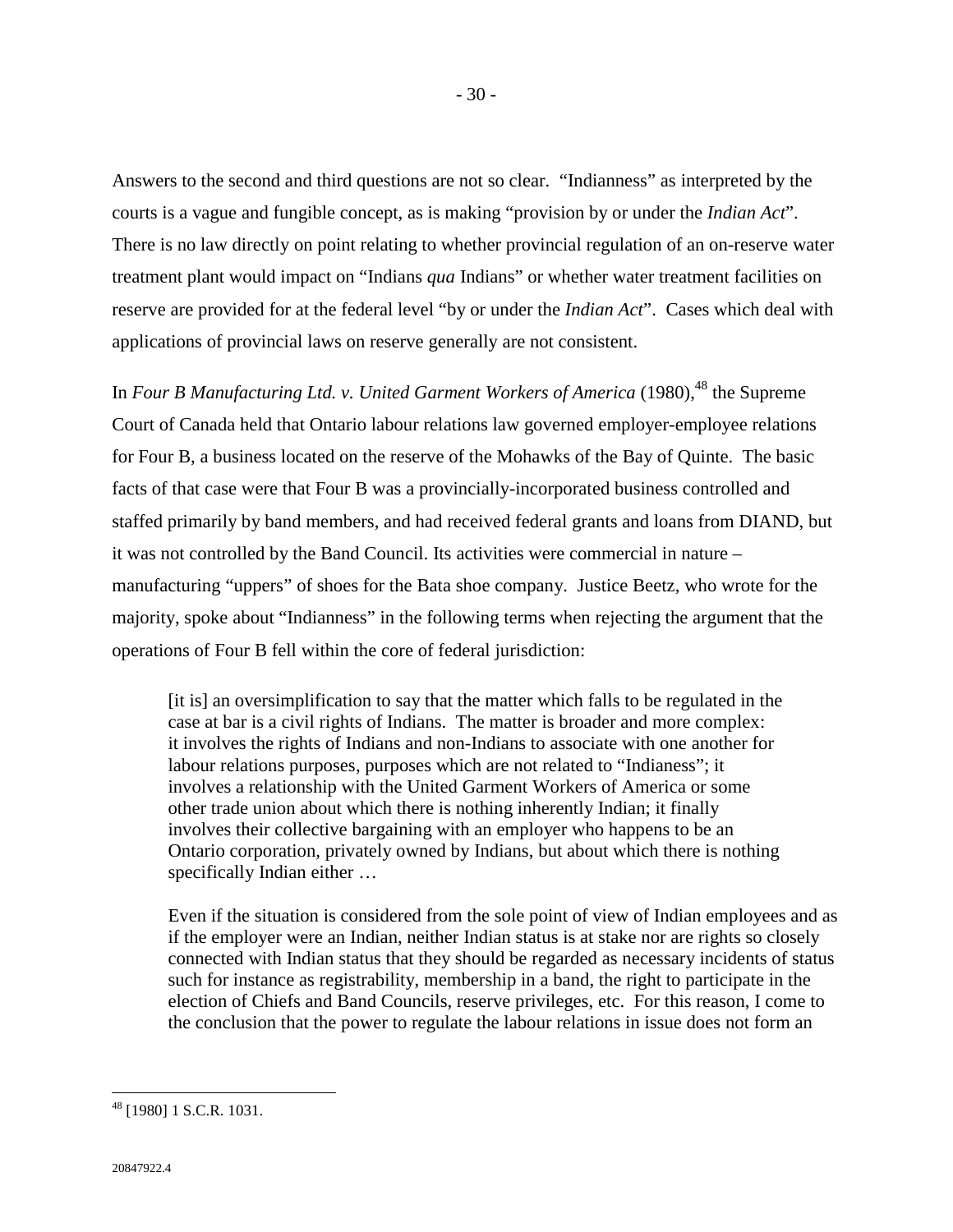Answers to the second and third questions are not so clear. "Indianness" as interpreted by the courts is a vague and fungible concept, as is making "provision by or under the *Indian Act*". There is no law directly on point relating to whether provincial regulation of an on-reserve water treatment plant would impact on "Indians *qua* Indians" or whether water treatment facilities on reserve are provided for at the federal level "by or under the *Indian Act*". Cases which deal with applications of provincial laws on reserve generally are not consistent.

In *Four B Manufacturing Ltd. v. United Garment Workers of America* (1980),[48] the Supreme Court of Canada held that Ontario labour relations law governed employer-employee relations for Four B, a business located on the reserve of the Mohawks of the Bay of Quinte. The basic facts of that case were that Four B was a provincially-incorporated business controlled and staffed primarily by band members, and had received federal grants and loans from DIAND, but it was not controlled by the Band Council. Its activities were commercial in nature – manufacturing "uppers" of shoes for the Bata shoe company. Justice Beetz, who wrote for the majority, spoke about "Indianness" in the following terms when rejecting the argument that the operations of Four B fell within the core of federal jurisdiction:

> [it is] an oversimplification to say that the matter which falls to be regulated in the case at bar is a civil rights of Indians. The matter is broader and more complex: it involves the rights of Indians and non-Indians to associate with one another for labour relations purposes, purposes which are not related to "Indianess"; it involves a relationship with the United Garment Workers of America or some other trade union about which there is nothing inherently Indian; it finally involves their collective bargaining with an employer who happens to be an Ontario corporation, privately owned by Indians, but about which there is nothing specifically Indian either …
>
> Even if the situation is considered from the sole point of view of Indian employees and as if the employer were an Indian, neither Indian status is at stake nor are rights so closely connected with Indian status that they should be regarded as necessary incidents of status such for instance as registrability, membership in a band, the right to participate in the election of Chiefs and Band Councils, reserve privileges, etc. For this reason, I come to the conclusion that the power to regulate the labour relations in issue does not form an

---

[48] [1980] 1 S.C.R. 1031.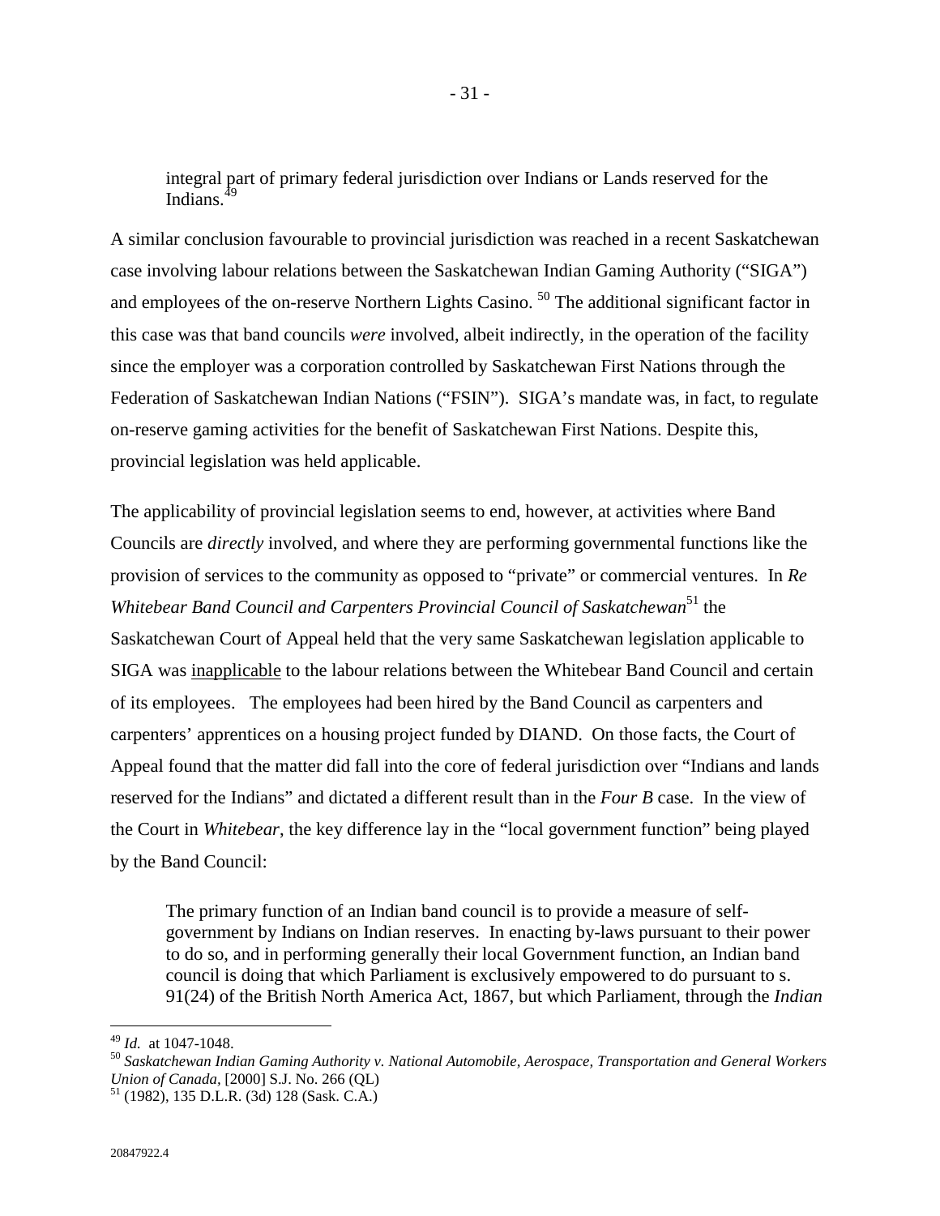> integral part of primary federal jurisdiction over Indians or Lands reserved for the Indians.[49]

A similar conclusion favourable to provincial jurisdiction was reached in a recent Saskatchewan case involving labour relations between the Saskatchewan Indian Gaming Authority ("SIGA") and employees of the on-reserve Northern Lights Casino.[50] The additional significant factor in this case was that band councils *were* involved, albeit indirectly, in the operation of the facility since the employer was a corporation controlled by Saskatchewan First Nations through the Federation of Saskatchewan Indian Nations ("FSIN"). SIGA's mandate was, in fact, to regulate on-reserve gaming activities for the benefit of Saskatchewan First Nations. Despite this, provincial legislation was held applicable.

The applicability of provincial legislation seems to end, however, at activities where Band Councils are *directly* involved, and where they are performing governmental functions like the provision of services to the community as opposed to "private" or commercial ventures. In *Re Whitebear Band Council and Carpenters Provincial Council of Saskatchewan*[51] the Saskatchewan Court of Appeal held that the very same Saskatchewan legislation applicable to SIGA was <u>inapplicable</u> to the labour relations between the Whitebear Band Council and certain of its employees. The employees had been hired by the Band Council as carpenters and carpenters' apprentices on a housing project funded by DIAND. On those facts, the Court of Appeal found that the matter did fall into the core of federal jurisdiction over "Indians and lands reserved for the Indians" and dictated a different result than in the *Four B* case. In the view of the Court in *Whitebear*, the key difference lay in the "local government function" being played by the Band Council:

> The primary function of an Indian band council is to provide a measure of self-government by Indians on Indian reserves. In enacting by-laws pursuant to their power to do so, and in performing generally their local Government function, an Indian band council is doing that which Parliament is exclusively empowered to do pursuant to s. 91(24) of the British North America Act, 1867, but which Parliament, through the *Indian*

---

[49] *Id.* at 1047-1048.

[50] *Saskatchewan Indian Gaming Authority v. National Automobile, Aerospace, Transportation and General Workers Union of Canada*, [2000] S.J. No. 266 (QL)

[51] (1982), 135 D.L.R. (3d) 128 (Sask. C.A.)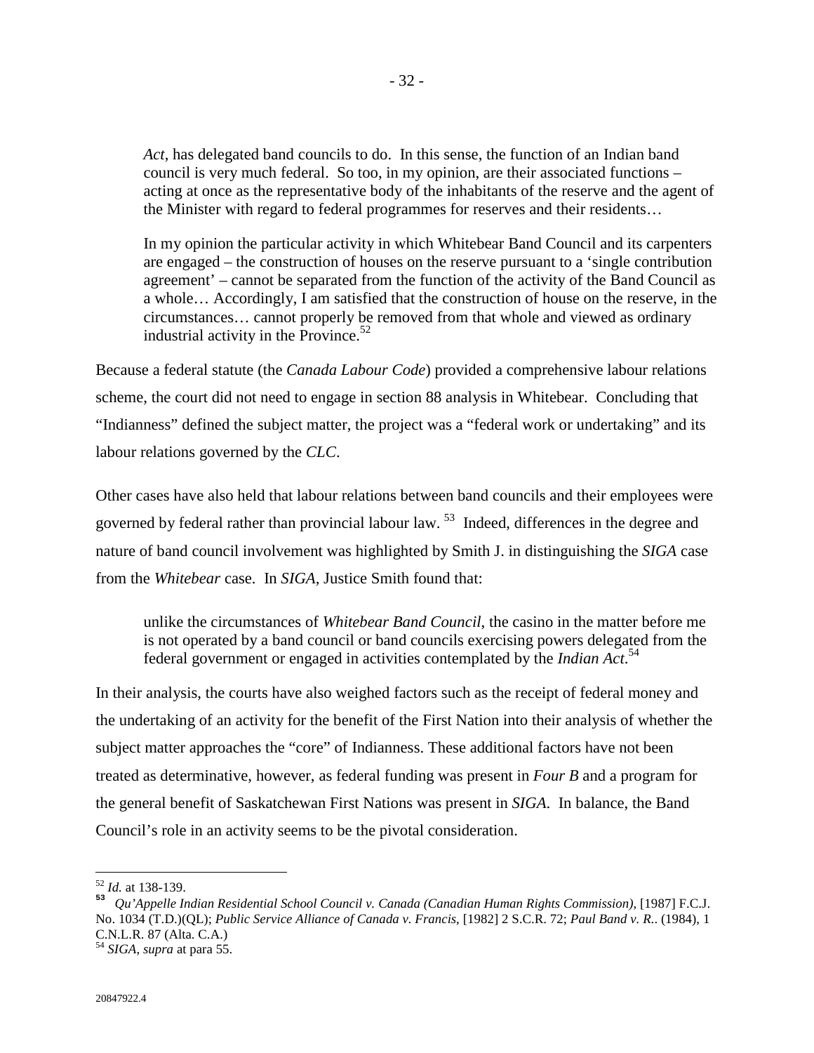> *Act*, has delegated band councils to do. In this sense, the function of an Indian band council is very much federal. So too, in my opinion, are their associated functions – acting at once as the representative body of the inhabitants of the reserve and the agent of the Minister with regard to federal programmes for reserves and their residents…
>
> In my opinion the particular activity in which Whitebear Band Council and its carpenters are engaged – the construction of houses on the reserve pursuant to a 'single contribution agreement' – cannot be separated from the function of the activity of the Band Council as a whole… Accordingly, I am satisfied that the construction of house on the reserve, in the circumstances… cannot properly be removed from that whole and viewed as ordinary industrial activity in the Province.[52]

Because a federal statute (the *Canada Labour Code*) provided a comprehensive labour relations scheme, the court did not need to engage in section 88 analysis in Whitebear. Concluding that "Indianness" defined the subject matter, the project was a "federal work or undertaking" and its labour relations governed by the *CLC*.

Other cases have also held that labour relations between band councils and their employees were governed by federal rather than provincial labour law.[53] Indeed, differences in the degree and nature of band council involvement was highlighted by Smith J. in distinguishing the *SIGA* case from the *Whitebear* case. In *SIGA,* Justice Smith found that:

> unlike the circumstances of *Whitebear Band Council*, the casino in the matter before me is not operated by a band council or band councils exercising powers delegated from the federal government or engaged in activities contemplated by the *Indian Act*.[54]

In their analysis, the courts have also weighed factors such as the receipt of federal money and the undertaking of an activity for the benefit of the First Nation into their analysis of whether the subject matter approaches the "core" of Indianness. These additional factors have not been treated as determinative, however, as federal funding was present in *Four B* and a program for the general benefit of Saskatchewan First Nations was present in *SIGA*. In balance, the Band Council's role in an activity seems to be the pivotal consideration.

---

[52] *Id.* at 138-139.

[53] *Qu'Appelle Indian Residential School Council v. Canada (Canadian Human Rights Commission)*, [1987] F.C.J. No. 1034 (T.D.)(QL); *Public Service Alliance of Canada v. Francis*, [1982] 2 S.C.R. 72; *Paul Band v. R.*. (1984), 1 C.N.L.R. 87 (Alta. C.A.)

[54] *SIGA, supra* at para 55.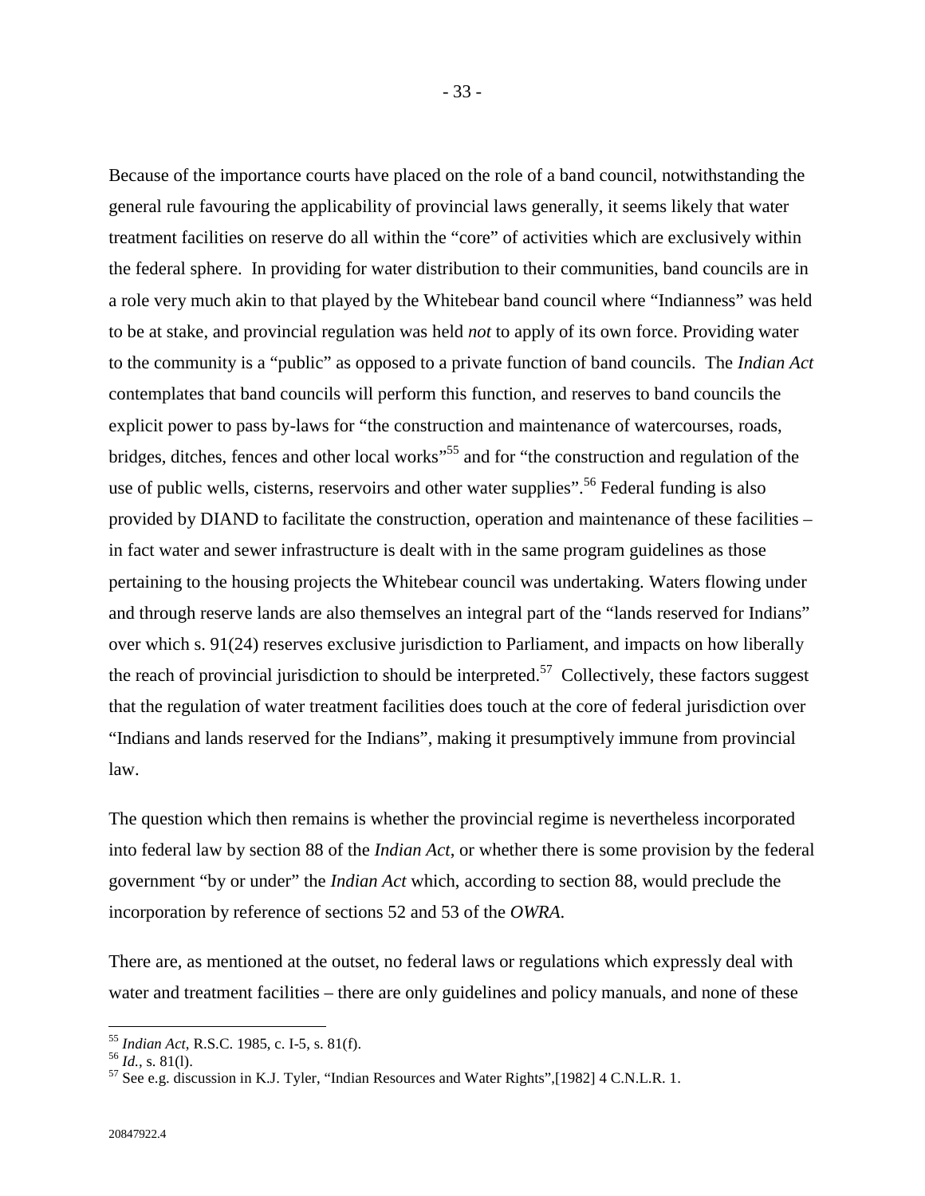Because of the importance courts have placed on the role of a band council, notwithstanding the general rule favouring the applicability of provincial laws generally, it seems likely that water treatment facilities on reserve do all within the "core" of activities which are exclusively within the federal sphere. In providing for water distribution to their communities, band councils are in a role very much akin to that played by the Whitebear band council where "Indianness" was held to be at stake, and provincial regulation was held *not* to apply of its own force. Providing water to the community is a "public" as opposed to a private function of band councils. The *Indian Act* contemplates that band councils will perform this function, and reserves to band councils the explicit power to pass by-laws for "the construction and maintenance of watercourses, roads, bridges, ditches, fences and other local works"[55] and for "the construction and regulation of the use of public wells, cisterns, reservoirs and other water supplies".[56] Federal funding is also provided by DIAND to facilitate the construction, operation and maintenance of these facilities – in fact water and sewer infrastructure is dealt with in the same program guidelines as those pertaining to the housing projects the Whitebear council was undertaking. Waters flowing under and through reserve lands are also themselves an integral part of the "lands reserved for Indians" over which s. 91(24) reserves exclusive jurisdiction to Parliament, and impacts on how liberally the reach of provincial jurisdiction to should be interpreted.[57] Collectively, these factors suggest that the regulation of water treatment facilities does touch at the core of federal jurisdiction over "Indians and lands reserved for the Indians", making it presumptively immune from provincial law.

The question which then remains is whether the provincial regime is nevertheless incorporated into federal law by section 88 of the *Indian Act*, or whether there is some provision by the federal government "by or under" the *Indian Act* which, according to section 88, would preclude the incorporation by reference of sections 52 and 53 of the *OWRA*.

There are, as mentioned at the outset, no federal laws or regulations which expressly deal with water and treatment facilities – there are only guidelines and policy manuals, and none of these

---

[55] *Indian Act*, R.S.C. 1985, c. I-5, s. 81(f).

[56] *Id.*, s. 81(l).

[57] See e.g. discussion in K.J. Tyler, "Indian Resources and Water Rights",[1982] 4 C.N.L.R. 1.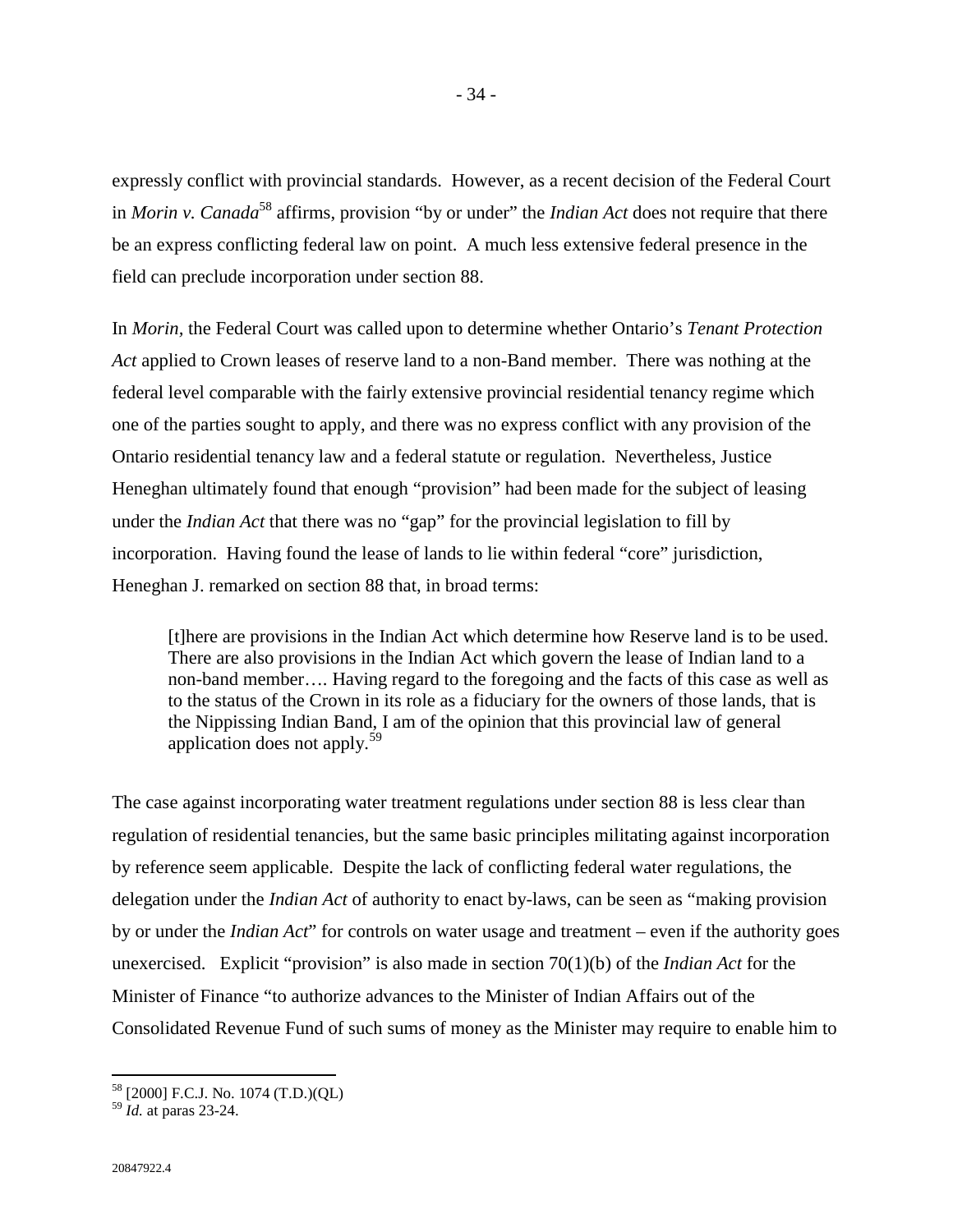expressly conflict with provincial standards. However, as a recent decision of the Federal Court in *Morin v. Canada*[58] affirms, provision "by or under" the *Indian Act* does not require that there be an express conflicting federal law on point. A much less extensive federal presence in the field can preclude incorporation under section 88.

In *Morin*, the Federal Court was called upon to determine whether Ontario's *Tenant Protection Act* applied to Crown leases of reserve land to a non-Band member. There was nothing at the federal level comparable with the fairly extensive provincial residential tenancy regime which one of the parties sought to apply, and there was no express conflict with any provision of the Ontario residential tenancy law and a federal statute or regulation. Nevertheless, Justice Heneghan ultimately found that enough "provision" had been made for the subject of leasing under the *Indian Act* that there was no "gap" for the provincial legislation to fill by incorporation. Having found the lease of lands to lie within federal "core" jurisdiction, Heneghan J. remarked on section 88 that, in broad terms:

> [t]here are provisions in the Indian Act which determine how Reserve land is to be used. There are also provisions in the Indian Act which govern the lease of Indian land to a non-band member…. Having regard to the foregoing and the facts of this case as well as to the status of the Crown in its role as a fiduciary for the owners of those lands, that is the Nippissing Indian Band, I am of the opinion that this provincial law of general application does not apply.[59]

The case against incorporating water treatment regulations under section 88 is less clear than regulation of residential tenancies, but the same basic principles militating against incorporation by reference seem applicable. Despite the lack of conflicting federal water regulations, the delegation under the *Indian Act* of authority to enact by-laws, can be seen as "making provision by or under the *Indian Act*" for controls on water usage and treatment – even if the authority goes unexercised. Explicit "provision" is also made in section 70(1)(b) of the *Indian Act* for the Minister of Finance "to authorize advances to the Minister of Indian Affairs out of the Consolidated Revenue Fund of such sums of money as the Minister may require to enable him to

---

[58] [2000] F.C.J. No. 1074 (T.D.)(QL)

[59] *Id.* at paras 23-24.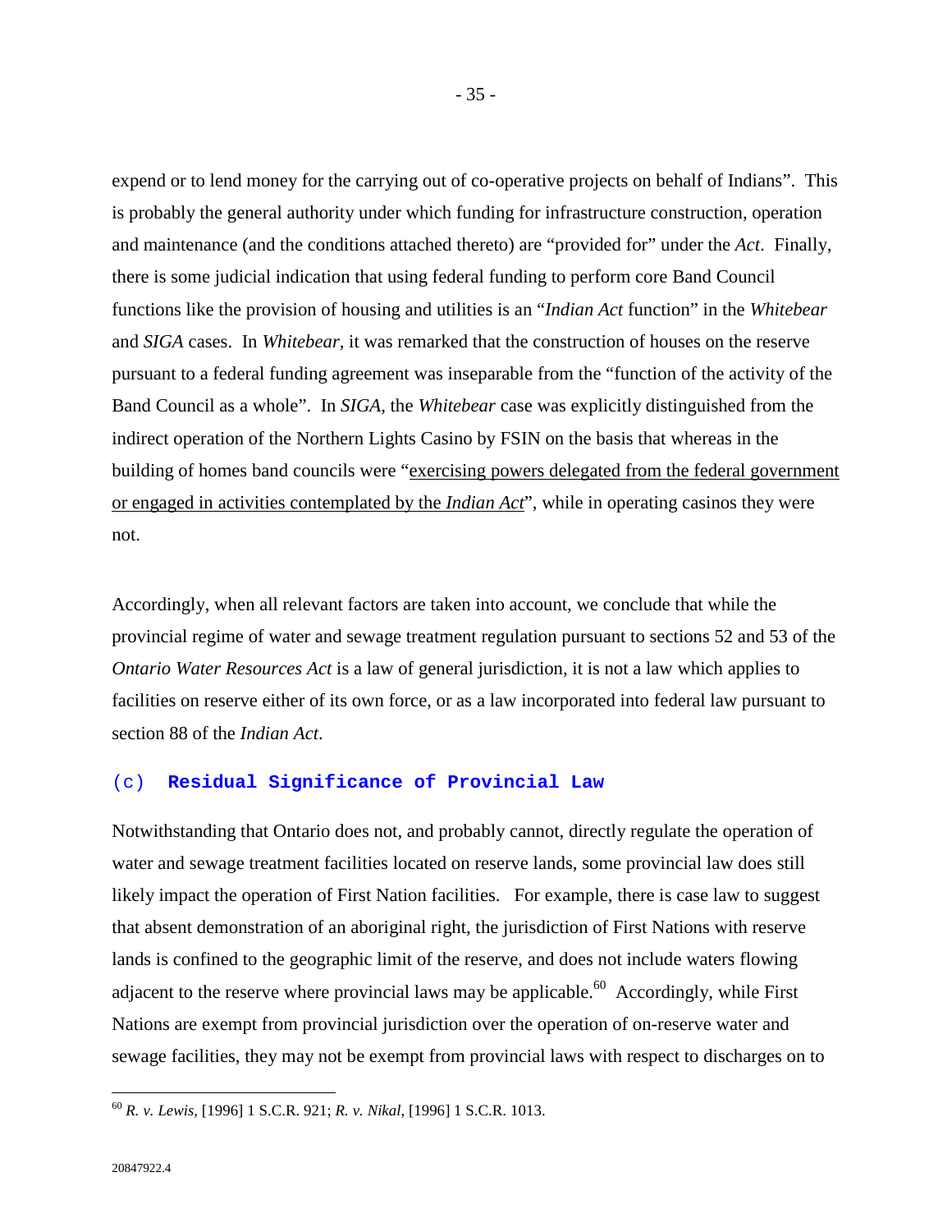expend or to lend money for the carrying out of co-operative projects on behalf of Indians". This is probably the general authority under which funding for infrastructure construction, operation and maintenance (and the conditions attached thereto) are "provided for" under the *Act*. Finally, there is some judicial indication that using federal funding to perform core Band Council functions like the provision of housing and utilities is an "*Indian Act* function" in the *Whitebear* and *SIGA* cases. In *Whitebear*, it was remarked that the construction of houses on the reserve pursuant to a federal funding agreement was inseparable from the "function of the activity of the Band Council as a whole". In *SIGA*, the *Whitebear* case was explicitly distinguished from the indirect operation of the Northern Lights Casino by FSIN on the basis that whereas in the building of homes band councils were "<u>exercising powers delegated from the federal government or engaged in activities contemplated by the *Indian Act*</u>", while in operating casinos they were not.

Accordingly, when all relevant factors are taken into account, we conclude that while the provincial regime of water and sewage treatment regulation pursuant to sections 52 and 53 of the *Ontario Water Resources Act* is a law of general jurisdiction, it is not a law which applies to facilities on reserve either of its own force, or as a law incorporated into federal law pursuant to section 88 of the *Indian Act*.

### (c) Residual Significance of Provincial Law

Notwithstanding that Ontario does not, and probably cannot, directly regulate the operation of water and sewage treatment facilities located on reserve lands, some provincial law does still likely impact the operation of First Nation facilities. For example, there is case law to suggest that absent demonstration of an aboriginal right, the jurisdiction of First Nations with reserve lands is confined to the geographic limit of the reserve, and does not include waters flowing adjacent to the reserve where provincial laws may be applicable.[60] Accordingly, while First Nations are exempt from provincial jurisdiction over the operation of on-reserve water and sewage facilities, they may not be exempt from provincial laws with respect to discharges on to

---

[60] *R. v. Lewis*, [1996] 1 S.C.R. 921; *R. v. Nikal*, [1996] 1 S.C.R. 1013.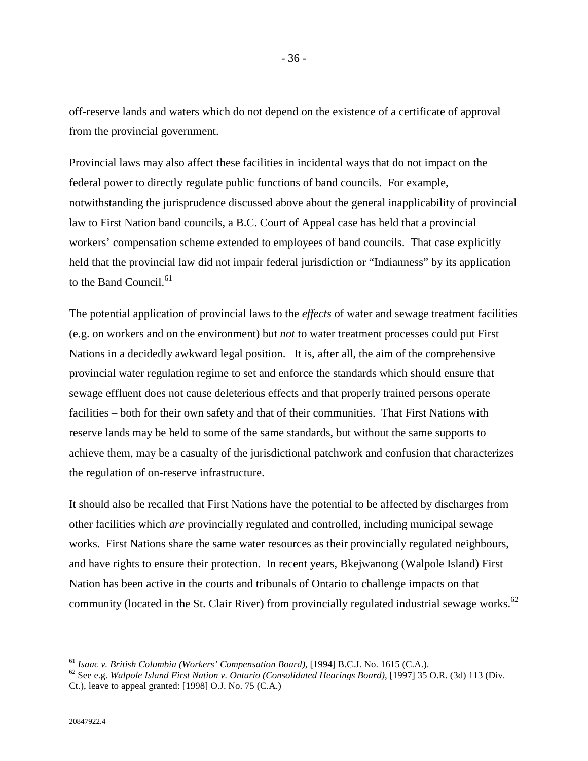off-reserve lands and waters which do not depend on the existence of a certificate of approval from the provincial government.

Provincial laws may also affect these facilities in incidental ways that do not impact on the federal power to directly regulate public functions of band councils. For example, notwithstanding the jurisprudence discussed above about the general inapplicability of provincial law to First Nation band councils, a B.C. Court of Appeal case has held that a provincial workers' compensation scheme extended to employees of band councils. That case explicitly held that the provincial law did not impair federal jurisdiction or "Indianness" by its application to the Band Council.[61]

The potential application of provincial laws to the *effects* of water and sewage treatment facilities (e.g. on workers and on the environment) but *not* to water treatment processes could put First Nations in a decidedly awkward legal position. It is, after all, the aim of the comprehensive provincial water regulation regime to set and enforce the standards which should ensure that sewage effluent does not cause deleterious effects and that properly trained persons operate facilities – both for their own safety and that of their communities. That First Nations with reserve lands may be held to some of the same standards, but without the same supports to achieve them, may be a casualty of the jurisdictional patchwork and confusion that characterizes the regulation of on-reserve infrastructure.

It should also be recalled that First Nations have the potential to be affected by discharges from other facilities which *are* provincially regulated and controlled, including municipal sewage works. First Nations share the same water resources as their provincially regulated neighbours, and have rights to ensure their protection. In recent years, Bkejwanong (Walpole Island) First Nation has been active in the courts and tribunals of Ontario to challenge impacts on that community (located in the St. Clair River) from provincially regulated industrial sewage works.[62]

---

[61] *Isaac v. British Columbia (Workers' Compensation Board)*, [1994] B.C.J. No. 1615 (C.A.).

[62] See e.g. *Walpole Island First Nation v. Ontario (Consolidated Hearings Board)*, [1997] 35 O.R. (3d) 113 (Div. Ct.), leave to appeal granted: [1998] O.J. No. 75 (C.A.)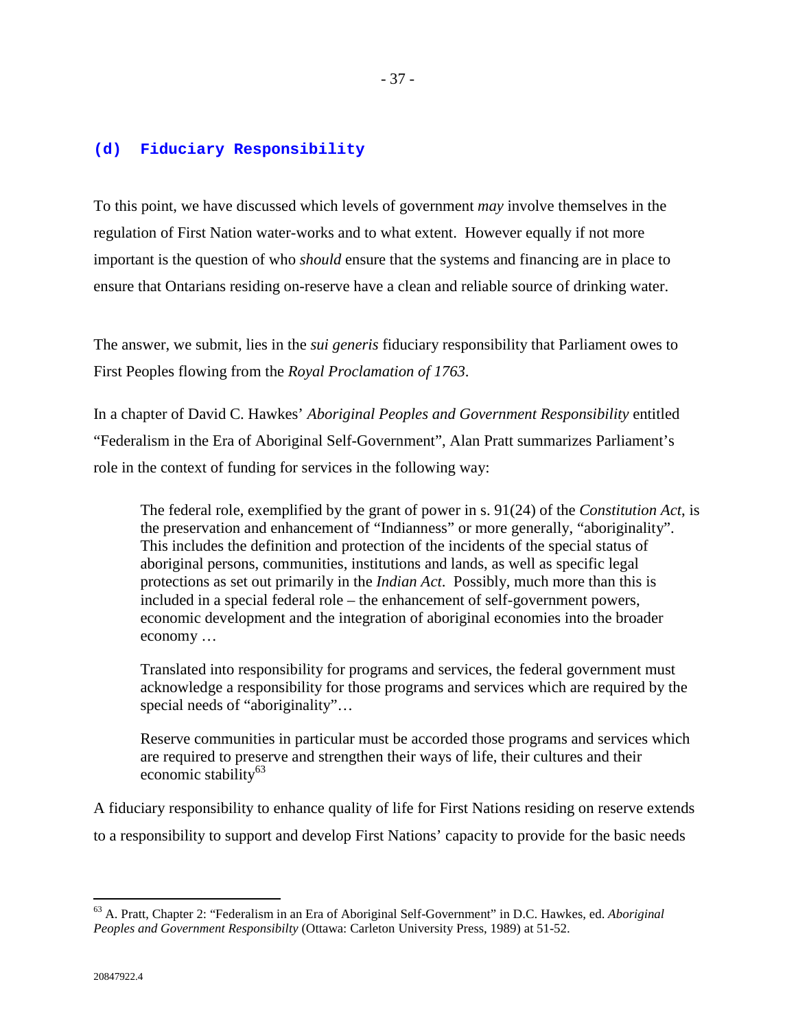### (d) Fiduciary Responsibility

To this point, we have discussed which levels of government *may* involve themselves in the regulation of First Nation water-works and to what extent. However equally if not more important is the question of who *should* ensure that the systems and financing are in place to ensure that Ontarians residing on-reserve have a clean and reliable source of drinking water.

The answer, we submit, lies in the *sui generis* fiduciary responsibility that Parliament owes to First Peoples flowing from the *Royal Proclamation of 1763*.

In a chapter of David C. Hawkes' *Aboriginal Peoples and Government Responsibility* entitled "Federalism in the Era of Aboriginal Self-Government", Alan Pratt summarizes Parliament's role in the context of funding for services in the following way:

> The federal role, exemplified by the grant of power in s. 91(24) of the *Constitution Act*, is the preservation and enhancement of "Indianness" or more generally, "aboriginality". This includes the definition and protection of the incidents of the special status of aboriginal persons, communities, institutions and lands, as well as specific legal protections as set out primarily in the *Indian Act*. Possibly, much more than this is included in a special federal role – the enhancement of self-government powers, economic development and the integration of aboriginal economies into the broader economy …
>
> Translated into responsibility for programs and services, the federal government must acknowledge a responsibility for those programs and services which are required by the special needs of "aboriginality"…
>
> Reserve communities in particular must be accorded those programs and services which are required to preserve and strengthen their ways of life, their cultures and their economic stability[63]

A fiduciary responsibility to enhance quality of life for First Nations residing on reserve extends to a responsibility to support and develop First Nations' capacity to provide for the basic needs

---

[63] A. Pratt, Chapter 2: "Federalism in an Era of Aboriginal Self-Government" in D.C. Hawkes, ed. *Aboriginal Peoples and Government Responsibilty* (Ottawa: Carleton University Press, 1989) at 51-52.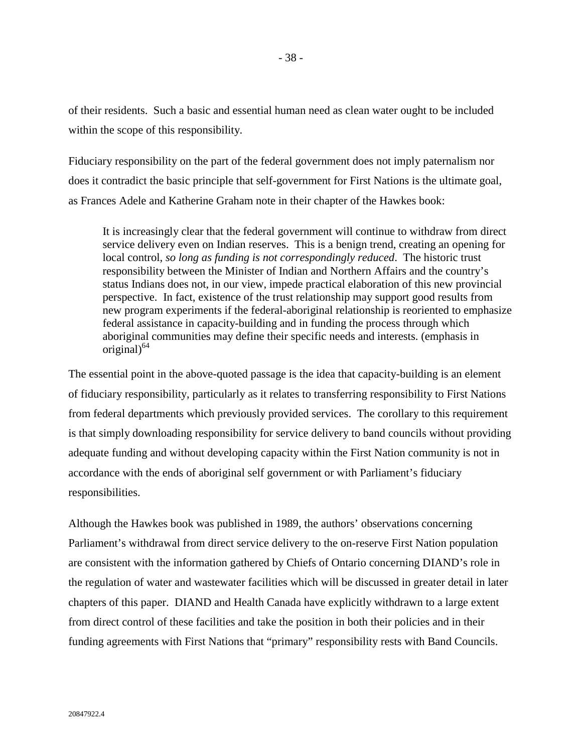of their residents. Such a basic and essential human need as clean water ought to be included within the scope of this responsibility.

Fiduciary responsibility on the part of the federal government does not imply paternalism nor does it contradict the basic principle that self-government for First Nations is the ultimate goal, as Frances Adele and Katherine Graham note in their chapter of the Hawkes book:

> It is increasingly clear that the federal government will continue to withdraw from direct service delivery even on Indian reserves. This is a benign trend, creating an opening for local control, *so long as funding is not correspondingly reduced*. The historic trust responsibility between the Minister of Indian and Northern Affairs and the country's status Indians does not, in our view, impede practical elaboration of this new provincial perspective. In fact, existence of the trust relationship may support good results from new program experiments if the federal-aboriginal relationship is reoriented to emphasize federal assistance in capacity-building and in funding the process through which aboriginal communities may define their specific needs and interests. (emphasis in original)[64]

The essential point in the above-quoted passage is the idea that capacity-building is an element of fiduciary responsibility, particularly as it relates to transferring responsibility to First Nations from federal departments which previously provided services. The corollary to this requirement is that simply downloading responsibility for service delivery to band councils without providing adequate funding and without developing capacity within the First Nation community is not in accordance with the ends of aboriginal self government or with Parliament's fiduciary responsibilities.

Although the Hawkes book was published in 1989, the authors' observations concerning Parliament's withdrawal from direct service delivery to the on-reserve First Nation population are consistent with the information gathered by Chiefs of Ontario concerning DIAND's role in the regulation of water and wastewater facilities which will be discussed in greater detail in later chapters of this paper. DIAND and Health Canada have explicitly withdrawn to a large extent from direct control of these facilities and take the position in both their policies and in their funding agreements with First Nations that "primary" responsibility rests with Band Councils.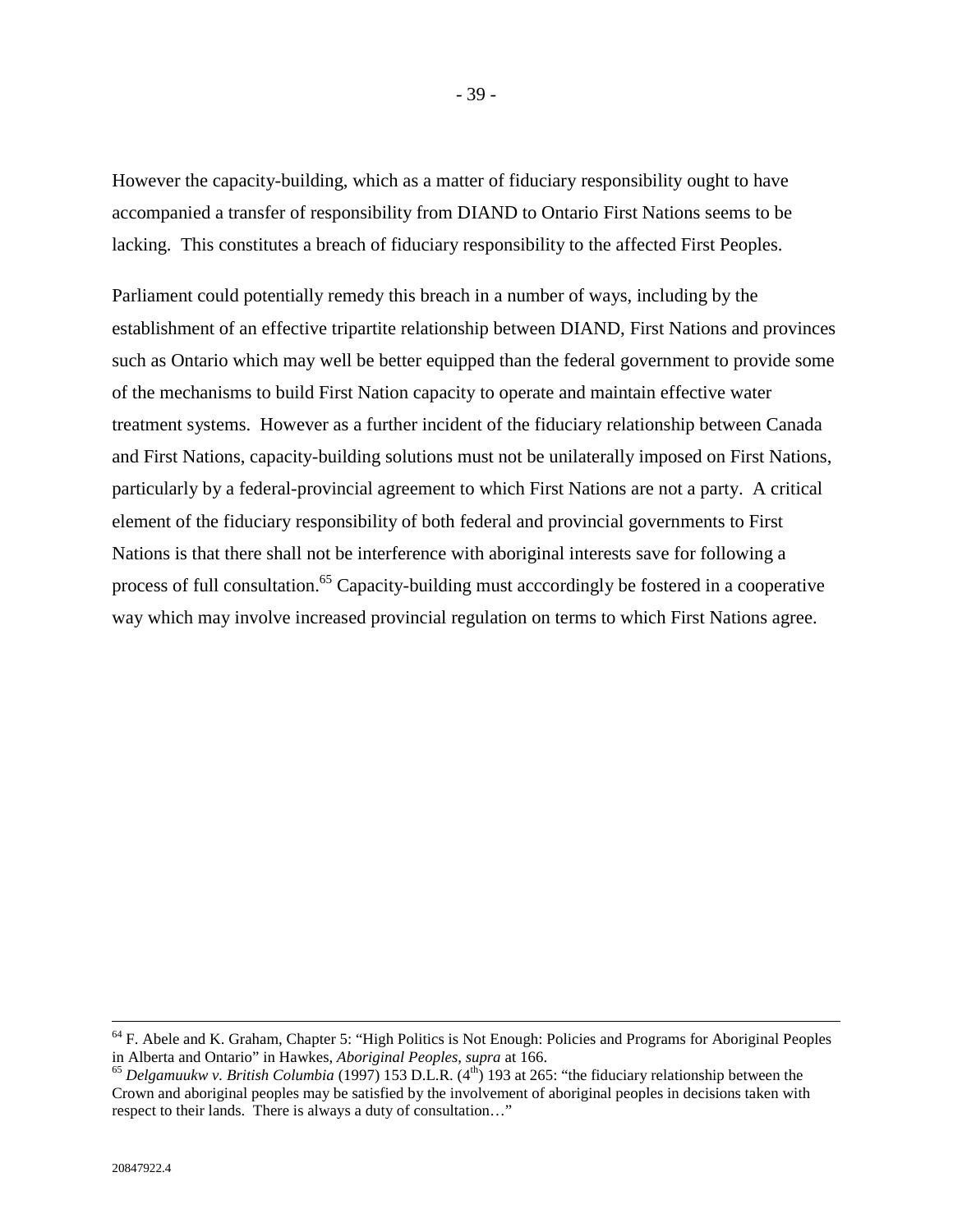However the capacity-building, which as a matter of fiduciary responsibility ought to have accompanied a transfer of responsibility from DIAND to Ontario First Nations seems to be lacking. This constitutes a breach of fiduciary responsibility to the affected First Peoples.

Parliament could potentially remedy this breach in a number of ways, including by the establishment of an effective tripartite relationship between DIAND, First Nations and provinces such as Ontario which may well be better equipped than the federal government to provide some of the mechanisms to build First Nation capacity to operate and maintain effective water treatment systems. However as a further incident of the fiduciary relationship between Canada and First Nations, capacity-building solutions must not be unilaterally imposed on First Nations, particularly by a federal-provincial agreement to which First Nations are not a party. A critical element of the fiduciary responsibility of both federal and provincial governments to First Nations is that there shall not be interference with aboriginal interests save for following a process of full consultation.[65] Capacity-building must acccordingly be fostered in a cooperative way which may involve increased provincial regulation on terms to which First Nations agree.

---

[64] F. Abele and K. Graham, Chapter 5: "High Politics is Not Enough: Policies and Programs for Aboriginal Peoples in Alberta and Ontario" in Hawkes, *Aboriginal Peoples*, *supra* at 166.

[65] *Delgamuukw v. British Columbia* (1997) 153 D.L.R. (4th) 193 at 265: "the fiduciary relationship between the Crown and aboriginal peoples may be satisfied by the involvement of aboriginal peoples in decisions taken with respect to their lands. There is always a duty of consultation…"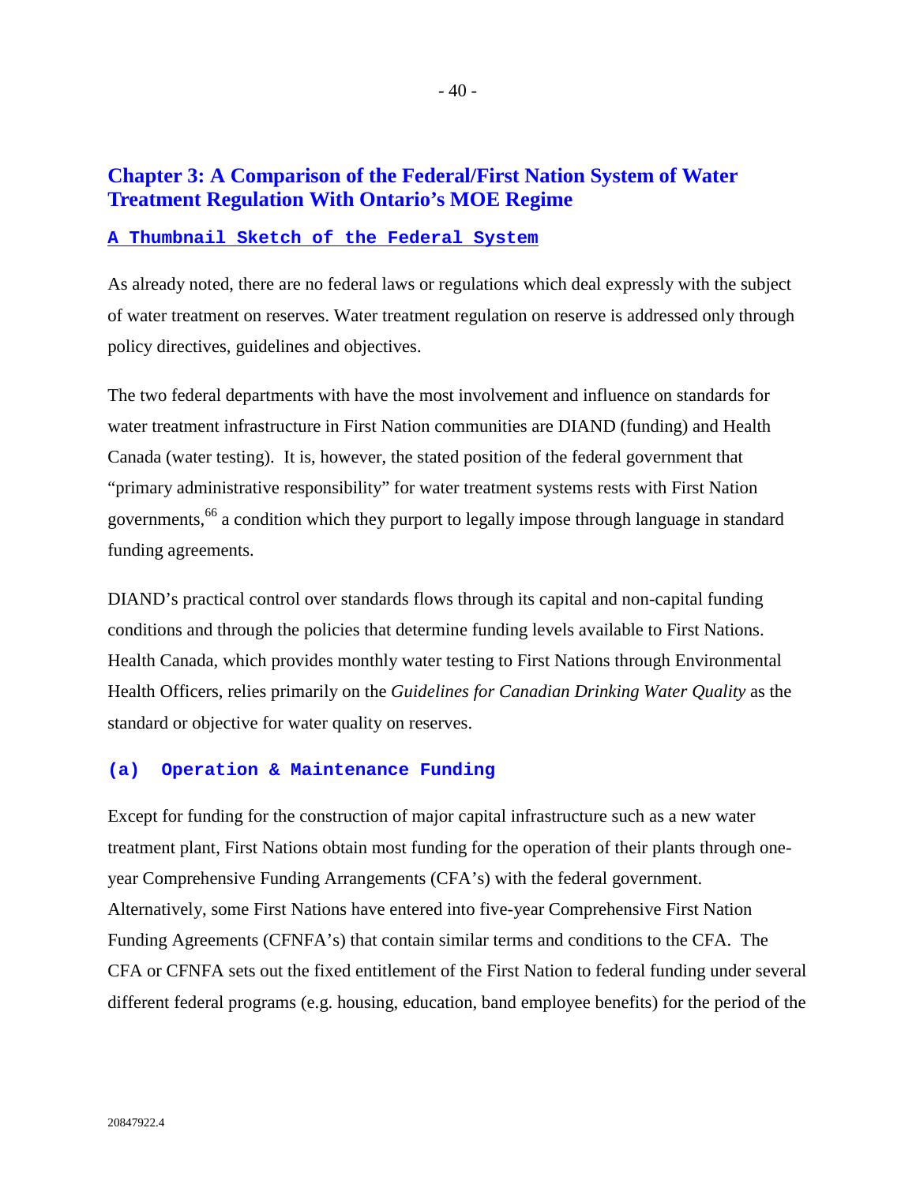## Chapter 3: A Comparison of the Federal/First Nation System of Water Treatment Regulation With Ontario's MOE Regime

### A Thumbnail Sketch of the Federal System

As already noted, there are no federal laws or regulations which deal expressly with the subject of water treatment on reserves. Water treatment regulation on reserve is addressed only through policy directives, guidelines and objectives.

The two federal departments with have the most involvement and influence on standards for water treatment infrastructure in First Nation communities are DIAND (funding) and Health Canada (water testing). It is, however, the stated position of the federal government that "primary administrative responsibility" for water treatment systems rests with First Nation governments,[66] a condition which they purport to legally impose through language in standard funding agreements.

DIAND's practical control over standards flows through its capital and non-capital funding conditions and through the policies that determine funding levels available to First Nations. Health Canada, which provides monthly water testing to First Nations through Environmental Health Officers, relies primarily on the *Guidelines for Canadian Drinking Water Quality* as the standard or objective for water quality on reserves.

#### (a) Operation & Maintenance Funding

Except for funding for the construction of major capital infrastructure such as a new water treatment plant, First Nations obtain most funding for the operation of their plants through one-year Comprehensive Funding Arrangements (CFA's) with the federal government. Alternatively, some First Nations have entered into five-year Comprehensive First Nation Funding Agreements (CFNFA's) that contain similar terms and conditions to the CFA. The CFA or CFNFA sets out the fixed entitlement of the First Nation to federal funding under several different federal programs (e.g. housing, education, band employee benefits) for the period of the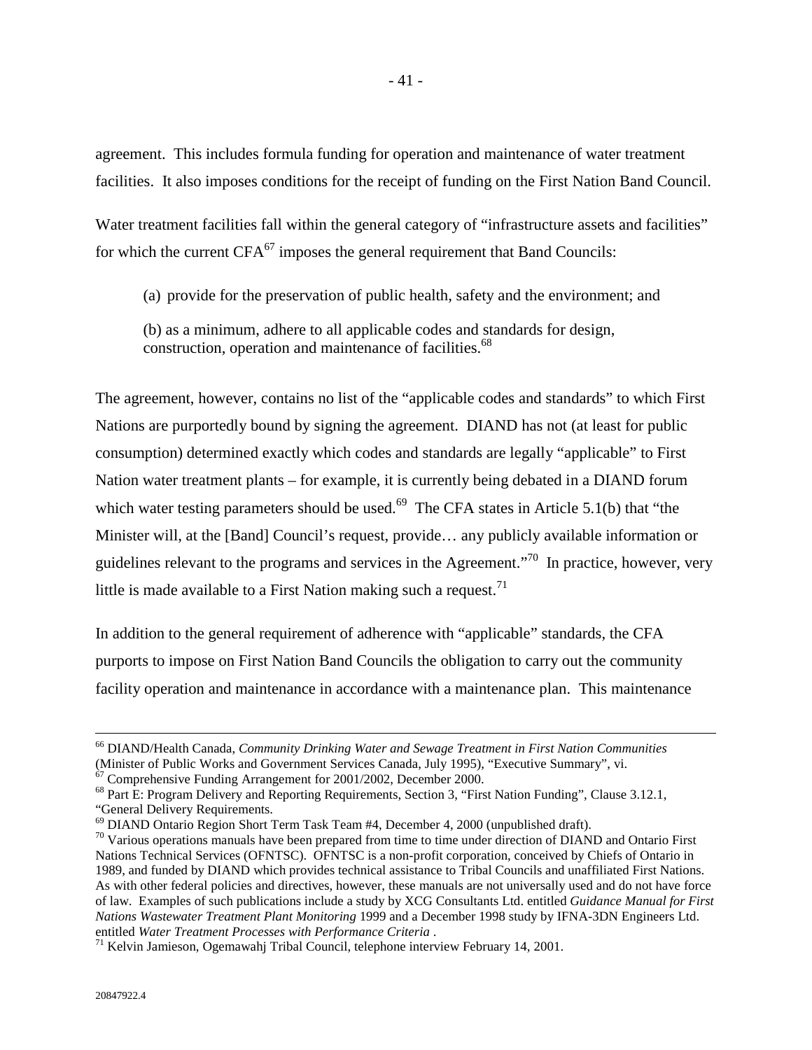agreement. This includes formula funding for operation and maintenance of water treatment facilities. It also imposes conditions for the receipt of funding on the First Nation Band Council.

Water treatment facilities fall within the general category of "infrastructure assets and facilities" for which the current CFA[67] imposes the general requirement that Band Councils:

> (a) provide for the preservation of public health, safety and the environment; and
>
> (b) as a minimum, adhere to all applicable codes and standards for design, construction, operation and maintenance of facilities.[68]

The agreement, however, contains no list of the "applicable codes and standards" to which First Nations are purportedly bound by signing the agreement. DIAND has not (at least for public consumption) determined exactly which codes and standards are legally "applicable" to First Nation water treatment plants – for example, it is currently being debated in a DIAND forum which water testing parameters should be used.[69] The CFA states in Article 5.1(b) that "the Minister will, at the [Band] Council's request, provide… any publicly available information or guidelines relevant to the programs and services in the Agreement."[70] In practice, however, very little is made available to a First Nation making such a request.[71]

In addition to the general requirement of adherence with "applicable" standards, the CFA purports to impose on First Nation Band Councils the obligation to carry out the community facility operation and maintenance in accordance with a maintenance plan. This maintenance

---

[66] DIAND/Health Canada, *Community Drinking Water and Sewage Treatment in First Nation Communities* (Minister of Public Works and Government Services Canada, July 1995), "Executive Summary", vi.

[67] Comprehensive Funding Arrangement for 2001/2002, December 2000.

[68] Part E: Program Delivery and Reporting Requirements, Section 3, "First Nation Funding", Clause 3.12.1, "General Delivery Requirements.

[69] DIAND Ontario Region Short Term Task Team #4, December 4, 2000 (unpublished draft).

[70] Various operations manuals have been prepared from time to time under direction of DIAND and Ontario First Nations Technical Services (OFNTSC). OFNTSC is a non-profit corporation, conceived by Chiefs of Ontario in 1989, and funded by DIAND which provides technical assistance to Tribal Councils and unaffiliated First Nations. As with other federal policies and directives, however, these manuals are not universally used and do not have force of law. Examples of such publications include a study by XCG Consultants Ltd. entitled *Guidance Manual for First Nations Wastewater Treatment Plant Monitoring* 1999 and a December 1998 study by IFNA-3DN Engineers Ltd. entitled *Water Treatment Processes with Performance Criteria* .

[71] Kelvin Jamieson, Ogemawahj Tribal Council, telephone interview February 14, 2001.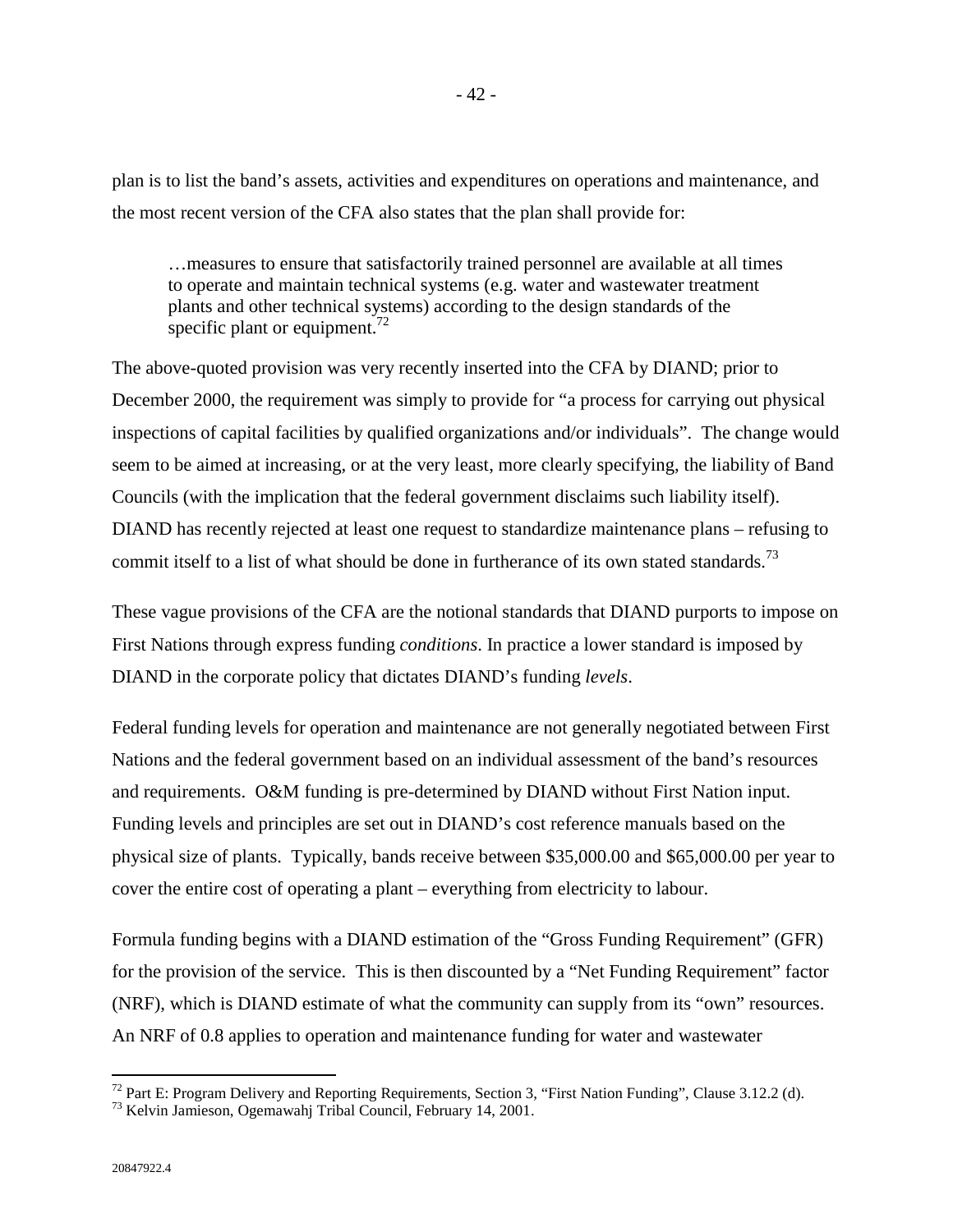plan is to list the band's assets, activities and expenditures on operations and maintenance, and the most recent version of the CFA also states that the plan shall provide for:

> …measures to ensure that satisfactorily trained personnel are available at all times to operate and maintain technical systems (e.g. water and wastewater treatment plants and other technical systems) according to the design standards of the specific plant or equipment.[72]

The above-quoted provision was very recently inserted into the CFA by DIAND; prior to December 2000, the requirement was simply to provide for "a process for carrying out physical inspections of capital facilities by qualified organizations and/or individuals". The change would seem to be aimed at increasing, or at the very least, more clearly specifying, the liability of Band Councils (with the implication that the federal government disclaims such liability itself). DIAND has recently rejected at least one request to standardize maintenance plans – refusing to commit itself to a list of what should be done in furtherance of its own stated standards.[73]

These vague provisions of the CFA are the notional standards that DIAND purports to impose on First Nations through express funding *conditions*. In practice a lower standard is imposed by DIAND in the corporate policy that dictates DIAND's funding *levels*.

Federal funding levels for operation and maintenance are not generally negotiated between First Nations and the federal government based on an individual assessment of the band's resources and requirements. O&M funding is pre-determined by DIAND without First Nation input. Funding levels and principles are set out in DIAND's cost reference manuals based on the physical size of plants. Typically, bands receive between $35,000.00 and $65,000.00 per year to cover the entire cost of operating a plant – everything from electricity to labour.

Formula funding begins with a DIAND estimation of the "Gross Funding Requirement" (GFR) for the provision of the service. This is then discounted by a "Net Funding Requirement" factor (NRF), which is DIAND estimate of what the community can supply from its "own" resources. An NRF of 0.8 applies to operation and maintenance funding for water and wastewater

---

[72] Part E: Program Delivery and Reporting Requirements, Section 3, "First Nation Funding", Clause 3.12.2 (d).

[73] Kelvin Jamieson, Ogemawahj Tribal Council, February 14, 2001.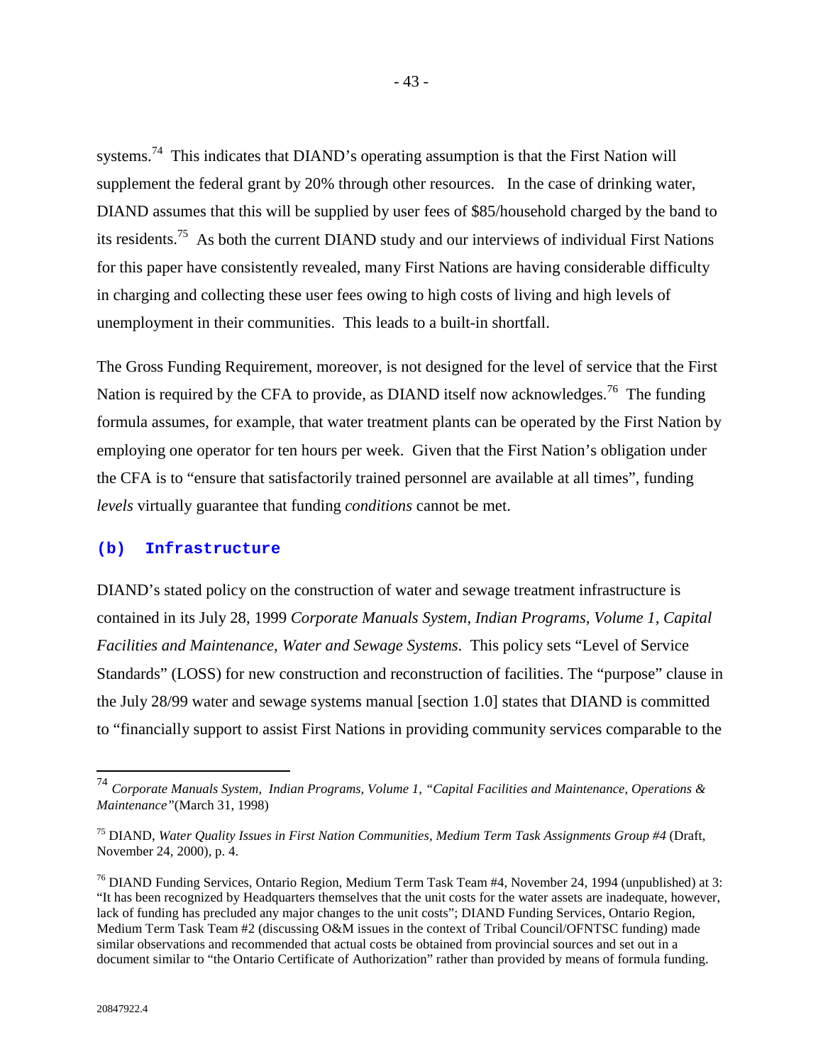systems.[74] This indicates that DIAND's operating assumption is that the First Nation will supplement the federal grant by 20% through other resources. In the case of drinking water, DIAND assumes that this will be supplied by user fees of $85/household charged by the band to its residents.[75] As both the current DIAND study and our interviews of individual First Nations for this paper have consistently revealed, many First Nations are having considerable difficulty in charging and collecting these user fees owing to high costs of living and high levels of unemployment in their communities. This leads to a built-in shortfall.

The Gross Funding Requirement, moreover, is not designed for the level of service that the First Nation is required by the CFA to provide, as DIAND itself now acknowledges.[76] The funding formula assumes, for example, that water treatment plants can be operated by the First Nation by employing one operator for ten hours per week. Given that the First Nation's obligation under the CFA is to "ensure that satisfactorily trained personnel are available at all times", funding *levels* virtually guarantee that funding *conditions* cannot be met.

### (b) Infrastructure

DIAND's stated policy on the construction of water and sewage treatment infrastructure is contained in its July 28, 1999 *Corporate Manuals System, Indian Programs, Volume 1, Capital Facilities and Maintenance, Water and Sewage Systems*. This policy sets "Level of Service Standards" (LOSS) for new construction and reconstruction of facilities. The "purpose" clause in the July 28/99 water and sewage systems manual [section 1.0] states that DIAND is committed to "financially support to assist First Nations in providing community services comparable to the

---

[74] *Corporate Manuals System, Indian Programs, Volume 1, "Capital Facilities and Maintenance, Operations & Maintenance"*(March 31, 1998)

[75] DIAND, *Water Quality Issues in First Nation Communities, Medium Term Task Assignments Group #4* (Draft, November 24, 2000), p. 4.

[76] DIAND Funding Services, Ontario Region, Medium Term Task Team #4, November 24, 1994 (unpublished) at 3: "It has been recognized by Headquarters themselves that the unit costs for the water assets are inadequate, however, lack of funding has precluded any major changes to the unit costs"; DIAND Funding Services, Ontario Region, Medium Term Task Team #2 (discussing O&M issues in the context of Tribal Council/OFNTSC funding) made similar observations and recommended that actual costs be obtained from provincial sources and set out in a document similar to "the Ontario Certificate of Authorization" rather than provided by means of formula funding.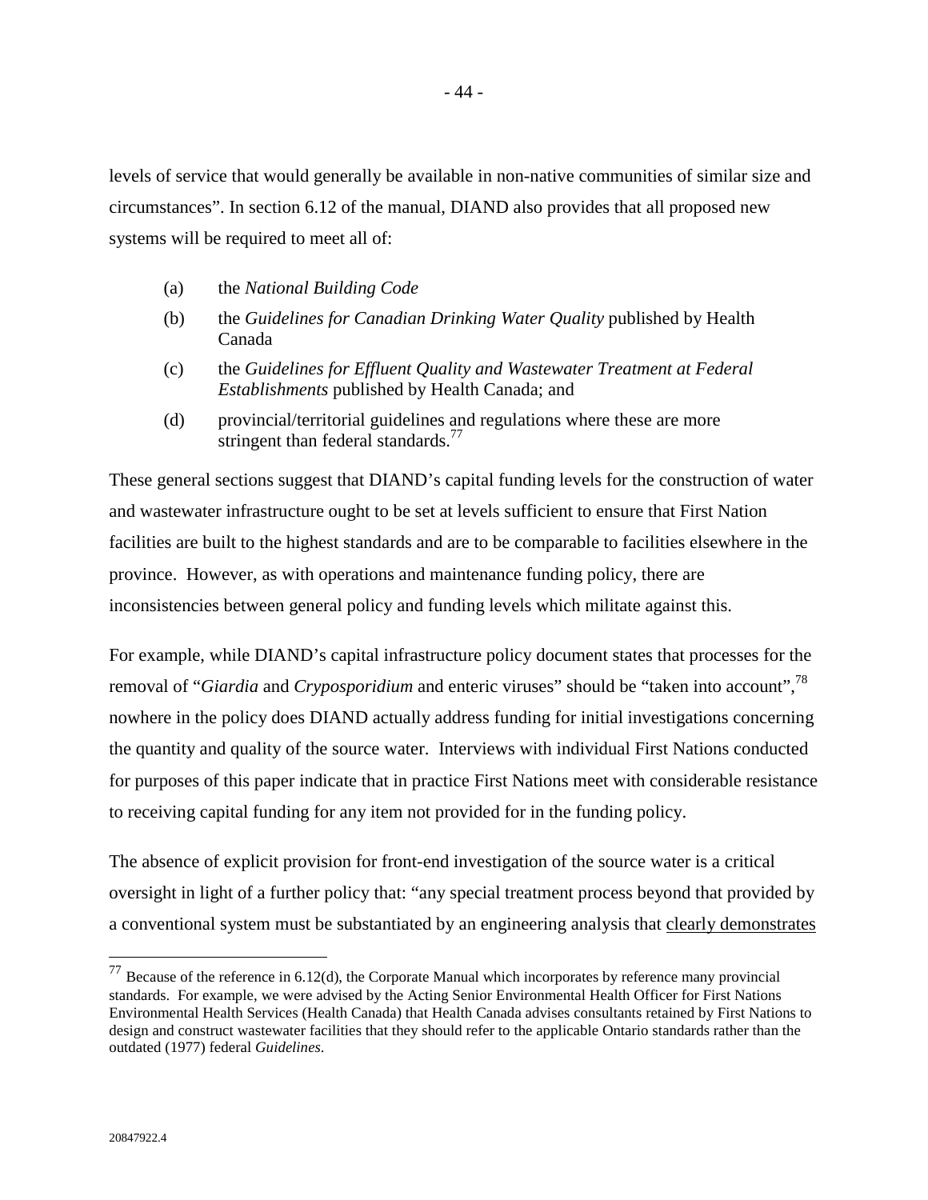levels of service that would generally be available in non-native communities of similar size and circumstances". In section 6.12 of the manual, DIAND also provides that all proposed new systems will be required to meet all of:

(a) the *National Building Code*

(b) the *Guidelines for Canadian Drinking Water Quality* published by Health Canada

(c) the *Guidelines for Effluent Quality and Wastewater Treatment at Federal Establishments* published by Health Canada; and

(d) provincial/territorial guidelines and regulations where these are more stringent than federal standards.[77]

These general sections suggest that DIAND's capital funding levels for the construction of water and wastewater infrastructure ought to be set at levels sufficient to ensure that First Nation facilities are built to the highest standards and are to be comparable to facilities elsewhere in the province. However, as with operations and maintenance funding policy, there are inconsistencies between general policy and funding levels which militate against this.

For example, while DIAND's capital infrastructure policy document states that processes for the removal of "*Giardia* and *Cryposporidium* and enteric viruses" should be "taken into account",[78] nowhere in the policy does DIAND actually address funding for initial investigations concerning the quantity and quality of the source water. Interviews with individual First Nations conducted for purposes of this paper indicate that in practice First Nations meet with considerable resistance to receiving capital funding for any item not provided for in the funding policy.

The absence of explicit provision for front-end investigation of the source water is a critical oversight in light of a further policy that: "any special treatment process beyond that provided by a conventional system must be substantiated by an engineering analysis that <u>clearly demonstrates</u>

---

[77] Because of the reference in 6.12(d), the Corporate Manual which incorporates by reference many provincial standards. For example, we were advised by the Acting Senior Environmental Health Officer for First Nations Environmental Health Services (Health Canada) that Health Canada advises consultants retained by First Nations to design and construct wastewater facilities that they should refer to the applicable Ontario standards rather than the outdated (1977) federal *Guidelines*.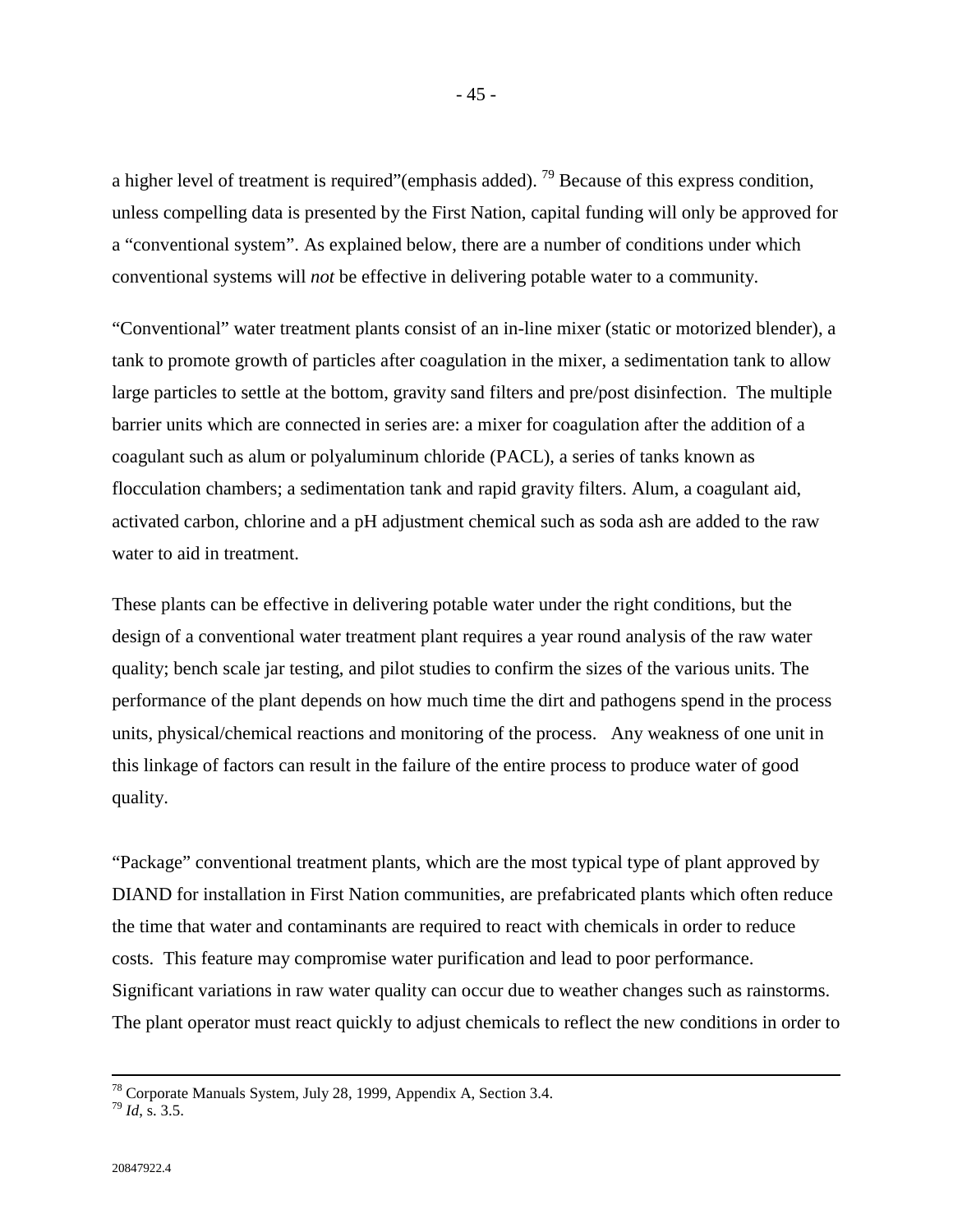a higher level of treatment is required"(emphasis added).[79] Because of this express condition, unless compelling data is presented by the First Nation, capital funding will only be approved for a "conventional system". As explained below, there are a number of conditions under which conventional systems will *not* be effective in delivering potable water to a community.

"Conventional" water treatment plants consist of an in-line mixer (static or motorized blender), a tank to promote growth of particles after coagulation in the mixer, a sedimentation tank to allow large particles to settle at the bottom, gravity sand filters and pre/post disinfection. The multiple barrier units which are connected in series are: a mixer for coagulation after the addition of a coagulant such as alum or polyaluminum chloride (PACL), a series of tanks known as flocculation chambers; a sedimentation tank and rapid gravity filters. Alum, a coagulant aid, activated carbon, chlorine and a pH adjustment chemical such as soda ash are added to the raw water to aid in treatment.

These plants can be effective in delivering potable water under the right conditions, but the design of a conventional water treatment plant requires a year round analysis of the raw water quality; bench scale jar testing, and pilot studies to confirm the sizes of the various units. The performance of the plant depends on how much time the dirt and pathogens spend in the process units, physical/chemical reactions and monitoring of the process. Any weakness of one unit in this linkage of factors can result in the failure of the entire process to produce water of good quality.

"Package" conventional treatment plants, which are the most typical type of plant approved by DIAND for installation in First Nation communities, are prefabricated plants which often reduce the time that water and contaminants are required to react with chemicals in order to reduce costs. This feature may compromise water purification and lead to poor performance. Significant variations in raw water quality can occur due to weather changes such as rainstorms. The plant operator must react quickly to adjust chemicals to reflect the new conditions in order to

---

[78] Corporate Manuals System, July 28, 1999, Appendix A, Section 3.4.
[79] *Id*, s. 3.5.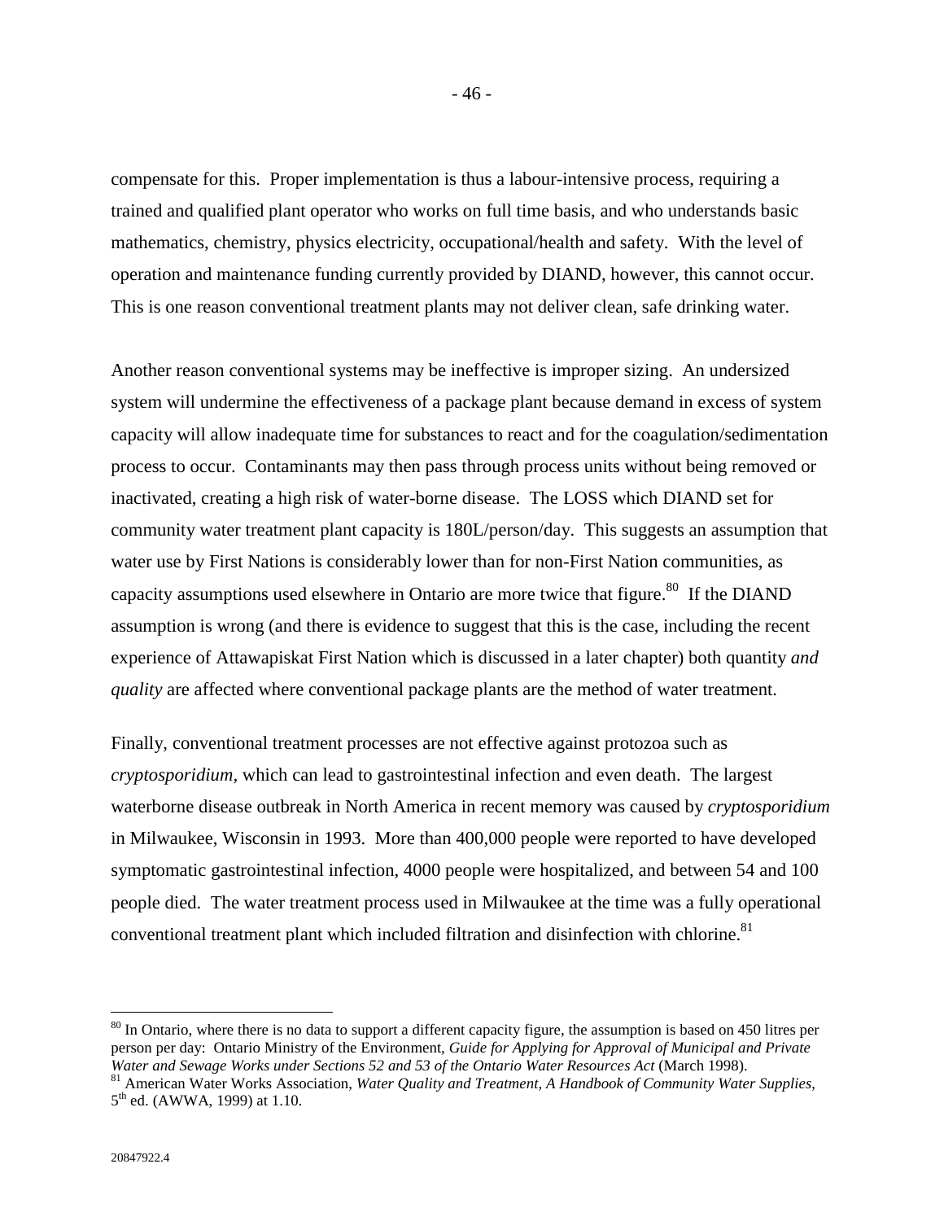compensate for this. Proper implementation is thus a labour-intensive process, requiring a trained and qualified plant operator who works on full time basis, and who understands basic mathematics, chemistry, physics electricity, occupational/health and safety. With the level of operation and maintenance funding currently provided by DIAND, however, this cannot occur. This is one reason conventional treatment plants may not deliver clean, safe drinking water.

Another reason conventional systems may be ineffective is improper sizing. An undersized system will undermine the effectiveness of a package plant because demand in excess of system capacity will allow inadequate time for substances to react and for the coagulation/sedimentation process to occur. Contaminants may then pass through process units without being removed or inactivated, creating a high risk of water-borne disease. The LOSS which DIAND set for community water treatment plant capacity is 180L/person/day. This suggests an assumption that water use by First Nations is considerably lower than for non-First Nation communities, as capacity assumptions used elsewhere in Ontario are more twice that figure.[80] If the DIAND assumption is wrong (and there is evidence to suggest that this is the case, including the recent experience of Attawapiskat First Nation which is discussed in a later chapter) both quantity *and quality* are affected where conventional package plants are the method of water treatment.

Finally, conventional treatment processes are not effective against protozoa such as *cryptosporidium*, which can lead to gastrointestinal infection and even death. The largest waterborne disease outbreak in North America in recent memory was caused by *cryptosporidium* in Milwaukee, Wisconsin in 1993. More than 400,000 people were reported to have developed symptomatic gastrointestinal infection, 4000 people were hospitalized, and between 54 and 100 people died. The water treatment process used in Milwaukee at the time was a fully operational conventional treatment plant which included filtration and disinfection with chlorine.[81]

---

[80] In Ontario, where there is no data to support a different capacity figure, the assumption is based on 450 litres per person per day: Ontario Ministry of the Environment, *Guide for Applying for Approval of Municipal and Private Water and Sewage Works under Sections 52 and 53 of the Ontario Water Resources Act* (March 1998).

[81] American Water Works Association, *Water Quality and Treatment, A Handbook of Community Water Supplies*, 5th ed. (AWWA, 1999) at 1.10.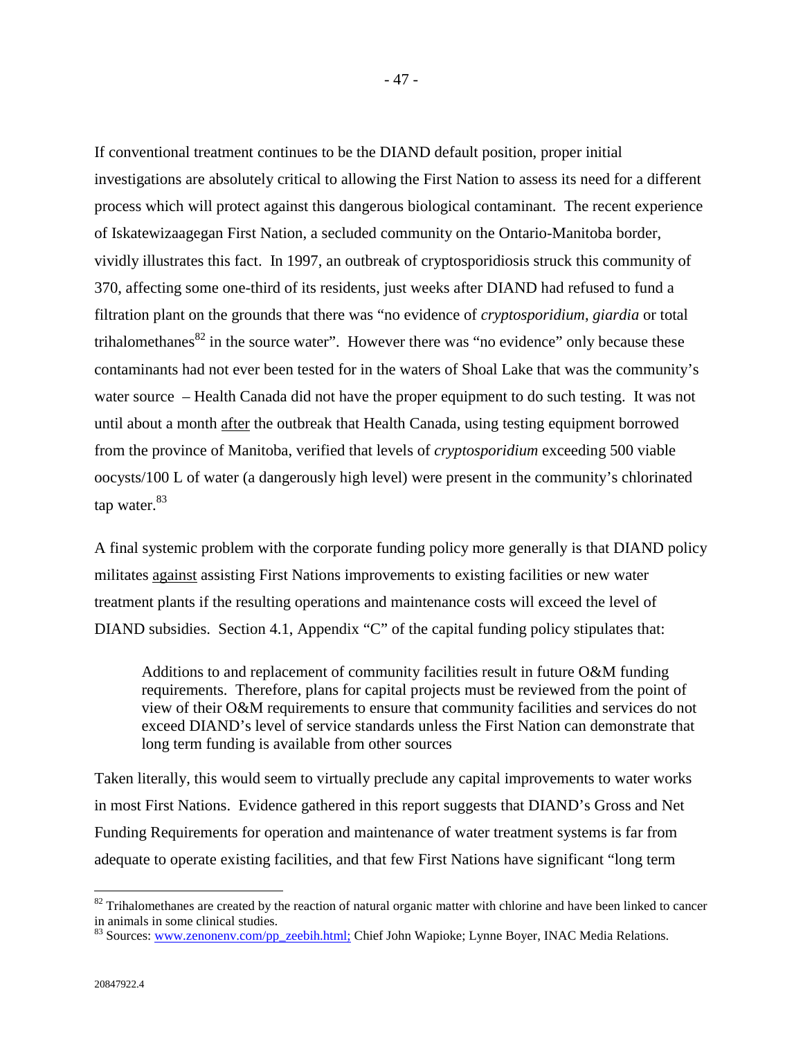If conventional treatment continues to be the DIAND default position, proper initial investigations are absolutely critical to allowing the First Nation to assess its need for a different process which will protect against this dangerous biological contaminant. The recent experience of Iskatewizaagegan First Nation, a secluded community on the Ontario-Manitoba border, vividly illustrates this fact. In 1997, an outbreak of cryptosporidiosis struck this community of 370, affecting some one-third of its residents, just weeks after DIAND had refused to fund a filtration plant on the grounds that there was "no evidence of *cryptosporidium*, *giardia* or total trihalomethanes[82] in the source water". However there was "no evidence" only because these contaminants had not ever been tested for in the waters of Shoal Lake that was the community's water source – Health Canada did not have the proper equipment to do such testing. It was not until about a month <u>after</u> the outbreak that Health Canada, using testing equipment borrowed from the province of Manitoba, verified that levels of *cryptosporidium* exceeding 500 viable oocysts/100 L of water (a dangerously high level) were present in the community's chlorinated tap water.[83]

A final systemic problem with the corporate funding policy more generally is that DIAND policy militates <u>against</u> assisting First Nations improvements to existing facilities or new water treatment plants if the resulting operations and maintenance costs will exceed the level of DIAND subsidies. Section 4.1, Appendix "C" of the capital funding policy stipulates that:

> Additions to and replacement of community facilities result in future O&M funding requirements. Therefore, plans for capital projects must be reviewed from the point of view of their O&M requirements to ensure that community facilities and services do not exceed DIAND's level of service standards unless the First Nation can demonstrate that long term funding is available from other sources

Taken literally, this would seem to virtually preclude any capital improvements to water works in most First Nations. Evidence gathered in this report suggests that DIAND's Gross and Net Funding Requirements for operation and maintenance of water treatment systems is far from adequate to operate existing facilities, and that few First Nations have significant "long term

---

[82] Trihalomethanes are created by the reaction of natural organic matter with chlorine and have been linked to cancer in animals in some clinical studies.

[83] Sources: www.zenonenv.com/pp_zeebih.html; Chief John Wapioke; Lynne Boyer, INAC Media Relations.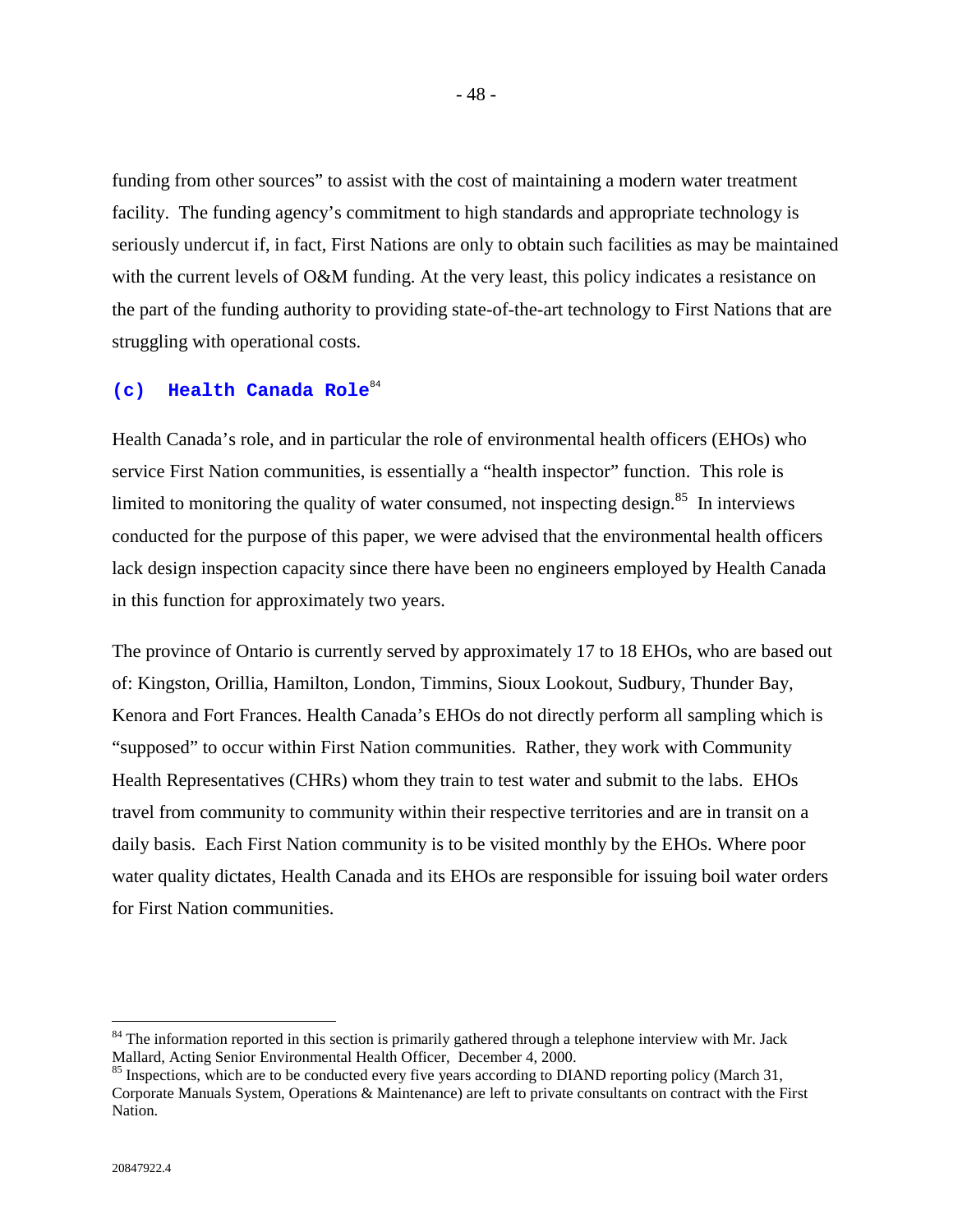funding from other sources" to assist with the cost of maintaining a modern water treatment facility. The funding agency's commitment to high standards and appropriate technology is seriously undercut if, in fact, First Nations are only to obtain such facilities as may be maintained with the current levels of O&M funding. At the very least, this policy indicates a resistance on the part of the funding authority to providing state-of-the-art technology to First Nations that are struggling with operational costs.

### (c) Health Canada Role[84]

Health Canada's role, and in particular the role of environmental health officers (EHOs) who service First Nation communities, is essentially a "health inspector" function. This role is limited to monitoring the quality of water consumed, not inspecting design.[85] In interviews conducted for the purpose of this paper, we were advised that the environmental health officers lack design inspection capacity since there have been no engineers employed by Health Canada in this function for approximately two years.

The province of Ontario is currently served by approximately 17 to 18 EHOs, who are based out of: Kingston, Orillia, Hamilton, London, Timmins, Sioux Lookout, Sudbury, Thunder Bay, Kenora and Fort Frances. Health Canada's EHOs do not directly perform all sampling which is "supposed" to occur within First Nation communities. Rather, they work with Community Health Representatives (CHRs) whom they train to test water and submit to the labs. EHOs travel from community to community within their respective territories and are in transit on a daily basis. Each First Nation community is to be visited monthly by the EHOs. Where poor water quality dictates, Health Canada and its EHOs are responsible for issuing boil water orders for First Nation communities.

---

[84] The information reported in this section is primarily gathered through a telephone interview with Mr. Jack Mallard, Acting Senior Environmental Health Officer, December 4, 2000.

[85] Inspections, which are to be conducted every five years according to DIAND reporting policy (March 31, Corporate Manuals System, Operations & Maintenance) are left to private consultants on contract with the First Nation.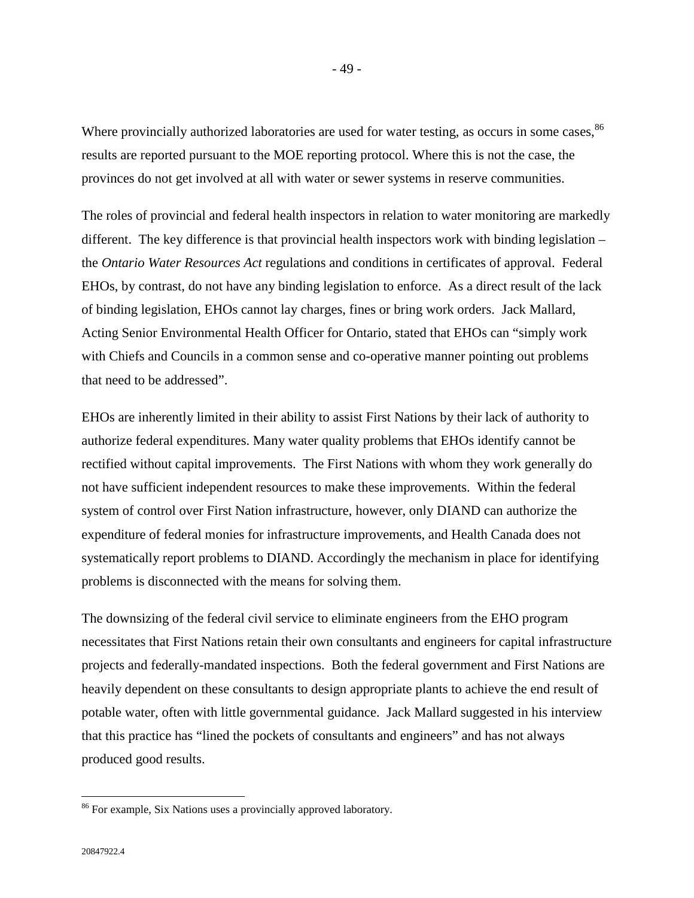Where provincially authorized laboratories are used for water testing, as occurs in some cases,[86] results are reported pursuant to the MOE reporting protocol. Where this is not the case, the provinces do not get involved at all with water or sewer systems in reserve communities.

The roles of provincial and federal health inspectors in relation to water monitoring are markedly different. The key difference is that provincial health inspectors work with binding legislation – the *Ontario Water Resources Act* regulations and conditions in certificates of approval. Federal EHOs, by contrast, do not have any binding legislation to enforce. As a direct result of the lack of binding legislation, EHOs cannot lay charges, fines or bring work orders. Jack Mallard, Acting Senior Environmental Health Officer for Ontario, stated that EHOs can "simply work with Chiefs and Councils in a common sense and co-operative manner pointing out problems that need to be addressed".

EHOs are inherently limited in their ability to assist First Nations by their lack of authority to authorize federal expenditures. Many water quality problems that EHOs identify cannot be rectified without capital improvements. The First Nations with whom they work generally do not have sufficient independent resources to make these improvements. Within the federal system of control over First Nation infrastructure, however, only DIAND can authorize the expenditure of federal monies for infrastructure improvements, and Health Canada does not systematically report problems to DIAND. Accordingly the mechanism in place for identifying problems is disconnected with the means for solving them.

The downsizing of the federal civil service to eliminate engineers from the EHO program necessitates that First Nations retain their own consultants and engineers for capital infrastructure projects and federally-mandated inspections. Both the federal government and First Nations are heavily dependent on these consultants to design appropriate plants to achieve the end result of potable water, often with little governmental guidance. Jack Mallard suggested in his interview that this practice has "lined the pockets of consultants and engineers" and has not always produced good results.

---

[86] For example, Six Nations uses a provincially approved laboratory.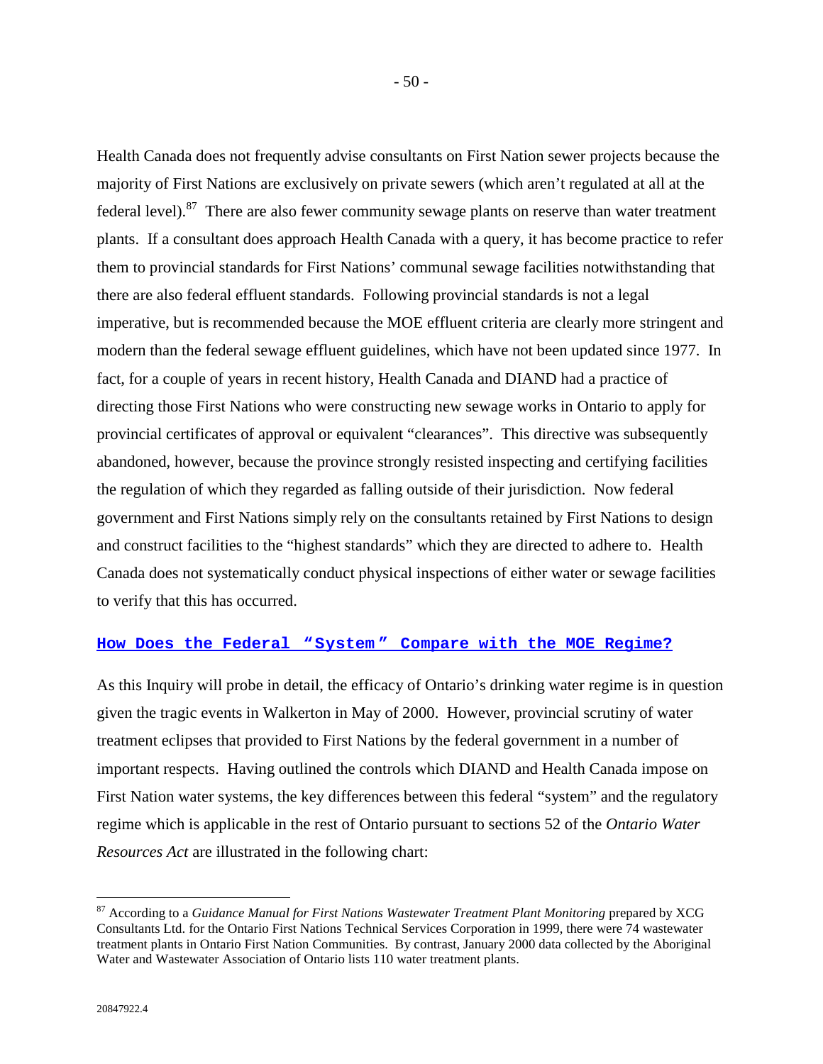Health Canada does not frequently advise consultants on First Nation sewer projects because the majority of First Nations are exclusively on private sewers (which aren't regulated at all at the federal level).[87] There are also fewer community sewage plants on reserve than water treatment plants. If a consultant does approach Health Canada with a query, it has become practice to refer them to provincial standards for First Nations' communal sewage facilities notwithstanding that there are also federal effluent standards. Following provincial standards is not a legal imperative, but is recommended because the MOE effluent criteria are clearly more stringent and modern than the federal sewage effluent guidelines, which have not been updated since 1977. In fact, for a couple of years in recent history, Health Canada and DIAND had a practice of directing those First Nations who were constructing new sewage works in Ontario to apply for provincial certificates of approval or equivalent "clearances". This directive was subsequently abandoned, however, because the province strongly resisted inspecting and certifying facilities the regulation of which they regarded as falling outside of their jurisdiction. Now federal government and First Nations simply rely on the consultants retained by First Nations to design and construct facilities to the "highest standards" which they are directed to adhere to. Health Canada does not systematically conduct physical inspections of either water or sewage facilities to verify that this has occurred.

## How Does the Federal "System" Compare with the MOE Regime?

As this Inquiry will probe in detail, the efficacy of Ontario's drinking water regime is in question given the tragic events in Walkerton in May of 2000. However, provincial scrutiny of water treatment eclipses that provided to First Nations by the federal government in a number of important respects. Having outlined the controls which DIAND and Health Canada impose on First Nation water systems, the key differences between this federal "system" and the regulatory regime which is applicable in the rest of Ontario pursuant to sections 52 of the *Ontario Water Resources Act* are illustrated in the following chart:

---

[87] According to a *Guidance Manual for First Nations Wastewater Treatment Plant Monitoring* prepared by XCG Consultants Ltd. for the Ontario First Nations Technical Services Corporation in 1999, there were 74 wastewater treatment plants in Ontario First Nation Communities. By contrast, January 2000 data collected by the Aboriginal Water and Wastewater Association of Ontario lists 110 water treatment plants.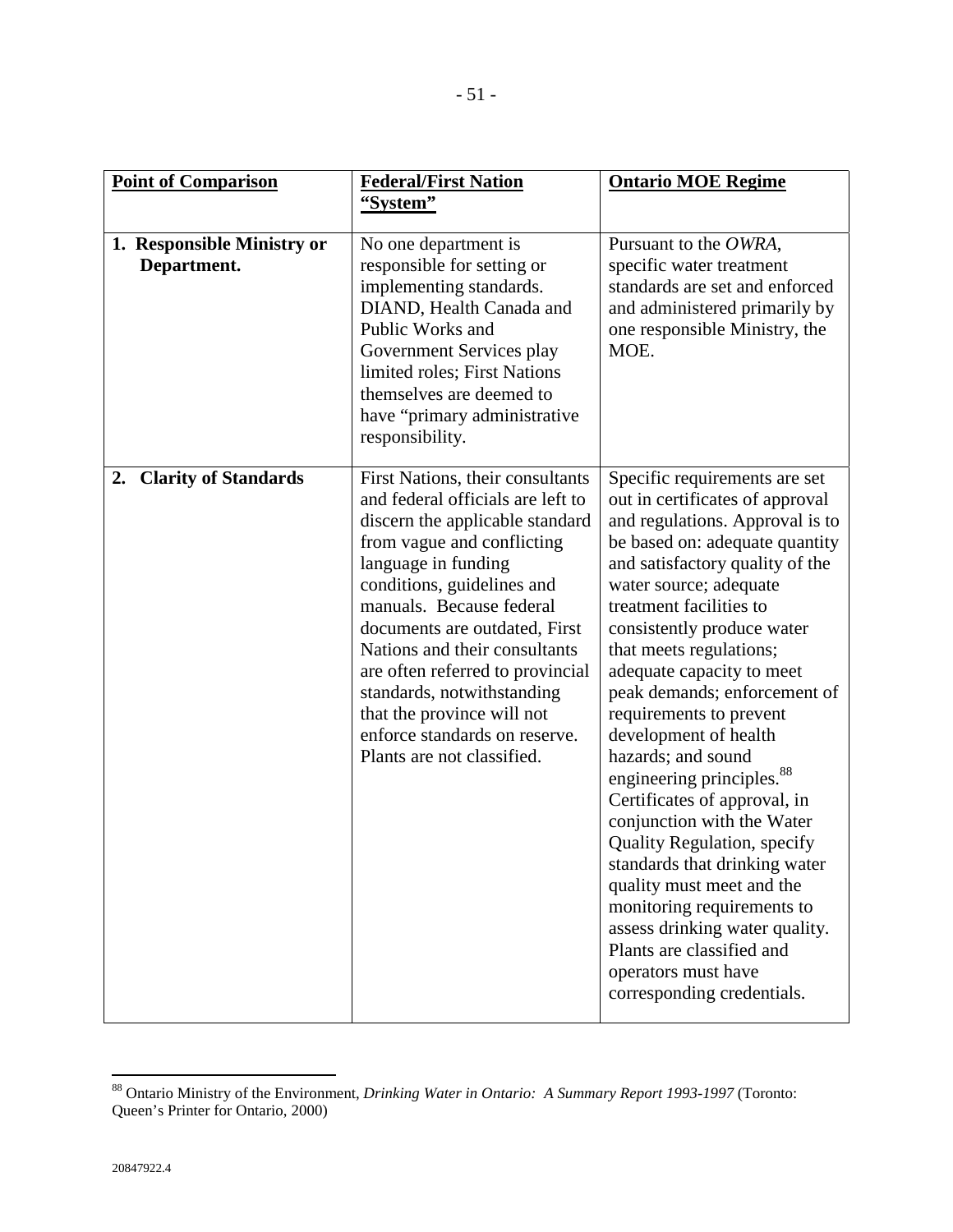| **Point of Comparison** | **Federal/First Nation "System"** | **Ontario MOE Regime** |
|---|---|---|
| **1. Responsible Ministry or Department.** | No one department is responsible for setting or implementing standards. DIAND, Health Canada and Public Works and Government Services play limited roles; First Nations themselves are deemed to have "primary administrative responsibility. | Pursuant to the *OWRA*, specific water treatment standards are set and enforced and administered primarily by one responsible Ministry, the MOE. |
| **2. Clarity of Standards** | First Nations, their consultants and federal officials are left to discern the applicable standard from vague and conflicting language in funding conditions, guidelines and manuals. Because federal documents are outdated, First Nations and their consultants are often referred to provincial standards, notwithstanding that the province will not enforce standards on reserve. Plants are not classified. | Specific requirements are set out in certificates of approval and regulations. Approval is to be based on: adequate quantity and satisfactory quality of the water source; adequate treatment facilities to consistently produce water that meets regulations; adequate capacity to meet peak demands; enforcement of requirements to prevent development of health hazards; and sound engineering principles.[88] Certificates of approval, in conjunction with the Water Quality Regulation, specify standards that drinking water quality must meet and the monitoring requirements to assess drinking water quality. Plants are classified and operators must have corresponding credentials. |

[88] Ontario Ministry of the Environment, *Drinking Water in Ontario: A Summary Report 1993-1997* (Toronto: Queen's Printer for Ontario, 2000)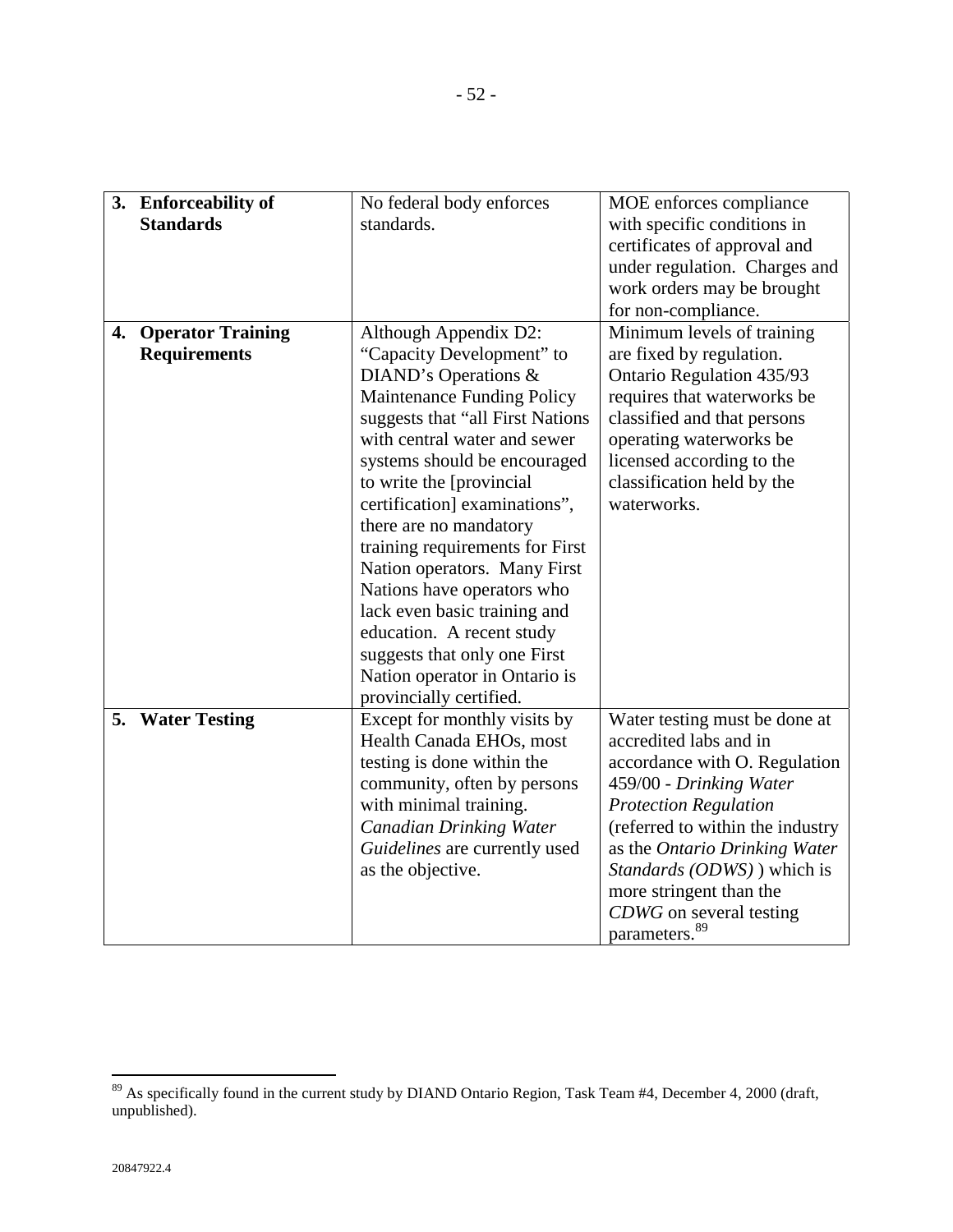| **3. Enforceability of Standards** | No federal body enforces standards. | MOE enforces compliance with specific conditions in certificates of approval and under regulation. Charges and work orders may be brought for non-compliance. |
|---|---|---|
| **4. Operator Training Requirements** | Although Appendix D2: "Capacity Development" to DIAND's Operations & Maintenance Funding Policy suggests that "all First Nations with central water and sewer systems should be encouraged to write the [provincial certification] examinations", there are no mandatory training requirements for First Nation operators. Many First Nations have operators who lack even basic training and education. A recent study suggests that only one First Nation operator in Ontario is provincially certified. | Minimum levels of training are fixed by regulation. Ontario Regulation 435/93 requires that waterworks be classified and that persons operating waterworks be licensed according to the classification held by the waterworks. |
| **5. Water Testing** | Except for monthly visits by Health Canada EHOs, most testing is done within the community, often by persons with minimal training. *Canadian Drinking Water Guidelines* are currently used as the objective. | Water testing must be done at accredited labs and in accordance with O. Regulation 459/00 - *Drinking Water Protection Regulation* (referred to within the industry as the *Ontario Drinking Water Standards (ODWS)* ) which is more stringent than the *CDWG* on several testing parameters.[89] |

[89] As specifically found in the current study by DIAND Ontario Region, Task Team #4, December 4, 2000 (draft, unpublished).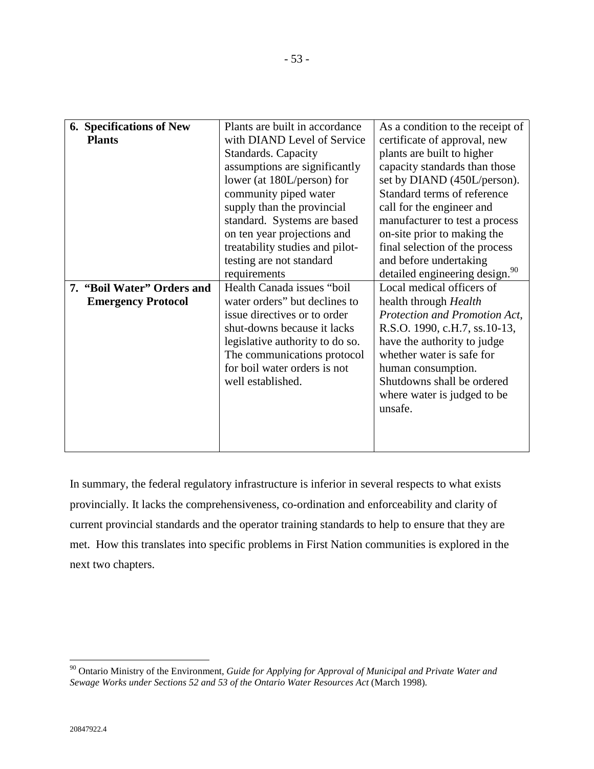| | | |
|---|---|---|
| **6. Specifications of New Plants** | Plants are built in accordance with DIAND Level of Service Standards. Capacity assumptions are significantly lower (at 180L/person) for community piped water supply than the provincial standard. Systems are based on ten year projections and treatability studies and pilot-testing are not standard requirements | As a condition to the receipt of certificate of approval, new plants are built to higher capacity standards than those set by DIAND (450L/person). Standard terms of reference call for the engineer and manufacturer to test a process on-site prior to making the final selection of the process and before undertaking detailed engineering design.[90] |
| **7. "Boil Water" Orders and Emergency Protocol** | Health Canada issues "boil water orders" but declines to issue directives or to order shut-downs because it lacks legislative authority to do so. The communications protocol for boil water orders is not well established. | Local medical officers of health through *Health Protection and Promotion Act*, R.S.O. 1990, c.H.7, ss.10-13, have the authority to judge whether water is safe for human consumption. Shutdowns shall be ordered where water is judged to be unsafe. |

In summary, the federal regulatory infrastructure is inferior in several respects to what exists provincially. It lacks the comprehensiveness, co-ordination and enforceability and clarity of current provincial standards and the operator training standards to help to ensure that they are met. How this translates into specific problems in First Nation communities is explored in the next two chapters.

[90] Ontario Ministry of the Environment, *Guide for Applying for Approval of Municipal and Private Water and Sewage Works under Sections 52 and 53 of the Ontario Water Resources Act* (March 1998).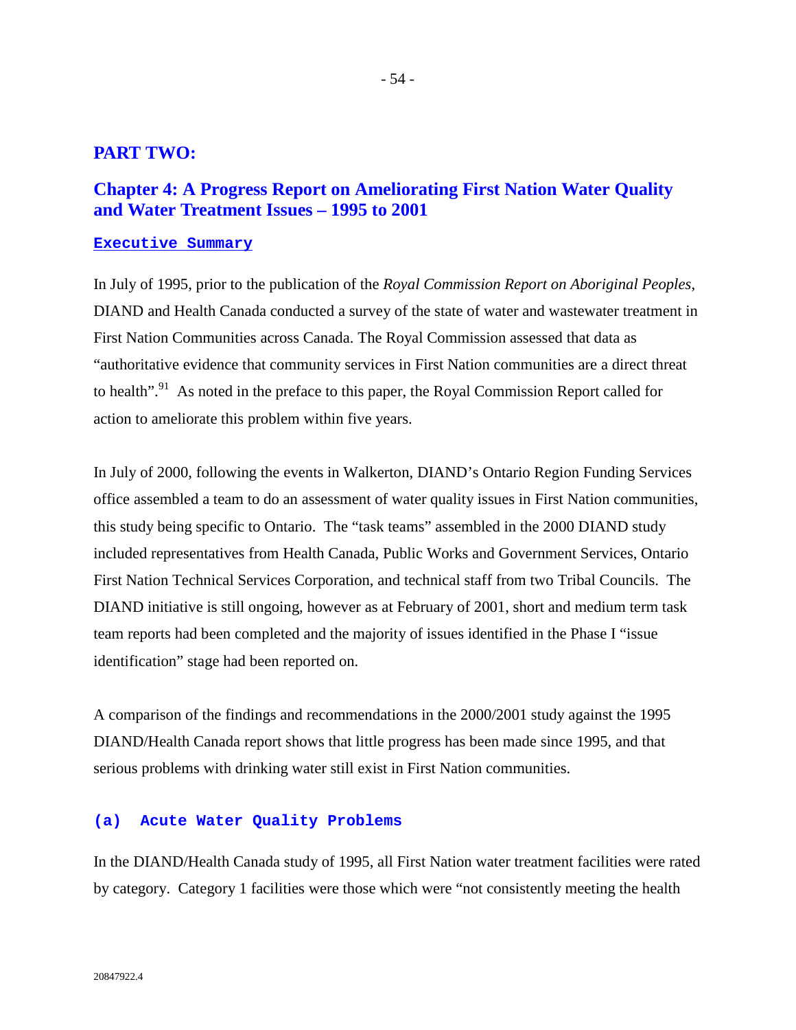# PART TWO:

## Chapter 4: A Progress Report on Ameliorating First Nation Water Quality and Water Treatment Issues – 1995 to 2001

### Executive Summary

In July of 1995, prior to the publication of the *Royal Commission Report on Aboriginal Peoples*, DIAND and Health Canada conducted a survey of the state of water and wastewater treatment in First Nation Communities across Canada. The Royal Commission assessed that data as "authoritative evidence that community services in First Nation communities are a direct threat to health".[91] As noted in the preface to this paper, the Royal Commission Report called for action to ameliorate this problem within five years.

In July of 2000, following the events in Walkerton, DIAND's Ontario Region Funding Services office assembled a team to do an assessment of water quality issues in First Nation communities, this study being specific to Ontario. The "task teams" assembled in the 2000 DIAND study included representatives from Health Canada, Public Works and Government Services, Ontario First Nation Technical Services Corporation, and technical staff from two Tribal Councils. The DIAND initiative is still ongoing, however as at February of 2001, short and medium term task team reports had been completed and the majority of issues identified in the Phase I "issue identification" stage had been reported on.

A comparison of the findings and recommendations in the 2000/2001 study against the 1995 DIAND/Health Canada report shows that little progress has been made since 1995, and that serious problems with drinking water still exist in First Nation communities.

#### (a) Acute Water Quality Problems

In the DIAND/Health Canada study of 1995, all First Nation water treatment facilities were rated by category. Category 1 facilities were those which were "not consistently meeting the health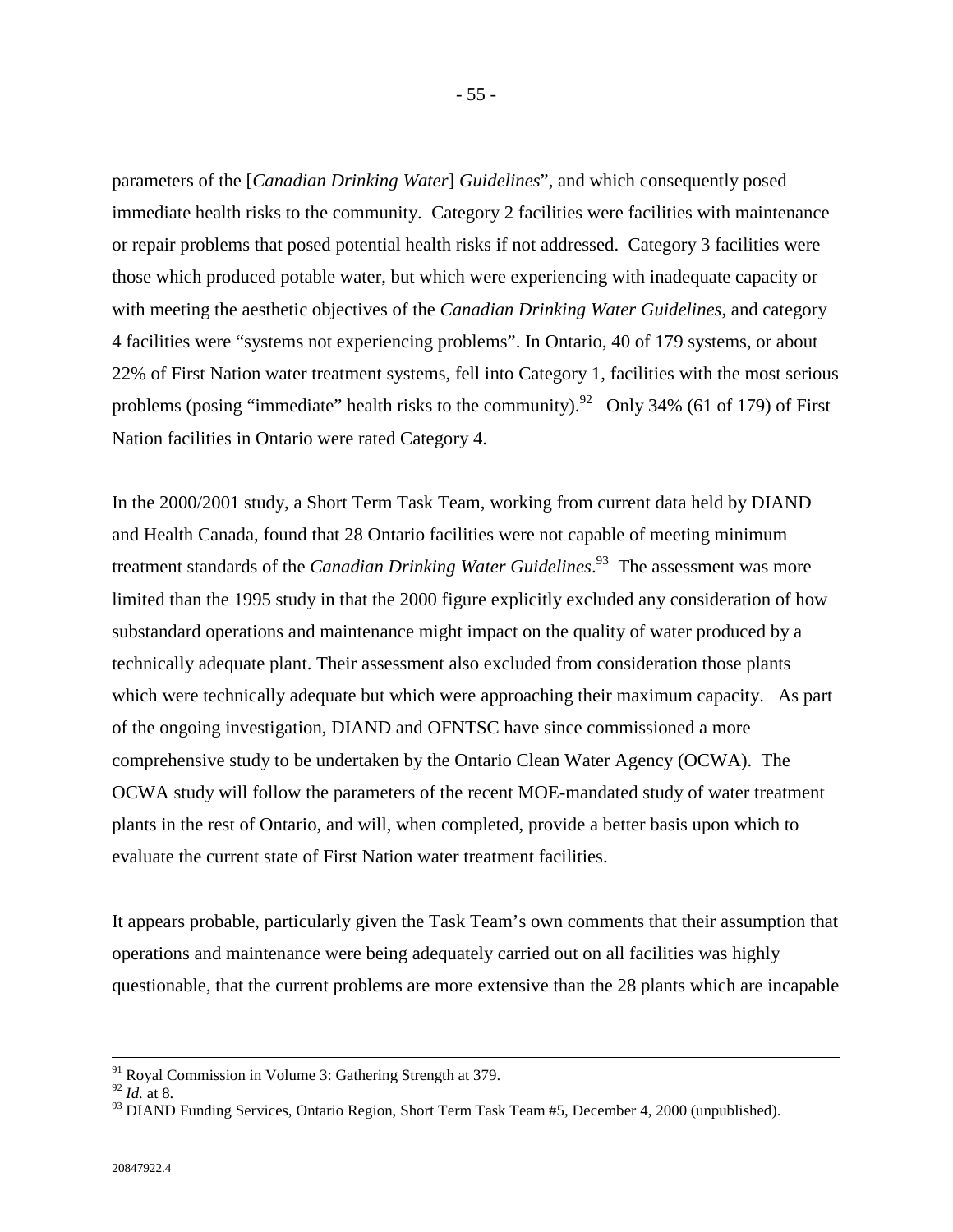parameters of the [*Canadian Drinking Water*] *Guidelines*", and which consequently posed immediate health risks to the community. Category 2 facilities were facilities with maintenance or repair problems that posed potential health risks if not addressed. Category 3 facilities were those which produced potable water, but which were experiencing with inadequate capacity or with meeting the aesthetic objectives of the *Canadian Drinking Water Guidelines*, and category 4 facilities were "systems not experiencing problems". In Ontario, 40 of 179 systems, or about 22% of First Nation water treatment systems, fell into Category 1, facilities with the most serious problems (posing "immediate" health risks to the community).[92] Only 34% (61 of 179) of First Nation facilities in Ontario were rated Category 4.

In the 2000/2001 study, a Short Term Task Team, working from current data held by DIAND and Health Canada, found that 28 Ontario facilities were not capable of meeting minimum treatment standards of the *Canadian Drinking Water Guidelines*.[93] The assessment was more limited than the 1995 study in that the 2000 figure explicitly excluded any consideration of how substandard operations and maintenance might impact on the quality of water produced by a technically adequate plant. Their assessment also excluded from consideration those plants which were technically adequate but which were approaching their maximum capacity. As part of the ongoing investigation, DIAND and OFNTSC have since commissioned a more comprehensive study to be undertaken by the Ontario Clean Water Agency (OCWA). The OCWA study will follow the parameters of the recent MOE-mandated study of water treatment plants in the rest of Ontario, and will, when completed, provide a better basis upon which to evaluate the current state of First Nation water treatment facilities.

It appears probable, particularly given the Task Team's own comments that their assumption that operations and maintenance were being adequately carried out on all facilities was highly questionable, that the current problems are more extensive than the 28 plants which are incapable

---

[91] Royal Commission in Volume 3: Gathering Strength at 379.

[92] *Id.* at 8.

[93] DIAND Funding Services, Ontario Region, Short Term Task Team #5, December 4, 2000 (unpublished).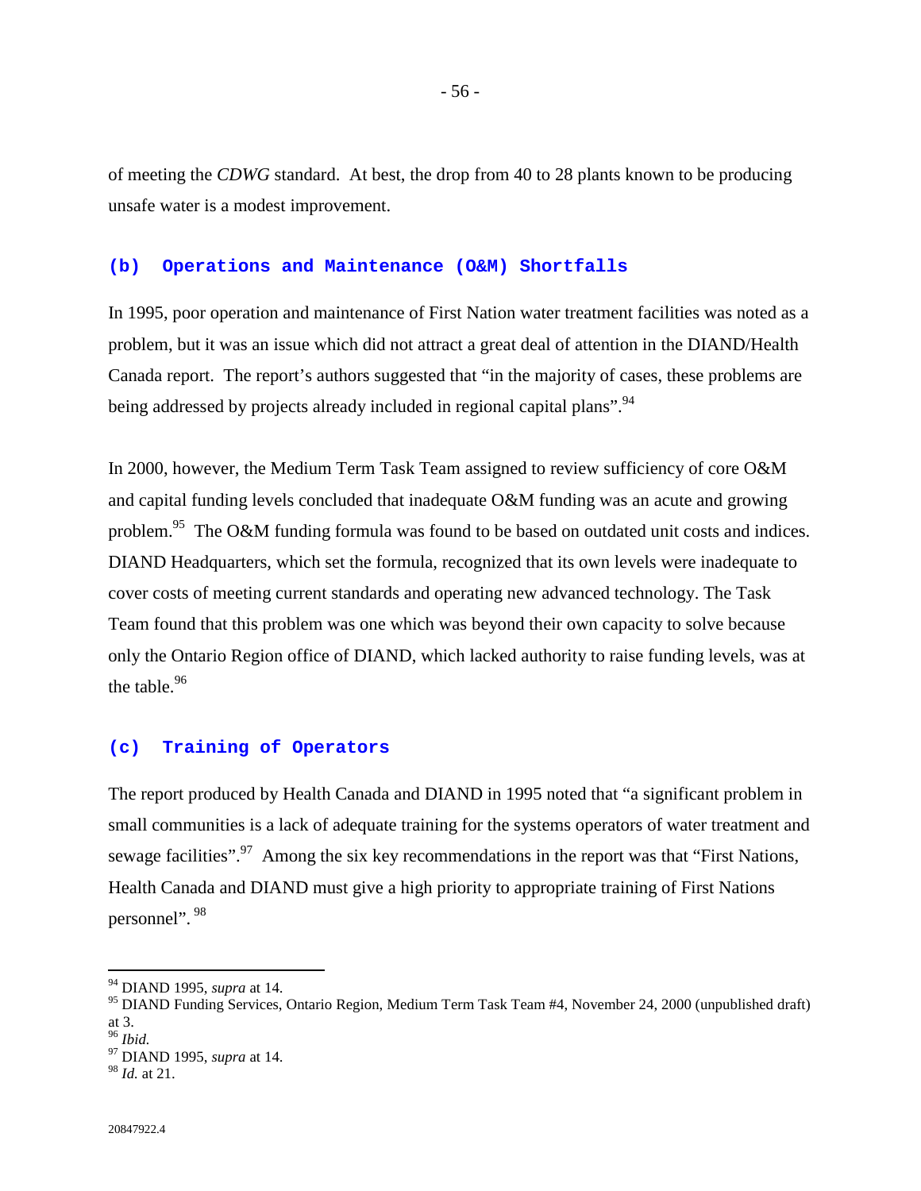of meeting the *CDWG* standard. At best, the drop from 40 to 28 plants known to be producing unsafe water is a modest improvement.

### (b) Operations and Maintenance (O&M) Shortfalls

In 1995, poor operation and maintenance of First Nation water treatment facilities was noted as a problem, but it was an issue which did not attract a great deal of attention in the DIAND/Health Canada report. The report's authors suggested that "in the majority of cases, these problems are being addressed by projects already included in regional capital plans".[94]

In 2000, however, the Medium Term Task Team assigned to review sufficiency of core O&M and capital funding levels concluded that inadequate O&M funding was an acute and growing problem.[95] The O&M funding formula was found to be based on outdated unit costs and indices. DIAND Headquarters, which set the formula, recognized that its own levels were inadequate to cover costs of meeting current standards and operating new advanced technology. The Task Team found that this problem was one which was beyond their own capacity to solve because only the Ontario Region office of DIAND, which lacked authority to raise funding levels, was at the table.[96]

### (c) Training of Operators

The report produced by Health Canada and DIAND in 1995 noted that "a significant problem in small communities is a lack of adequate training for the systems operators of water treatment and sewage facilities".[97] Among the six key recommendations in the report was that "First Nations, Health Canada and DIAND must give a high priority to appropriate training of First Nations personnel". [98]

---

[94] DIAND 1995, *supra* at 14.

[95] DIAND Funding Services, Ontario Region, Medium Term Task Team #4, November 24, 2000 (unpublished draft) at 3.

[96] *Ibid.*

[97] DIAND 1995, *supra* at 14.

[98] *Id.* at 21.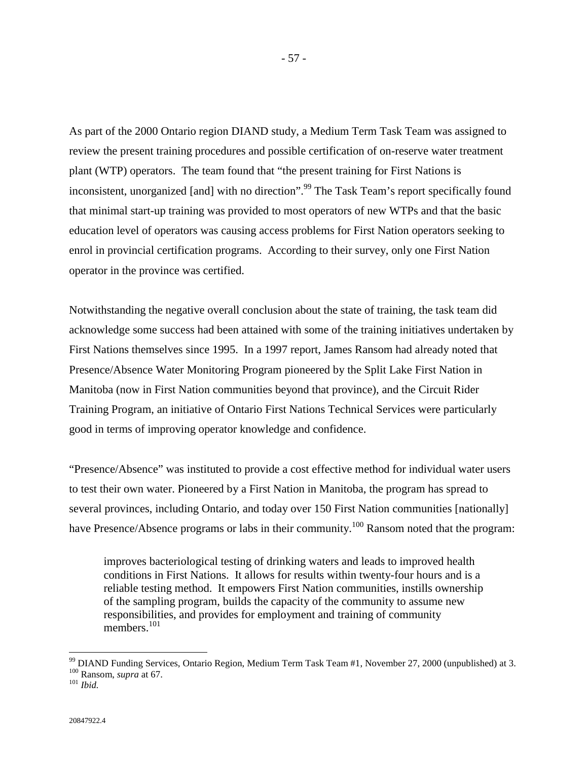As part of the 2000 Ontario region DIAND study, a Medium Term Task Team was assigned to review the present training procedures and possible certification of on-reserve water treatment plant (WTP) operators. The team found that "the present training for First Nations is inconsistent, unorganized [and] with no direction".[99] The Task Team's report specifically found that minimal start-up training was provided to most operators of new WTPs and that the basic education level of operators was causing access problems for First Nation operators seeking to enrol in provincial certification programs. According to their survey, only one First Nation operator in the province was certified.

Notwithstanding the negative overall conclusion about the state of training, the task team did acknowledge some success had been attained with some of the training initiatives undertaken by First Nations themselves since 1995. In a 1997 report, James Ransom had already noted that Presence/Absence Water Monitoring Program pioneered by the Split Lake First Nation in Manitoba (now in First Nation communities beyond that province), and the Circuit Rider Training Program, an initiative of Ontario First Nations Technical Services were particularly good in terms of improving operator knowledge and confidence.

"Presence/Absence" was instituted to provide a cost effective method for individual water users to test their own water. Pioneered by a First Nation in Manitoba, the program has spread to several provinces, including Ontario, and today over 150 First Nation communities [nationally] have Presence/Absence programs or labs in their community.[100] Ransom noted that the program:

> improves bacteriological testing of drinking waters and leads to improved health conditions in First Nations. It allows for results within twenty-four hours and is a reliable testing method. It empowers First Nation communities, instills ownership of the sampling program, builds the capacity of the community to assume new responsibilities, and provides for employment and training of community members.[101]

---

[99] DIAND Funding Services, Ontario Region, Medium Term Task Team #1, November 27, 2000 (unpublished) at 3.
[100] Ransom, *supra* at 67.
[101] *Ibid.*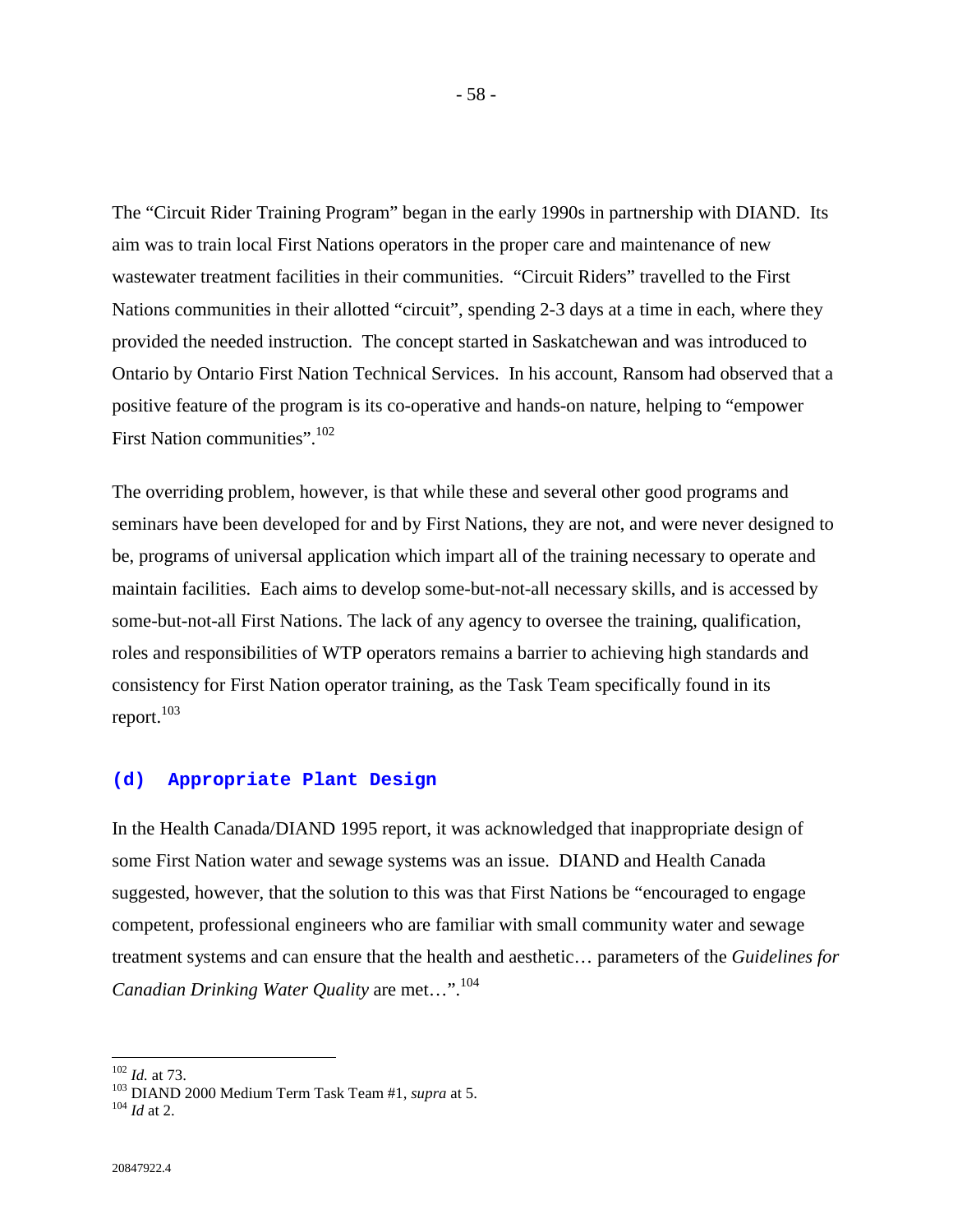The "Circuit Rider Training Program" began in the early 1990s in partnership with DIAND. Its aim was to train local First Nations operators in the proper care and maintenance of new wastewater treatment facilities in their communities. "Circuit Riders" travelled to the First Nations communities in their allotted "circuit", spending 2-3 days at a time in each, where they provided the needed instruction. The concept started in Saskatchewan and was introduced to Ontario by Ontario First Nation Technical Services. In his account, Ransom had observed that a positive feature of the program is its co-operative and hands-on nature, helping to "empower First Nation communities".[102]

The overriding problem, however, is that while these and several other good programs and seminars have been developed for and by First Nations, they are not, and were never designed to be, programs of universal application which impart all of the training necessary to operate and maintain facilities. Each aims to develop some-but-not-all necessary skills, and is accessed by some-but-not-all First Nations. The lack of any agency to oversee the training, qualification, roles and responsibilities of WTP operators remains a barrier to achieving high standards and consistency for First Nation operator training, as the Task Team specifically found in its report.[103]

### (d) Appropriate Plant Design

In the Health Canada/DIAND 1995 report, it was acknowledged that inappropriate design of some First Nation water and sewage systems was an issue. DIAND and Health Canada suggested, however, that the solution to this was that First Nations be "encouraged to engage competent, professional engineers who are familiar with small community water and sewage treatment systems and can ensure that the health and aesthetic… parameters of the *Guidelines for Canadian Drinking Water Quality* are met…".[104]

---

[102] *Id.* at 73.
[103] DIAND 2000 Medium Term Task Team #1, *supra* at 5.
[104] *Id* at 2.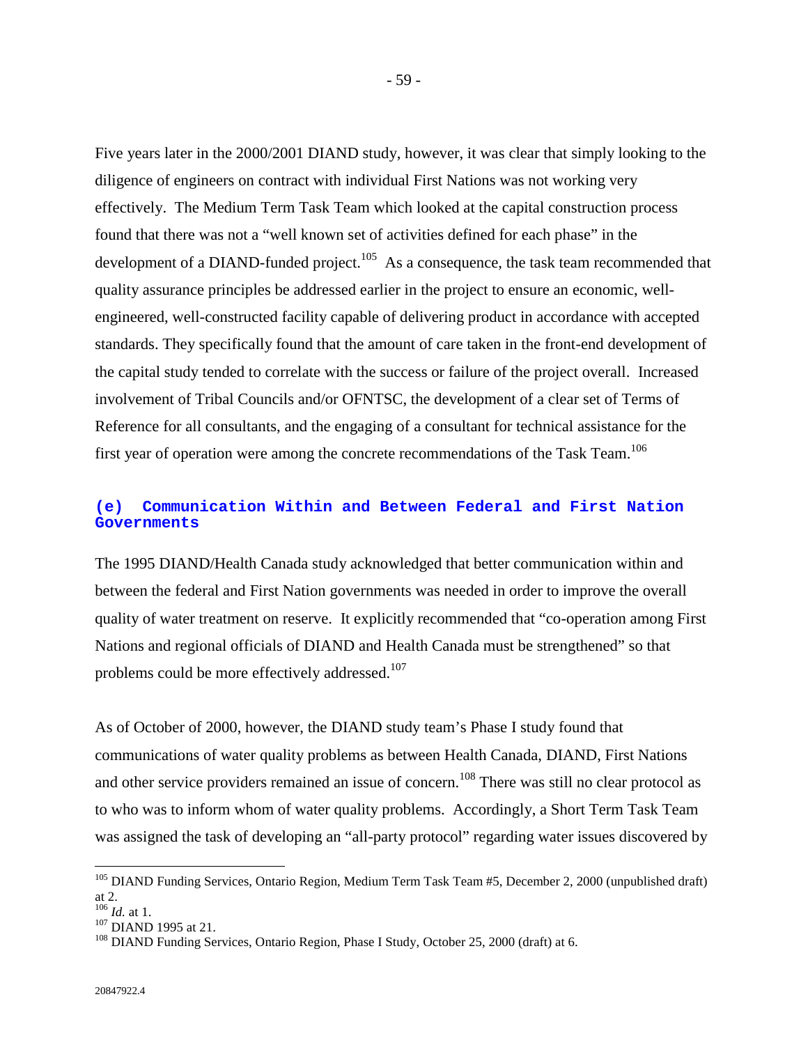Five years later in the 2000/2001 DIAND study, however, it was clear that simply looking to the diligence of engineers on contract with individual First Nations was not working very effectively. The Medium Term Task Team which looked at the capital construction process found that there was not a "well known set of activities defined for each phase" in the development of a DIAND-funded project.[105] As a consequence, the task team recommended that quality assurance principles be addressed earlier in the project to ensure an economic, well-engineered, well-constructed facility capable of delivering product in accordance with accepted standards. They specifically found that the amount of care taken in the front-end development of the capital study tended to correlate with the success or failure of the project overall. Increased involvement of Tribal Councils and/or OFNTSC, the development of a clear set of Terms of Reference for all consultants, and the engaging of a consultant for technical assistance for the first year of operation were among the concrete recommendations of the Task Team.[106]

### (e) Communication Within and Between Federal and First Nation Governments

The 1995 DIAND/Health Canada study acknowledged that better communication within and between the federal and First Nation governments was needed in order to improve the overall quality of water treatment on reserve. It explicitly recommended that "co-operation among First Nations and regional officials of DIAND and Health Canada must be strengthened" so that problems could be more effectively addressed.[107]

As of October of 2000, however, the DIAND study team's Phase I study found that communications of water quality problems as between Health Canada, DIAND, First Nations and other service providers remained an issue of concern.[108] There was still no clear protocol as to who was to inform whom of water quality problems. Accordingly, a Short Term Task Team was assigned the task of developing an "all-party protocol" regarding water issues discovered by

---

[105] DIAND Funding Services, Ontario Region, Medium Term Task Team #5, December 2, 2000 (unpublished draft) at 2.

[106] *Id.* at 1.

[107] DIAND 1995 at 21.

[108] DIAND Funding Services, Ontario Region, Phase I Study, October 25, 2000 (draft) at 6.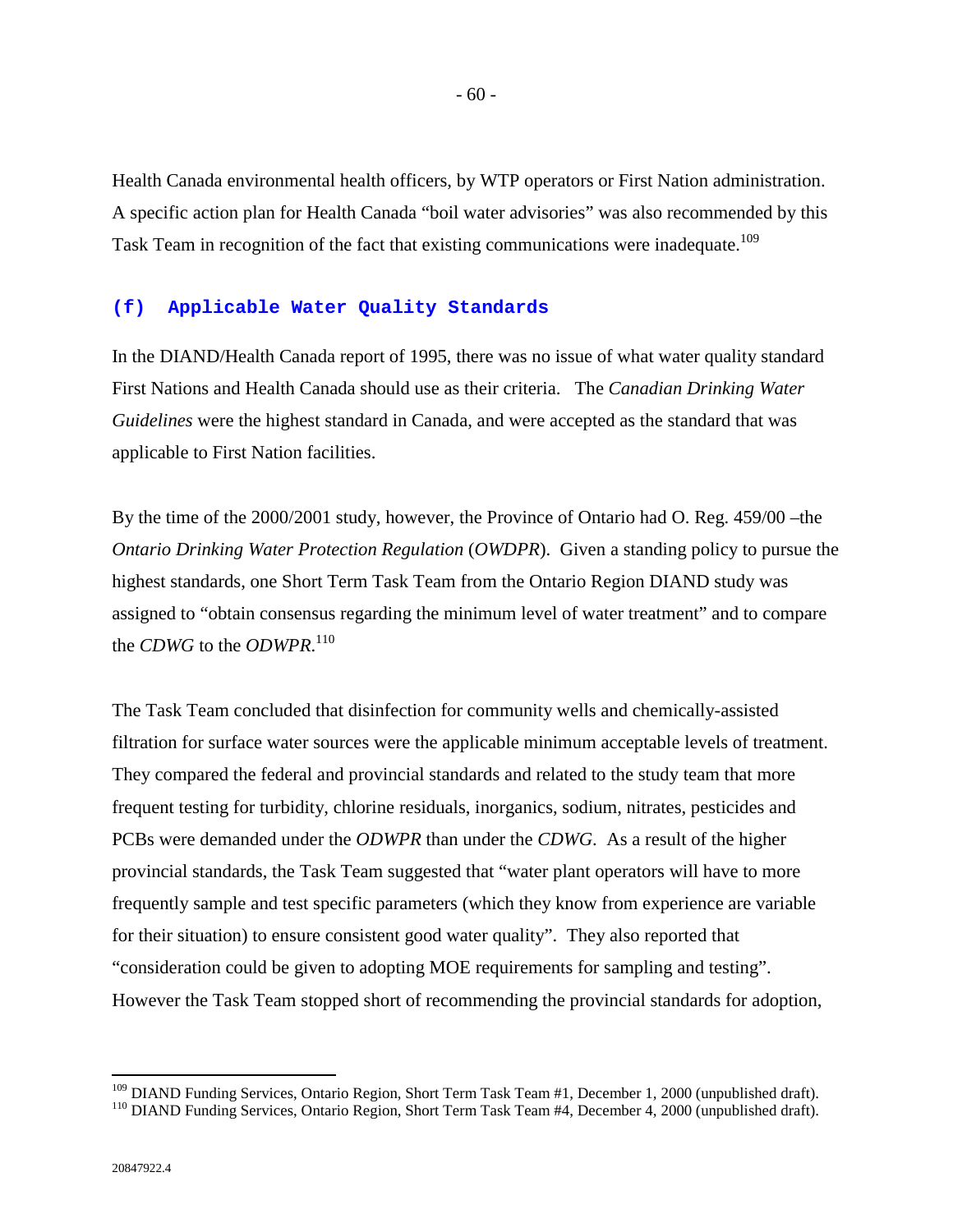Health Canada environmental health officers, by WTP operators or First Nation administration. A specific action plan for Health Canada "boil water advisories" was also recommended by this Task Team in recognition of the fact that existing communications were inadequate.[109]

### (f) Applicable Water Quality Standards

In the DIAND/Health Canada report of 1995, there was no issue of what water quality standard First Nations and Health Canada should use as their criteria. The *Canadian Drinking Water Guidelines* were the highest standard in Canada, and were accepted as the standard that was applicable to First Nation facilities.

By the time of the 2000/2001 study, however, the Province of Ontario had O. Reg. 459/00 –the *Ontario Drinking Water Protection Regulation* (*OWDPR*). Given a standing policy to pursue the highest standards, one Short Term Task Team from the Ontario Region DIAND study was assigned to "obtain consensus regarding the minimum level of water treatment" and to compare the *CDWG* to the *ODWPR*.[110]

The Task Team concluded that disinfection for community wells and chemically-assisted filtration for surface water sources were the applicable minimum acceptable levels of treatment. They compared the federal and provincial standards and related to the study team that more frequent testing for turbidity, chlorine residuals, inorganics, sodium, nitrates, pesticides and PCBs were demanded under the *ODWPR* than under the *CDWG*. As a result of the higher provincial standards, the Task Team suggested that "water plant operators will have to more frequently sample and test specific parameters (which they know from experience are variable for their situation) to ensure consistent good water quality". They also reported that "consideration could be given to adopting MOE requirements for sampling and testing". However the Task Team stopped short of recommending the provincial standards for adoption,

---

[109] DIAND Funding Services, Ontario Region, Short Term Task Team #1, December 1, 2000 (unpublished draft).

[110] DIAND Funding Services, Ontario Region, Short Term Task Team #4, December 4, 2000 (unpublished draft).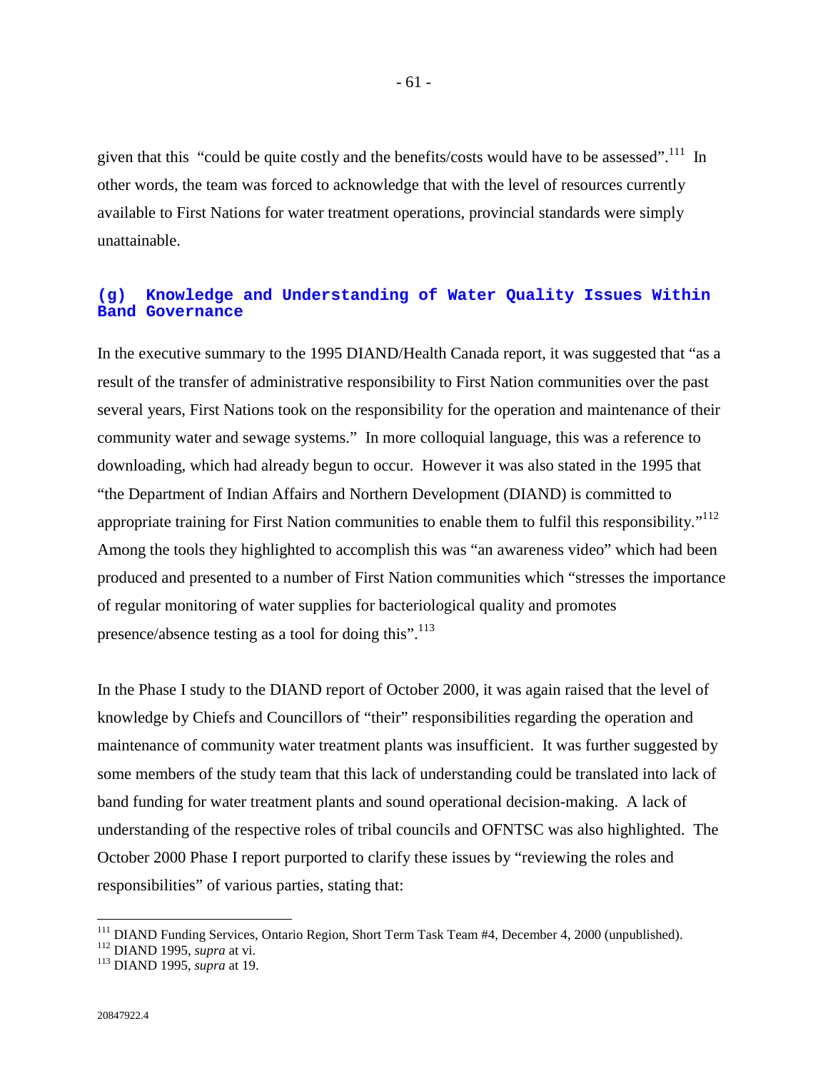given that this "could be quite costly and the benefits/costs would have to be assessed".[111] In other words, the team was forced to acknowledge that with the level of resources currently available to First Nations for water treatment operations, provincial standards were simply unattainable.

### (g) Knowledge and Understanding of Water Quality Issues Within Band Governance

In the executive summary to the 1995 DIAND/Health Canada report, it was suggested that "as a result of the transfer of administrative responsibility to First Nation communities over the past several years, First Nations took on the responsibility for the operation and maintenance of their community water and sewage systems." In more colloquial language, this was a reference to downloading, which had already begun to occur. However it was also stated in the 1995 that "the Department of Indian Affairs and Northern Development (DIAND) is committed to appropriate training for First Nation communities to enable them to fulfil this responsibility."[112] Among the tools they highlighted to accomplish this was "an awareness video" which had been produced and presented to a number of First Nation communities which "stresses the importance of regular monitoring of water supplies for bacteriological quality and promotes presence/absence testing as a tool for doing this".[113]

In the Phase I study to the DIAND report of October 2000, it was again raised that the level of knowledge by Chiefs and Councillors of "their" responsibilities regarding the operation and maintenance of community water treatment plants was insufficient. It was further suggested by some members of the study team that this lack of understanding could be translated into lack of band funding for water treatment plants and sound operational decision-making. A lack of understanding of the respective roles of tribal councils and OFNTSC was also highlighted. The October 2000 Phase I report purported to clarify these issues by "reviewing the roles and responsibilities" of various parties, stating that:

---

[111] DIAND Funding Services, Ontario Region, Short Term Task Team #4, December 4, 2000 (unpublished).
[112] DIAND 1995, *supra* at vi.
[113] DIAND 1995, *supra* at 19.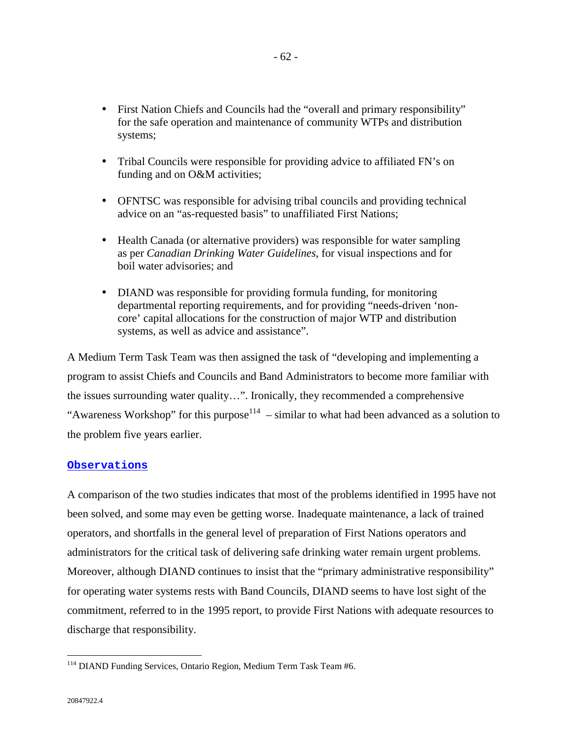- First Nation Chiefs and Councils had the “overall and primary responsibility” for the safe operation and maintenance of community WTPs and distribution systems;
- Tribal Councils were responsible for providing advice to affiliated FN’s on funding and on O&M activities;
- OFNTSC was responsible for advising tribal councils and providing technical advice on an “as-requested basis” to unaffiliated First Nations;
- Health Canada (or alternative providers) was responsible for water sampling as per *Canadian Drinking Water Guidelines*, for visual inspections and for boil water advisories; and
- DIAND was responsible for providing formula funding, for monitoring departmental reporting requirements, and for providing “needs-driven ‘non-core’ capital allocations for the construction of major WTP and distribution systems, as well as advice and assistance”.

A Medium Term Task Team was then assigned the task of “developing and implementing a program to assist Chiefs and Councils and Band Administrators to become more familiar with the issues surrounding water quality…”. Ironically, they recommended a comprehensive “Awareness Workshop” for this purpose[114] – similar to what had been advanced as a solution to the problem five years earlier.

## Observations

A comparison of the two studies indicates that most of the problems identified in 1995 have not been solved, and some may even be getting worse. Inadequate maintenance, a lack of trained operators, and shortfalls in the general level of preparation of First Nations operators and administrators for the critical task of delivering safe drinking water remain urgent problems. Moreover, although DIAND continues to insist that the “primary administrative responsibility” for operating water systems rests with Band Councils, DIAND seems to have lost sight of the commitment, referred to in the 1995 report, to provide First Nations with adequate resources to discharge that responsibility.

[114] DIAND Funding Services, Ontario Region, Medium Term Task Team #6.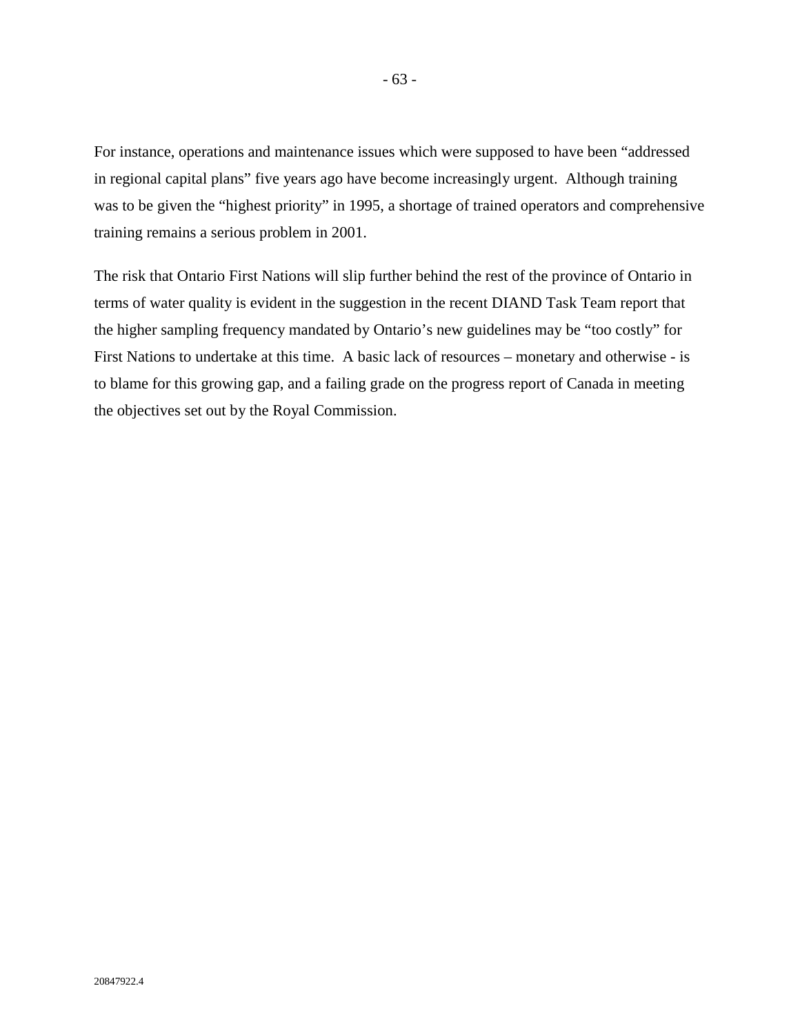For instance, operations and maintenance issues which were supposed to have been "addressed in regional capital plans" five years ago have become increasingly urgent. Although training was to be given the "highest priority" in 1995, a shortage of trained operators and comprehensive training remains a serious problem in 2001.

The risk that Ontario First Nations will slip further behind the rest of the province of Ontario in terms of water quality is evident in the suggestion in the recent DIAND Task Team report that the higher sampling frequency mandated by Ontario's new guidelines may be "too costly" for First Nations to undertake at this time. A basic lack of resources – monetary and otherwise - is to blame for this growing gap, and a failing grade on the progress report of Canada in meeting the objectives set out by the Royal Commission.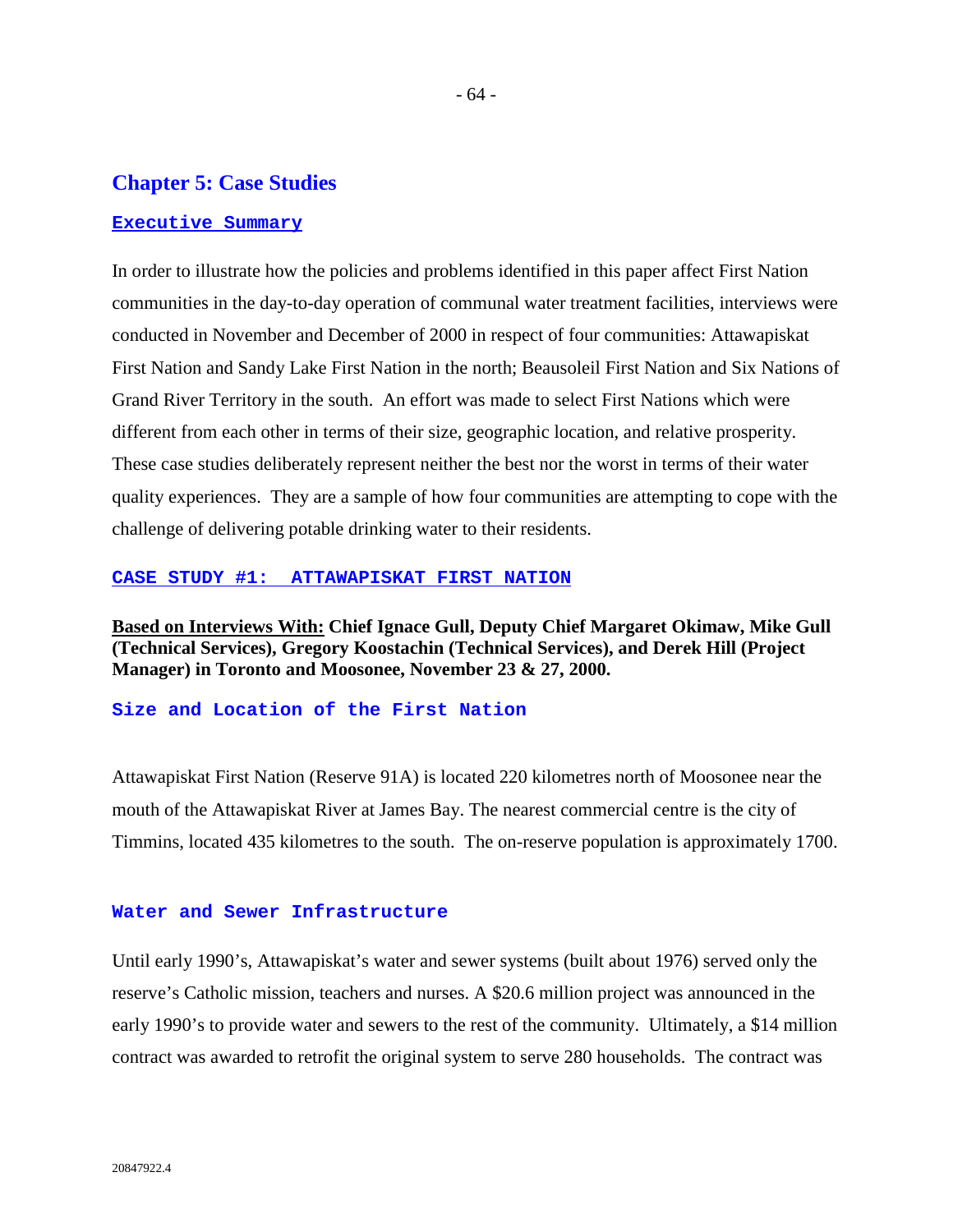# Chapter 5: Case Studies

## Executive Summary

In order to illustrate how the policies and problems identified in this paper affect First Nation communities in the day-to-day operation of communal water treatment facilities, interviews were conducted in November and December of 2000 in respect of four communities: Attawapiskat First Nation and Sandy Lake First Nation in the north; Beausoleil First Nation and Six Nations of Grand River Territory in the south. An effort was made to select First Nations which were different from each other in terms of their size, geographic location, and relative prosperity. These case studies deliberately represent neither the best nor the worst in terms of their water quality experiences. They are a sample of how four communities are attempting to cope with the challenge of delivering potable drinking water to their residents.

## CASE STUDY #1: ATTAWAPISKAT FIRST NATION

**Based on Interviews With: Chief Ignace Gull, Deputy Chief Margaret Okimaw, Mike Gull (Technical Services), Gregory Koostachin (Technical Services), and Derek Hill (Project Manager) in Toronto and Moosonee, November 23 & 27, 2000.**

### Size and Location of the First Nation

Attawapiskat First Nation (Reserve 91A) is located 220 kilometres north of Moosonee near the mouth of the Attawapiskat River at James Bay. The nearest commercial centre is the city of Timmins, located 435 kilometres to the south. The on-reserve population is approximately 1700.

### Water and Sewer Infrastructure

Until early 1990's, Attawapiskat's water and sewer systems (built about 1976) served only the reserve's Catholic mission, teachers and nurses. A $20.6 million project was announced in the early 1990's to provide water and sewers to the rest of the community. Ultimately, a $14 million contract was awarded to retrofit the original system to serve 280 households. The contract was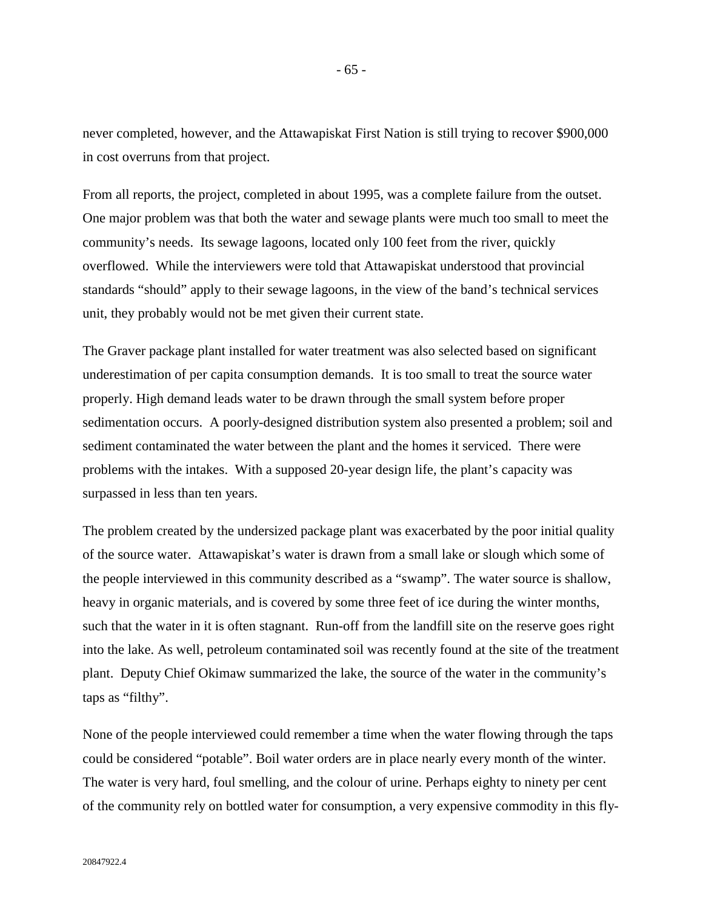never completed, however, and the Attawapiskat First Nation is still trying to recover $900,000 in cost overruns from that project.

From all reports, the project, completed in about 1995, was a complete failure from the outset. One major problem was that both the water and sewage plants were much too small to meet the community's needs. Its sewage lagoons, located only 100 feet from the river, quickly overflowed. While the interviewers were told that Attawapiskat understood that provincial standards "should" apply to their sewage lagoons, in the view of the band's technical services unit, they probably would not be met given their current state.

The Graver package plant installed for water treatment was also selected based on significant underestimation of per capita consumption demands. It is too small to treat the source water properly. High demand leads water to be drawn through the small system before proper sedimentation occurs. A poorly-designed distribution system also presented a problem; soil and sediment contaminated the water between the plant and the homes it serviced. There were problems with the intakes. With a supposed 20-year design life, the plant's capacity was surpassed in less than ten years.

The problem created by the undersized package plant was exacerbated by the poor initial quality of the source water. Attawapiskat's water is drawn from a small lake or slough which some of the people interviewed in this community described as a "swamp". The water source is shallow, heavy in organic materials, and is covered by some three feet of ice during the winter months, such that the water in it is often stagnant. Run-off from the landfill site on the reserve goes right into the lake. As well, petroleum contaminated soil was recently found at the site of the treatment plant. Deputy Chief Okimaw summarized the lake, the source of the water in the community's taps as "filthy".

None of the people interviewed could remember a time when the water flowing through the taps could be considered "potable". Boil water orders are in place nearly every month of the winter. The water is very hard, foul smelling, and the colour of urine. Perhaps eighty to ninety per cent of the community rely on bottled water for consumption, a very expensive commodity in this fly-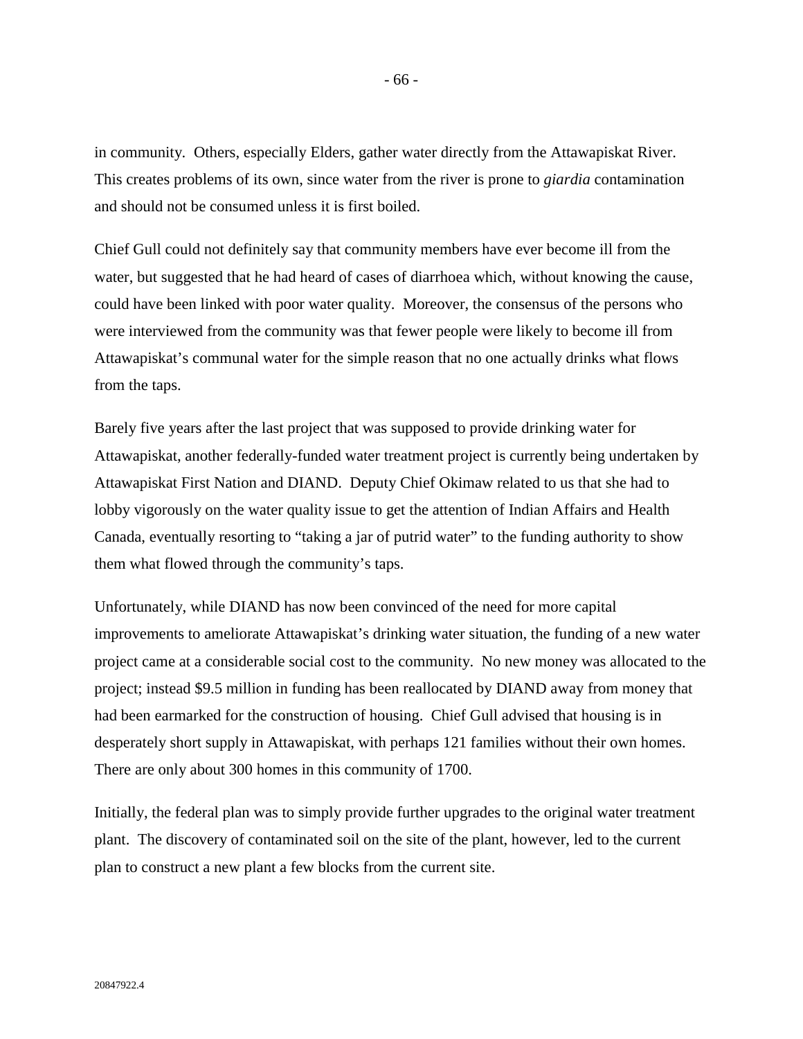in community. Others, especially Elders, gather water directly from the Attawapiskat River. This creates problems of its own, since water from the river is prone to *giardia* contamination and should not be consumed unless it is first boiled.

Chief Gull could not definitely say that community members have ever become ill from the water, but suggested that he had heard of cases of diarrhoea which, without knowing the cause, could have been linked with poor water quality. Moreover, the consensus of the persons who were interviewed from the community was that fewer people were likely to become ill from Attawapiskat's communal water for the simple reason that no one actually drinks what flows from the taps.

Barely five years after the last project that was supposed to provide drinking water for Attawapiskat, another federally-funded water treatment project is currently being undertaken by Attawapiskat First Nation and DIAND. Deputy Chief Okimaw related to us that she had to lobby vigorously on the water quality issue to get the attention of Indian Affairs and Health Canada, eventually resorting to "taking a jar of putrid water" to the funding authority to show them what flowed through the community's taps.

Unfortunately, while DIAND has now been convinced of the need for more capital improvements to ameliorate Attawapiskat's drinking water situation, the funding of a new water project came at a considerable social cost to the community. No new money was allocated to the project; instead $9.5 million in funding has been reallocated by DIAND away from money that had been earmarked for the construction of housing. Chief Gull advised that housing is in desperately short supply in Attawapiskat, with perhaps 121 families without their own homes. There are only about 300 homes in this community of 1700.

Initially, the federal plan was to simply provide further upgrades to the original water treatment plant. The discovery of contaminated soil on the site of the plant, however, led to the current plan to construct a new plant a few blocks from the current site.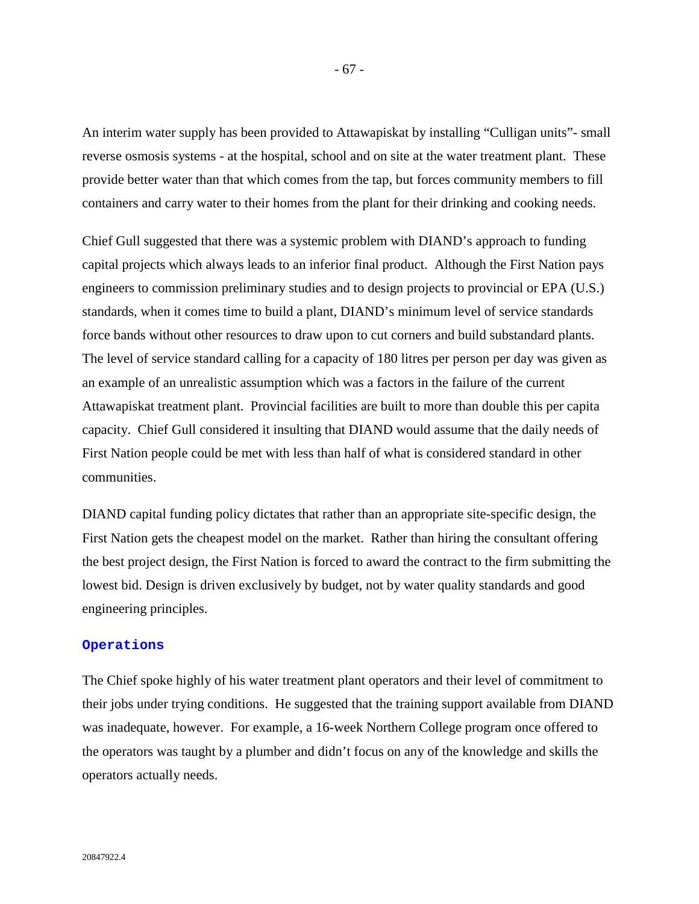An interim water supply has been provided to Attawapiskat by installing "Culligan units"- small reverse osmosis systems - at the hospital, school and on site at the water treatment plant. These provide better water than that which comes from the tap, but forces community members to fill containers and carry water to their homes from the plant for their drinking and cooking needs.

Chief Gull suggested that there was a systemic problem with DIAND's approach to funding capital projects which always leads to an inferior final product. Although the First Nation pays engineers to commission preliminary studies and to design projects to provincial or EPA (U.S.) standards, when it comes time to build a plant, DIAND's minimum level of service standards force bands without other resources to draw upon to cut corners and build substandard plants. The level of service standard calling for a capacity of 180 litres per person per day was given as an example of an unrealistic assumption which was a factors in the failure of the current Attawapiskat treatment plant. Provincial facilities are built to more than double this per capita capacity. Chief Gull considered it insulting that DIAND would assume that the daily needs of First Nation people could be met with less than half of what is considered standard in other communities.

DIAND capital funding policy dictates that rather than an appropriate site-specific design, the First Nation gets the cheapest model on the market. Rather than hiring the consultant offering the best project design, the First Nation is forced to award the contract to the firm submitting the lowest bid. Design is driven exclusively by budget, not by water quality standards and good engineering principles.

### Operations

The Chief spoke highly of his water treatment plant operators and their level of commitment to their jobs under trying conditions. He suggested that the training support available from DIAND was inadequate, however. For example, a 16-week Northern College program once offered to the operators was taught by a plumber and didn't focus on any of the knowledge and skills the operators actually needs.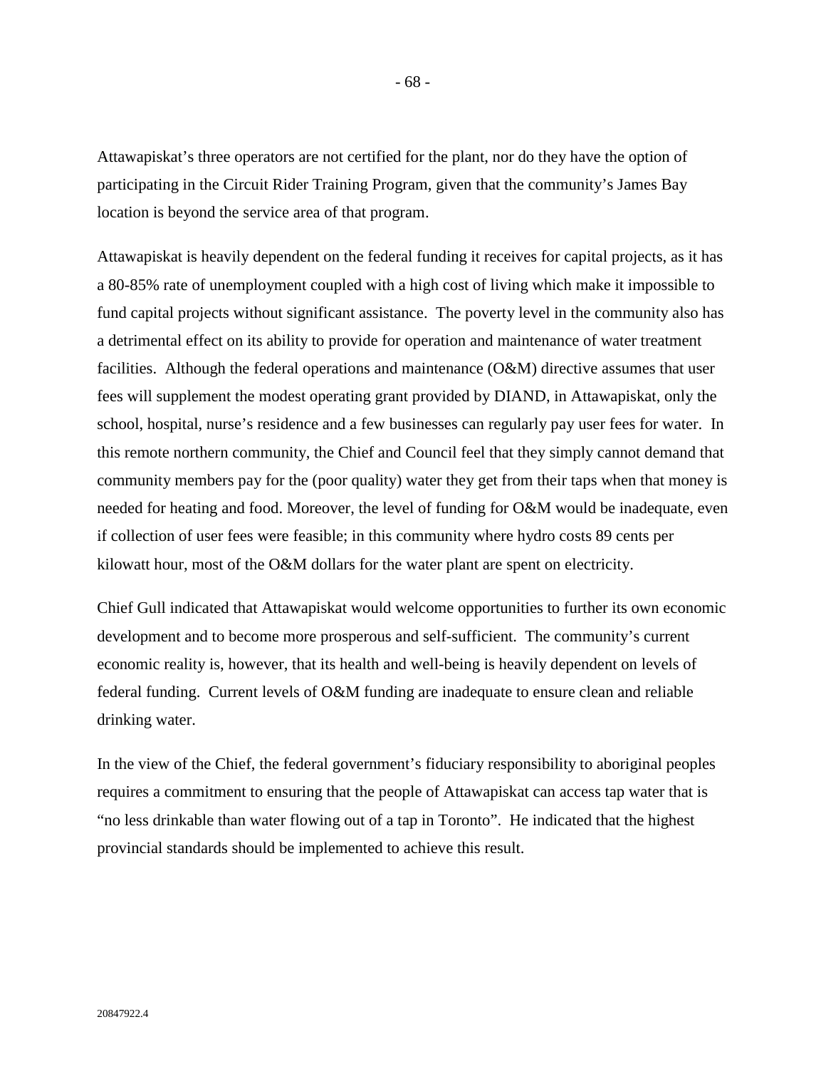Attawapiskat's three operators are not certified for the plant, nor do they have the option of participating in the Circuit Rider Training Program, given that the community's James Bay location is beyond the service area of that program.

Attawapiskat is heavily dependent on the federal funding it receives for capital projects, as it has a 80-85% rate of unemployment coupled with a high cost of living which make it impossible to fund capital projects without significant assistance. The poverty level in the community also has a detrimental effect on its ability to provide for operation and maintenance of water treatment facilities. Although the federal operations and maintenance (O&M) directive assumes that user fees will supplement the modest operating grant provided by DIAND, in Attawapiskat, only the school, hospital, nurse's residence and a few businesses can regularly pay user fees for water. In this remote northern community, the Chief and Council feel that they simply cannot demand that community members pay for the (poor quality) water they get from their taps when that money is needed for heating and food. Moreover, the level of funding for O&M would be inadequate, even if collection of user fees were feasible; in this community where hydro costs 89 cents per kilowatt hour, most of the O&M dollars for the water plant are spent on electricity.

Chief Gull indicated that Attawapiskat would welcome opportunities to further its own economic development and to become more prosperous and self-sufficient. The community's current economic reality is, however, that its health and well-being is heavily dependent on levels of federal funding. Current levels of O&M funding are inadequate to ensure clean and reliable drinking water.

In the view of the Chief, the federal government's fiduciary responsibility to aboriginal peoples requires a commitment to ensuring that the people of Attawapiskat can access tap water that is "no less drinkable than water flowing out of a tap in Toronto". He indicated that the highest provincial standards should be implemented to achieve this result.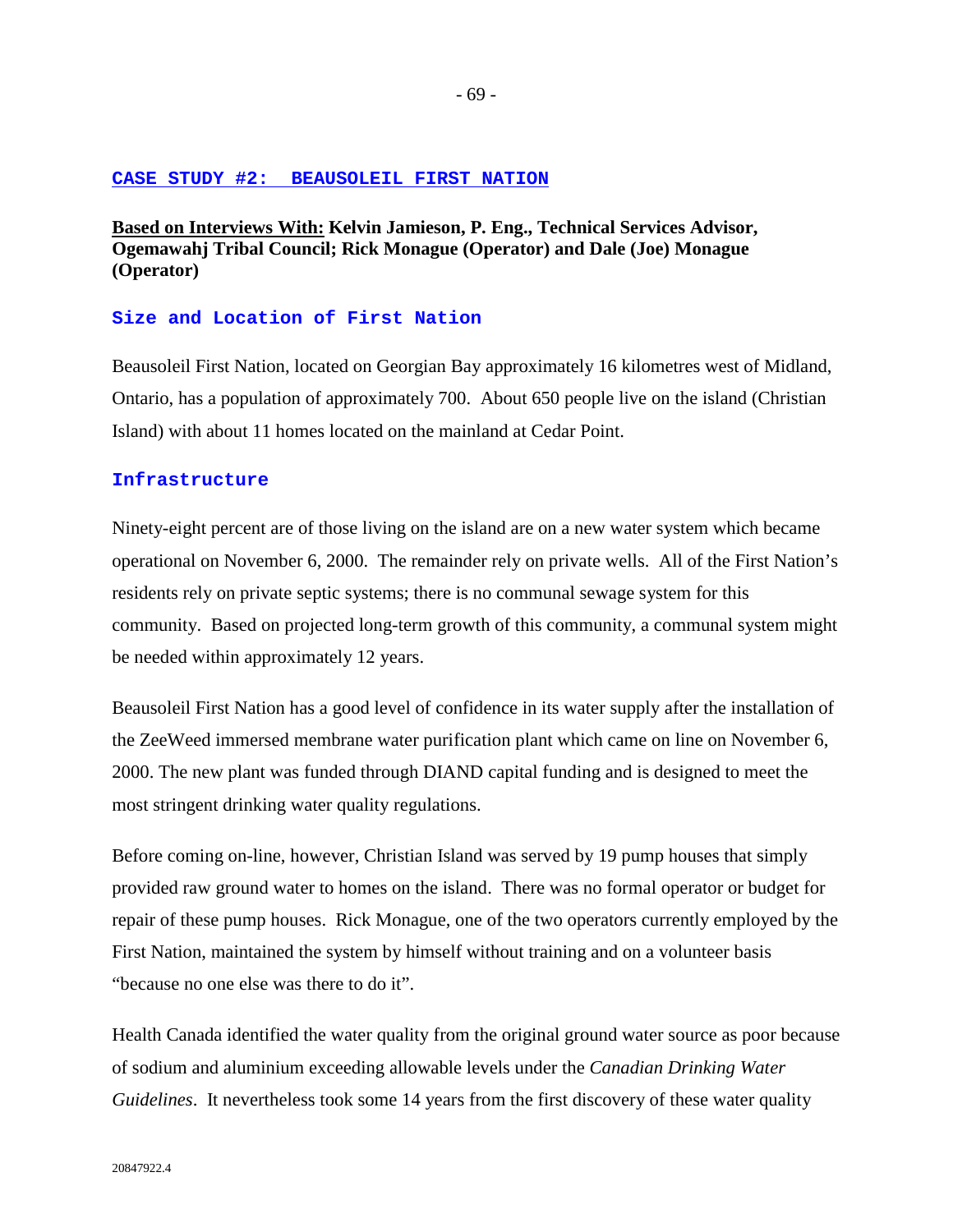## CASE STUDY #2: BEAUSOLEIL FIRST NATION

**Based on Interviews With: Kelvin Jamieson, P. Eng., Technical Services Advisor, Ogemawahj Tribal Council; Rick Monague (Operator) and Dale (Joe) Monague (Operator)**

### Size and Location of First Nation

Beausoleil First Nation, located on Georgian Bay approximately 16 kilometres west of Midland, Ontario, has a population of approximately 700. About 650 people live on the island (Christian Island) with about 11 homes located on the mainland at Cedar Point.

### Infrastructure

Ninety-eight percent are of those living on the island are on a new water system which became operational on November 6, 2000. The remainder rely on private wells. All of the First Nation's residents rely on private septic systems; there is no communal sewage system for this community. Based on projected long-term growth of this community, a communal system might be needed within approximately 12 years.

Beausoleil First Nation has a good level of confidence in its water supply after the installation of the ZeeWeed immersed membrane water purification plant which came on line on November 6, 2000. The new plant was funded through DIAND capital funding and is designed to meet the most stringent drinking water quality regulations.

Before coming on-line, however, Christian Island was served by 19 pump houses that simply provided raw ground water to homes on the island. There was no formal operator or budget for repair of these pump houses. Rick Monague, one of the two operators currently employed by the First Nation, maintained the system by himself without training and on a volunteer basis "because no one else was there to do it".

Health Canada identified the water quality from the original ground water source as poor because of sodium and aluminium exceeding allowable levels under the *Canadian Drinking Water Guidelines*. It nevertheless took some 14 years from the first discovery of these water quality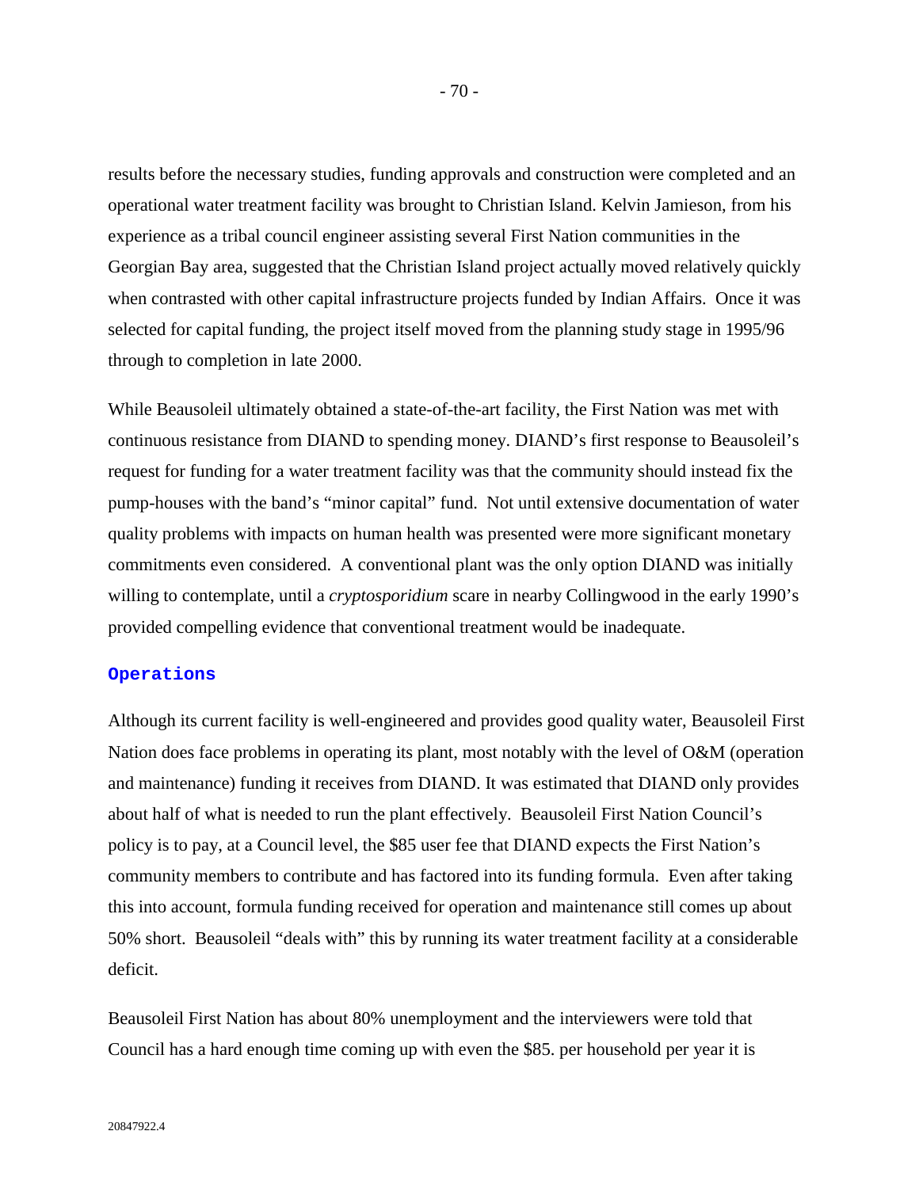results before the necessary studies, funding approvals and construction were completed and an operational water treatment facility was brought to Christian Island. Kelvin Jamieson, from his experience as a tribal council engineer assisting several First Nation communities in the Georgian Bay area, suggested that the Christian Island project actually moved relatively quickly when contrasted with other capital infrastructure projects funded by Indian Affairs. Once it was selected for capital funding, the project itself moved from the planning study stage in 1995/96 through to completion in late 2000.

While Beausoleil ultimately obtained a state-of-the-art facility, the First Nation was met with continuous resistance from DIAND to spending money. DIAND's first response to Beausoleil's request for funding for a water treatment facility was that the community should instead fix the pump-houses with the band's "minor capital" fund. Not until extensive documentation of water quality problems with impacts on human health was presented were more significant monetary commitments even considered. A conventional plant was the only option DIAND was initially willing to contemplate, until a *cryptosporidium* scare in nearby Collingwood in the early 1990's provided compelling evidence that conventional treatment would be inadequate.

### Operations

Although its current facility is well-engineered and provides good quality water, Beausoleil First Nation does face problems in operating its plant, most notably with the level of O&M (operation and maintenance) funding it receives from DIAND. It was estimated that DIAND only provides about half of what is needed to run the plant effectively. Beausoleil First Nation Council's policy is to pay, at a Council level, the $85 user fee that DIAND expects the First Nation's community members to contribute and has factored into its funding formula. Even after taking this into account, formula funding received for operation and maintenance still comes up about 50% short. Beausoleil "deals with" this by running its water treatment facility at a considerable deficit.

Beausoleil First Nation has about 80% unemployment and the interviewers were told that Council has a hard enough time coming up with even the $85. per household per year it is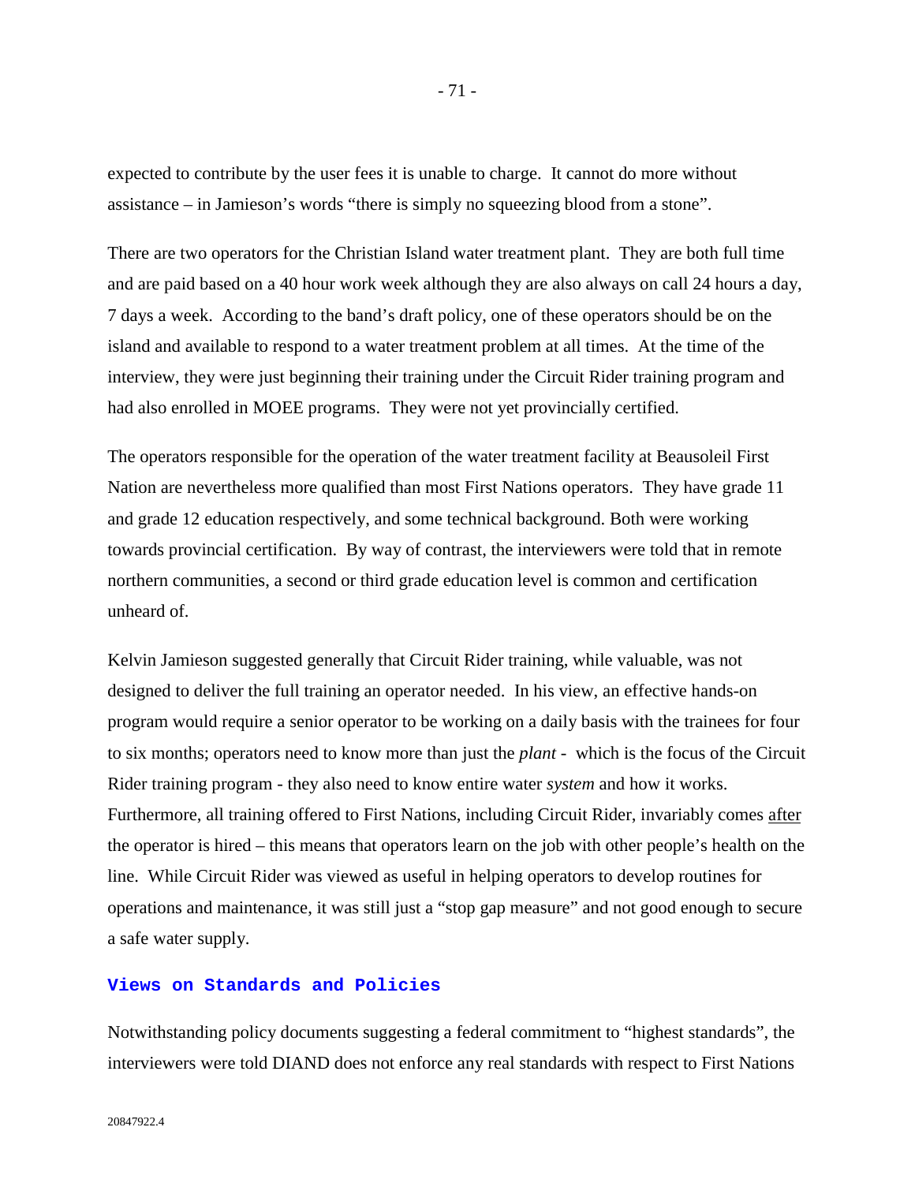expected to contribute by the user fees it is unable to charge. It cannot do more without assistance – in Jamieson's words "there is simply no squeezing blood from a stone".

There are two operators for the Christian Island water treatment plant. They are both full time and are paid based on a 40 hour work week although they are also always on call 24 hours a day, 7 days a week. According to the band's draft policy, one of these operators should be on the island and available to respond to a water treatment problem at all times. At the time of the interview, they were just beginning their training under the Circuit Rider training program and had also enrolled in MOEE programs. They were not yet provincially certified.

The operators responsible for the operation of the water treatment facility at Beausoleil First Nation are nevertheless more qualified than most First Nations operators. They have grade 11 and grade 12 education respectively, and some technical background. Both were working towards provincial certification. By way of contrast, the interviewers were told that in remote northern communities, a second or third grade education level is common and certification unheard of.

Kelvin Jamieson suggested generally that Circuit Rider training, while valuable, was not designed to deliver the full training an operator needed. In his view, an effective hands-on program would require a senior operator to be working on a daily basis with the trainees for four to six months; operators need to know more than just the *plant* - which is the focus of the Circuit Rider training program - they also need to know entire water *system* and how it works. Furthermore, all training offered to First Nations, including Circuit Rider, invariably comes <u>after</u> the operator is hired – this means that operators learn on the job with other people's health on the line. While Circuit Rider was viewed as useful in helping operators to develop routines for operations and maintenance, it was still just a "stop gap measure" and not good enough to secure a safe water supply.

### Views on Standards and Policies

Notwithstanding policy documents suggesting a federal commitment to "highest standards", the interviewers were told DIAND does not enforce any real standards with respect to First Nations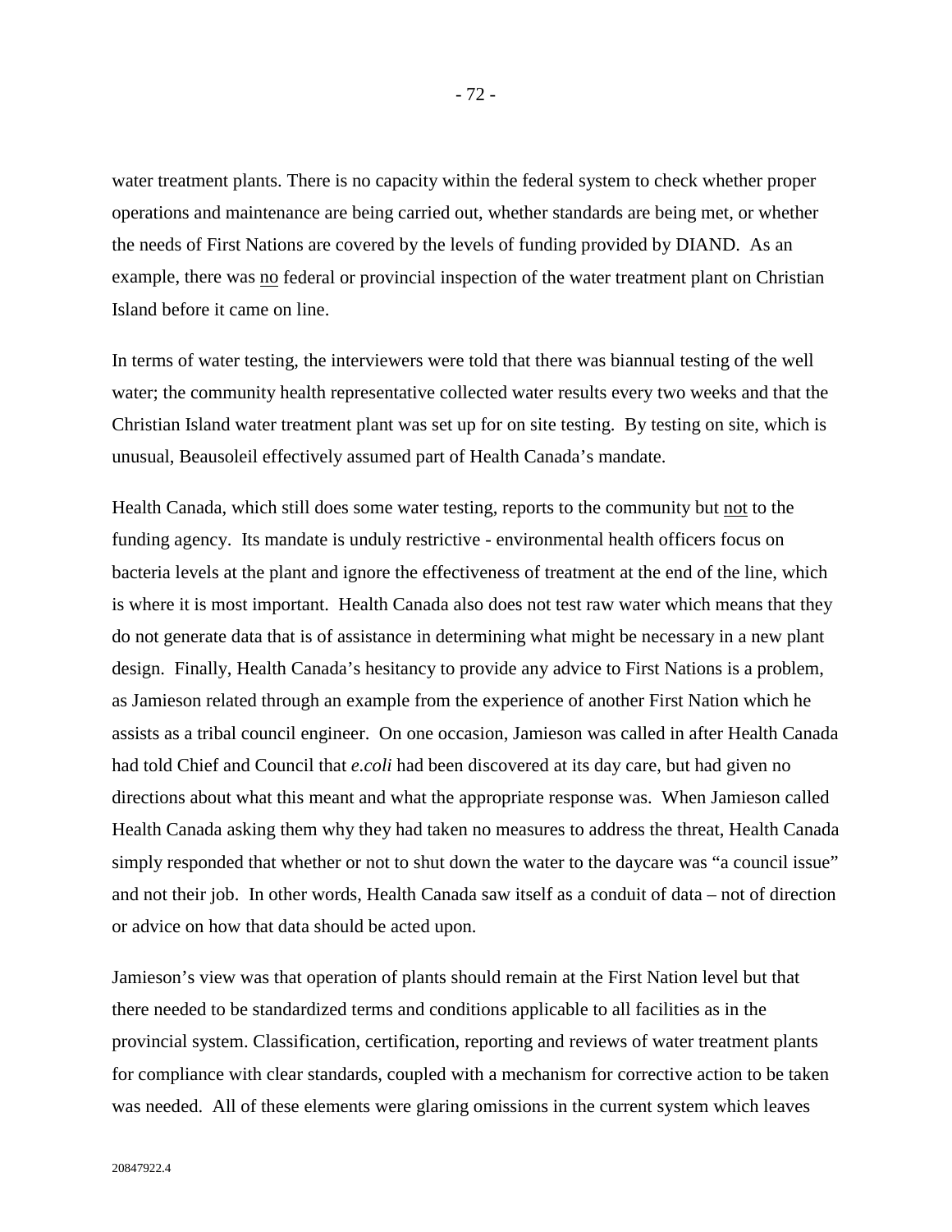water treatment plants. There is no capacity within the federal system to check whether proper operations and maintenance are being carried out, whether standards are being met, or whether the needs of First Nations are covered by the levels of funding provided by DIAND. As an example, there was <u>no</u> federal or provincial inspection of the water treatment plant on Christian Island before it came on line.

In terms of water testing, the interviewers were told that there was biannual testing of the well water; the community health representative collected water results every two weeks and that the Christian Island water treatment plant was set up for on site testing. By testing on site, which is unusual, Beausoleil effectively assumed part of Health Canada's mandate.

Health Canada, which still does some water testing, reports to the community but <u>not</u> to the funding agency. Its mandate is unduly restrictive - environmental health officers focus on bacteria levels at the plant and ignore the effectiveness of treatment at the end of the line, which is where it is most important. Health Canada also does not test raw water which means that they do not generate data that is of assistance in determining what might be necessary in a new plant design. Finally, Health Canada's hesitancy to provide any advice to First Nations is a problem, as Jamieson related through an example from the experience of another First Nation which he assists as a tribal council engineer. On one occasion, Jamieson was called in after Health Canada had told Chief and Council that *e.coli* had been discovered at its day care, but had given no directions about what this meant and what the appropriate response was. When Jamieson called Health Canada asking them why they had taken no measures to address the threat, Health Canada simply responded that whether or not to shut down the water to the daycare was "a council issue" and not their job. In other words, Health Canada saw itself as a conduit of data – not of direction or advice on how that data should be acted upon.

Jamieson's view was that operation of plants should remain at the First Nation level but that there needed to be standardized terms and conditions applicable to all facilities as in the provincial system. Classification, certification, reporting and reviews of water treatment plants for compliance with clear standards, coupled with a mechanism for corrective action to be taken was needed. All of these elements were glaring omissions in the current system which leaves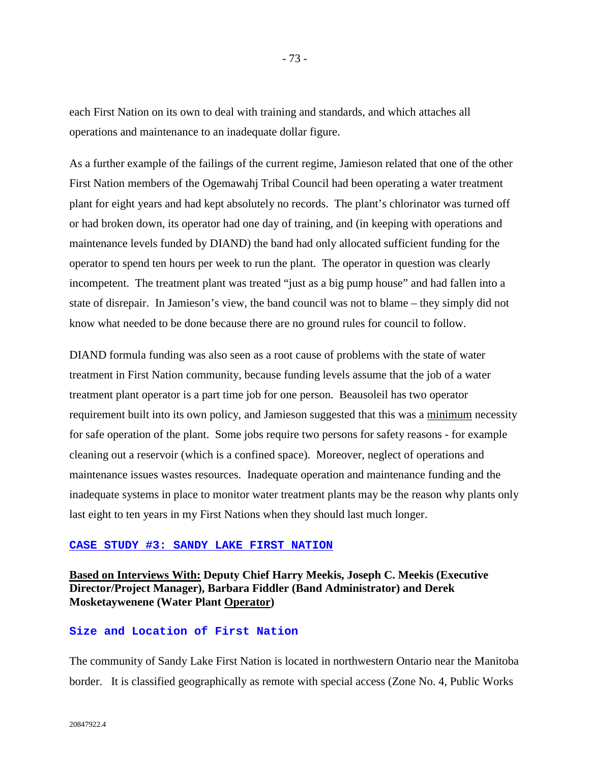each First Nation on its own to deal with training and standards, and which attaches all operations and maintenance to an inadequate dollar figure.

As a further example of the failings of the current regime, Jamieson related that one of the other First Nation members of the Ogemawahj Tribal Council had been operating a water treatment plant for eight years and had kept absolutely no records. The plant's chlorinator was turned off or had broken down, its operator had one day of training, and (in keeping with operations and maintenance levels funded by DIAND) the band had only allocated sufficient funding for the operator to spend ten hours per week to run the plant. The operator in question was clearly incompetent. The treatment plant was treated "just as a big pump house" and had fallen into a state of disrepair. In Jamieson's view, the band council was not to blame – they simply did not know what needed to be done because there are no ground rules for council to follow.

DIAND formula funding was also seen as a root cause of problems with the state of water treatment in First Nation community, because funding levels assume that the job of a water treatment plant operator is a part time job for one person. Beausoleil has two operator requirement built into its own policy, and Jamieson suggested that this was a <u>minimum</u> necessity for safe operation of the plant. Some jobs require two persons for safety reasons - for example cleaning out a reservoir (which is a confined space). Moreover, neglect of operations and maintenance issues wastes resources. Inadequate operation and maintenance funding and the inadequate systems in place to monitor water treatment plants may be the reason why plants only last eight to ten years in my First Nations when they should last much longer.

## CASE STUDY #3: SANDY LAKE FIRST NATION

**<u>Based on Interviews With:</u> Deputy Chief Harry Meekis, Joseph C. Meekis (Executive Director/Project Manager), Barbara Fiddler (Band Administrator) and Derek Mosketaywenene (Water Plant <u>Operator</u>)**

### Size and Location of First Nation

The community of Sandy Lake First Nation is located in northwestern Ontario near the Manitoba border. It is classified geographically as remote with special access (Zone No. 4, Public Works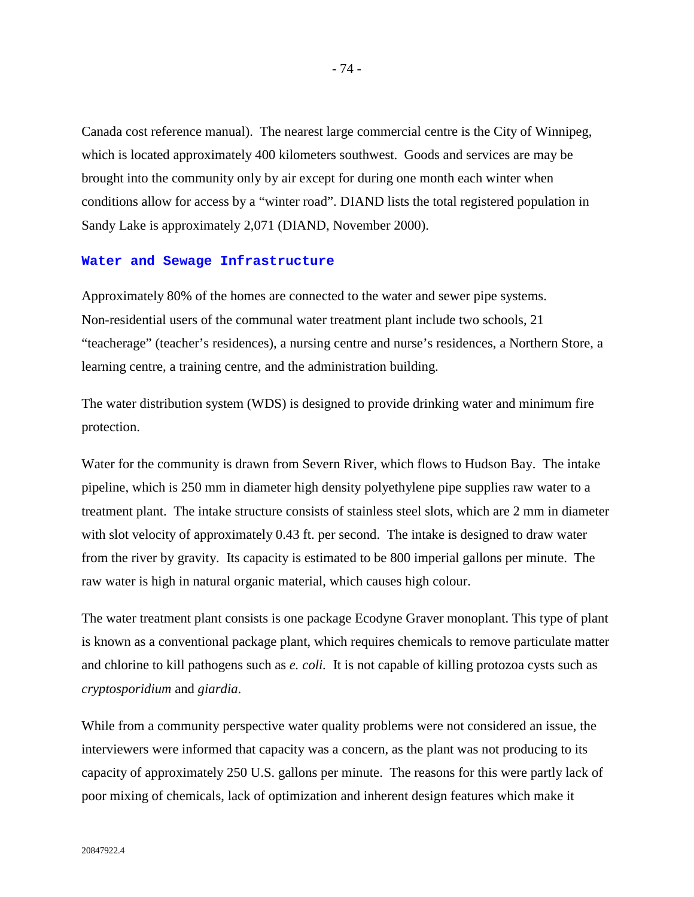Canada cost reference manual). The nearest large commercial centre is the City of Winnipeg, which is located approximately 400 kilometers southwest. Goods and services are may be brought into the community only by air except for during one month each winter when conditions allow for access by a "winter road". DIAND lists the total registered population in Sandy Lake is approximately 2,071 (DIAND, November 2000).

### Water and Sewage Infrastructure

Approximately 80% of the homes are connected to the water and sewer pipe systems. Non-residential users of the communal water treatment plant include two schools, 21 "teacherage" (teacher's residences), a nursing centre and nurse's residences, a Northern Store, a learning centre, a training centre, and the administration building.

The water distribution system (WDS) is designed to provide drinking water and minimum fire protection.

Water for the community is drawn from Severn River, which flows to Hudson Bay. The intake pipeline, which is 250 mm in diameter high density polyethylene pipe supplies raw water to a treatment plant. The intake structure consists of stainless steel slots, which are 2 mm in diameter with slot velocity of approximately 0.43 ft. per second. The intake is designed to draw water from the river by gravity. Its capacity is estimated to be 800 imperial gallons per minute. The raw water is high in natural organic material, which causes high colour.

The water treatment plant consists is one package Ecodyne Graver monoplant. This type of plant is known as a conventional package plant, which requires chemicals to remove particulate matter and chlorine to kill pathogens such as *e. coli*. It is not capable of killing protozoa cysts such as *cryptosporidium* and *giardia*.

While from a community perspective water quality problems were not considered an issue, the interviewers were informed that capacity was a concern, as the plant was not producing to its capacity of approximately 250 U.S. gallons per minute. The reasons for this were partly lack of poor mixing of chemicals, lack of optimization and inherent design features which make it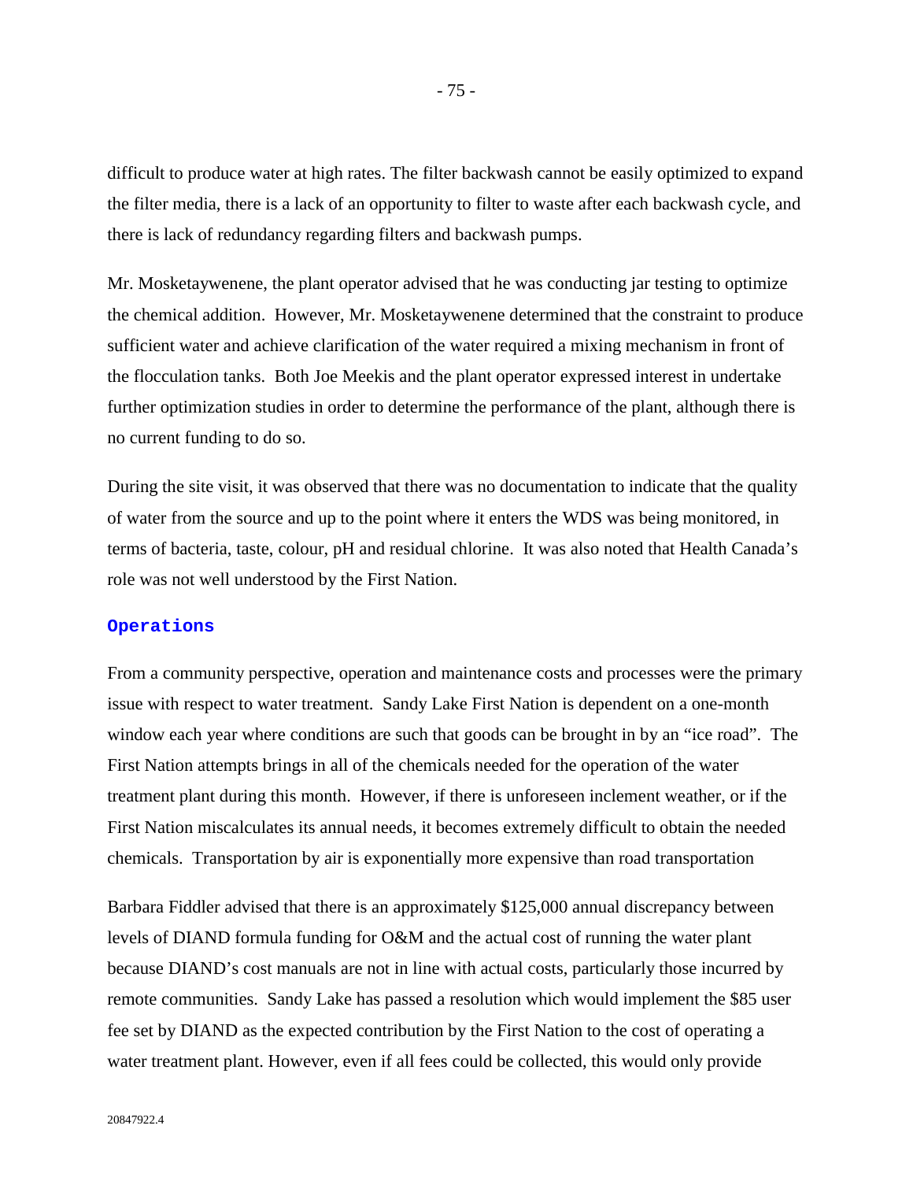difficult to produce water at high rates. The filter backwash cannot be easily optimized to expand the filter media, there is a lack of an opportunity to filter to waste after each backwash cycle, and there is lack of redundancy regarding filters and backwash pumps.

Mr. Mosketaywenene, the plant operator advised that he was conducting jar testing to optimize the chemical addition. However, Mr. Mosketaywenene determined that the constraint to produce sufficient water and achieve clarification of the water required a mixing mechanism in front of the flocculation tanks. Both Joe Meekis and the plant operator expressed interest in undertake further optimization studies in order to determine the performance of the plant, although there is no current funding to do so.

During the site visit, it was observed that there was no documentation to indicate that the quality of water from the source and up to the point where it enters the WDS was being monitored, in terms of bacteria, taste, colour, pH and residual chlorine. It was also noted that Health Canada's role was not well understood by the First Nation.

### Operations

From a community perspective, operation and maintenance costs and processes were the primary issue with respect to water treatment. Sandy Lake First Nation is dependent on a one-month window each year where conditions are such that goods can be brought in by an "ice road". The First Nation attempts brings in all of the chemicals needed for the operation of the water treatment plant during this month. However, if there is unforeseen inclement weather, or if the First Nation miscalculates its annual needs, it becomes extremely difficult to obtain the needed chemicals. Transportation by air is exponentially more expensive than road transportation

Barbara Fiddler advised that there is an approximately $125,000 annual discrepancy between levels of DIAND formula funding for O&M and the actual cost of running the water plant because DIAND's cost manuals are not in line with actual costs, particularly those incurred by remote communities. Sandy Lake has passed a resolution which would implement the $85 user fee set by DIAND as the expected contribution by the First Nation to the cost of operating a water treatment plant. However, even if all fees could be collected, this would only provide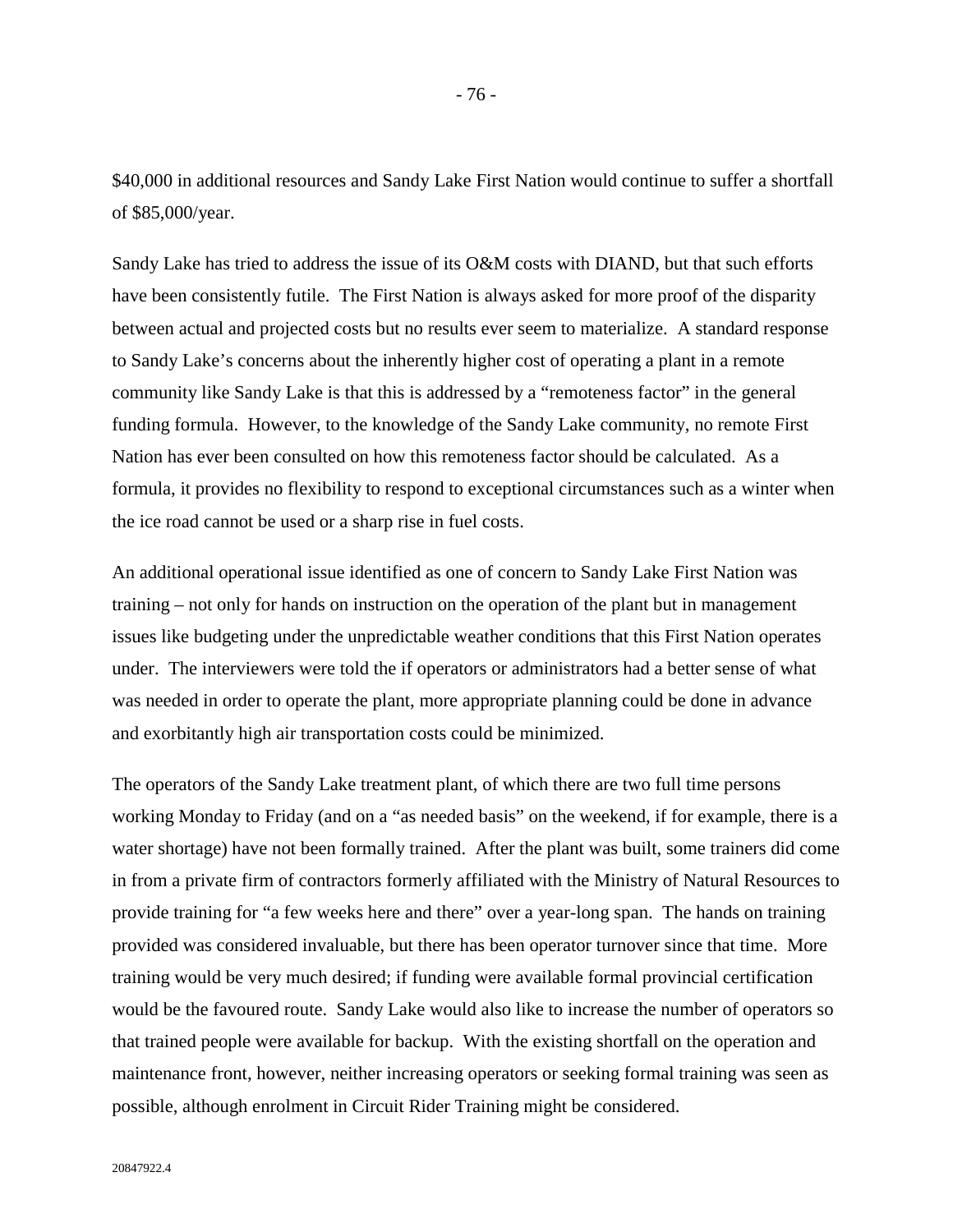$40,000 in additional resources and Sandy Lake First Nation would continue to suffer a shortfall of $85,000/year.

Sandy Lake has tried to address the issue of its O&M costs with DIAND, but that such efforts have been consistently futile. The First Nation is always asked for more proof of the disparity between actual and projected costs but no results ever seem to materialize. A standard response to Sandy Lake's concerns about the inherently higher cost of operating a plant in a remote community like Sandy Lake is that this is addressed by a "remoteness factor" in the general funding formula. However, to the knowledge of the Sandy Lake community, no remote First Nation has ever been consulted on how this remoteness factor should be calculated. As a formula, it provides no flexibility to respond to exceptional circumstances such as a winter when the ice road cannot be used or a sharp rise in fuel costs.

An additional operational issue identified as one of concern to Sandy Lake First Nation was training – not only for hands on instruction on the operation of the plant but in management issues like budgeting under the unpredictable weather conditions that this First Nation operates under. The interviewers were told the if operators or administrators had a better sense of what was needed in order to operate the plant, more appropriate planning could be done in advance and exorbitantly high air transportation costs could be minimized.

The operators of the Sandy Lake treatment plant, of which there are two full time persons working Monday to Friday (and on a "as needed basis" on the weekend, if for example, there is a water shortage) have not been formally trained. After the plant was built, some trainers did come in from a private firm of contractors formerly affiliated with the Ministry of Natural Resources to provide training for "a few weeks here and there" over a year-long span. The hands on training provided was considered invaluable, but there has been operator turnover since that time. More training would be very much desired; if funding were available formal provincial certification would be the favoured route. Sandy Lake would also like to increase the number of operators so that trained people were available for backup. With the existing shortfall on the operation and maintenance front, however, neither increasing operators or seeking formal training was seen as possible, although enrolment in Circuit Rider Training might be considered.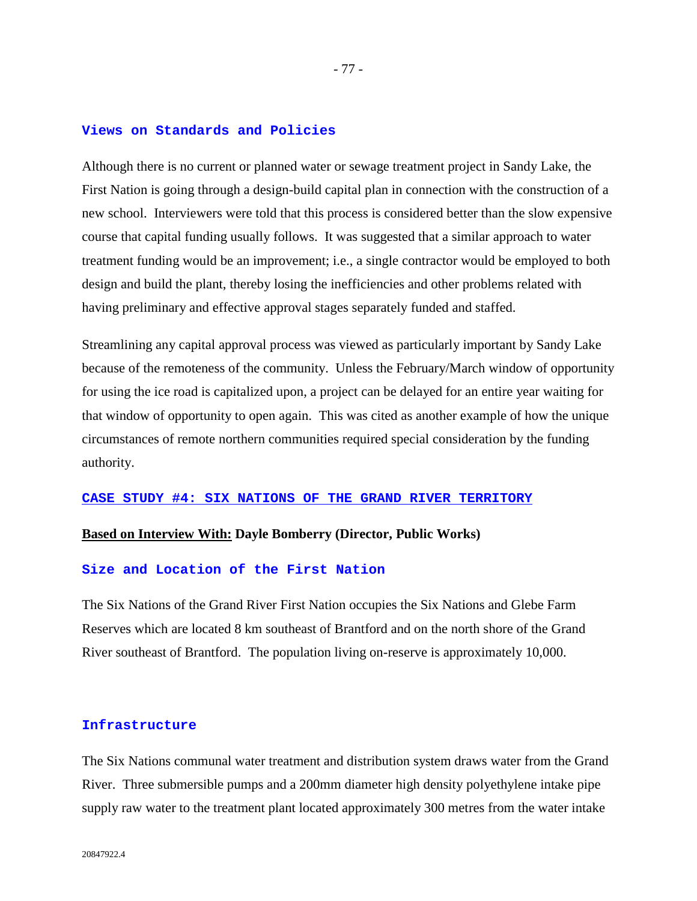### Views on Standards and Policies

Although there is no current or planned water or sewage treatment project in Sandy Lake, the First Nation is going through a design-build capital plan in connection with the construction of a new school. Interviewers were told that this process is considered better than the slow expensive course that capital funding usually follows. It was suggested that a similar approach to water treatment funding would be an improvement; i.e., a single contractor would be employed to both design and build the plant, thereby losing the inefficiencies and other problems related with having preliminary and effective approval stages separately funded and staffed.

Streamlining any capital approval process was viewed as particularly important by Sandy Lake because of the remoteness of the community. Unless the February/March window of opportunity for using the ice road is capitalized upon, a project can be delayed for an entire year waiting for that window of opportunity to open again. This was cited as another example of how the unique circumstances of remote northern communities required special consideration by the funding authority.

## CASE STUDY #4: SIX NATIONS OF THE GRAND RIVER TERRITORY

**Based on Interview With: Dayle Bomberry (Director, Public Works)**

### Size and Location of the First Nation

The Six Nations of the Grand River First Nation occupies the Six Nations and Glebe Farm Reserves which are located 8 km southeast of Brantford and on the north shore of the Grand River southeast of Brantford. The population living on-reserve is approximately 10,000.

### Infrastructure

The Six Nations communal water treatment and distribution system draws water from the Grand River. Three submersible pumps and a 200mm diameter high density polyethylene intake pipe supply raw water to the treatment plant located approximately 300 metres from the water intake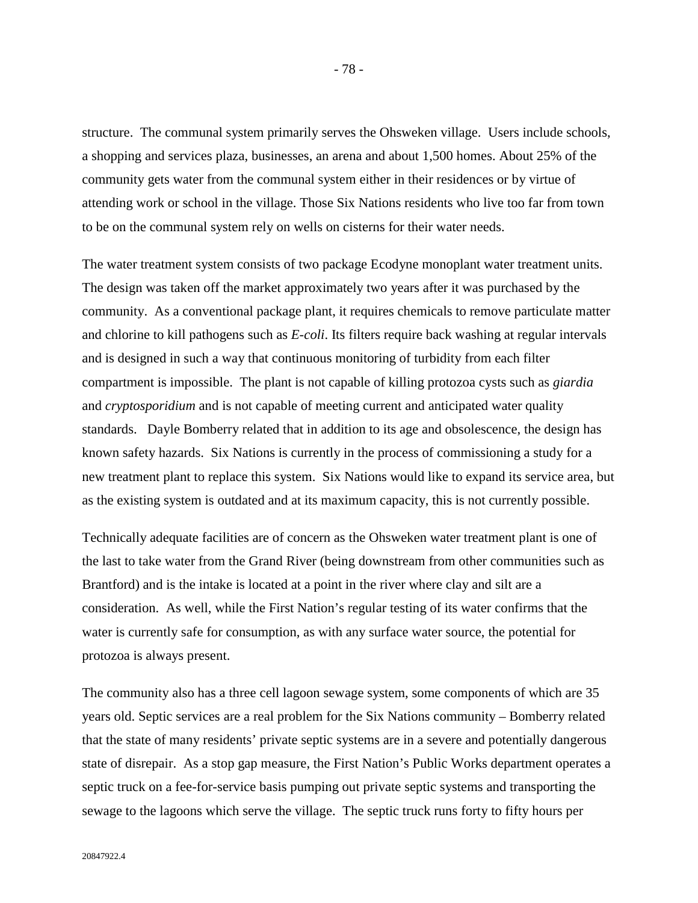structure. The communal system primarily serves the Ohsweken village. Users include schools, a shopping and services plaza, businesses, an arena and about 1,500 homes. About 25% of the community gets water from the communal system either in their residences or by virtue of attending work or school in the village. Those Six Nations residents who live too far from town to be on the communal system rely on wells on cisterns for their water needs.

The water treatment system consists of two package Ecodyne monoplant water treatment units. The design was taken off the market approximately two years after it was purchased by the community. As a conventional package plant, it requires chemicals to remove particulate matter and chlorine to kill pathogens such as *E-coli*. Its filters require back washing at regular intervals and is designed in such a way that continuous monitoring of turbidity from each filter compartment is impossible. The plant is not capable of killing protozoa cysts such as *giardia* and *cryptosporidium* and is not capable of meeting current and anticipated water quality standards. Dayle Bomberry related that in addition to its age and obsolescence, the design has known safety hazards. Six Nations is currently in the process of commissioning a study for a new treatment plant to replace this system. Six Nations would like to expand its service area, but as the existing system is outdated and at its maximum capacity, this is not currently possible.

Technically adequate facilities are of concern as the Ohsweken water treatment plant is one of the last to take water from the Grand River (being downstream from other communities such as Brantford) and is the intake is located at a point in the river where clay and silt are a consideration. As well, while the First Nation's regular testing of its water confirms that the water is currently safe for consumption, as with any surface water source, the potential for protozoa is always present.

The community also has a three cell lagoon sewage system, some components of which are 35 years old. Septic services are a real problem for the Six Nations community – Bomberry related that the state of many residents' private septic systems are in a severe and potentially dangerous state of disrepair. As a stop gap measure, the First Nation's Public Works department operates a septic truck on a fee-for-service basis pumping out private septic systems and transporting the sewage to the lagoons which serve the village. The septic truck runs forty to fifty hours per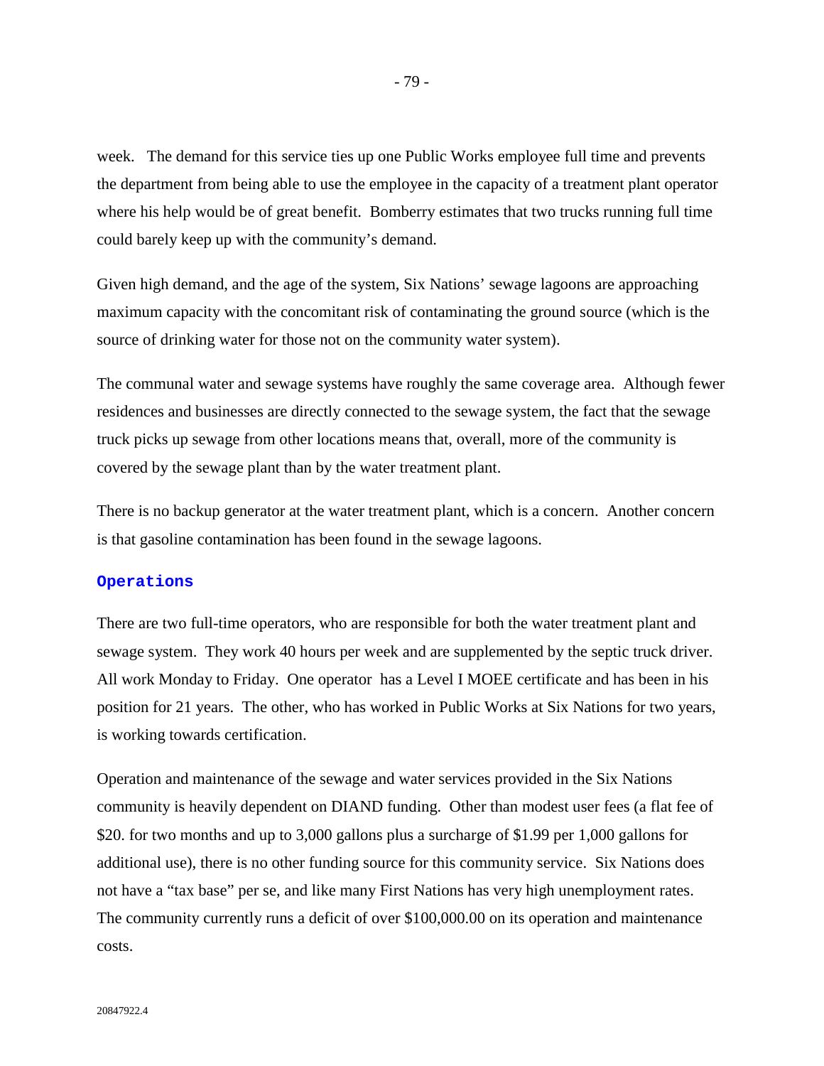week. The demand for this service ties up one Public Works employee full time and prevents the department from being able to use the employee in the capacity of a treatment plant operator where his help would be of great benefit. Bomberry estimates that two trucks running full time could barely keep up with the community's demand.

Given high demand, and the age of the system, Six Nations' sewage lagoons are approaching maximum capacity with the concomitant risk of contaminating the ground source (which is the source of drinking water for those not on the community water system).

The communal water and sewage systems have roughly the same coverage area. Although fewer residences and businesses are directly connected to the sewage system, the fact that the sewage truck picks up sewage from other locations means that, overall, more of the community is covered by the sewage plant than by the water treatment plant.

There is no backup generator at the water treatment plant, which is a concern. Another concern is that gasoline contamination has been found in the sewage lagoons.

### Operations

There are two full-time operators, who are responsible for both the water treatment plant and sewage system. They work 40 hours per week and are supplemented by the septic truck driver. All work Monday to Friday. One operator has a Level I MOEE certificate and has been in his position for 21 years. The other, who has worked in Public Works at Six Nations for two years, is working towards certification.

Operation and maintenance of the sewage and water services provided in the Six Nations community is heavily dependent on DIAND funding. Other than modest user fees (a flat fee of $20. for two months and up to 3,000 gallons plus a surcharge of $1.99 per 1,000 gallons for additional use), there is no other funding source for this community service. Six Nations does not have a "tax base" per se, and like many First Nations has very high unemployment rates. The community currently runs a deficit of over $100,000.00 on its operation and maintenance costs.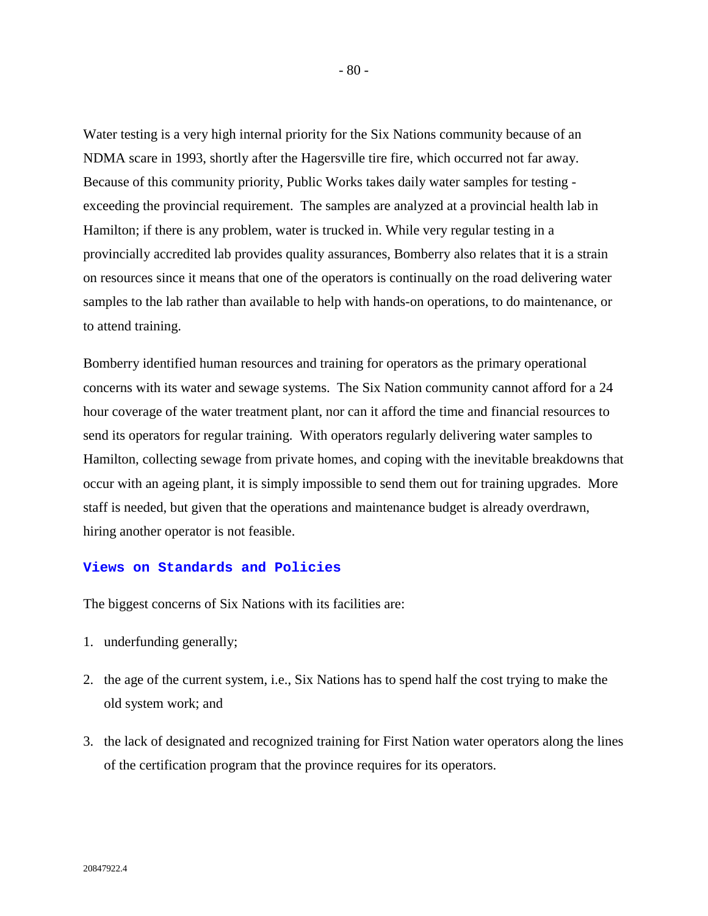Water testing is a very high internal priority for the Six Nations community because of an NDMA scare in 1993, shortly after the Hagersville tire fire, which occurred not far away. Because of this community priority, Public Works takes daily water samples for testing - exceeding the provincial requirement. The samples are analyzed at a provincial health lab in Hamilton; if there is any problem, water is trucked in. While very regular testing in a provincially accredited lab provides quality assurances, Bomberry also relates that it is a strain on resources since it means that one of the operators is continually on the road delivering water samples to the lab rather than available to help with hands-on operations, to do maintenance, or to attend training.

Bomberry identified human resources and training for operators as the primary operational concerns with its water and sewage systems. The Six Nation community cannot afford for a 24 hour coverage of the water treatment plant, nor can it afford the time and financial resources to send its operators for regular training. With operators regularly delivering water samples to Hamilton, collecting sewage from private homes, and coping with the inevitable breakdowns that occur with an ageing plant, it is simply impossible to send them out for training upgrades. More staff is needed, but given that the operations and maintenance budget is already overdrawn, hiring another operator is not feasible.

### Views on Standards and Policies

The biggest concerns of Six Nations with its facilities are:

1. underfunding generally;
2. the age of the current system, i.e., Six Nations has to spend half the cost trying to make the old system work; and
3. the lack of designated and recognized training for First Nation water operators along the lines of the certification program that the province requires for its operators.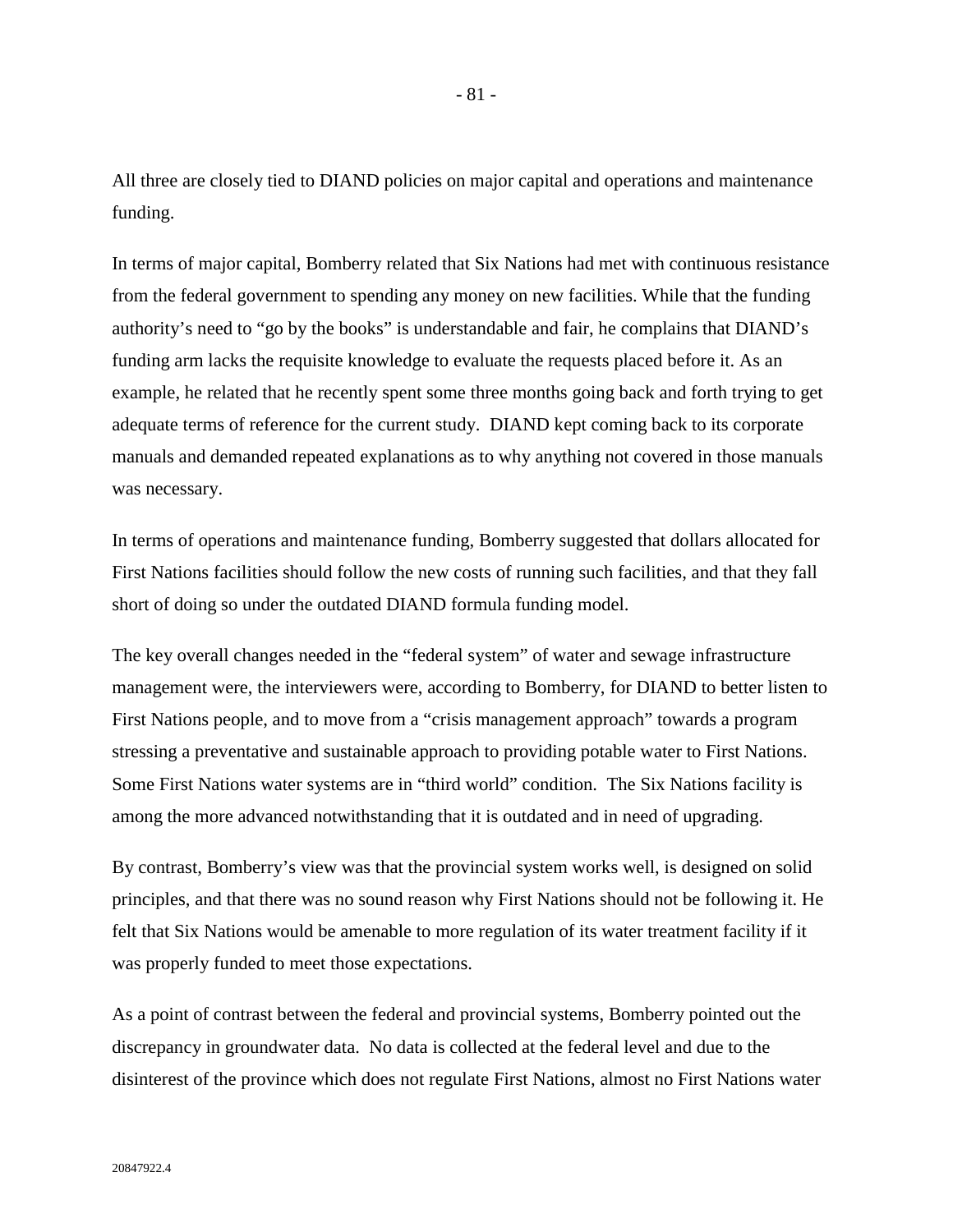All three are closely tied to DIAND policies on major capital and operations and maintenance funding.

In terms of major capital, Bomberry related that Six Nations had met with continuous resistance from the federal government to spending any money on new facilities. While that the funding authority's need to "go by the books" is understandable and fair, he complains that DIAND's funding arm lacks the requisite knowledge to evaluate the requests placed before it. As an example, he related that he recently spent some three months going back and forth trying to get adequate terms of reference for the current study. DIAND kept coming back to its corporate manuals and demanded repeated explanations as to why anything not covered in those manuals was necessary.

In terms of operations and maintenance funding, Bomberry suggested that dollars allocated for First Nations facilities should follow the new costs of running such facilities, and that they fall short of doing so under the outdated DIAND formula funding model.

The key overall changes needed in the "federal system" of water and sewage infrastructure management were, the interviewers were, according to Bomberry, for DIAND to better listen to First Nations people, and to move from a "crisis management approach" towards a program stressing a preventative and sustainable approach to providing potable water to First Nations. Some First Nations water systems are in "third world" condition. The Six Nations facility is among the more advanced notwithstanding that it is outdated and in need of upgrading.

By contrast, Bomberry's view was that the provincial system works well, is designed on solid principles, and that there was no sound reason why First Nations should not be following it. He felt that Six Nations would be amenable to more regulation of its water treatment facility if it was properly funded to meet those expectations.

As a point of contrast between the federal and provincial systems, Bomberry pointed out the discrepancy in groundwater data. No data is collected at the federal level and due to the disinterest of the province which does not regulate First Nations, almost no First Nations water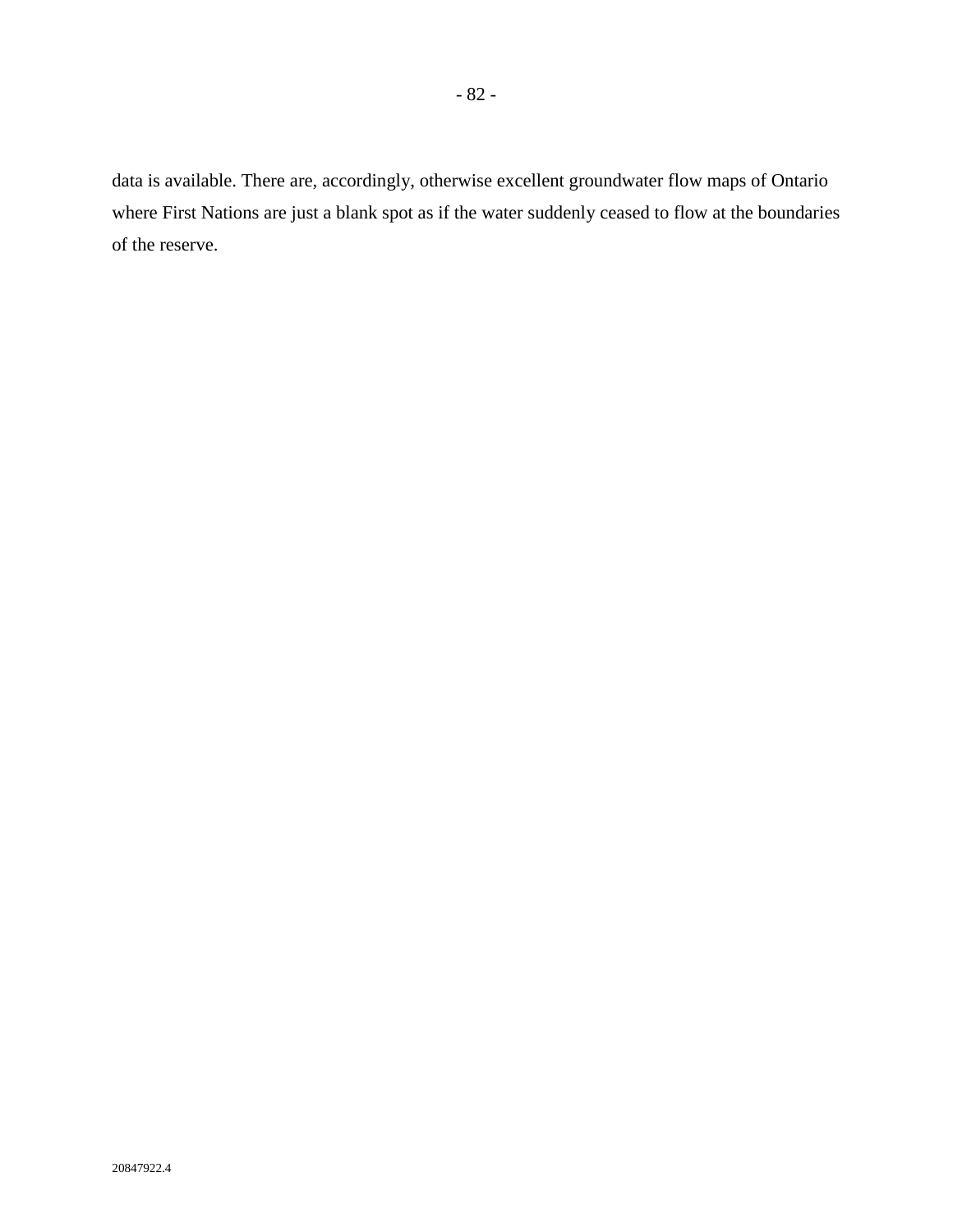data is available. There are, accordingly, otherwise excellent groundwater flow maps of Ontario where First Nations are just a blank spot as if the water suddenly ceased to flow at the boundaries of the reserve.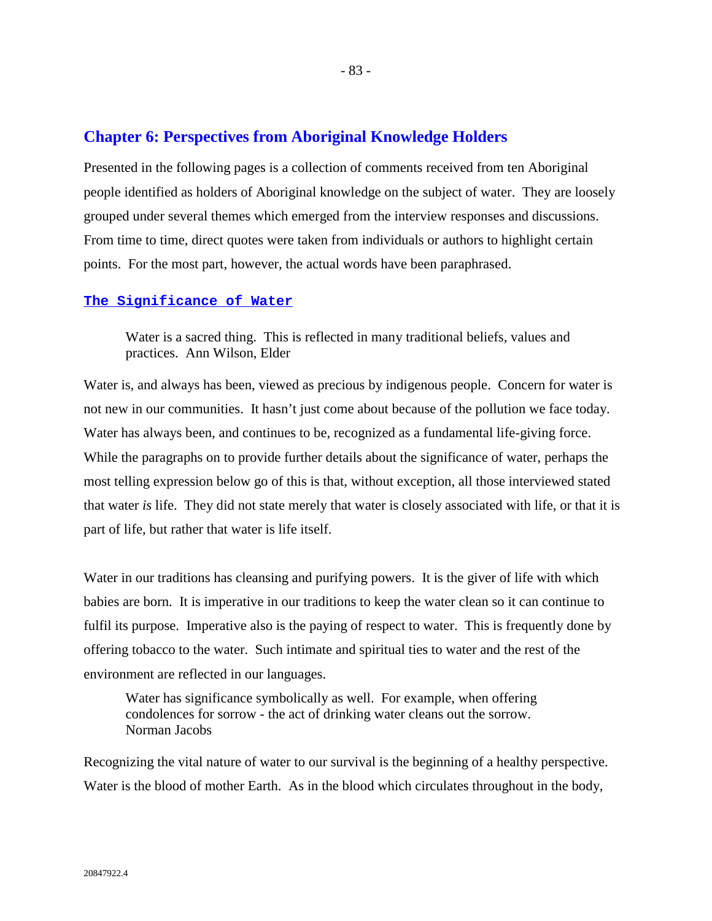## Chapter 6: Perspectives from Aboriginal Knowledge Holders

Presented in the following pages is a collection of comments received from ten Aboriginal people identified as holders of Aboriginal knowledge on the subject of water. They are loosely grouped under several themes which emerged from the interview responses and discussions. From time to time, direct quotes were taken from individuals or authors to highlight certain points. For the most part, however, the actual words have been paraphrased.

### The Significance of Water

> Water is a sacred thing. This is reflected in many traditional beliefs, values and practices. Ann Wilson, Elder

Water is, and always has been, viewed as precious by indigenous people. Concern for water is not new in our communities. It hasn't just come about because of the pollution we face today. Water has always been, and continues to be, recognized as a fundamental life-giving force. While the paragraphs on to provide further details about the significance of water, perhaps the most telling expression below go of this is that, without exception, all those interviewed stated that water *is* life. They did not state merely that water is closely associated with life, or that it is part of life, but rather that water is life itself.

Water in our traditions has cleansing and purifying powers. It is the giver of life with which babies are born. It is imperative in our traditions to keep the water clean so it can continue to fulfil its purpose. Imperative also is the paying of respect to water. This is frequently done by offering tobacco to the water. Such intimate and spiritual ties to water and the rest of the environment are reflected in our languages.

> Water has significance symbolically as well. For example, when offering condolences for sorrow - the act of drinking water cleans out the sorrow. Norman Jacobs

Recognizing the vital nature of water to our survival is the beginning of a healthy perspective. Water is the blood of mother Earth. As in the blood which circulates throughout in the body,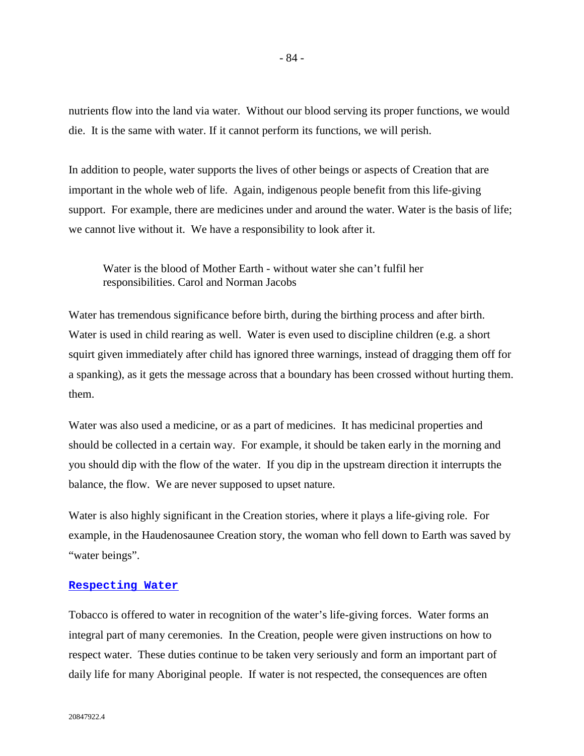nutrients flow into the land via water. Without our blood serving its proper functions, we would die. It is the same with water. If it cannot perform its functions, we will perish.

In addition to people, water supports the lives of other beings or aspects of Creation that are important in the whole web of life. Again, indigenous people benefit from this life-giving support. For example, there are medicines under and around the water. Water is the basis of life; we cannot live without it. We have a responsibility to look after it.

> Water is the blood of Mother Earth - without water she can't fulfil her responsibilities. Carol and Norman Jacobs

Water has tremendous significance before birth, during the birthing process and after birth. Water is used in child rearing as well. Water is even used to discipline children (e.g. a short squirt given immediately after child has ignored three warnings, instead of dragging them off for a spanking), as it gets the message across that a boundary has been crossed without hurting them. them.

Water was also used a medicine, or as a part of medicines. It has medicinal properties and should be collected in a certain way. For example, it should be taken early in the morning and you should dip with the flow of the water. If you dip in the upstream direction it interrupts the balance, the flow. We are never supposed to upset nature.

Water is also highly significant in the Creation stories, where it plays a life-giving role. For example, in the Haudenosaunee Creation story, the woman who fell down to Earth was saved by "water beings".

## Respecting Water

Tobacco is offered to water in recognition of the water's life-giving forces. Water forms an integral part of many ceremonies. In the Creation, people were given instructions on how to respect water. These duties continue to be taken very seriously and form an important part of daily life for many Aboriginal people. If water is not respected, the consequences are often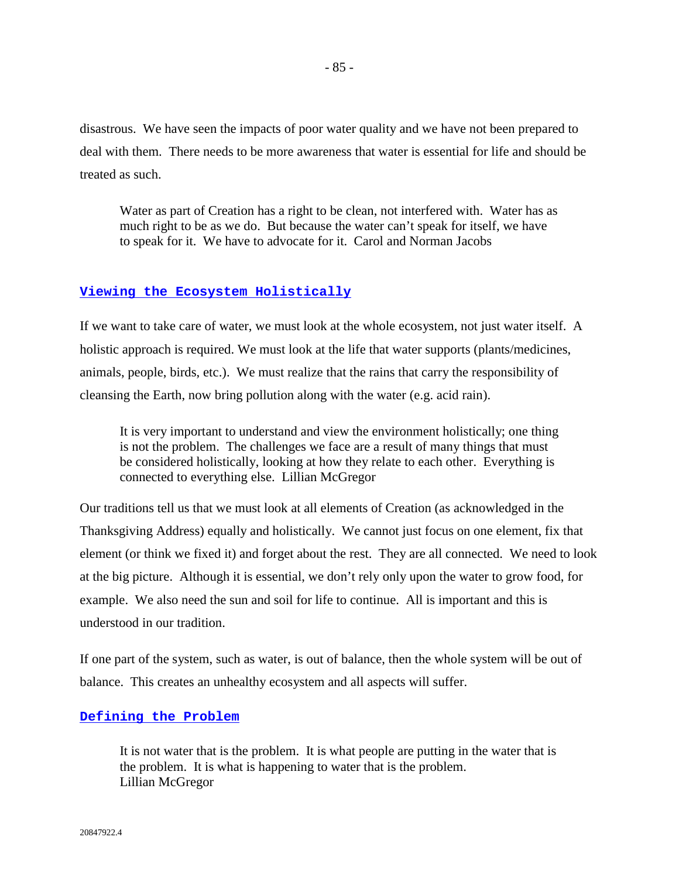disastrous. We have seen the impacts of poor water quality and we have not been prepared to deal with them. There needs to be more awareness that water is essential for life and should be treated as such.

> Water as part of Creation has a right to be clean, not interfered with. Water has as much right to be as we do. But because the water can't speak for itself, we have to speak for it. We have to advocate for it. Carol and Norman Jacobs

## Viewing the Ecosystem Holistically

If we want to take care of water, we must look at the whole ecosystem, not just water itself. A holistic approach is required. We must look at the life that water supports (plants/medicines, animals, people, birds, etc.). We must realize that the rains that carry the responsibility of cleansing the Earth, now bring pollution along with the water (e.g. acid rain).

> It is very important to understand and view the environment holistically; one thing is not the problem. The challenges we face are a result of many things that must be considered holistically, looking at how they relate to each other. Everything is connected to everything else. Lillian McGregor

Our traditions tell us that we must look at all elements of Creation (as acknowledged in the Thanksgiving Address) equally and holistically. We cannot just focus on one element, fix that element (or think we fixed it) and forget about the rest. They are all connected. We need to look at the big picture. Although it is essential, we don't rely only upon the water to grow food, for example. We also need the sun and soil for life to continue. All is important and this is understood in our tradition.

If one part of the system, such as water, is out of balance, then the whole system will be out of balance. This creates an unhealthy ecosystem and all aspects will suffer.

## Defining the Problem

> It is not water that is the problem. It is what people are putting in the water that is the problem. It is what is happening to water that is the problem.
> Lillian McGregor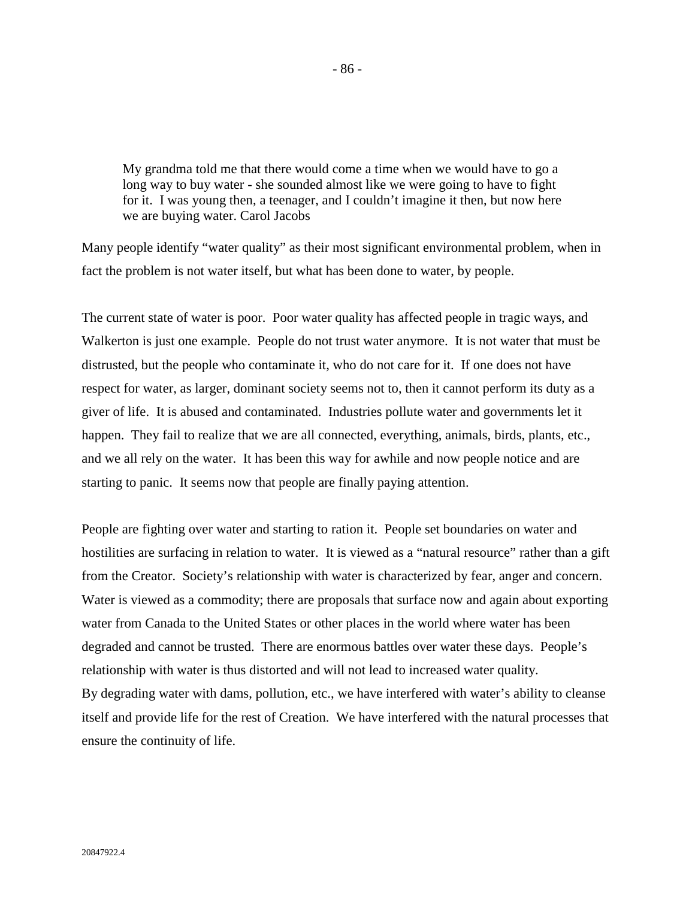> My grandma told me that there would come a time when we would have to go a long way to buy water - she sounded almost like we were going to have to fight for it. I was young then, a teenager, and I couldn't imagine it then, but now here we are buying water. Carol Jacobs

Many people identify "water quality" as their most significant environmental problem, when in fact the problem is not water itself, but what has been done to water, by people.

The current state of water is poor. Poor water quality has affected people in tragic ways, and Walkerton is just one example. People do not trust water anymore. It is not water that must be distrusted, but the people who contaminate it, who do not care for it. If one does not have respect for water, as larger, dominant society seems not to, then it cannot perform its duty as a giver of life. It is abused and contaminated. Industries pollute water and governments let it happen. They fail to realize that we are all connected, everything, animals, birds, plants, etc., and we all rely on the water. It has been this way for awhile and now people notice and are starting to panic. It seems now that people are finally paying attention.

People are fighting over water and starting to ration it. People set boundaries on water and hostilities are surfacing in relation to water. It is viewed as a "natural resource" rather than a gift from the Creator. Society's relationship with water is characterized by fear, anger and concern. Water is viewed as a commodity; there are proposals that surface now and again about exporting water from Canada to the United States or other places in the world where water has been degraded and cannot be trusted. There are enormous battles over water these days. People's relationship with water is thus distorted and will not lead to increased water quality.
By degrading water with dams, pollution, etc., we have interfered with water's ability to cleanse itself and provide life for the rest of Creation. We have interfered with the natural processes that ensure the continuity of life.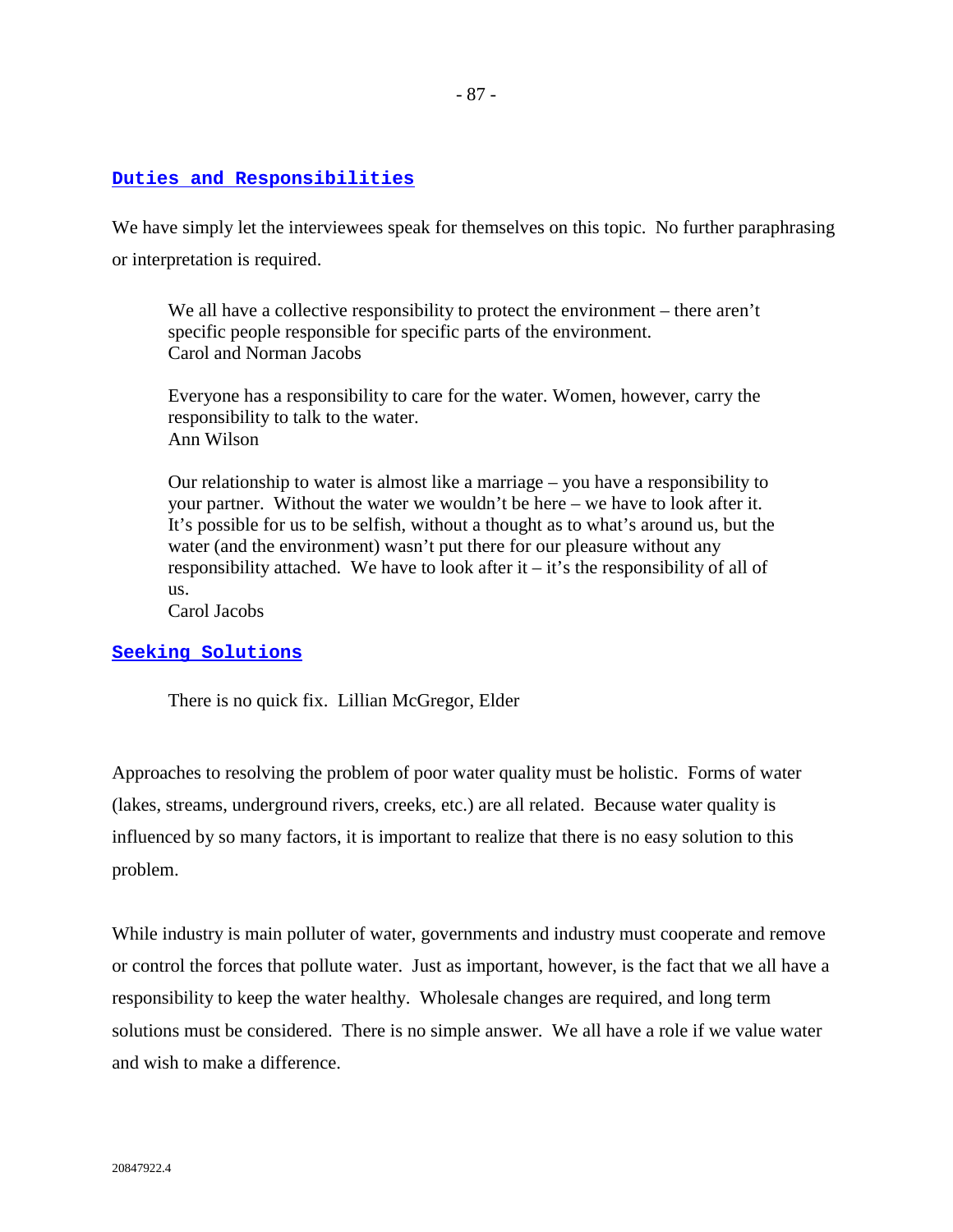## Duties and Responsibilities

We have simply let the interviewees speak for themselves on this topic. No further paraphrasing or interpretation is required.

> We all have a collective responsibility to protect the environment – there aren't specific people responsible for specific parts of the environment.
> Carol and Norman Jacobs

> Everyone has a responsibility to care for the water. Women, however, carry the responsibility to talk to the water.
> Ann Wilson

> Our relationship to water is almost like a marriage – you have a responsibility to your partner. Without the water we wouldn't be here – we have to look after it. It's possible for us to be selfish, without a thought as to what's around us, but the water (and the environment) wasn't put there for our pleasure without any responsibility attached. We have to look after it – it's the responsibility of all of us.
> Carol Jacobs

## Seeking Solutions

> There is no quick fix. Lillian McGregor, Elder

Approaches to resolving the problem of poor water quality must be holistic. Forms of water (lakes, streams, underground rivers, creeks, etc.) are all related. Because water quality is influenced by so many factors, it is important to realize that there is no easy solution to this problem.

While industry is main polluter of water, governments and industry must cooperate and remove or control the forces that pollute water. Just as important, however, is the fact that we all have a responsibility to keep the water healthy. Wholesale changes are required, and long term solutions must be considered. There is no simple answer. We all have a role if we value water and wish to make a difference.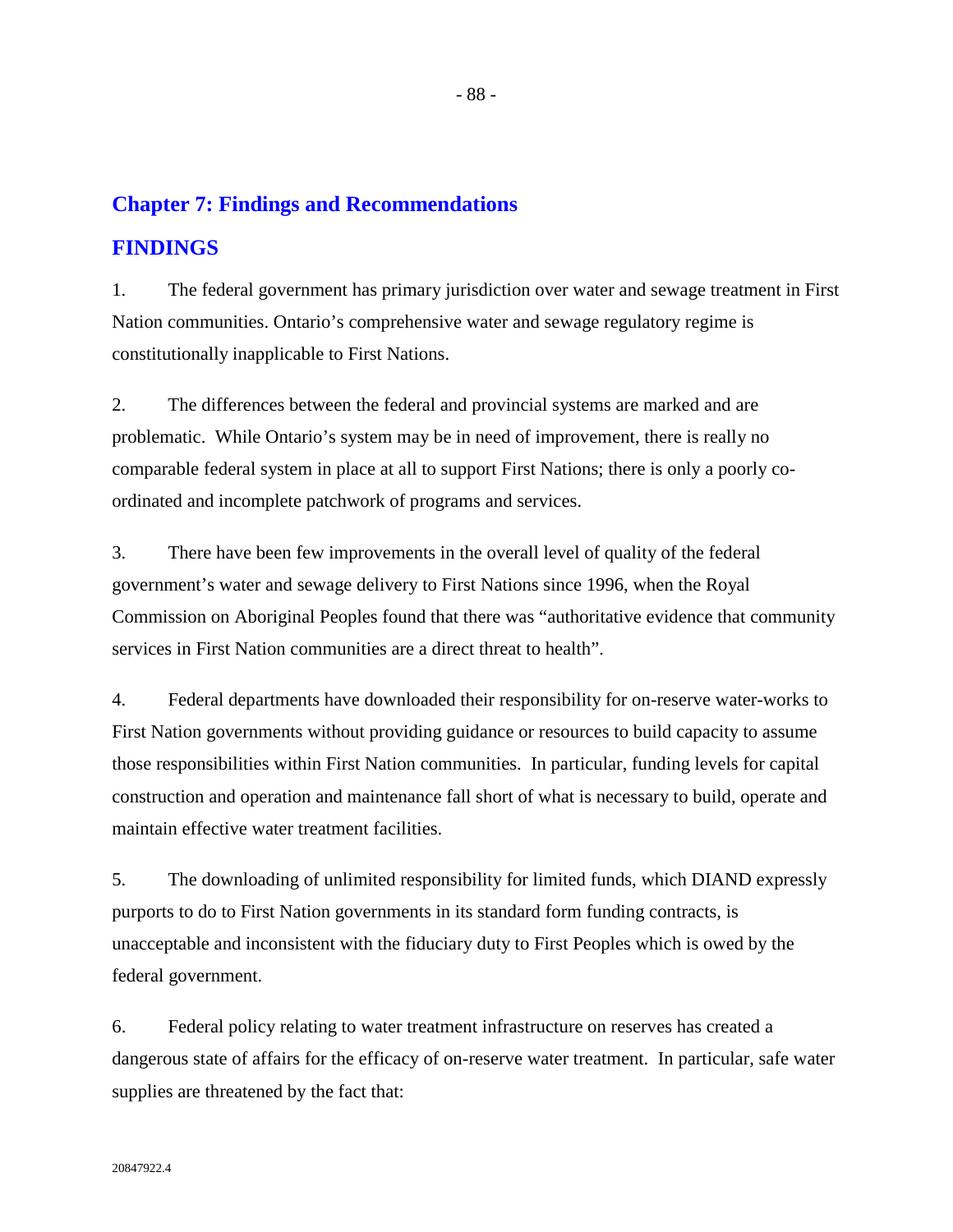## Chapter 7: Findings and Recommendations

### FINDINGS

1. The federal government has primary jurisdiction over water and sewage treatment in First Nation communities. Ontario's comprehensive water and sewage regulatory regime is constitutionally inapplicable to First Nations.

2. The differences between the federal and provincial systems are marked and are problematic. While Ontario's system may be in need of improvement, there is really no comparable federal system in place at all to support First Nations; there is only a poorly co-ordinated and incomplete patchwork of programs and services.

3. There have been few improvements in the overall level of quality of the federal government's water and sewage delivery to First Nations since 1996, when the Royal Commission on Aboriginal Peoples found that there was "authoritative evidence that community services in First Nation communities are a direct threat to health".

4. Federal departments have downloaded their responsibility for on-reserve water-works to First Nation governments without providing guidance or resources to build capacity to assume those responsibilities within First Nation communities. In particular, funding levels for capital construction and operation and maintenance fall short of what is necessary to build, operate and maintain effective water treatment facilities.

5. The downloading of unlimited responsibility for limited funds, which DIAND expressly purports to do to First Nation governments in its standard form funding contracts, is unacceptable and inconsistent with the fiduciary duty to First Peoples which is owed by the federal government.

6. Federal policy relating to water treatment infrastructure on reserves has created a dangerous state of affairs for the efficacy of on-reserve water treatment. In particular, safe water supplies are threatened by the fact that: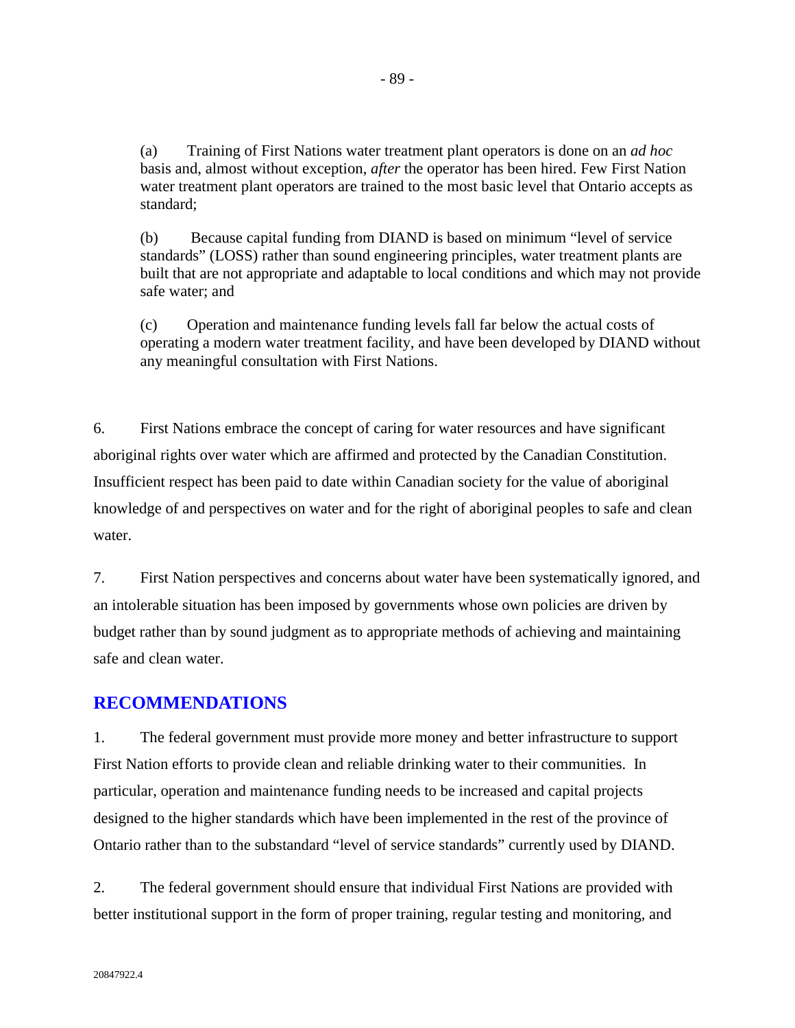(a) Training of First Nations water treatment plant operators is done on an *ad hoc* basis and, almost without exception, *after* the operator has been hired. Few First Nation water treatment plant operators are trained to the most basic level that Ontario accepts as standard;

(b) Because capital funding from DIAND is based on minimum "level of service standards" (LOSS) rather than sound engineering principles, water treatment plants are built that are not appropriate and adaptable to local conditions and which may not provide safe water; and

(c) Operation and maintenance funding levels fall far below the actual costs of operating a modern water treatment facility, and have been developed by DIAND without any meaningful consultation with First Nations.

6. First Nations embrace the concept of caring for water resources and have significant aboriginal rights over water which are affirmed and protected by the Canadian Constitution. Insufficient respect has been paid to date within Canadian society for the value of aboriginal knowledge of and perspectives on water and for the right of aboriginal peoples to safe and clean water.

7. First Nation perspectives and concerns about water have been systematically ignored, and an intolerable situation has been imposed by governments whose own policies are driven by budget rather than by sound judgment as to appropriate methods of achieving and maintaining safe and clean water.

## RECOMMENDATIONS

1. The federal government must provide more money and better infrastructure to support First Nation efforts to provide clean and reliable drinking water to their communities. In particular, operation and maintenance funding needs to be increased and capital projects designed to the higher standards which have been implemented in the rest of the province of Ontario rather than to the substandard "level of service standards" currently used by DIAND.

2. The federal government should ensure that individual First Nations are provided with better institutional support in the form of proper training, regular testing and monitoring, and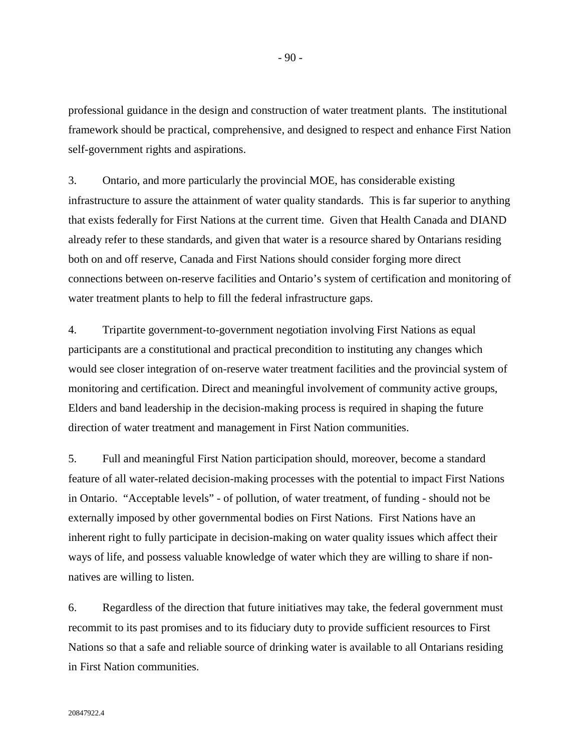professional guidance in the design and construction of water treatment plants. The institutional framework should be practical, comprehensive, and designed to respect and enhance First Nation self-government rights and aspirations.

3. Ontario, and more particularly the provincial MOE, has considerable existing infrastructure to assure the attainment of water quality standards. This is far superior to anything that exists federally for First Nations at the current time. Given that Health Canada and DIAND already refer to these standards, and given that water is a resource shared by Ontarians residing both on and off reserve, Canada and First Nations should consider forging more direct connections between on-reserve facilities and Ontario's system of certification and monitoring of water treatment plants to help to fill the federal infrastructure gaps.

4. Tripartite government-to-government negotiation involving First Nations as equal participants are a constitutional and practical precondition to instituting any changes which would see closer integration of on-reserve water treatment facilities and the provincial system of monitoring and certification. Direct and meaningful involvement of community active groups, Elders and band leadership in the decision-making process is required in shaping the future direction of water treatment and management in First Nation communities.

5. Full and meaningful First Nation participation should, moreover, become a standard feature of all water-related decision-making processes with the potential to impact First Nations in Ontario. "Acceptable levels" - of pollution, of water treatment, of funding - should not be externally imposed by other governmental bodies on First Nations. First Nations have an inherent right to fully participate in decision-making on water quality issues which affect their ways of life, and possess valuable knowledge of water which they are willing to share if non-natives are willing to listen.

6. Regardless of the direction that future initiatives may take, the federal government must recommit to its past promises and to its fiduciary duty to provide sufficient resources to First Nations so that a safe and reliable source of drinking water is available to all Ontarians residing in First Nation communities.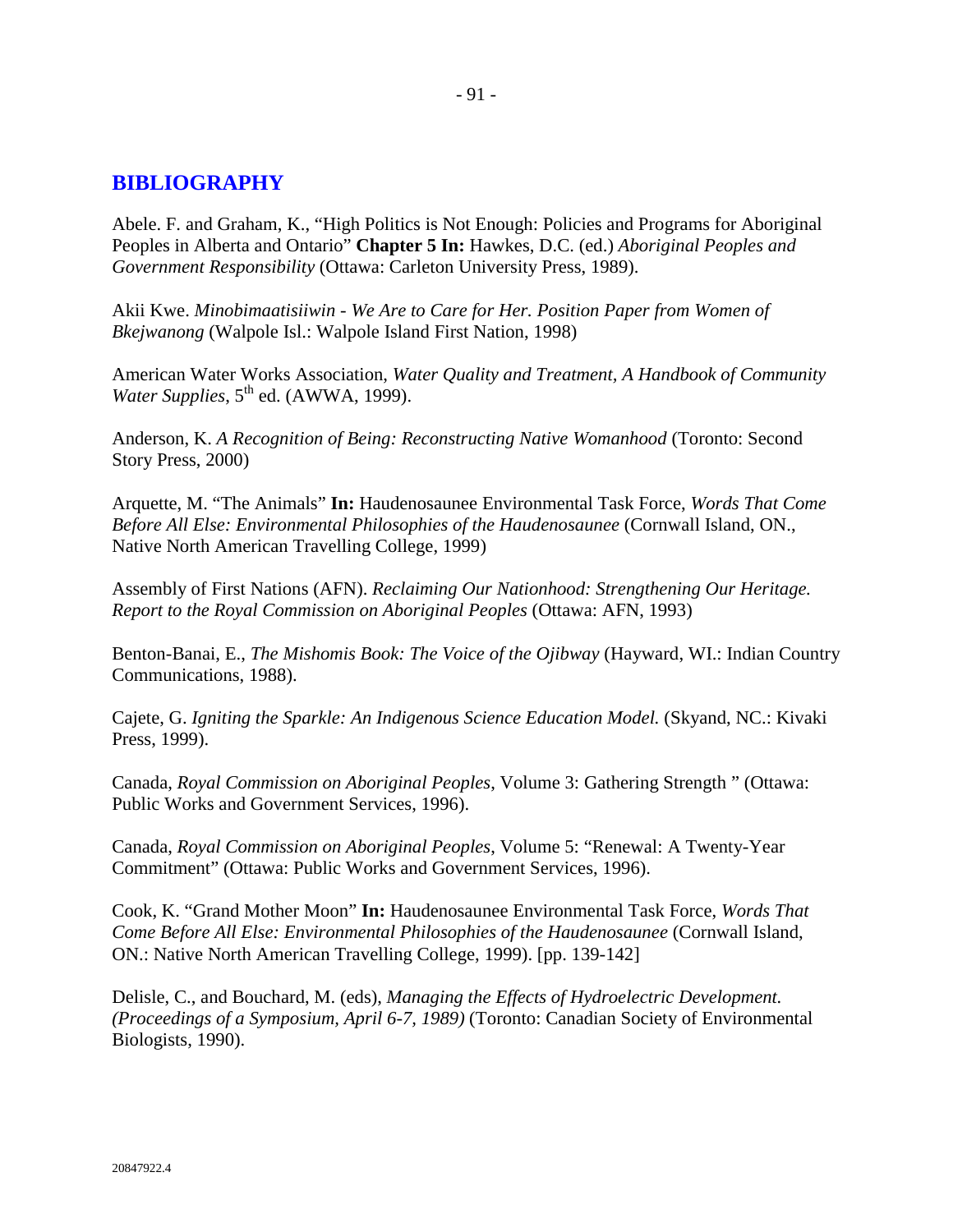## BIBLIOGRAPHY

Abele. F. and Graham, K., "High Politics is Not Enough: Policies and Programs for Aboriginal Peoples in Alberta and Ontario" **Chapter 5 In:** Hawkes, D.C. (ed.) *Aboriginal Peoples and Government Responsibility* (Ottawa: Carleton University Press, 1989).

Akii Kwe. *Minobimaatisiiwin - We Are to Care for Her. Position Paper from Women of Bkejwanong* (Walpole Isl.: Walpole Island First Nation, 1998)

American Water Works Association, *Water Quality and Treatment, A Handbook of Community Water Supplies*, 5th ed. (AWWA, 1999).

Anderson, K. *A Recognition of Being: Reconstructing Native Womanhood* (Toronto: Second Story Press, 2000)

Arquette, M. "The Animals" **In:** Haudenosaunee Environmental Task Force, *Words That Come Before All Else: Environmental Philosophies of the Haudenosaunee* (Cornwall Island, ON., Native North American Travelling College, 1999)

Assembly of First Nations (AFN). *Reclaiming Our Nationhood: Strengthening Our Heritage. Report to the Royal Commission on Aboriginal Peoples* (Ottawa: AFN, 1993)

Benton-Banai, E., *The Mishomis Book: The Voice of the Ojibway* (Hayward, WI.: Indian Country Communications, 1988).

Cajete, G. *Igniting the Sparkle: An Indigenous Science Education Model.* (Skyand, NC.: Kivaki Press, 1999).

Canada, *Royal Commission on Aboriginal Peoples*, Volume 3: Gathering Strength " (Ottawa: Public Works and Government Services, 1996).

Canada, *Royal Commission on Aboriginal Peoples*, Volume 5: "Renewal: A Twenty-Year Commitment" (Ottawa: Public Works and Government Services, 1996).

Cook, K. "Grand Mother Moon" **In:** Haudenosaunee Environmental Task Force, *Words That Come Before All Else: Environmental Philosophies of the Haudenosaunee* (Cornwall Island, ON.: Native North American Travelling College, 1999). [pp. 139-142]

Delisle, C., and Bouchard, M. (eds), *Managing the Effects of Hydroelectric Development. (Proceedings of a Symposium, April 6-7, 1989)* (Toronto: Canadian Society of Environmental Biologists, 1990).

20847922.4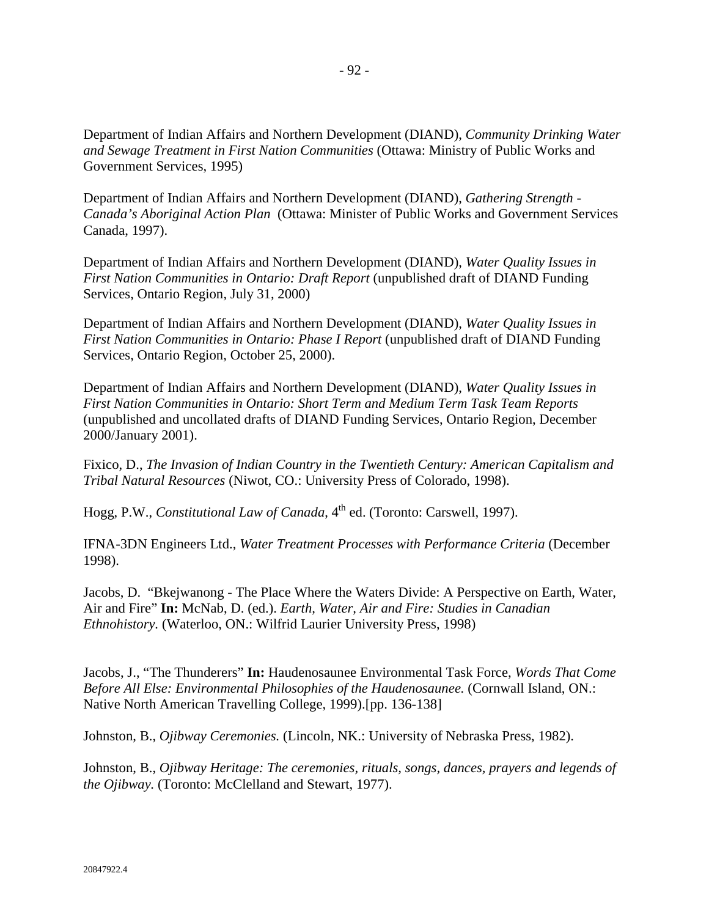Department of Indian Affairs and Northern Development (DIAND), *Community Drinking Water and Sewage Treatment in First Nation Communities* (Ottawa: Ministry of Public Works and Government Services, 1995)

Department of Indian Affairs and Northern Development (DIAND), *Gathering Strength - Canada's Aboriginal Action Plan* (Ottawa: Minister of Public Works and Government Services Canada, 1997).

Department of Indian Affairs and Northern Development (DIAND), *Water Quality Issues in First Nation Communities in Ontario: Draft Report* (unpublished draft of DIAND Funding Services, Ontario Region, July 31, 2000)

Department of Indian Affairs and Northern Development (DIAND), *Water Quality Issues in First Nation Communities in Ontario: Phase I Report* (unpublished draft of DIAND Funding Services, Ontario Region, October 25, 2000).

Department of Indian Affairs and Northern Development (DIAND), *Water Quality Issues in First Nation Communities in Ontario: Short Term and Medium Term Task Team Reports* (unpublished and uncollated drafts of DIAND Funding Services, Ontario Region, December 2000/January 2001).

Fixico, D., *The Invasion of Indian Country in the Twentieth Century: American Capitalism and Tribal Natural Resources* (Niwot, CO.: University Press of Colorado, 1998).

Hogg, P.W., *Constitutional Law of Canada*, 4th ed. (Toronto: Carswell, 1997).

IFNA-3DN Engineers Ltd., *Water Treatment Processes with Performance Criteria* (December 1998).

Jacobs, D. "Bkejwanong - The Place Where the Waters Divide: A Perspective on Earth, Water, Air and Fire" **In:** McNab, D. (ed.). *Earth, Water, Air and Fire: Studies in Canadian Ethnohistory.* (Waterloo, ON.: Wilfrid Laurier University Press, 1998)

Jacobs, J., "The Thunderers" **In:** Haudenosaunee Environmental Task Force, *Words That Come Before All Else: Environmental Philosophies of the Haudenosaunee.* (Cornwall Island, ON.: Native North American Travelling College, 1999).[pp. 136-138]

Johnston, B., *Ojibway Ceremonies.* (Lincoln, NK.: University of Nebraska Press, 1982).

Johnston, B., *Ojibway Heritage: The ceremonies, rituals, songs, dances, prayers and legends of the Ojibway.* (Toronto: McClelland and Stewart, 1977).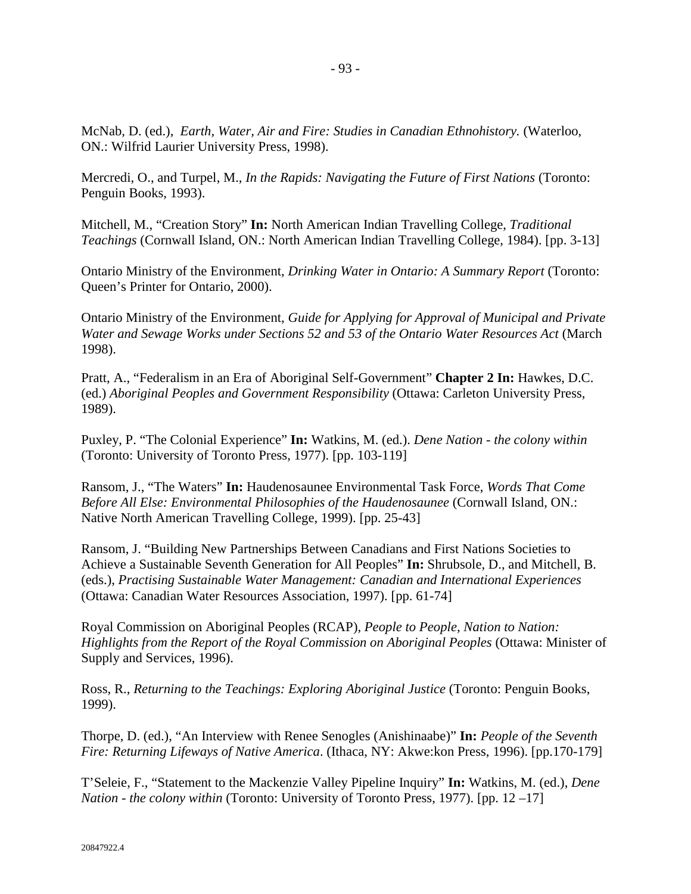McNab, D. (ed.), *Earth, Water, Air and Fire: Studies in Canadian Ethnohistory.* (Waterloo, ON.: Wilfrid Laurier University Press, 1998).

Mercredi, O., and Turpel, M., *In the Rapids: Navigating the Future of First Nations* (Toronto: Penguin Books, 1993).

Mitchell, M., "Creation Story" **In:** North American Indian Travelling College, *Traditional Teachings* (Cornwall Island, ON.: North American Indian Travelling College, 1984). [pp. 3-13]

Ontario Ministry of the Environment, *Drinking Water in Ontario: A Summary Report* (Toronto: Queen's Printer for Ontario, 2000).

Ontario Ministry of the Environment, *Guide for Applying for Approval of Municipal and Private Water and Sewage Works under Sections 52 and 53 of the Ontario Water Resources Act* (March 1998).

Pratt, A., "Federalism in an Era of Aboriginal Self-Government" **Chapter 2 In:** Hawkes, D.C. (ed.) *Aboriginal Peoples and Government Responsibility* (Ottawa: Carleton University Press, 1989).

Puxley, P. "The Colonial Experience" **In:** Watkins, M. (ed.). *Dene Nation - the colony within* (Toronto: University of Toronto Press, 1977). [pp. 103-119]

Ransom, J., "The Waters" **In:** Haudenosaunee Environmental Task Force, *Words That Come Before All Else: Environmental Philosophies of the Haudenosaunee* (Cornwall Island, ON.: Native North American Travelling College, 1999). [pp. 25-43]

Ransom, J. "Building New Partnerships Between Canadians and First Nations Societies to Achieve a Sustainable Seventh Generation for All Peoples" **In:** Shrubsole, D., and Mitchell, B. (eds.), *Practising Sustainable Water Management: Canadian and International Experiences* (Ottawa: Canadian Water Resources Association, 1997). [pp. 61-74]

Royal Commission on Aboriginal Peoples (RCAP), *People to People, Nation to Nation: Highlights from the Report of the Royal Commission on Aboriginal Peoples* (Ottawa: Minister of Supply and Services, 1996).

Ross, R., *Returning to the Teachings: Exploring Aboriginal Justice* (Toronto: Penguin Books, 1999).

Thorpe, D. (ed.), "An Interview with Renee Senogles (Anishinaabe)" **In:** *People of the Seventh Fire: Returning Lifeways of Native America*. (Ithaca, NY: Akwe:kon Press, 1996). [pp.170-179]

T'Seleie, F., "Statement to the Mackenzie Valley Pipeline Inquiry" **In:** Watkins, M. (ed.), *Dene Nation - the colony within* (Toronto: University of Toronto Press, 1977). [pp. 12 –17]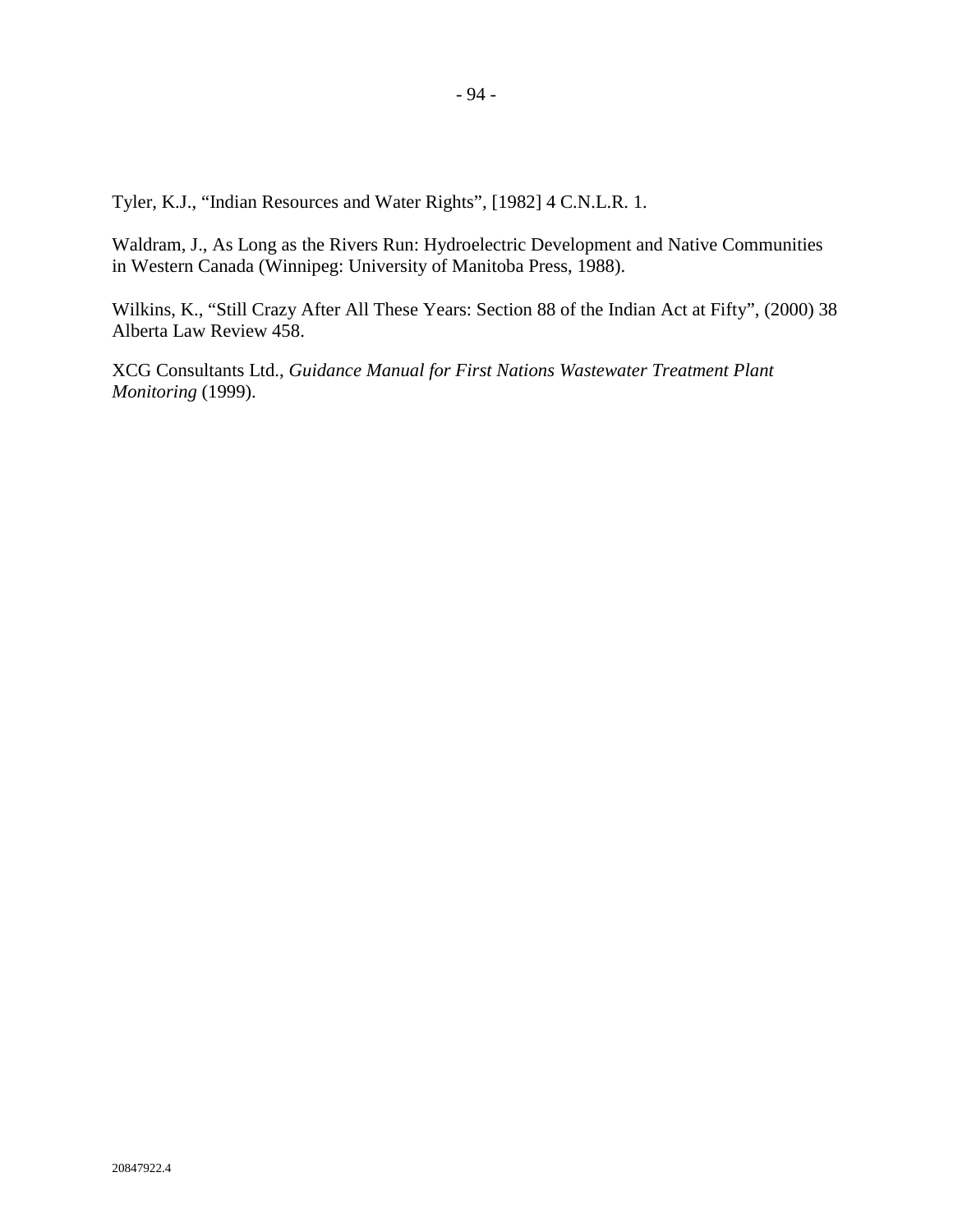Tyler, K.J., "Indian Resources and Water Rights", [1982] 4 C.N.L.R. 1.

Waldram, J., As Long as the Rivers Run: Hydroelectric Development and Native Communities in Western Canada (Winnipeg: University of Manitoba Press, 1988).

Wilkins, K., "Still Crazy After All These Years: Section 88 of the Indian Act at Fifty", (2000) 38 Alberta Law Review 458.

XCG Consultants Ltd., *Guidance Manual for First Nations Wastewater Treatment Plant Monitoring* (1999).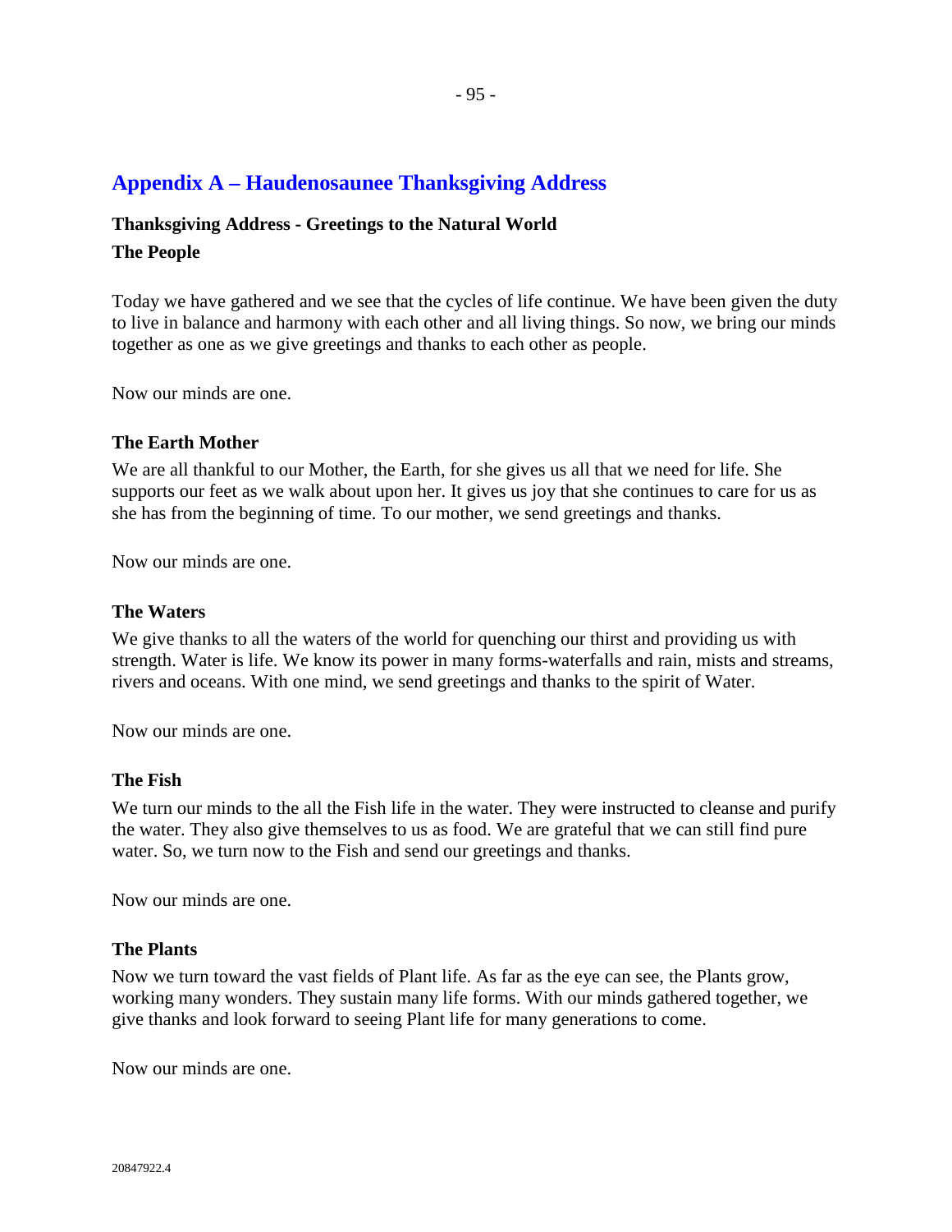# Appendix A – Haudenosaunee Thanksgiving Address

**Thanksgiving Address - Greetings to the Natural World**

**The People**

Today we have gathered and we see that the cycles of life continue. We have been given the duty to live in balance and harmony with each other and all living things. So now, we bring our minds together as one as we give greetings and thanks to each other as people.

Now our minds are one.

**The Earth Mother**

We are all thankful to our Mother, the Earth, for she gives us all that we need for life. She supports our feet as we walk about upon her. It gives us joy that she continues to care for us as she has from the beginning of time. To our mother, we send greetings and thanks.

Now our minds are one.

**The Waters**

We give thanks to all the waters of the world for quenching our thirst and providing us with strength. Water is life. We know its power in many forms-waterfalls and rain, mists and streams, rivers and oceans. With one mind, we send greetings and thanks to the spirit of Water.

Now our minds are one.

**The Fish**

We turn our minds to the all the Fish life in the water. They were instructed to cleanse and purify the water. They also give themselves to us as food. We are grateful that we can still find pure water. So, we turn now to the Fish and send our greetings and thanks.

Now our minds are one.

**The Plants**

Now we turn toward the vast fields of Plant life. As far as the eye can see, the Plants grow, working many wonders. They sustain many life forms. With our minds gathered together, we give thanks and look forward to seeing Plant life for many generations to come.

Now our minds are one.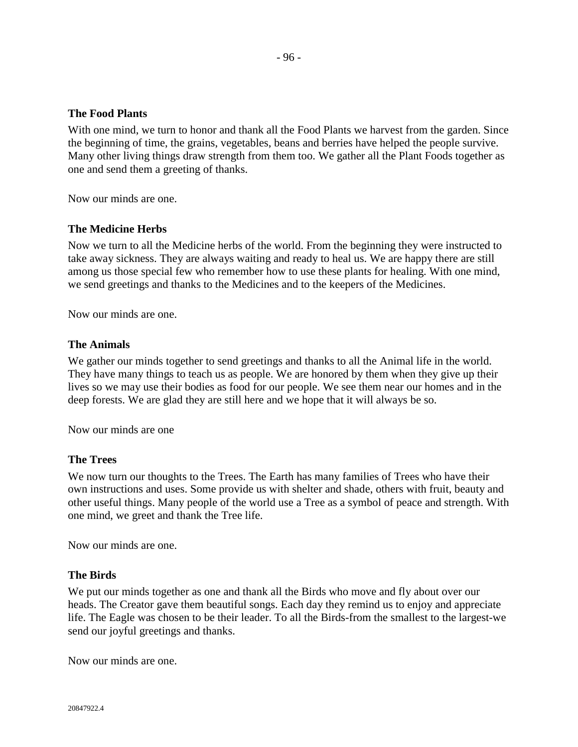### The Food Plants

With one mind, we turn to honor and thank all the Food Plants we harvest from the garden. Since the beginning of time, the grains, vegetables, beans and berries have helped the people survive. Many other living things draw strength from them too. We gather all the Plant Foods together as one and send them a greeting of thanks.

Now our minds are one.

### The Medicine Herbs

Now we turn to all the Medicine herbs of the world. From the beginning they were instructed to take away sickness. They are always waiting and ready to heal us. We are happy there are still among us those special few who remember how to use these plants for healing. With one mind, we send greetings and thanks to the Medicines and to the keepers of the Medicines.

Now our minds are one.

### The Animals

We gather our minds together to send greetings and thanks to all the Animal life in the world. They have many things to teach us as people. We are honored by them when they give up their lives so we may use their bodies as food for our people. We see them near our homes and in the deep forests. We are glad they are still here and we hope that it will always be so.

Now our minds are one

### The Trees

We now turn our thoughts to the Trees. The Earth has many families of Trees who have their own instructions and uses. Some provide us with shelter and shade, others with fruit, beauty and other useful things. Many people of the world use a Tree as a symbol of peace and strength. With one mind, we greet and thank the Tree life.

Now our minds are one.

### The Birds

We put our minds together as one and thank all the Birds who move and fly about over our heads. The Creator gave them beautiful songs. Each day they remind us to enjoy and appreciate life. The Eagle was chosen to be their leader. To all the Birds-from the smallest to the largest-we send our joyful greetings and thanks.

Now our minds are one.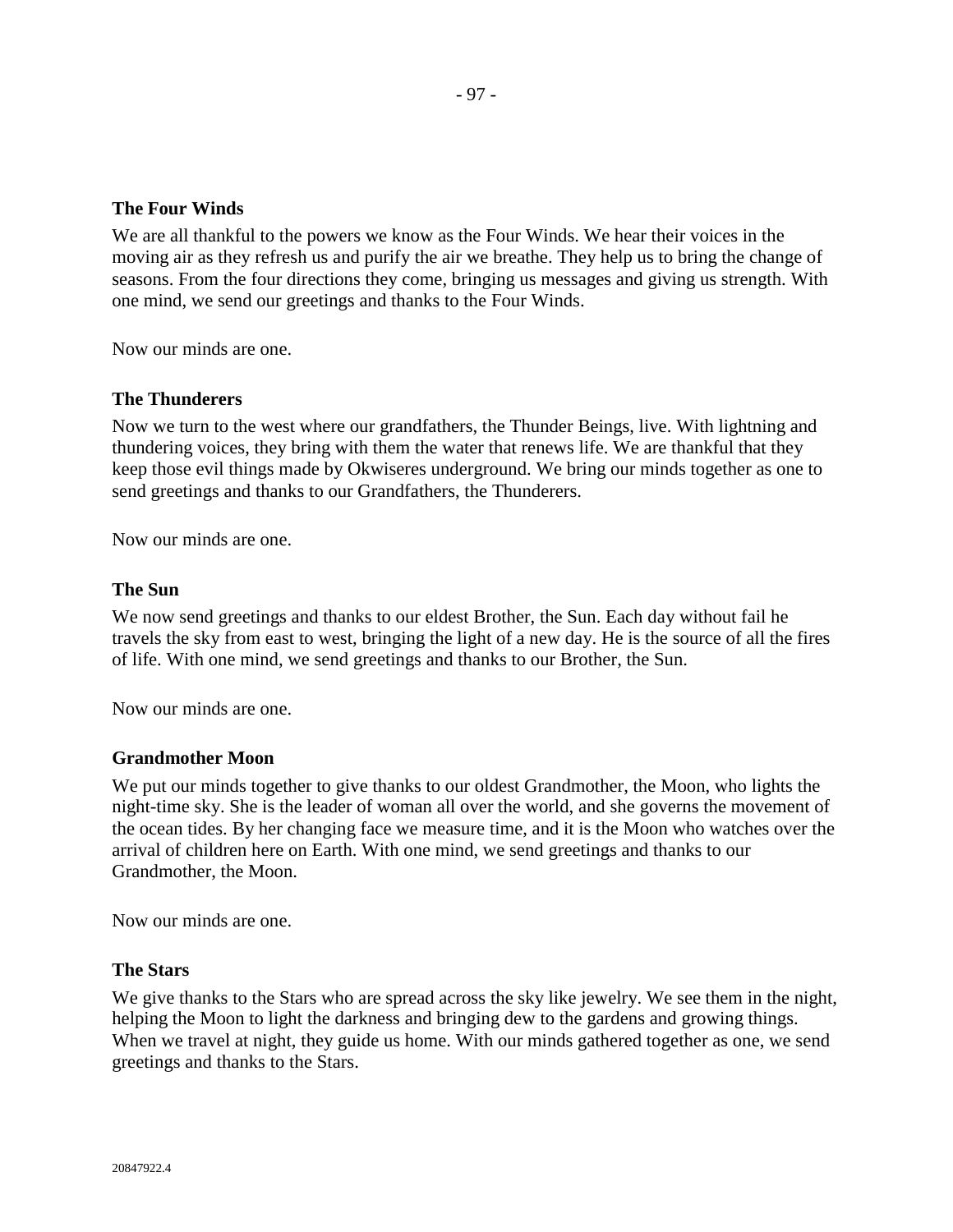**The Four Winds**

We are all thankful to the powers we know as the Four Winds. We hear their voices in the moving air as they refresh us and purify the air we breathe. They help us to bring the change of seasons. From the four directions they come, bringing us messages and giving us strength. With one mind, we send our greetings and thanks to the Four Winds.

Now our minds are one.

**The Thunderers**

Now we turn to the west where our grandfathers, the Thunder Beings, live. With lightning and thundering voices, they bring with them the water that renews life. We are thankful that they keep those evil things made by Okwiseres underground. We bring our minds together as one to send greetings and thanks to our Grandfathers, the Thunderers.

Now our minds are one.

**The Sun**

We now send greetings and thanks to our eldest Brother, the Sun. Each day without fail he travels the sky from east to west, bringing the light of a new day. He is the source of all the fires of life. With one mind, we send greetings and thanks to our Brother, the Sun.

Now our minds are one.

**Grandmother Moon**

We put our minds together to give thanks to our oldest Grandmother, the Moon, who lights the night-time sky. She is the leader of woman all over the world, and she governs the movement of the ocean tides. By her changing face we measure time, and it is the Moon who watches over the arrival of children here on Earth. With one mind, we send greetings and thanks to our Grandmother, the Moon.

Now our minds are one.

**The Stars**

We give thanks to the Stars who are spread across the sky like jewelry. We see them in the night, helping the Moon to light the darkness and bringing dew to the gardens and growing things. When we travel at night, they guide us home. With our minds gathered together as one, we send greetings and thanks to the Stars.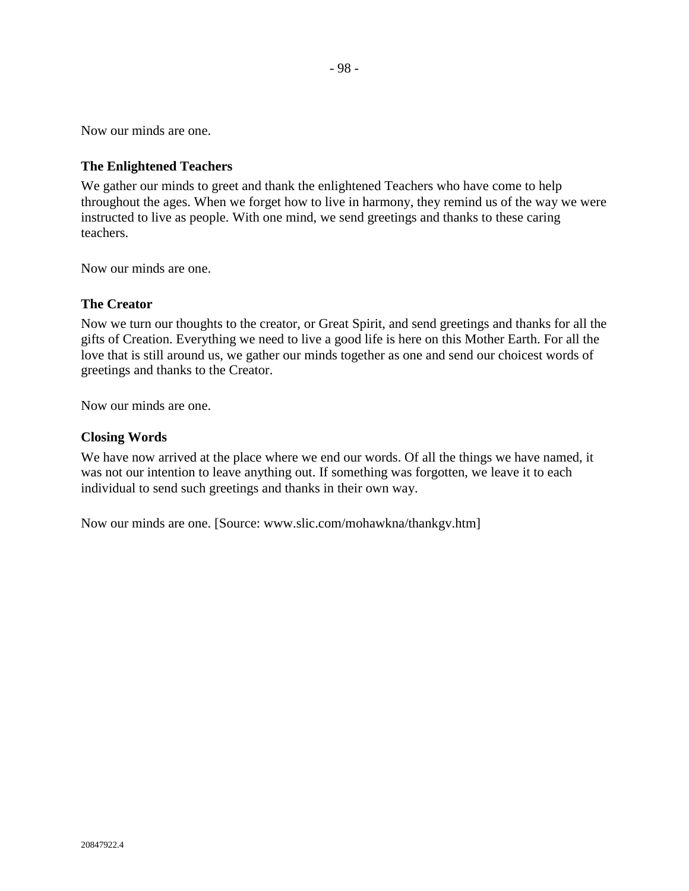Now our minds are one.

**The Enlightened Teachers**

We gather our minds to greet and thank the enlightened Teachers who have come to help throughout the ages. When we forget how to live in harmony, they remind us of the way we were instructed to live as people. With one mind, we send greetings and thanks to these caring teachers.

Now our minds are one.

**The Creator**

Now we turn our thoughts to the creator, or Great Spirit, and send greetings and thanks for all the gifts of Creation. Everything we need to live a good life is here on this Mother Earth. For all the love that is still around us, we gather our minds together as one and send our choicest words of greetings and thanks to the Creator.

Now our minds are one.

**Closing Words**

We have now arrived at the place where we end our words. Of all the things we have named, it was not our intention to leave anything out. If something was forgotten, we leave it to each individual to send such greetings and thanks in their own way.

Now our minds are one. [Source: www.slic.com/mohawkna/thankgv.htm]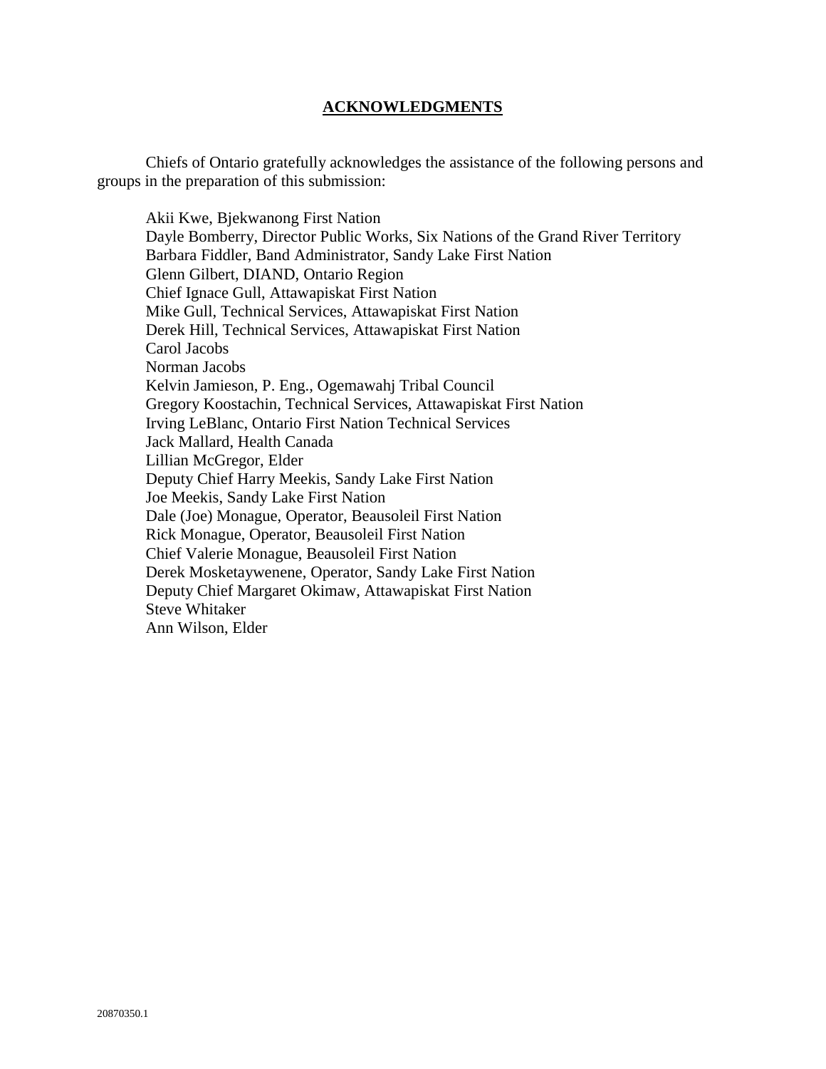## ACKNOWLEDGMENTS

Chiefs of Ontario gratefully acknowledges the assistance of the following persons and groups in the preparation of this submission:

Akii Kwe, Bjekwanong First Nation
Dayle Bomberry, Director Public Works, Six Nations of the Grand River Territory
Barbara Fiddler, Band Administrator, Sandy Lake First Nation
Glenn Gilbert, DIAND, Ontario Region
Chief Ignace Gull, Attawapiskat First Nation
Mike Gull, Technical Services, Attawapiskat First Nation
Derek Hill, Technical Services, Attawapiskat First Nation
Carol Jacobs
Norman Jacobs
Kelvin Jamieson, P. Eng., Ogemawahj Tribal Council
Gregory Koostachin, Technical Services, Attawapiskat First Nation
Irving LeBlanc, Ontario First Nation Technical Services
Jack Mallard, Health Canada
Lillian McGregor, Elder
Deputy Chief Harry Meekis, Sandy Lake First Nation
Joe Meekis, Sandy Lake First Nation
Dale (Joe) Monague, Operator, Beausoleil First Nation
Rick Monague, Operator, Beausoleil First Nation
Chief Valerie Monague, Beausoleil First Nation
Derek Mosketaywenene, Operator, Sandy Lake First Nation
Deputy Chief Margaret Okimaw, Attawapiskat First Nation
Steve Whitaker
Ann Wilson, Elder

20870350.1